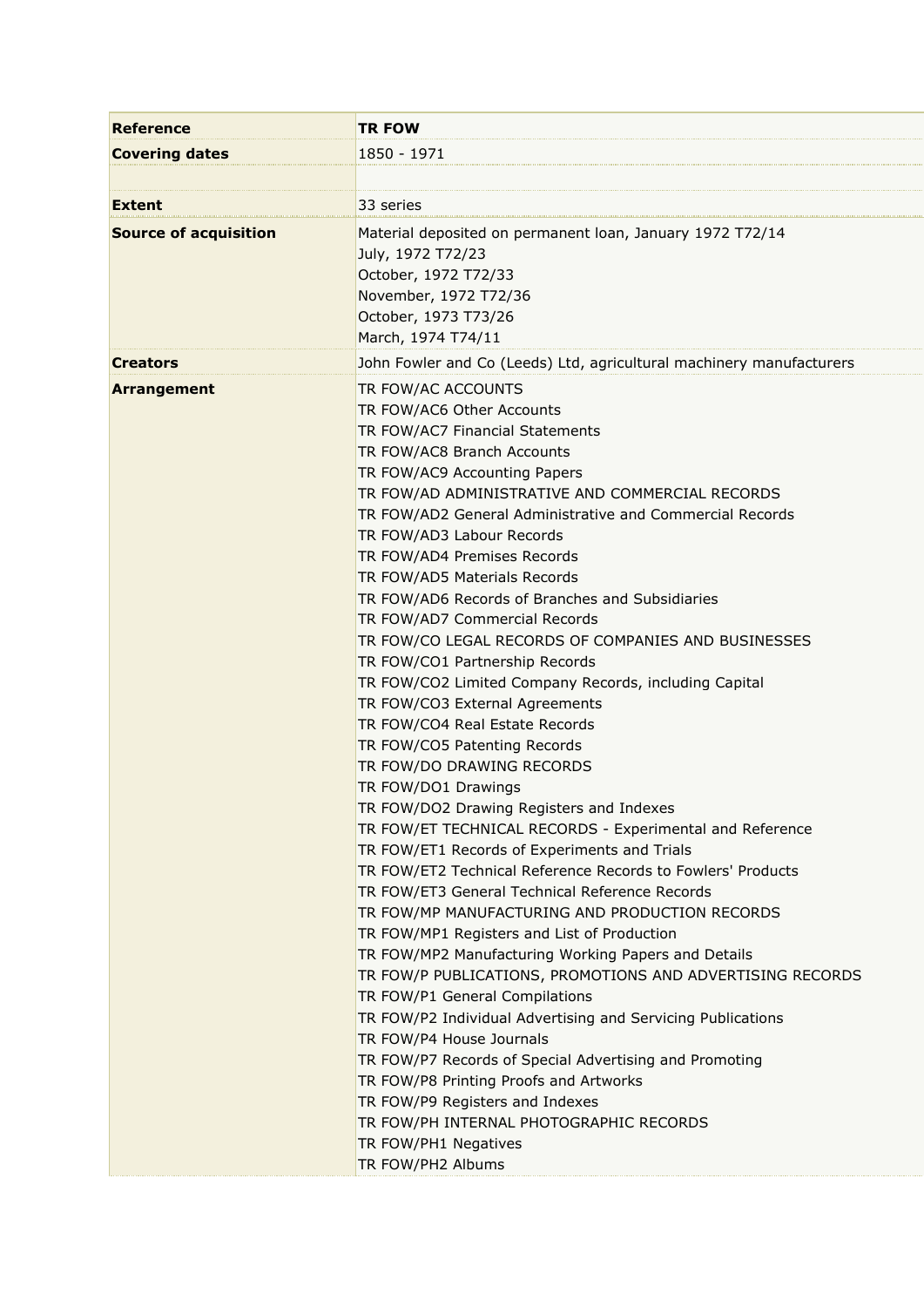| Reference | TR FOW |
|---|---|
| Covering dates | 1850 - 1971 |
| | |
| Extent | 33 series |
| Source of acquisition | Material deposited on permanent loan, January 1972 T72/14<br>July, 1972 T72/23<br>October, 1972 T72/33<br>November, 1972 T72/36<br>October, 1973 T73/26<br>March, 1974 T74/11 |
| Creators | John Fowler and Co (Leeds) Ltd, agricultural machinery manufacturers |
| Arrangement | TR FOW/AC ACCOUNTS<br>TR FOW/AC6 Other Accounts<br>TR FOW/AC7 Financial Statements<br>TR FOW/AC8 Branch Accounts<br>TR FOW/AC9 Accounting Papers<br>TR FOW/AD ADMINISTRATIVE AND COMMERCIAL RECORDS<br>TR FOW/AD2 General Administrative and Commercial Records<br>TR FOW/AD3 Labour Records<br>TR FOW/AD4 Premises Records<br>TR FOW/AD5 Materials Records<br>TR FOW/AD6 Records of Branches and Subsidiaries<br>TR FOW/AD7 Commercial Records<br>TR FOW/CO LEGAL RECORDS OF COMPANIES AND BUSINESSES<br>TR FOW/CO1 Partnership Records<br>TR FOW/CO2 Limited Company Records, including Capital<br>TR FOW/CO3 External Agreements<br>TR FOW/CO4 Real Estate Records<br>TR FOW/CO5 Patenting Records<br>TR FOW/DO DRAWING RECORDS<br>TR FOW/DO1 Drawings<br>TR FOW/DO2 Drawing Registers and Indexes<br>TR FOW/ET TECHNICAL RECORDS - Experimental and Reference<br>TR FOW/ET1 Records of Experiments and Trials<br>TR FOW/ET2 Technical Reference Records to Fowlers' Products<br>TR FOW/ET3 General Technical Reference Records<br>TR FOW/MP MANUFACTURING AND PRODUCTION RECORDS<br>TR FOW/MP1 Registers and List of Production<br>TR FOW/MP2 Manufacturing Working Papers and Details<br>TR FOW/P PUBLICATIONS, PROMOTIONS AND ADVERTISING RECORDS<br>TR FOW/P1 General Compilations<br>TR FOW/P2 Individual Advertising and Servicing Publications<br>TR FOW/P4 House Journals<br>TR FOW/P7 Records of Special Advertising and Promoting<br>TR FOW/P8 Printing Proofs and Artworks<br>TR FOW/P9 Registers and Indexes<br>TR FOW/PH INTERNAL PHOTOGRAPHIC RECORDS<br>TR FOW/PH1 Negatives<br>TR FOW/PH2 Albums |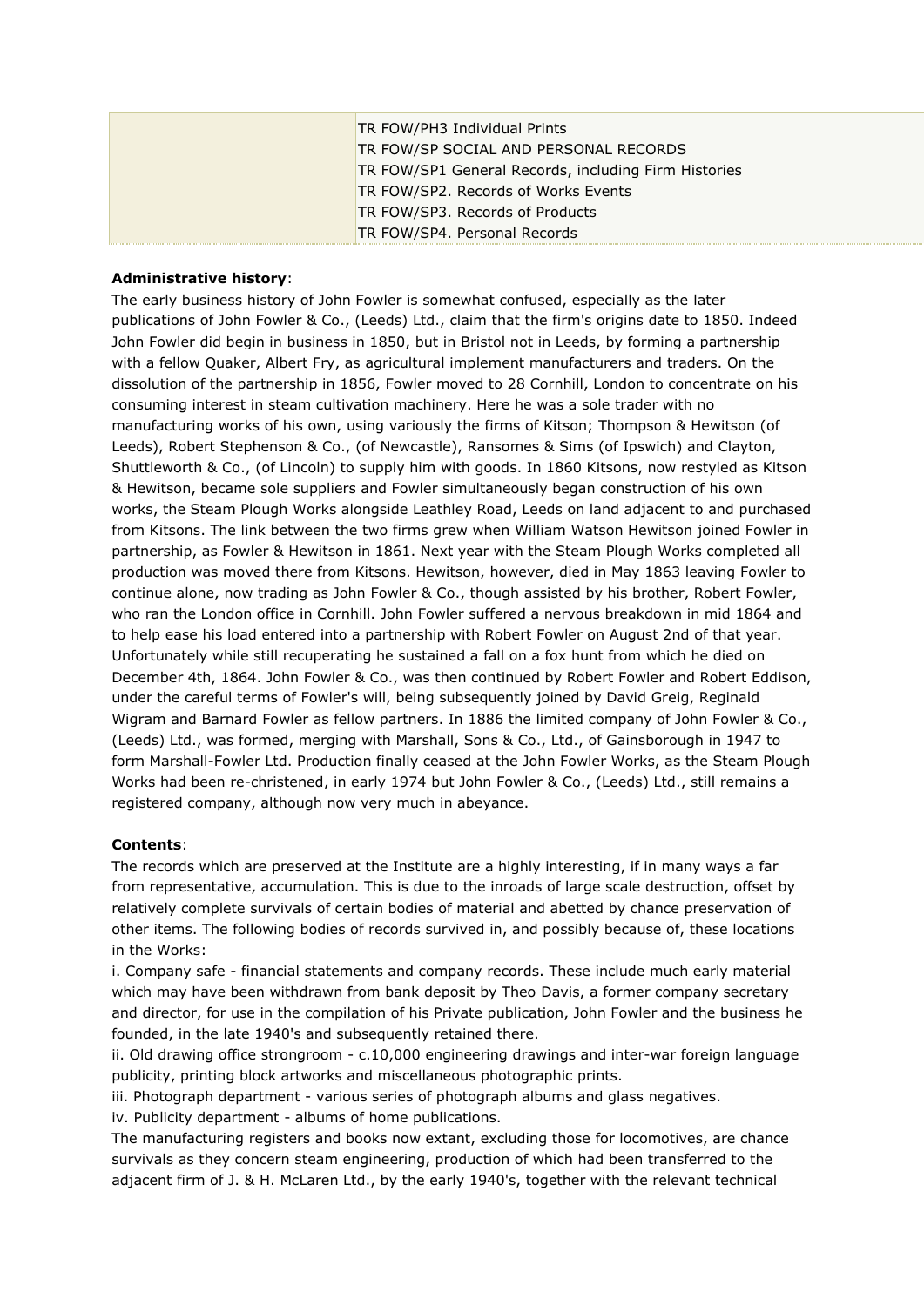| | |
|---|---|
| | TR FOW/PH3 Individual Prints |
| | TR FOW/SP SOCIAL AND PERSONAL RECORDS |
| | TR FOW/SP1 General Records, including Firm Histories |
| | TR FOW/SP2. Records of Works Events |
| | TR FOW/SP3. Records of Products |
| | TR FOW/SP4. Personal Records |

**Administrative history**:

The early business history of John Fowler is somewhat confused, especially as the later publications of John Fowler & Co., (Leeds) Ltd., claim that the firm's origins date to 1850. Indeed John Fowler did begin in business in 1850, but in Bristol not in Leeds, by forming a partnership with a fellow Quaker, Albert Fry, as agricultural implement manufacturers and traders. On the dissolution of the partnership in 1856, Fowler moved to 28 Cornhill, London to concentrate on his consuming interest in steam cultivation machinery. Here he was a sole trader with no manufacturing works of his own, using variously the firms of Kitson; Thompson & Hewitson (of Leeds), Robert Stephenson & Co., (of Newcastle), Ransomes & Sims (of Ipswich) and Clayton, Shuttleworth & Co., (of Lincoln) to supply him with goods. In 1860 Kitsons, now restyled as Kitson & Hewitson, became sole suppliers and Fowler simultaneously began construction of his own works, the Steam Plough Works alongside Leathley Road, Leeds on land adjacent to and purchased from Kitsons. The link between the two firms grew when William Watson Hewitson joined Fowler in partnership, as Fowler & Hewitson in 1861. Next year with the Steam Plough Works completed all production was moved there from Kitsons. Hewitson, however, died in May 1863 leaving Fowler to continue alone, now trading as John Fowler & Co., though assisted by his brother, Robert Fowler, who ran the London office in Cornhill. John Fowler suffered a nervous breakdown in mid 1864 and to help ease his load entered into a partnership with Robert Fowler on August 2nd of that year. Unfortunately while still recuperating he sustained a fall on a fox hunt from which he died on December 4th, 1864. John Fowler & Co., was then continued by Robert Fowler and Robert Eddison, under the careful terms of Fowler's will, being subsequently joined by David Greig, Reginald Wigram and Barnard Fowler as fellow partners. In 1886 the limited company of John Fowler & Co., (Leeds) Ltd., was formed, merging with Marshall, Sons & Co., Ltd., of Gainsborough in 1947 to form Marshall-Fowler Ltd. Production finally ceased at the John Fowler Works, as the Steam Plough Works had been re-christened, in early 1974 but John Fowler & Co., (Leeds) Ltd., still remains a registered company, although now very much in abeyance.

**Contents**:

The records which are preserved at the Institute are a highly interesting, if in many ways a far from representative, accumulation. This is due to the inroads of large scale destruction, offset by relatively complete survivals of certain bodies of material and abetted by chance preservation of other items. The following bodies of records survived in, and possibly because of, these locations in the Works:

i. Company safe - financial statements and company records. These include much early material which may have been withdrawn from bank deposit by Theo Davis, a former company secretary and director, for use in the compilation of his Private publication, John Fowler and the business he founded, in the late 1940's and subsequently retained there.

ii. Old drawing office strongroom - c.10,000 engineering drawings and inter-war foreign language publicity, printing block artworks and miscellaneous photographic prints.

iii. Photograph department - various series of photograph albums and glass negatives.

iv. Publicity department - albums of home publications.

The manufacturing registers and books now extant, excluding those for locomotives, are chance survivals as they concern steam engineering, production of which had been transferred to the adjacent firm of J. & H. McLaren Ltd., by the early 1940's, together with the relevant technical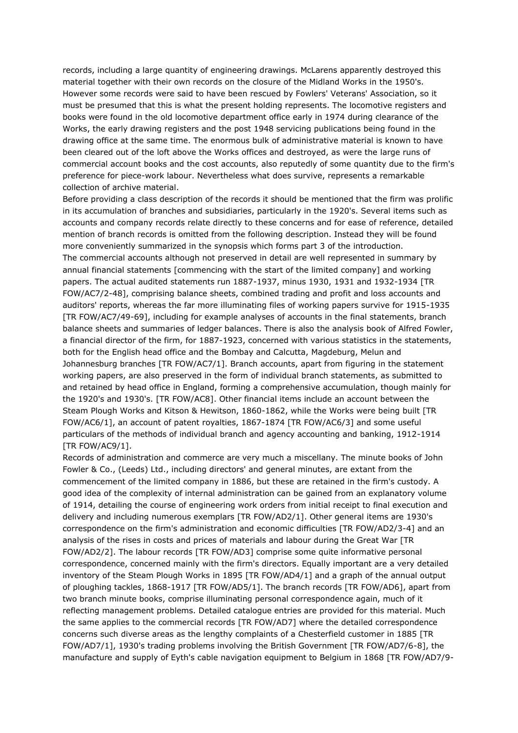records, including a large quantity of engineering drawings. McLarens apparently destroyed this material together with their own records on the closure of the Midland Works in the 1950's. However some records were said to have been rescued by Fowlers' Veterans' Association, so it must be presumed that this is what the present holding represents. The locomotive registers and books were found in the old locomotive department office early in 1974 during clearance of the Works, the early drawing registers and the post 1948 servicing publications being found in the drawing office at the same time. The enormous bulk of administrative material is known to have been cleared out of the loft above the Works offices and destroyed, as were the large runs of commercial account books and the cost accounts, also reputedly of some quantity due to the firm's preference for piece-work labour. Nevertheless what does survive, represents a remarkable collection of archive material.

Before providing a class description of the records it should be mentioned that the firm was prolific in its accumulation of branches and subsidiaries, particularly in the 1920's. Several items such as accounts and company records relate directly to these concerns and for ease of reference, detailed mention of branch records is omitted from the following description. Instead they will be found more conveniently summarized in the synopsis which forms part 3 of the introduction.

The commercial accounts although not preserved in detail are well represented in summary by annual financial statements [commencing with the start of the limited company] and working papers. The actual audited statements run 1887-1937, minus 1930, 1931 and 1932-1934 [TR FOW/AC7/2-48], comprising balance sheets, combined trading and profit and loss accounts and auditors' reports, whereas the far more illuminating files of working papers survive for 1915-1935 [TR FOW/AC7/49-69], including for example analyses of accounts in the final statements, branch balance sheets and summaries of ledger balances. There is also the analysis book of Alfred Fowler, a financial director of the firm, for 1887-1923, concerned with various statistics in the statements, both for the English head office and the Bombay and Calcutta, Magdeburg, Melun and Johannesburg branches [TR FOW/AC7/1]. Branch accounts, apart from figuring in the statement working papers, are also preserved in the form of individual branch statements, as submitted to and retained by head office in England, forming a comprehensive accumulation, though mainly for the 1920's and 1930's. [TR FOW/AC8]. Other financial items include an account between the Steam Plough Works and Kitson & Hewitson, 1860-1862, while the Works were being built [TR FOW/AC6/1], an account of patent royalties, 1867-1874 [TR FOW/AC6/3] and some useful particulars of the methods of individual branch and agency accounting and banking, 1912-1914 [TR FOW/AC9/1].

Records of administration and commerce are very much a miscellany. The minute books of John Fowler & Co., (Leeds) Ltd., including directors' and general minutes, are extant from the commencement of the limited company in 1886, but these are retained in the firm's custody. A good idea of the complexity of internal administration can be gained from an explanatory volume of 1914, detailing the course of engineering work orders from initial receipt to final execution and delivery and including numerous exemplars [TR FOW/AD2/1]. Other general items are 1930's correspondence on the firm's administration and economic difficulties [TR FOW/AD2/3-4] and an analysis of the rises in costs and prices of materials and labour during the Great War [TR FOW/AD2/2]. The labour records [TR FOW/AD3] comprise some quite informative personal correspondence, concerned mainly with the firm's directors. Equally important are a very detailed inventory of the Steam Plough Works in 1895 [TR FOW/AD4/1] and a graph of the annual output of ploughing tackles, 1868-1917 [TR FOW/AD5/1]. The branch records [TR FOW/AD6], apart from two branch minute books, comprise illuminating personal correspondence again, much of it reflecting management problems. Detailed catalogue entries are provided for this material. Much the same applies to the commercial records [TR FOW/AD7] where the detailed correspondence concerns such diverse areas as the lengthy complaints of a Chesterfield customer in 1885 [TR FOW/AD7/1], 1930's trading problems involving the British Government [TR FOW/AD7/6-8], the manufacture and supply of Eyth's cable navigation equipment to Belgium in 1868 [TR FOW/AD7/9-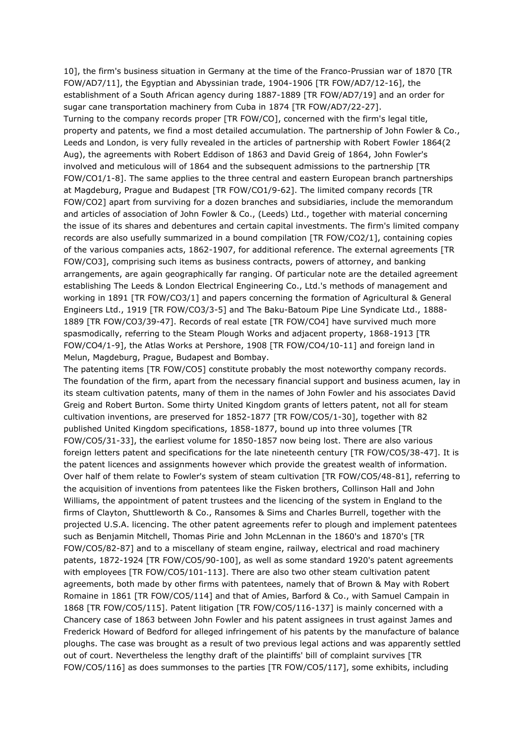10], the firm's business situation in Germany at the time of the Franco-Prussian war of 1870 [TR FOW/AD7/11], the Egyptian and Abyssinian trade, 1904-1906 [TR FOW/AD7/12-16], the establishment of a South African agency during 1887-1889 [TR FOW/AD7/19] and an order for sugar cane transportation machinery from Cuba in 1874 [TR FOW/AD7/22-27].

Turning to the company records proper [TR FOW/CO], concerned with the firm's legal title, property and patents, we find a most detailed accumulation. The partnership of John Fowler & Co., Leeds and London, is very fully revealed in the articles of partnership with Robert Fowler 1864(2 Aug), the agreements with Robert Eddison of 1863 and David Greig of 1864, John Fowler's involved and meticulous will of 1864 and the subsequent admissions to the partnership [TR FOW/CO1/1-8]. The same applies to the three central and eastern European branch partnerships at Magdeburg, Prague and Budapest [TR FOW/CO1/9-62]. The limited company records [TR FOW/CO2] apart from surviving for a dozen branches and subsidiaries, include the memorandum and articles of association of John Fowler & Co., (Leeds) Ltd., together with material concerning the issue of its shares and debentures and certain capital investments. The firm's limited company records are also usefully summarized in a bound compilation [TR FOW/CO2/1], containing copies of the various companies acts, 1862-1907, for additional reference. The external agreements [TR FOW/CO3], comprising such items as business contracts, powers of attorney, and banking arrangements, are again geographically far ranging. Of particular note are the detailed agreement establishing The Leeds & London Electrical Engineering Co., Ltd.'s methods of management and working in 1891 [TR FOW/CO3/1] and papers concerning the formation of Agricultural & General Engineers Ltd., 1919 [TR FOW/CO3/3-5] and The Baku-Batoum Pipe Line Syndicate Ltd., 1888-1889 [TR FOW/CO3/39-47]. Records of real estate [TR FOW/CO4] have survived much more spasmodically, referring to the Steam Plough Works and adjacent property, 1868-1913 [TR FOW/CO4/1-9], the Atlas Works at Pershore, 1908 [TR FOW/CO4/10-11] and foreign land in Melun, Magdeburg, Prague, Budapest and Bombay.

The patenting items [TR FOW/CO5] constitute probably the most noteworthy company records. The foundation of the firm, apart from the necessary financial support and business acumen, lay in its steam cultivation patents, many of them in the names of John Fowler and his associates David Greig and Robert Burton. Some thirty United Kingdom grants of letters patent, not all for steam cultivation inventions, are preserved for 1852-1877 [TR FOW/CO5/1-30], together with 82 published United Kingdom specifications, 1858-1877, bound up into three volumes [TR FOW/CO5/31-33], the earliest volume for 1850-1857 now being lost. There are also various foreign letters patent and specifications for the late nineteenth century [TR FOW/CO5/38-47]. It is the patent licences and assignments however which provide the greatest wealth of information. Over half of them relate to Fowler's system of steam cultivation [TR FOW/CO5/48-81], referring to the acquisition of inventions from patentees like the Fisken brothers, Collinson Hall and John Williams, the appointment of patent trustees and the licencing of the system in England to the firms of Clayton, Shuttleworth & Co., Ransomes & Sims and Charles Burrell, together with the projected U.S.A. licencing. The other patent agreements refer to plough and implement patentees such as Benjamin Mitchell, Thomas Pirie and John McLennan in the 1860's and 1870's [TR FOW/CO5/82-87] and to a miscellany of steam engine, railway, electrical and road machinery patents, 1872-1924 [TR FOW/CO5/90-100], as well as some standard 1920's patent agreements with employees [TR FOW/CO5/101-113]. There are also two other steam cultivation patent agreements, both made by other firms with patentees, namely that of Brown & May with Robert Romaine in 1861 [TR FOW/CO5/114] and that of Amies, Barford & Co., with Samuel Campain in 1868 [TR FOW/CO5/115]. Patent litigation [TR FOW/CO5/116-137] is mainly concerned with a Chancery case of 1863 between John Fowler and his patent assignees in trust against James and Frederick Howard of Bedford for alleged infringement of his patents by the manufacture of balance ploughs. The case was brought as a result of two previous legal actions and was apparently settled out of court. Nevertheless the lengthy draft of the plaintiffs' bill of complaint survives [TR FOW/CO5/116] as does summonses to the parties [TR FOW/CO5/117], some exhibits, including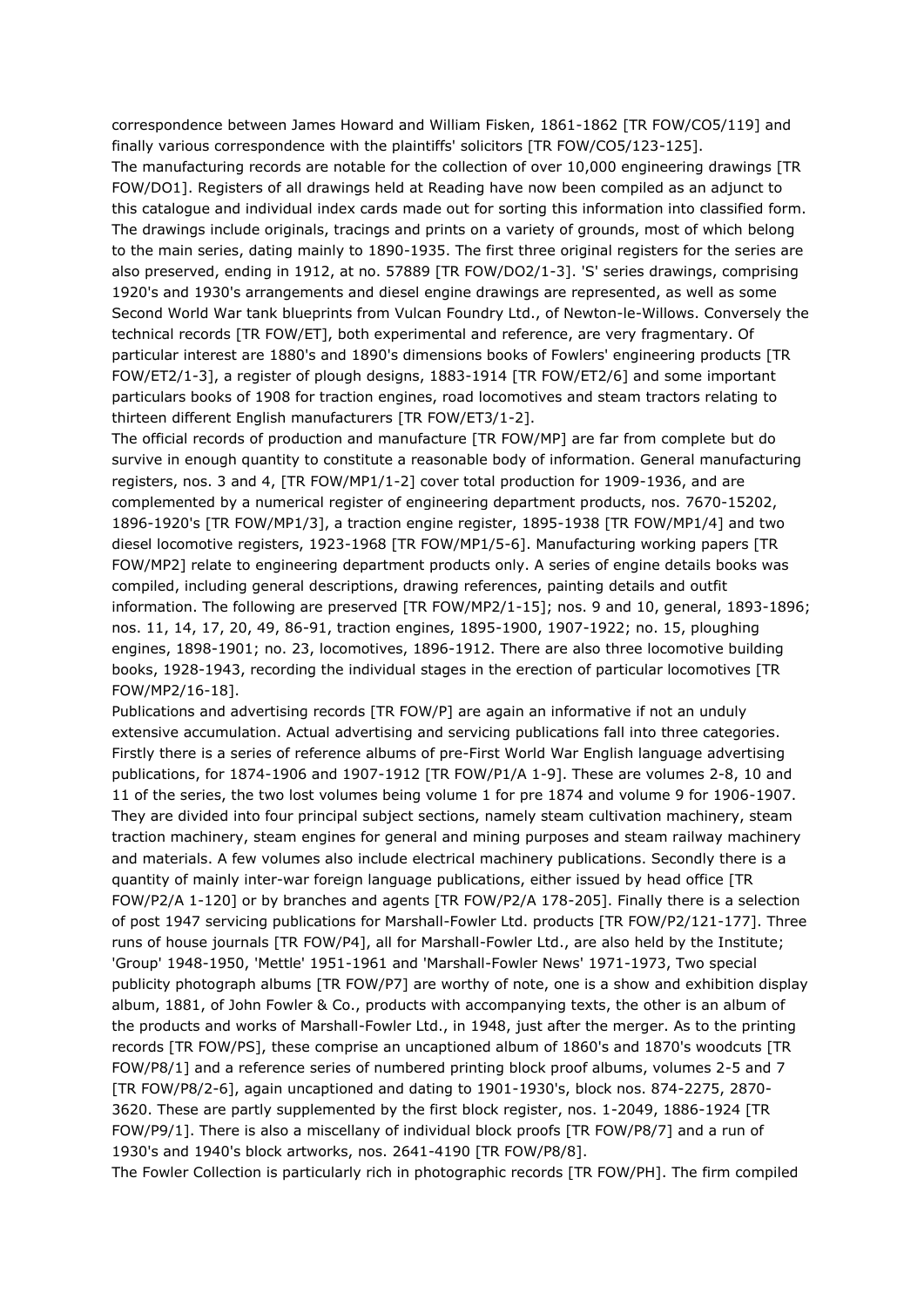correspondence between James Howard and William Fisken, 1861-1862 [TR FOW/CO5/119] and finally various correspondence with the plaintiffs' solicitors [TR FOW/CO5/123-125].

The manufacturing records are notable for the collection of over 10,000 engineering drawings [TR FOW/DO1]. Registers of all drawings held at Reading have now been compiled as an adjunct to this catalogue and individual index cards made out for sorting this information into classified form. The drawings include originals, tracings and prints on a variety of grounds, most of which belong to the main series, dating mainly to 1890-1935. The first three original registers for the series are also preserved, ending in 1912, at no. 57889 [TR FOW/DO2/1-3]. 'S' series drawings, comprising 1920's and 1930's arrangements and diesel engine drawings are represented, as well as some Second World War tank blueprints from Vulcan Foundry Ltd., of Newton-le-Willows. Conversely the technical records [TR FOW/ET], both experimental and reference, are very fragmentary. Of particular interest are 1880's and 1890's dimensions books of Fowlers' engineering products [TR FOW/ET2/1-3], a register of plough designs, 1883-1914 [TR FOW/ET2/6] and some important particulars books of 1908 for traction engines, road locomotives and steam tractors relating to thirteen different English manufacturers [TR FOW/ET3/1-2].

The official records of production and manufacture [TR FOW/MP] are far from complete but do survive in enough quantity to constitute a reasonable body of information. General manufacturing registers, nos. 3 and 4, [TR FOW/MP1/1-2] cover total production for 1909-1936, and are complemented by a numerical register of engineering department products, nos. 7670-15202, 1896-1920's [TR FOW/MP1/3], a traction engine register, 1895-1938 [TR FOW/MP1/4] and two diesel locomotive registers, 1923-1968 [TR FOW/MP1/5-6]. Manufacturing working papers [TR FOW/MP2] relate to engineering department products only. A series of engine details books was compiled, including general descriptions, drawing references, painting details and outfit information. The following are preserved [TR FOW/MP2/1-15]; nos. 9 and 10, general, 1893-1896; nos. 11, 14, 17, 20, 49, 86-91, traction engines, 1895-1900, 1907-1922; no. 15, ploughing engines, 1898-1901; no. 23, locomotives, 1896-1912. There are also three locomotive building books, 1928-1943, recording the individual stages in the erection of particular locomotives [TR FOW/MP2/16-18].

Publications and advertising records [TR FOW/P] are again an informative if not an unduly extensive accumulation. Actual advertising and servicing publications fall into three categories. Firstly there is a series of reference albums of pre-First World War English language advertising publications, for 1874-1906 and 1907-1912 [TR FOW/P1/A 1-9]. These are volumes 2-8, 10 and 11 of the series, the two lost volumes being volume 1 for pre 1874 and volume 9 for 1906-1907. They are divided into four principal subject sections, namely steam cultivation machinery, steam traction machinery, steam engines for general and mining purposes and steam railway machinery and materials. A few volumes also include electrical machinery publications. Secondly there is a quantity of mainly inter-war foreign language publications, either issued by head office [TR FOW/P2/A 1-120] or by branches and agents [TR FOW/P2/A 178-205]. Finally there is a selection of post 1947 servicing publications for Marshall-Fowler Ltd. products [TR FOW/P2/121-177]. Three runs of house journals [TR FOW/P4], all for Marshall-Fowler Ltd., are also held by the Institute; 'Group' 1948-1950, 'Mettle' 1951-1961 and 'Marshall-Fowler News' 1971-1973, Two special publicity photograph albums [TR FOW/P7] are worthy of note, one is a show and exhibition display album, 1881, of John Fowler & Co., products with accompanying texts, the other is an album of the products and works of Marshall-Fowler Ltd., in 1948, just after the merger. As to the printing records [TR FOW/PS], these comprise an uncaptioned album of 1860's and 1870's woodcuts [TR FOW/P8/1] and a reference series of numbered printing block proof albums, volumes 2-5 and 7 [TR FOW/P8/2-6], again uncaptioned and dating to 1901-1930's, block nos. 874-2275, 2870-3620. These are partly supplemented by the first block register, nos. 1-2049, 1886-1924 [TR FOW/P9/1]. There is also a miscellany of individual block proofs [TR FOW/P8/7] and a run of 1930's and 1940's block artworks, nos. 2641-4190 [TR FOW/P8/8].

The Fowler Collection is particularly rich in photographic records [TR FOW/PH]. The firm compiled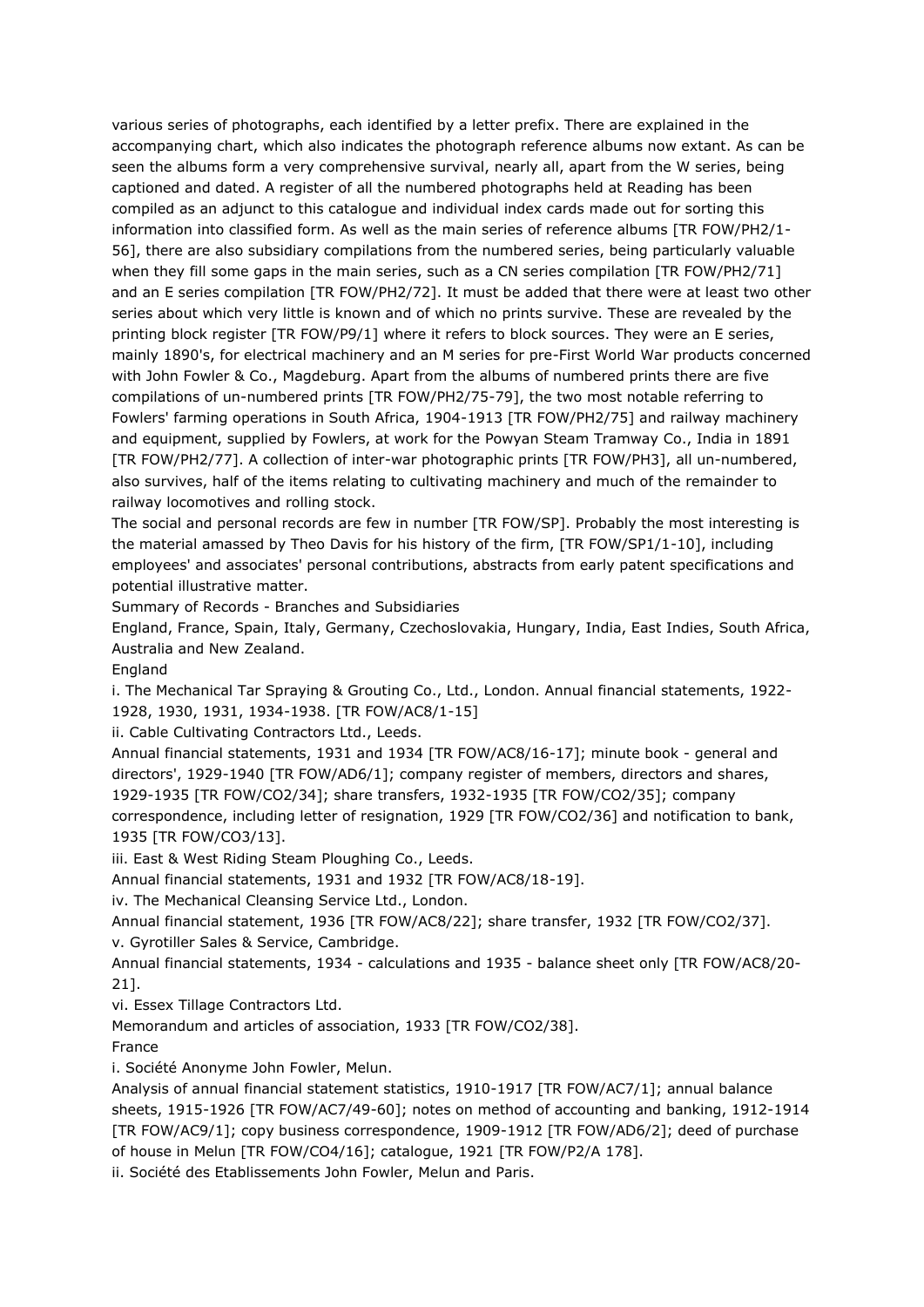various series of photographs, each identified by a letter prefix. There are explained in the accompanying chart, which also indicates the photograph reference albums now extant. As can be seen the albums form a very comprehensive survival, nearly all, apart from the W series, being captioned and dated. A register of all the numbered photographs held at Reading has been compiled as an adjunct to this catalogue and individual index cards made out for sorting this information into classified form. As well as the main series of reference albums [TR FOW/PH2/1-56], there are also subsidiary compilations from the numbered series, being particularly valuable when they fill some gaps in the main series, such as a CN series compilation [TR FOW/PH2/71] and an E series compilation [TR FOW/PH2/72]. It must be added that there were at least two other series about which very little is known and of which no prints survive. These are revealed by the printing block register [TR FOW/P9/1] where it refers to block sources. They were an E series, mainly 1890's, for electrical machinery and an M series for pre-First World War products concerned with John Fowler & Co., Magdeburg. Apart from the albums of numbered prints there are five compilations of un-numbered prints [TR FOW/PH2/75-79], the two most notable referring to Fowlers' farming operations in South Africa, 1904-1913 [TR FOW/PH2/75] and railway machinery and equipment, supplied by Fowlers, at work for the Powyan Steam Tramway Co., India in 1891 [TR FOW/PH2/77]. A collection of inter-war photographic prints [TR FOW/PH3], all un-numbered, also survives, half of the items relating to cultivating machinery and much of the remainder to railway locomotives and rolling stock.

The social and personal records are few in number [TR FOW/SP]. Probably the most interesting is the material amassed by Theo Davis for his history of the firm, [TR FOW/SP1/1-10], including employees' and associates' personal contributions, abstracts from early patent specifications and potential illustrative matter.

Summary of Records - Branches and Subsidiaries

England, France, Spain, Italy, Germany, Czechoslovakia, Hungary, India, East Indies, South Africa, Australia and New Zealand.

England

i. The Mechanical Tar Spraying & Grouting Co., Ltd., London. Annual financial statements, 1922-1928, 1930, 1931, 1934-1938. [TR FOW/AC8/1-15]

ii. Cable Cultivating Contractors Ltd., Leeds.

Annual financial statements, 1931 and 1934 [TR FOW/AC8/16-17]; minute book - general and directors', 1929-1940 [TR FOW/AD6/1]; company register of members, directors and shares, 1929-1935 [TR FOW/CO2/34]; share transfers, 1932-1935 [TR FOW/CO2/35]; company correspondence, including letter of resignation, 1929 [TR FOW/CO2/36] and notification to bank, 1935 [TR FOW/CO3/13].

iii. East & West Riding Steam Ploughing Co., Leeds.

Annual financial statements, 1931 and 1932 [TR FOW/AC8/18-19].

iv. The Mechanical Cleansing Service Ltd., London.

Annual financial statement, 1936 [TR FOW/AC8/22]; share transfer, 1932 [TR FOW/CO2/37].

v. Gyrotiller Sales & Service, Cambridge.

Annual financial statements, 1934 - calculations and 1935 - balance sheet only [TR FOW/AC8/20-21].

vi. Essex Tillage Contractors Ltd.

Memorandum and articles of association, 1933 [TR FOW/CO2/38].

France

i. Société Anonyme John Fowler, Melun.

Analysis of annual financial statement statistics, 1910-1917 [TR FOW/AC7/1]; annual balance sheets, 1915-1926 [TR FOW/AC7/49-60]; notes on method of accounting and banking, 1912-1914 [TR FOW/AC9/1]; copy business correspondence, 1909-1912 [TR FOW/AD6/2]; deed of purchase of house in Melun [TR FOW/CO4/16]; catalogue, 1921 [TR FOW/P2/A 178].

ii. Société des Etablissements John Fowler, Melun and Paris.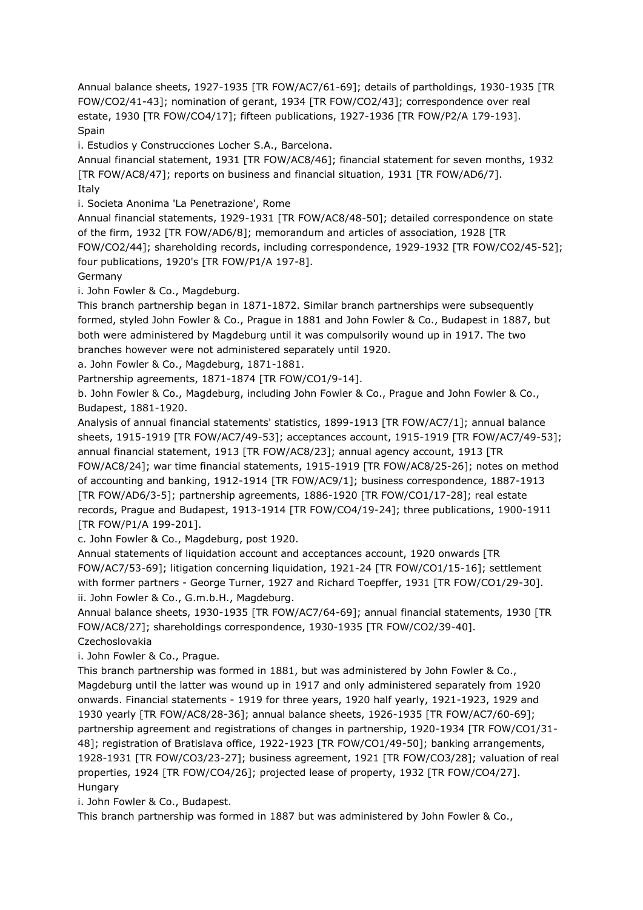Annual balance sheets, 1927-1935 [TR FOW/AC7/61-69]; details of partholdings, 1930-1935 [TR FOW/CO2/41-43]; nomination of gerant, 1934 [TR FOW/CO2/43]; correspondence over real estate, 1930 [TR FOW/CO4/17]; fifteen publications, 1927-1936 [TR FOW/P2/A 179-193].

Spain

i. Estudios y Construcciones Locher S.A., Barcelona.

Annual financial statement, 1931 [TR FOW/AC8/46]; financial statement for seven months, 1932 [TR FOW/AC8/47]; reports on business and financial situation, 1931 [TR FOW/AD6/7].

Italy

i. Societa Anonima 'La Penetrazione', Rome

Annual financial statements, 1929-1931 [TR FOW/AC8/48-50]; detailed correspondence on state of the firm, 1932 [TR FOW/AD6/8]; memorandum and articles of association, 1928 [TR FOW/CO2/44]; shareholding records, including correspondence, 1929-1932 [TR FOW/CO2/45-52]; four publications, 1920's [TR FOW/P1/A 197-8].

Germany

i. John Fowler & Co., Magdeburg.

This branch partnership began in 1871-1872. Similar branch partnerships were subsequently formed, styled John Fowler & Co., Prague in 1881 and John Fowler & Co., Budapest in 1887, but both were administered by Magdeburg until it was compulsorily wound up in 1917. The two branches however were not administered separately until 1920.

a. John Fowler & Co., Magdeburg, 1871-1881.

Partnership agreements, 1871-1874 [TR FOW/CO1/9-14].

b. John Fowler & Co., Magdeburg, including John Fowler & Co., Prague and John Fowler & Co., Budapest, 1881-1920.

Analysis of annual financial statements' statistics, 1899-1913 [TR FOW/AC7/1]; annual balance sheets, 1915-1919 [TR FOW/AC7/49-53]; acceptances account, 1915-1919 [TR FOW/AC7/49-53]; annual financial statement, 1913 [TR FOW/AC8/23]; annual agency account, 1913 [TR FOW/AC8/24]; war time financial statements, 1915-1919 [TR FOW/AC8/25-26]; notes on method of accounting and banking, 1912-1914 [TR FOW/AC9/1]; business correspondence, 1887-1913 [TR FOW/AD6/3-5]; partnership agreements, 1886-1920 [TR FOW/CO1/17-28]; real estate records, Prague and Budapest, 1913-1914 [TR FOW/CO4/19-24]; three publications, 1900-1911 [TR FOW/P1/A 199-201].

c. John Fowler & Co., Magdeburg, post 1920.

Annual statements of liquidation account and acceptances account, 1920 onwards [TR FOW/AC7/53-69]; litigation concerning liquidation, 1921-24 [TR FOW/CO1/15-16]; settlement with former partners - George Turner, 1927 and Richard Toepffer, 1931 [TR FOW/CO1/29-30].

ii. John Fowler & Co., G.m.b.H., Magdeburg.

Annual balance sheets, 1930-1935 [TR FOW/AC7/64-69]; annual financial statements, 1930 [TR FOW/AC8/27]; shareholdings correspondence, 1930-1935 [TR FOW/CO2/39-40].

Czechoslovakia

i. John Fowler & Co., Prague.

This branch partnership was formed in 1881, but was administered by John Fowler & Co., Magdeburg until the latter was wound up in 1917 and only administered separately from 1920 onwards. Financial statements - 1919 for three years, 1920 half yearly, 1921-1923, 1929 and 1930 yearly [TR FOW/AC8/28-36]; annual balance sheets, 1926-1935 [TR FOW/AC7/60-69]; partnership agreement and registrations of changes in partnership, 1920-1934 [TR FOW/CO1/31-48]; registration of Bratislava office, 1922-1923 [TR FOW/CO1/49-50]; banking arrangements, 1928-1931 [TR FOW/CO3/23-27]; business agreement, 1921 [TR FOW/CO3/28]; valuation of real properties, 1924 [TR FOW/CO4/26]; projected lease of property, 1932 [TR FOW/CO4/27].

Hungary

i. John Fowler & Co., Budapest.

This branch partnership was formed in 1887 but was administered by John Fowler & Co.,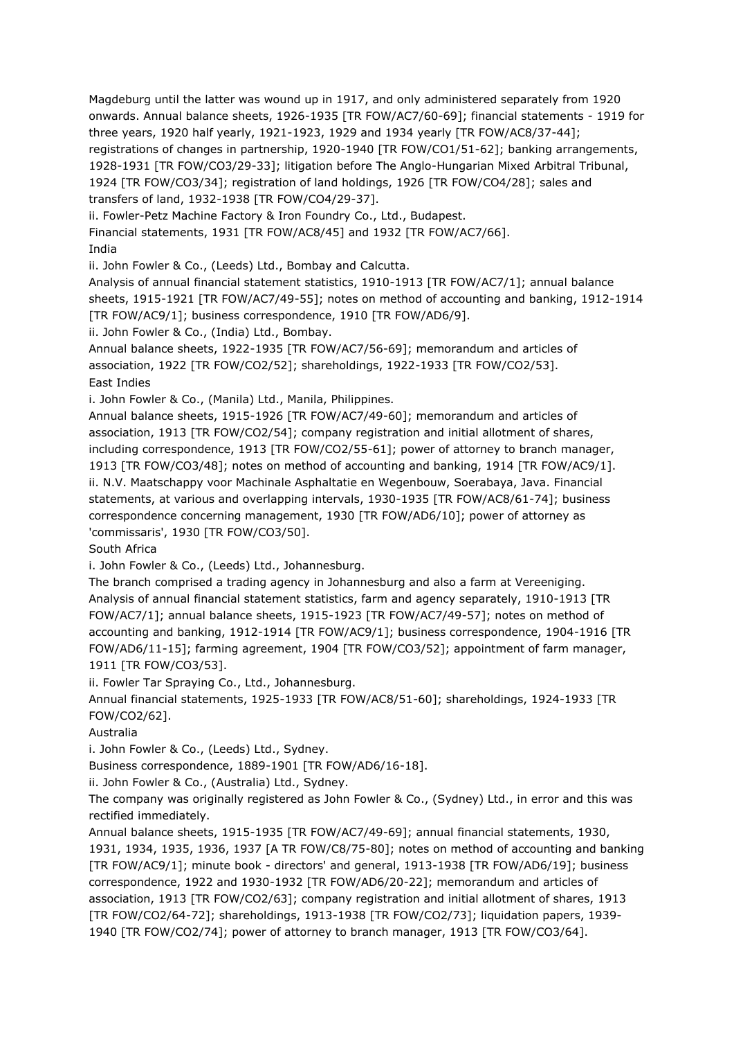Magdeburg until the latter was wound up in 1917, and only administered separately from 1920 onwards. Annual balance sheets, 1926-1935 [TR FOW/AC7/60-69]; financial statements - 1919 for three years, 1920 half yearly, 1921-1923, 1929 and 1934 yearly [TR FOW/AC8/37-44]; registrations of changes in partnership, 1920-1940 [TR FOW/CO1/51-62]; banking arrangements, 1928-1931 [TR FOW/CO3/29-33]; litigation before The Anglo-Hungarian Mixed Arbitral Tribunal, 1924 [TR FOW/CO3/34]; registration of land holdings, 1926 [TR FOW/CO4/28]; sales and transfers of land, 1932-1938 [TR FOW/CO4/29-37].

ii. Fowler-Petz Machine Factory & Iron Foundry Co., Ltd., Budapest.

Financial statements, 1931 [TR FOW/AC8/45] and 1932 [TR FOW/AC7/66].

India

ii. John Fowler & Co., (Leeds) Ltd., Bombay and Calcutta.

Analysis of annual financial statement statistics, 1910-1913 [TR FOW/AC7/1]; annual balance sheets, 1915-1921 [TR FOW/AC7/49-55]; notes on method of accounting and banking, 1912-1914 [TR FOW/AC9/1]; business correspondence, 1910 [TR FOW/AD6/9].

ii. John Fowler & Co., (India) Ltd., Bombay.

Annual balance sheets, 1922-1935 [TR FOW/AC7/56-69]; memorandum and articles of association, 1922 [TR FOW/CO2/52]; shareholdings, 1922-1933 [TR FOW/CO2/53].

East Indies

i. John Fowler & Co., (Manila) Ltd., Manila, Philippines.

Annual balance sheets, 1915-1926 [TR FOW/AC7/49-60]; memorandum and articles of association, 1913 [TR FOW/CO2/54]; company registration and initial allotment of shares, including correspondence, 1913 [TR FOW/CO2/55-61]; power of attorney to branch manager, 1913 [TR FOW/CO3/48]; notes on method of accounting and banking, 1914 [TR FOW/AC9/1].

ii. N.V. Maatschappy voor Machinale Asphaltatie en Wegenbouw, Soerabaya, Java. Financial statements, at various and overlapping intervals, 1930-1935 [TR FOW/AC8/61-74]; business correspondence concerning management, 1930 [TR FOW/AD6/10]; power of attorney as 'commissaris', 1930 [TR FOW/CO3/50].

South Africa

i. John Fowler & Co., (Leeds) Ltd., Johannesburg.

The branch comprised a trading agency in Johannesburg and also a farm at Vereeniging. Analysis of annual financial statement statistics, farm and agency separately, 1910-1913 [TR FOW/AC7/1]; annual balance sheets, 1915-1923 [TR FOW/AC7/49-57]; notes on method of accounting and banking, 1912-1914 [TR FOW/AC9/1]; business correspondence, 1904-1916 [TR FOW/AD6/11-15]; farming agreement, 1904 [TR FOW/CO3/52]; appointment of farm manager, 1911 [TR FOW/CO3/53].

ii. Fowler Tar Spraying Co., Ltd., Johannesburg.

Annual financial statements, 1925-1933 [TR FOW/AC8/51-60]; shareholdings, 1924-1933 [TR FOW/CO2/62].

Australia

i. John Fowler & Co., (Leeds) Ltd., Sydney.

Business correspondence, 1889-1901 [TR FOW/AD6/16-18].

ii. John Fowler & Co., (Australia) Ltd., Sydney.

The company was originally registered as John Fowler & Co., (Sydney) Ltd., in error and this was rectified immediately.

Annual balance sheets, 1915-1935 [TR FOW/AC7/49-69]; annual financial statements, 1930, 1931, 1934, 1935, 1936, 1937 [A TR FOW/C8/75-80]; notes on method of accounting and banking [TR FOW/AC9/1]; minute book - directors' and general, 1913-1938 [TR FOW/AD6/19]; business correspondence, 1922 and 1930-1932 [TR FOW/AD6/20-22]; memorandum and articles of association, 1913 [TR FOW/CO2/63]; company registration and initial allotment of shares, 1913 [TR FOW/CO2/64-72]; shareholdings, 1913-1938 [TR FOW/CO2/73]; liquidation papers, 1939-1940 [TR FOW/CO2/74]; power of attorney to branch manager, 1913 [TR FOW/CO3/64].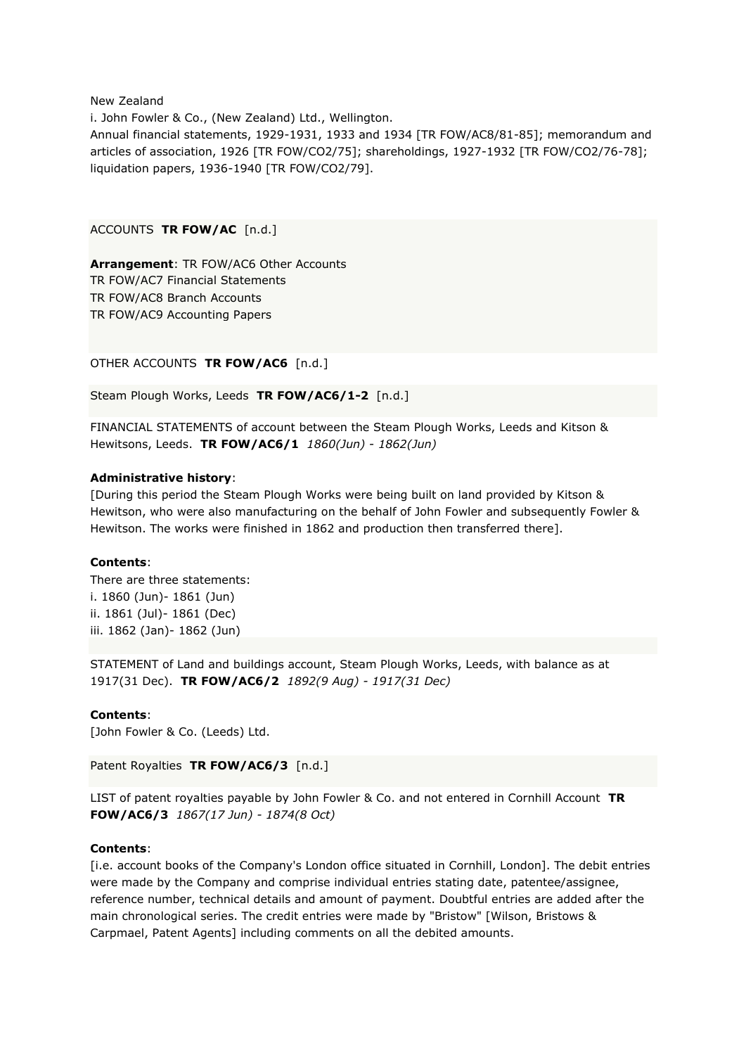New Zealand
i. John Fowler & Co., (New Zealand) Ltd., Wellington.
Annual financial statements, 1929-1931, 1933 and 1934 [TR FOW/AC8/81-85]; memorandum and articles of association, 1926 [TR FOW/CO2/75]; shareholdings, 1927-1932 [TR FOW/CO2/76-78]; liquidation papers, 1936-1940 [TR FOW/CO2/79].

ACCOUNTS **TR FOW/AC** [n.d.]

**Arrangement**: TR FOW/AC6 Other Accounts
TR FOW/AC7 Financial Statements
TR FOW/AC8 Branch Accounts
TR FOW/AC9 Accounting Papers

OTHER ACCOUNTS **TR FOW/AC6** [n.d.]

Steam Plough Works, Leeds **TR FOW/AC6/1-2** [n.d.]

FINANCIAL STATEMENTS of account between the Steam Plough Works, Leeds and Kitson & Hewitsons, Leeds. **TR FOW/AC6/1** *1860(Jun) - 1862(Jun)*

**Administrative history**:
[During this period the Steam Plough Works were being built on land provided by Kitson & Hewitson, who were also manufacturing on the behalf of John Fowler and subsequently Fowler & Hewitson. The works were finished in 1862 and production then transferred there].

**Contents**:
There are three statements:
i. 1860 (Jun)- 1861 (Jun)
ii. 1861 (Jul)- 1861 (Dec)
iii. 1862 (Jan)- 1862 (Jun)

STATEMENT of Land and buildings account, Steam Plough Works, Leeds, with balance as at 1917(31 Dec). **TR FOW/AC6/2** *1892(9 Aug) - 1917(31 Dec)*

**Contents**:
[John Fowler & Co. (Leeds) Ltd.

Patent Royalties **TR FOW/AC6/3** [n.d.]

LIST of patent royalties payable by John Fowler & Co. and not entered in Cornhill Account **TR FOW/AC6/3** *1867(17 Jun) - 1874(8 Oct)*

**Contents**:
[i.e. account books of the Company's London office situated in Cornhill, London]. The debit entries were made by the Company and comprise individual entries stating date, patentee/assignee, reference number, technical details and amount of payment. Doubtful entries are added after the main chronological series. The credit entries were made by "Bristow" [Wilson, Bristows & Carpmael, Patent Agents] including comments on all the debited amounts.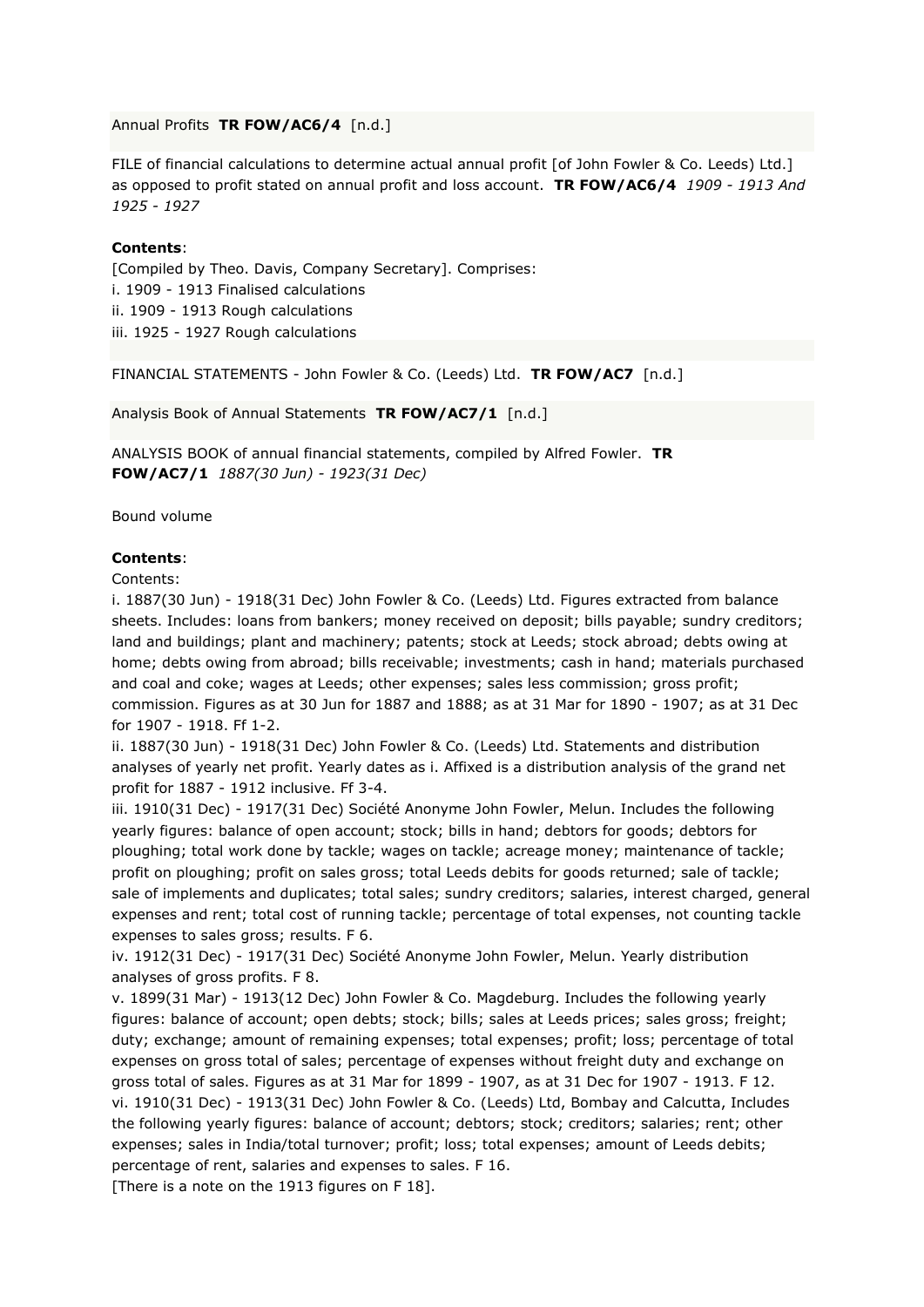Annual Profits **TR FOW/AC6/4** [n.d.]

FILE of financial calculations to determine actual annual profit [of John Fowler & Co. Leeds) Ltd.] as opposed to profit stated on annual profit and loss account. **TR FOW/AC6/4** *1909 - 1913 And 1925 - 1927*

**Contents**:

[Compiled by Theo. Davis, Company Secretary]. Comprises:
i. 1909 - 1913 Finalised calculations
ii. 1909 - 1913 Rough calculations
iii. 1925 - 1927 Rough calculations

FINANCIAL STATEMENTS - John Fowler & Co. (Leeds) Ltd. **TR FOW/AC7** [n.d.]

Analysis Book of Annual Statements **TR FOW/AC7/1** [n.d.]

ANALYSIS BOOK of annual financial statements, compiled by Alfred Fowler. **TR FOW/AC7/1** *1887(30 Jun) - 1923(31 Dec)*

Bound volume

**Contents**:

Contents:
i. 1887(30 Jun) - 1918(31 Dec) John Fowler & Co. (Leeds) Ltd. Figures extracted from balance sheets. Includes: loans from bankers; money received on deposit; bills payable; sundry creditors; land and buildings; plant and machinery; patents; stock at Leeds; stock abroad; debts owing at home; debts owing from abroad; bills receivable; investments; cash in hand; materials purchased and coal and coke; wages at Leeds; other expenses; sales less commission; gross profit; commission. Figures as at 30 Jun for 1887 and 1888; as at 31 Mar for 1890 - 1907; as at 31 Dec for 1907 - 1918. Ff 1-2.
ii. 1887(30 Jun) - 1918(31 Dec) John Fowler & Co. (Leeds) Ltd. Statements and distribution analyses of yearly net profit. Yearly dates as i. Affixed is a distribution analysis of the grand net profit for 1887 - 1912 inclusive. Ff 3-4.
iii. 1910(31 Dec) - 1917(31 Dec) Société Anonyme John Fowler, Melun. Includes the following yearly figures: balance of open account; stock; bills in hand; debtors for goods; debtors for ploughing; total work done by tackle; wages on tackle; acreage money; maintenance of tackle; profit on ploughing; profit on sales gross; total Leeds debits for goods returned; sale of tackle; sale of implements and duplicates; total sales; sundry creditors; salaries, interest charged, general expenses and rent; total cost of running tackle; percentage of total expenses, not counting tackle expenses to sales gross; results. F 6.
iv. 1912(31 Dec) - 1917(31 Dec) Société Anonyme John Fowler, Melun. Yearly distribution analyses of gross profits. F 8.
v. 1899(31 Mar) - 1913(12 Dec) John Fowler & Co. Magdeburg. Includes the following yearly figures: balance of account; open debts; stock; bills; sales at Leeds prices; sales gross; freight; duty; exchange; amount of remaining expenses; total expenses; profit; loss; percentage of total expenses on gross total of sales; percentage of expenses without freight duty and exchange on gross total of sales. Figures as at 31 Mar for 1899 - 1907, as at 31 Dec for 1907 - 1913. F 12.
vi. 1910(31 Dec) - 1913(31 Dec) John Fowler & Co. (Leeds) Ltd, Bombay and Calcutta, Includes the following yearly figures: balance of account; debtors; stock; creditors; salaries; rent; other expenses; sales in India/total turnover; profit; loss; total expenses; amount of Leeds debits; percentage of rent, salaries and expenses to sales. F 16.
[There is a note on the 1913 figures on F 18].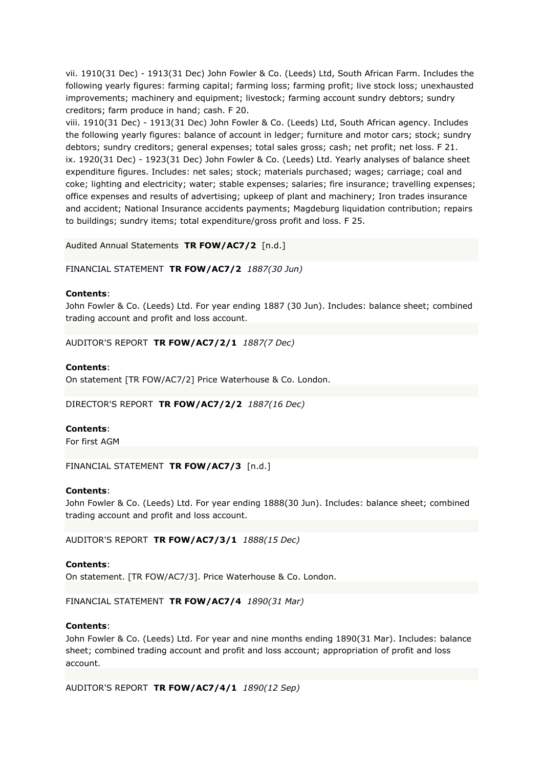vii. 1910(31 Dec) - 1913(31 Dec) John Fowler & Co. (Leeds) Ltd, South African Farm. Includes the following yearly figures: farming capital; farming loss; farming profit; live stock loss; unexhausted improvements; machinery and equipment; livestock; farming account sundry debtors; sundry creditors; farm produce in hand; cash. F 20.
viii. 1910(31 Dec) - 1913(31 Dec) John Fowler & Co. (Leeds) Ltd, South African agency. Includes the following yearly figures: balance of account in ledger; furniture and motor cars; stock; sundry debtors; sundry creditors; general expenses; total sales gross; cash; net profit; net loss. F 21.
ix. 1920(31 Dec) - 1923(31 Dec) John Fowler & Co. (Leeds) Ltd. Yearly analyses of balance sheet expenditure figures. Includes: net sales; stock; materials purchased; wages; carriage; coal and coke; lighting and electricity; water; stable expenses; salaries; fire insurance; travelling expenses; office expenses and results of advertising; upkeep of plant and machinery; Iron trades insurance and accident; National Insurance accidents payments; Magdeburg liquidation contribution; repairs to buildings; sundry items; total expenditure/gross profit and loss. F 25.

Audited Annual Statements **TR FOW/AC7/2** [n.d.]

FINANCIAL STATEMENT **TR FOW/AC7/2** *1887(30 Jun)*

**Contents**:
John Fowler & Co. (Leeds) Ltd. For year ending 1887 (30 Jun). Includes: balance sheet; combined trading account and profit and loss account.

AUDITOR'S REPORT **TR FOW/AC7/2/1** *1887(7 Dec)*

**Contents**:
On statement [TR FOW/AC7/2] Price Waterhouse & Co. London.

DIRECTOR'S REPORT **TR FOW/AC7/2/2** *1887(16 Dec)*

**Contents**:
For first AGM

FINANCIAL STATEMENT **TR FOW/AC7/3** [n.d.]

**Contents**:
John Fowler & Co. (Leeds) Ltd. For year ending 1888(30 Jun). Includes: balance sheet; combined trading account and profit and loss account.

AUDITOR'S REPORT **TR FOW/AC7/3/1** *1888(15 Dec)*

**Contents**:
On statement. [TR FOW/AC7/3]. Price Waterhouse & Co. London.

FINANCIAL STATEMENT **TR FOW/AC7/4** *1890(31 Mar)*

**Contents**:
John Fowler & Co. (Leeds) Ltd. For year and nine months ending 1890(31 Mar). Includes: balance sheet; combined trading account and profit and loss account; appropriation of profit and loss account.

AUDITOR'S REPORT **TR FOW/AC7/4/1** *1890(12 Sep)*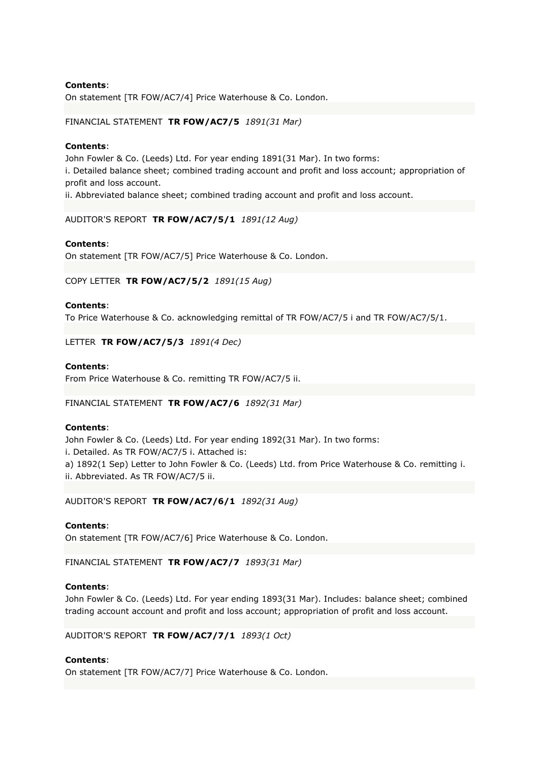**Contents**:
On statement [TR FOW/AC7/4] Price Waterhouse & Co. London.

FINANCIAL STATEMENT **TR FOW/AC7/5** *1891(31 Mar)*

**Contents**:
John Fowler & Co. (Leeds) Ltd. For year ending 1891(31 Mar). In two forms:
i. Detailed balance sheet; combined trading account and profit and loss account; appropriation of profit and loss account.
ii. Abbreviated balance sheet; combined trading account and profit and loss account.

AUDITOR'S REPORT **TR FOW/AC7/5/1** *1891(12 Aug)*

**Contents**:
On statement [TR FOW/AC7/5] Price Waterhouse & Co. London.

COPY LETTER **TR FOW/AC7/5/2** *1891(15 Aug)*

**Contents**:
To Price Waterhouse & Co. acknowledging remittal of TR FOW/AC7/5 i and TR FOW/AC7/5/1.

LETTER **TR FOW/AC7/5/3** *1891(4 Dec)*

**Contents**:
From Price Waterhouse & Co. remitting TR FOW/AC7/5 ii.

FINANCIAL STATEMENT **TR FOW/AC7/6** *1892(31 Mar)*

**Contents**:
John Fowler & Co. (Leeds) Ltd. For year ending 1892(31 Mar). In two forms:
i. Detailed. As TR FOW/AC7/5 i. Attached is:
a) 1892(1 Sep) Letter to John Fowler & Co. (Leeds) Ltd. from Price Waterhouse & Co. remitting i.
ii. Abbreviated. As TR FOW/AC7/5 ii.

AUDITOR'S REPORT **TR FOW/AC7/6/1** *1892(31 Aug)*

**Contents**:
On statement [TR FOW/AC7/6] Price Waterhouse & Co. London.

FINANCIAL STATEMENT **TR FOW/AC7/7** *1893(31 Mar)*

**Contents**:
John Fowler & Co. (Leeds) Ltd. For year ending 1893(31 Mar). Includes: balance sheet; combined trading account account and profit and loss account; appropriation of profit and loss account.

AUDITOR'S REPORT **TR FOW/AC7/7/1** *1893(1 Oct)*

**Contents**:
On statement [TR FOW/AC7/7] Price Waterhouse & Co. London.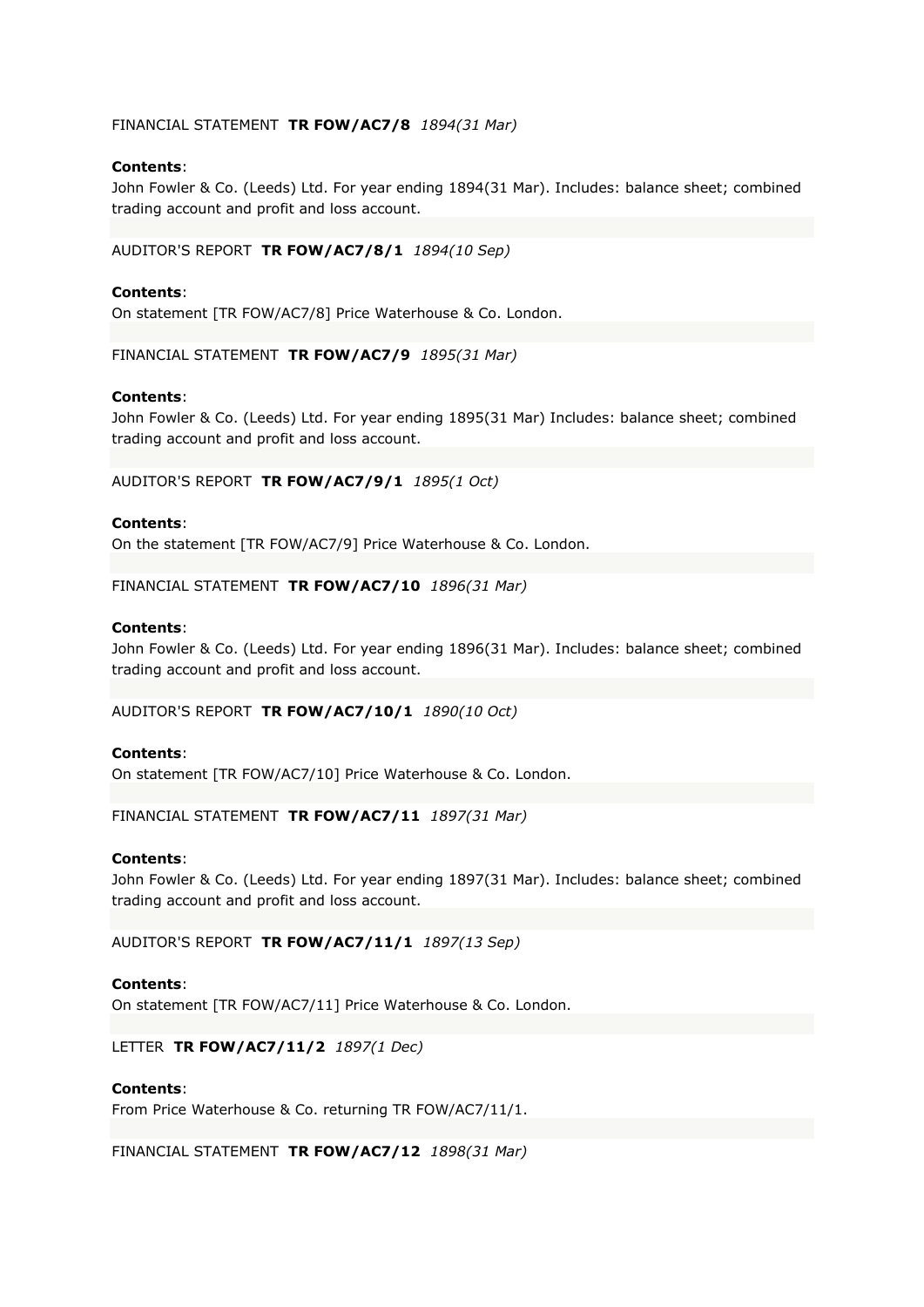FINANCIAL STATEMENT **TR FOW/AC7/8** *1894(31 Mar)*

**Contents**:
John Fowler & Co. (Leeds) Ltd. For year ending 1894(31 Mar). Includes: balance sheet; combined trading account and profit and loss account.

AUDITOR'S REPORT **TR FOW/AC7/8/1** *1894(10 Sep)*

**Contents**:
On statement [TR FOW/AC7/8] Price Waterhouse & Co. London.

FINANCIAL STATEMENT **TR FOW/AC7/9** *1895(31 Mar)*

**Contents**:
John Fowler & Co. (Leeds) Ltd. For year ending 1895(31 Mar) Includes: balance sheet; combined trading account and profit and loss account.

AUDITOR'S REPORT **TR FOW/AC7/9/1** *1895(1 Oct)*

**Contents**:
On the statement [TR FOW/AC7/9] Price Waterhouse & Co. London.

FINANCIAL STATEMENT **TR FOW/AC7/10** *1896(31 Mar)*

**Contents**:
John Fowler & Co. (Leeds) Ltd. For year ending 1896(31 Mar). Includes: balance sheet; combined trading account and profit and loss account.

AUDITOR'S REPORT **TR FOW/AC7/10/1** *1890(10 Oct)*

**Contents**:
On statement [TR FOW/AC7/10] Price Waterhouse & Co. London.

FINANCIAL STATEMENT **TR FOW/AC7/11** *1897(31 Mar)*

**Contents**:
John Fowler & Co. (Leeds) Ltd. For year ending 1897(31 Mar). Includes: balance sheet; combined trading account and profit and loss account.

AUDITOR'S REPORT **TR FOW/AC7/11/1** *1897(13 Sep)*

**Contents**:
On statement [TR FOW/AC7/11] Price Waterhouse & Co. London.

LETTER **TR FOW/AC7/11/2** *1897(1 Dec)*

**Contents**:
From Price Waterhouse & Co. returning TR FOW/AC7/11/1.

FINANCIAL STATEMENT **TR FOW/AC7/12** *1898(31 Mar)*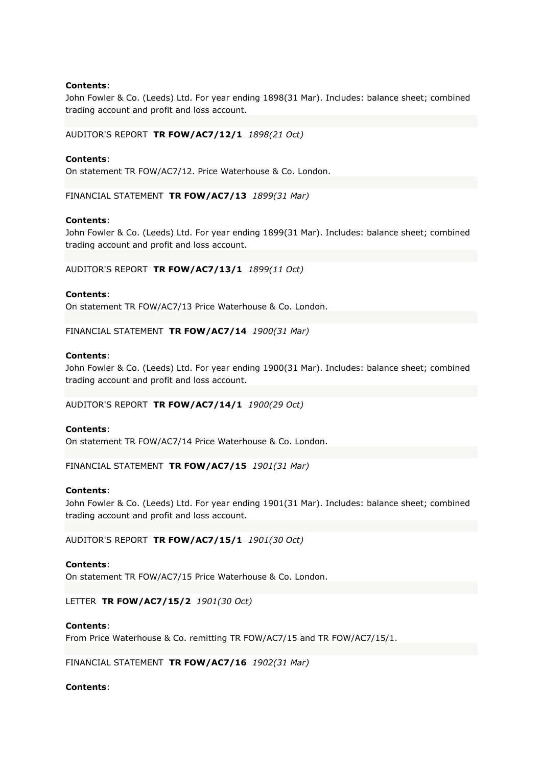**Contents**:
John Fowler & Co. (Leeds) Ltd. For year ending 1898(31 Mar). Includes: balance sheet; combined trading account and profit and loss account.

AUDITOR'S REPORT **TR FOW/AC7/12/1** *1898(21 Oct)*

**Contents**:
On statement TR FOW/AC7/12. Price Waterhouse & Co. London.

FINANCIAL STATEMENT **TR FOW/AC7/13** *1899(31 Mar)*

**Contents**:
John Fowler & Co. (Leeds) Ltd. For year ending 1899(31 Mar). Includes: balance sheet; combined trading account and profit and loss account.

AUDITOR'S REPORT **TR FOW/AC7/13/1** *1899(11 Oct)*

**Contents**:
On statement TR FOW/AC7/13 Price Waterhouse & Co. London.

FINANCIAL STATEMENT **TR FOW/AC7/14** *1900(31 Mar)*

**Contents**:
John Fowler & Co. (Leeds) Ltd. For year ending 1900(31 Mar). Includes: balance sheet; combined trading account and profit and loss account.

AUDITOR'S REPORT **TR FOW/AC7/14/1** *1900(29 Oct)*

**Contents**:
On statement TR FOW/AC7/14 Price Waterhouse & Co. London.

FINANCIAL STATEMENT **TR FOW/AC7/15** *1901(31 Mar)*

**Contents**:
John Fowler & Co. (Leeds) Ltd. For year ending 1901(31 Mar). Includes: balance sheet; combined trading account and profit and loss account.

AUDITOR'S REPORT **TR FOW/AC7/15/1** *1901(30 Oct)*

**Contents**:
On statement TR FOW/AC7/15 Price Waterhouse & Co. London.

LETTER **TR FOW/AC7/15/2** *1901(30 Oct)*

**Contents**:
From Price Waterhouse & Co. remitting TR FOW/AC7/15 and TR FOW/AC7/15/1.

FINANCIAL STATEMENT **TR FOW/AC7/16** *1902(31 Mar)*

**Contents**: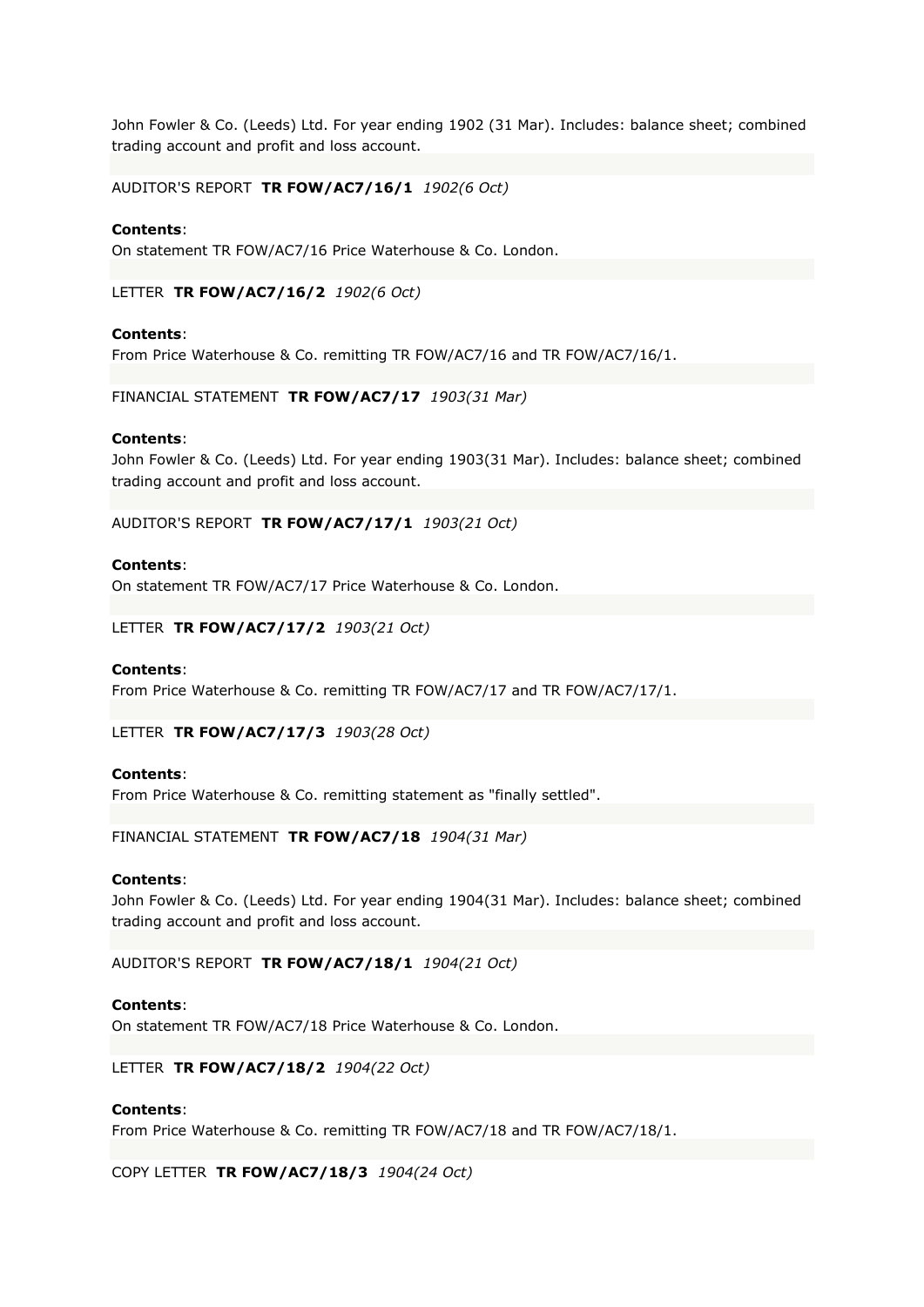John Fowler & Co. (Leeds) Ltd. For year ending 1902 (31 Mar). Includes: balance sheet; combined trading account and profit and loss account.

AUDITOR'S REPORT **TR FOW/AC7/16/1** *1902(6 Oct)*

**Contents**:
On statement TR FOW/AC7/16 Price Waterhouse & Co. London.

LETTER **TR FOW/AC7/16/2** *1902(6 Oct)*

**Contents**:
From Price Waterhouse & Co. remitting TR FOW/AC7/16 and TR FOW/AC7/16/1.

FINANCIAL STATEMENT **TR FOW/AC7/17** *1903(31 Mar)*

**Contents**:
John Fowler & Co. (Leeds) Ltd. For year ending 1903(31 Mar). Includes: balance sheet; combined trading account and profit and loss account.

AUDITOR'S REPORT **TR FOW/AC7/17/1** *1903(21 Oct)*

**Contents**:
On statement TR FOW/AC7/17 Price Waterhouse & Co. London.

LETTER **TR FOW/AC7/17/2** *1903(21 Oct)*

**Contents**:
From Price Waterhouse & Co. remitting TR FOW/AC7/17 and TR FOW/AC7/17/1.

LETTER **TR FOW/AC7/17/3** *1903(28 Oct)*

**Contents**:
From Price Waterhouse & Co. remitting statement as "finally settled".

FINANCIAL STATEMENT **TR FOW/AC7/18** *1904(31 Mar)*

**Contents**:
John Fowler & Co. (Leeds) Ltd. For year ending 1904(31 Mar). Includes: balance sheet; combined trading account and profit and loss account.

AUDITOR'S REPORT **TR FOW/AC7/18/1** *1904(21 Oct)*

**Contents**:
On statement TR FOW/AC7/18 Price Waterhouse & Co. London.

LETTER **TR FOW/AC7/18/2** *1904(22 Oct)*

**Contents**:
From Price Waterhouse & Co. remitting TR FOW/AC7/18 and TR FOW/AC7/18/1.

COPY LETTER **TR FOW/AC7/18/3** *1904(24 Oct)*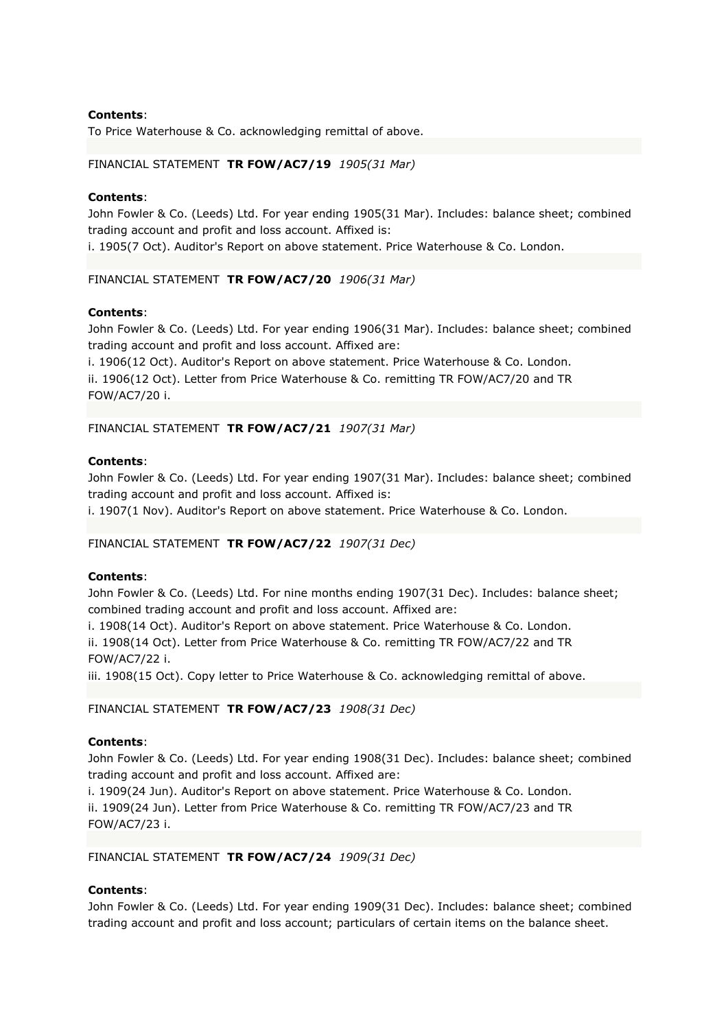**Contents**:
To Price Waterhouse & Co. acknowledging remittal of above.

FINANCIAL STATEMENT **TR FOW/AC7/19** *1905(31 Mar)*

**Contents**:
John Fowler & Co. (Leeds) Ltd. For year ending 1905(31 Mar). Includes: balance sheet; combined trading account and profit and loss account. Affixed is:
i. 1905(7 Oct). Auditor's Report on above statement. Price Waterhouse & Co. London.

FINANCIAL STATEMENT **TR FOW/AC7/20** *1906(31 Mar)*

**Contents**:
John Fowler & Co. (Leeds) Ltd. For year ending 1906(31 Mar). Includes: balance sheet; combined trading account and profit and loss account. Affixed are:
i. 1906(12 Oct). Auditor's Report on above statement. Price Waterhouse & Co. London.
ii. 1906(12 Oct). Letter from Price Waterhouse & Co. remitting TR FOW/AC7/20 and TR FOW/AC7/20 i.

FINANCIAL STATEMENT **TR FOW/AC7/21** *1907(31 Mar)*

**Contents**:
John Fowler & Co. (Leeds) Ltd. For year ending 1907(31 Mar). Includes: balance sheet; combined trading account and profit and loss account. Affixed is:
i. 1907(1 Nov). Auditor's Report on above statement. Price Waterhouse & Co. London.

FINANCIAL STATEMENT **TR FOW/AC7/22** *1907(31 Dec)*

**Contents**:
John Fowler & Co. (Leeds) Ltd. For nine months ending 1907(31 Dec). Includes: balance sheet; combined trading account and profit and loss account. Affixed are:
i. 1908(14 Oct). Auditor's Report on above statement. Price Waterhouse & Co. London.
ii. 1908(14 Oct). Letter from Price Waterhouse & Co. remitting TR FOW/AC7/22 and TR FOW/AC7/22 i.
iii. 1908(15 Oct). Copy letter to Price Waterhouse & Co. acknowledging remittal of above.

FINANCIAL STATEMENT **TR FOW/AC7/23** *1908(31 Dec)*

**Contents**:
John Fowler & Co. (Leeds) Ltd. For year ending 1908(31 Dec). Includes: balance sheet; combined trading account and profit and loss account. Affixed are:
i. 1909(24 Jun). Auditor's Report on above statement. Price Waterhouse & Co. London.
ii. 1909(24 Jun). Letter from Price Waterhouse & Co. remitting TR FOW/AC7/23 and TR FOW/AC7/23 i.

FINANCIAL STATEMENT **TR FOW/AC7/24** *1909(31 Dec)*

**Contents**:
John Fowler & Co. (Leeds) Ltd. For year ending 1909(31 Dec). Includes: balance sheet; combined trading account and profit and loss account; particulars of certain items on the balance sheet.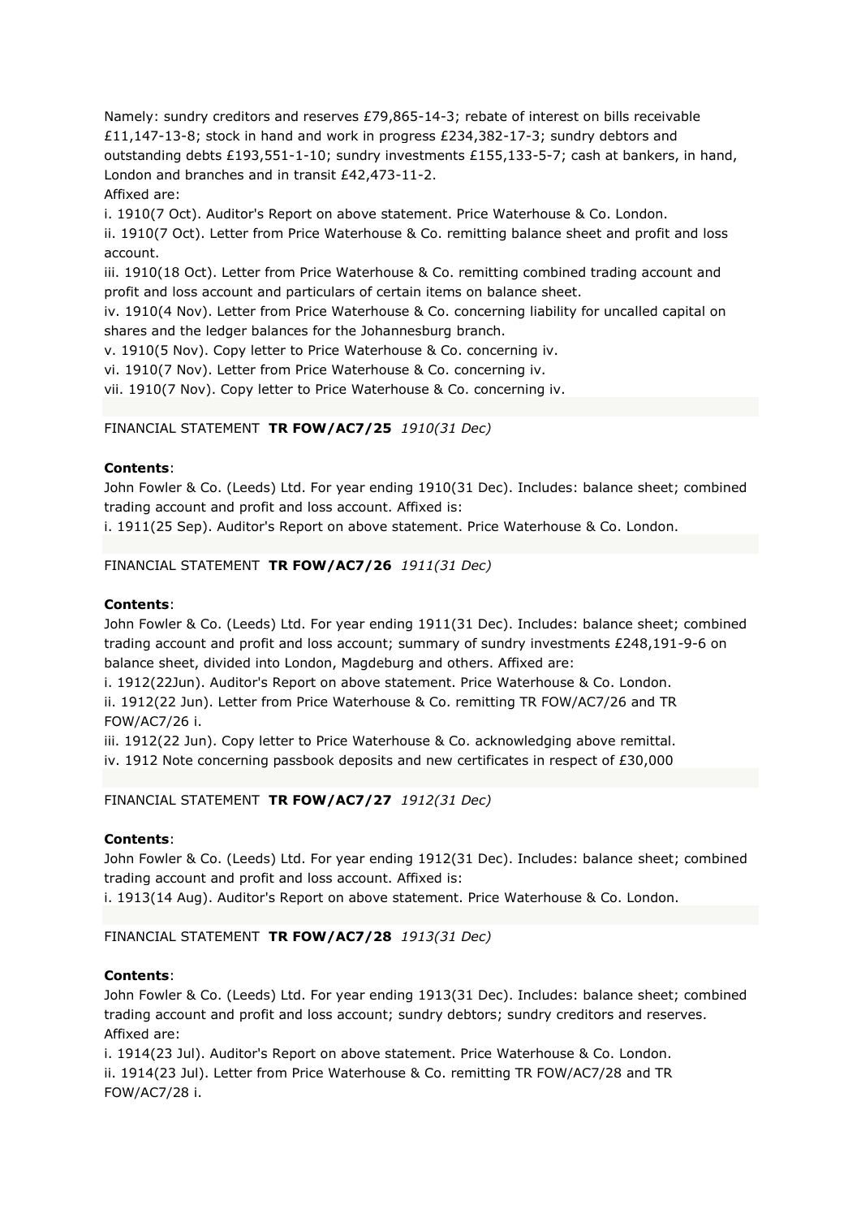Namely: sundry creditors and reserves £79,865-14-3; rebate of interest on bills receivable £11,147-13-8; stock in hand and work in progress £234,382-17-3; sundry debtors and outstanding debts £193,551-1-10; sundry investments £155,133-5-7; cash at bankers, in hand, London and branches and in transit £42,473-11-2.

Affixed are:

i. 1910(7 Oct). Auditor's Report on above statement. Price Waterhouse & Co. London.

ii. 1910(7 Oct). Letter from Price Waterhouse & Co. remitting balance sheet and profit and loss account.

iii. 1910(18 Oct). Letter from Price Waterhouse & Co. remitting combined trading account and profit and loss account and particulars of certain items on balance sheet.

iv. 1910(4 Nov). Letter from Price Waterhouse & Co. concerning liability for uncalled capital on shares and the ledger balances for the Johannesburg branch.

v. 1910(5 Nov). Copy letter to Price Waterhouse & Co. concerning iv.

vi. 1910(7 Nov). Letter from Price Waterhouse & Co. concerning iv.

vii. 1910(7 Nov). Copy letter to Price Waterhouse & Co. concerning iv.

FINANCIAL STATEMENT **TR FOW/AC7/25** *1910(31 Dec)*

**Contents**:

John Fowler & Co. (Leeds) Ltd. For year ending 1910(31 Dec). Includes: balance sheet; combined trading account and profit and loss account. Affixed is:

i. 1911(25 Sep). Auditor's Report on above statement. Price Waterhouse & Co. London.

FINANCIAL STATEMENT **TR FOW/AC7/26** *1911(31 Dec)*

**Contents**:

John Fowler & Co. (Leeds) Ltd. For year ending 1911(31 Dec). Includes: balance sheet; combined trading account and profit and loss account; summary of sundry investments £248,191-9-6 on balance sheet, divided into London, Magdeburg and others. Affixed are:

i. 1912(22Jun). Auditor's Report on above statement. Price Waterhouse & Co. London.

ii. 1912(22 Jun). Letter from Price Waterhouse & Co. remitting TR FOW/AC7/26 and TR FOW/AC7/26 i.

iii. 1912(22 Jun). Copy letter to Price Waterhouse & Co. acknowledging above remittal.

iv. 1912 Note concerning passbook deposits and new certificates in respect of £30,000

FINANCIAL STATEMENT **TR FOW/AC7/27** *1912(31 Dec)*

**Contents**:

John Fowler & Co. (Leeds) Ltd. For year ending 1912(31 Dec). Includes: balance sheet; combined trading account and profit and loss account. Affixed is:

i. 1913(14 Aug). Auditor's Report on above statement. Price Waterhouse & Co. London.

FINANCIAL STATEMENT **TR FOW/AC7/28** *1913(31 Dec)*

**Contents**:

John Fowler & Co. (Leeds) Ltd. For year ending 1913(31 Dec). Includes: balance sheet; combined trading account and profit and loss account; sundry debtors; sundry creditors and reserves. Affixed are:

i. 1914(23 Jul). Auditor's Report on above statement. Price Waterhouse & Co. London.

ii. 1914(23 Jul). Letter from Price Waterhouse & Co. remitting TR FOW/AC7/28 and TR FOW/AC7/28 i.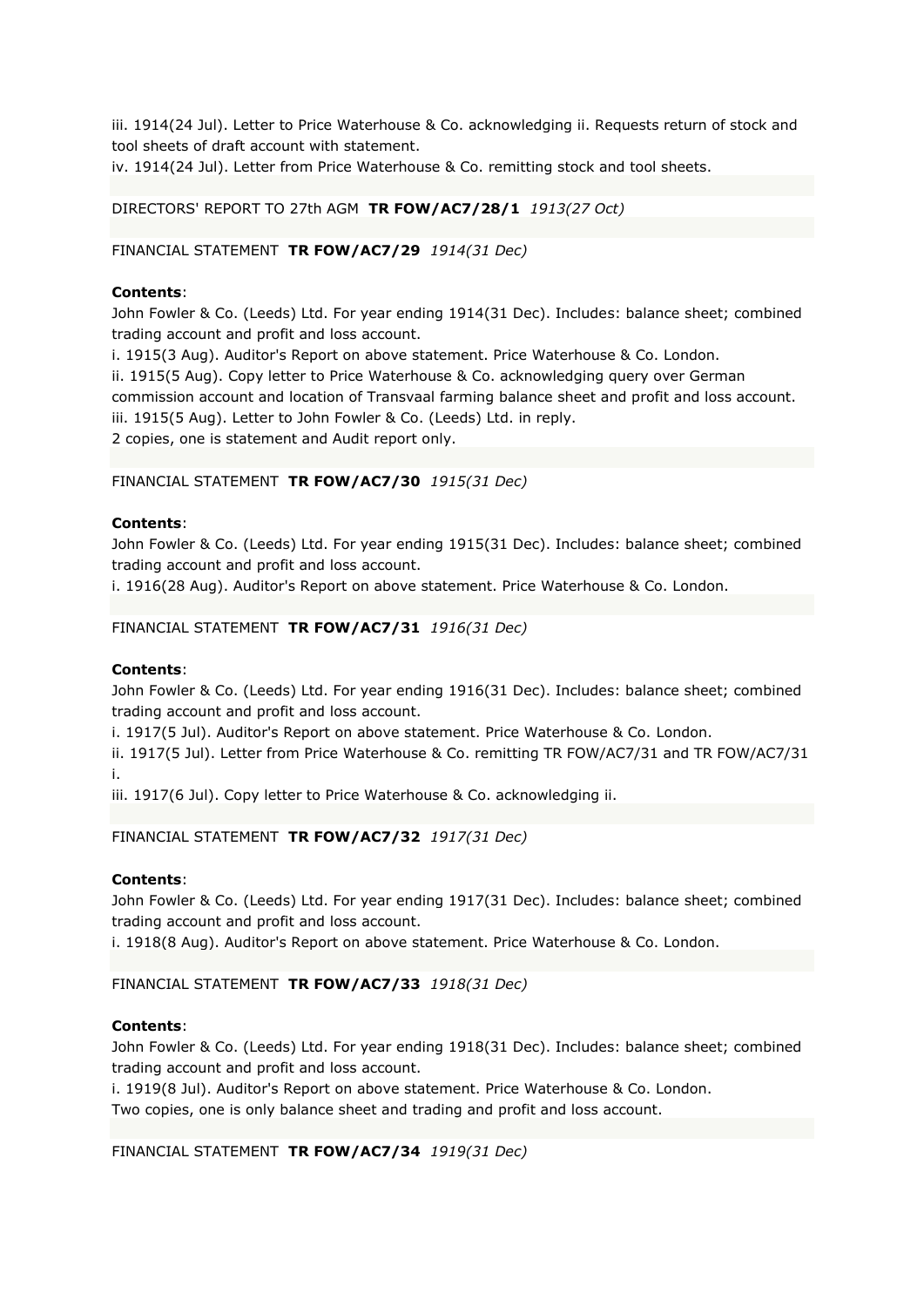iii. 1914(24 Jul). Letter to Price Waterhouse & Co. acknowledging ii. Requests return of stock and tool sheets of draft account with statement.

iv. 1914(24 Jul). Letter from Price Waterhouse & Co. remitting stock and tool sheets.

DIRECTORS' REPORT TO 27th AGM **TR FOW/AC7/28/1** *1913(27 Oct)*

FINANCIAL STATEMENT **TR FOW/AC7/29** *1914(31 Dec)*

**Contents**:

John Fowler & Co. (Leeds) Ltd. For year ending 1914(31 Dec). Includes: balance sheet; combined trading account and profit and loss account.

i. 1915(3 Aug). Auditor's Report on above statement. Price Waterhouse & Co. London.

ii. 1915(5 Aug). Copy letter to Price Waterhouse & Co. acknowledging query over German commission account and location of Transvaal farming balance sheet and profit and loss account.

iii. 1915(5 Aug). Letter to John Fowler & Co. (Leeds) Ltd. in reply.

2 copies, one is statement and Audit report only.

FINANCIAL STATEMENT **TR FOW/AC7/30** *1915(31 Dec)*

**Contents**:

John Fowler & Co. (Leeds) Ltd. For year ending 1915(31 Dec). Includes: balance sheet; combined trading account and profit and loss account.

i. 1916(28 Aug). Auditor's Report on above statement. Price Waterhouse & Co. London.

FINANCIAL STATEMENT **TR FOW/AC7/31** *1916(31 Dec)*

**Contents**:

John Fowler & Co. (Leeds) Ltd. For year ending 1916(31 Dec). Includes: balance sheet; combined trading account and profit and loss account.

i. 1917(5 Jul). Auditor's Report on above statement. Price Waterhouse & Co. London.

ii. 1917(5 Jul). Letter from Price Waterhouse & Co. remitting TR FOW/AC7/31 and TR FOW/AC7/31 i.

iii. 1917(6 Jul). Copy letter to Price Waterhouse & Co. acknowledging ii.

FINANCIAL STATEMENT **TR FOW/AC7/32** *1917(31 Dec)*

**Contents**:

John Fowler & Co. (Leeds) Ltd. For year ending 1917(31 Dec). Includes: balance sheet; combined trading account and profit and loss account.

i. 1918(8 Aug). Auditor's Report on above statement. Price Waterhouse & Co. London.

FINANCIAL STATEMENT **TR FOW/AC7/33** *1918(31 Dec)*

**Contents**:

John Fowler & Co. (Leeds) Ltd. For year ending 1918(31 Dec). Includes: balance sheet; combined trading account and profit and loss account.

i. 1919(8 Jul). Auditor's Report on above statement. Price Waterhouse & Co. London.

Two copies, one is only balance sheet and trading and profit and loss account.

FINANCIAL STATEMENT **TR FOW/AC7/34** *1919(31 Dec)*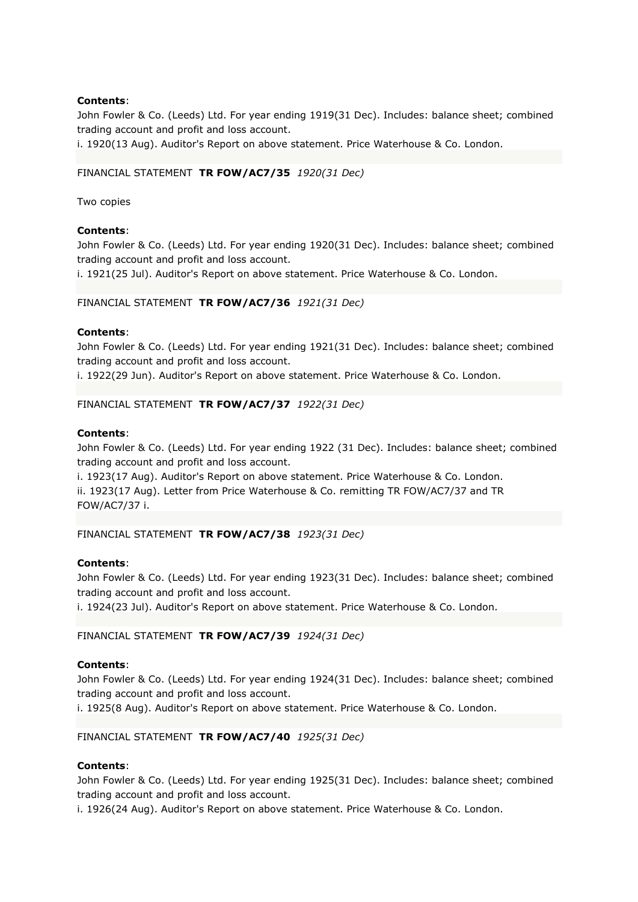**Contents**:
John Fowler & Co. (Leeds) Ltd. For year ending 1919(31 Dec). Includes: balance sheet; combined trading account and profit and loss account.
i. 1920(13 Aug). Auditor's Report on above statement. Price Waterhouse & Co. London.

FINANCIAL STATEMENT **TR FOW/AC7/35** *1920(31 Dec)*

Two copies

**Contents**:
John Fowler & Co. (Leeds) Ltd. For year ending 1920(31 Dec). Includes: balance sheet; combined trading account and profit and loss account.
i. 1921(25 Jul). Auditor's Report on above statement. Price Waterhouse & Co. London.

FINANCIAL STATEMENT **TR FOW/AC7/36** *1921(31 Dec)*

**Contents**:
John Fowler & Co. (Leeds) Ltd. For year ending 1921(31 Dec). Includes: balance sheet; combined trading account and profit and loss account.
i. 1922(29 Jun). Auditor's Report on above statement. Price Waterhouse & Co. London.

FINANCIAL STATEMENT **TR FOW/AC7/37** *1922(31 Dec)*

**Contents**:
John Fowler & Co. (Leeds) Ltd. For year ending 1922 (31 Dec). Includes: balance sheet; combined trading account and profit and loss account.
i. 1923(17 Aug). Auditor's Report on above statement. Price Waterhouse & Co. London.
ii. 1923(17 Aug). Letter from Price Waterhouse & Co. remitting TR FOW/AC7/37 and TR FOW/AC7/37 i.

FINANCIAL STATEMENT **TR FOW/AC7/38** *1923(31 Dec)*

**Contents**:
John Fowler & Co. (Leeds) Ltd. For year ending 1923(31 Dec). Includes: balance sheet; combined trading account and profit and loss account.
i. 1924(23 Jul). Auditor's Report on above statement. Price Waterhouse & Co. London.

FINANCIAL STATEMENT **TR FOW/AC7/39** *1924(31 Dec)*

**Contents**:
John Fowler & Co. (Leeds) Ltd. For year ending 1924(31 Dec). Includes: balance sheet; combined trading account and profit and loss account.
i. 1925(8 Aug). Auditor's Report on above statement. Price Waterhouse & Co. London.

FINANCIAL STATEMENT **TR FOW/AC7/40** *1925(31 Dec)*

**Contents**:
John Fowler & Co. (Leeds) Ltd. For year ending 1925(31 Dec). Includes: balance sheet; combined trading account and profit and loss account.
i. 1926(24 Aug). Auditor's Report on above statement. Price Waterhouse & Co. London.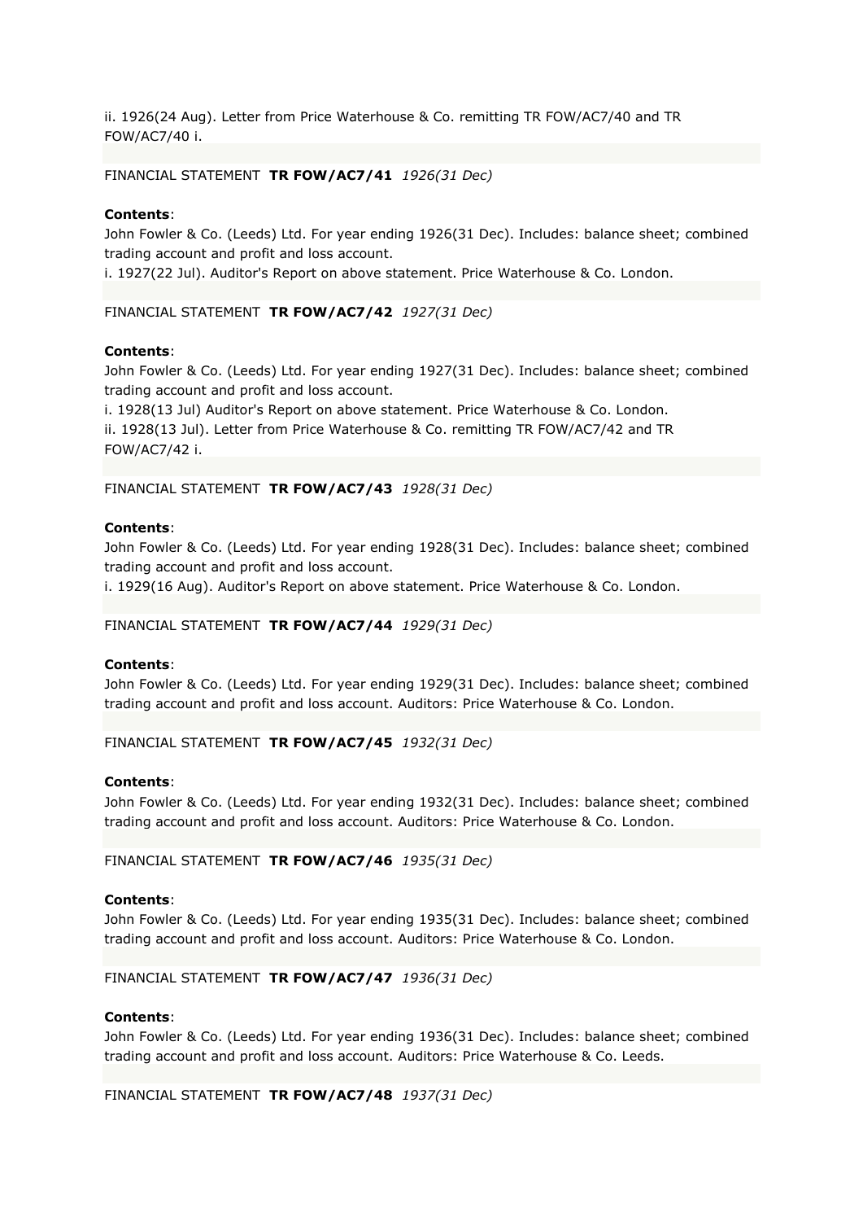ii. 1926(24 Aug). Letter from Price Waterhouse & Co. remitting TR FOW/AC7/40 and TR FOW/AC7/40 i.

FINANCIAL STATEMENT **TR FOW/AC7/41** *1926(31 Dec)*

**Contents**:
John Fowler & Co. (Leeds) Ltd. For year ending 1926(31 Dec). Includes: balance sheet; combined trading account and profit and loss account.
i. 1927(22 Jul). Auditor's Report on above statement. Price Waterhouse & Co. London.

FINANCIAL STATEMENT **TR FOW/AC7/42** *1927(31 Dec)*

**Contents**:
John Fowler & Co. (Leeds) Ltd. For year ending 1927(31 Dec). Includes: balance sheet; combined trading account and profit and loss account.
i. 1928(13 Jul) Auditor's Report on above statement. Price Waterhouse & Co. London.
ii. 1928(13 Jul). Letter from Price Waterhouse & Co. remitting TR FOW/AC7/42 and TR FOW/AC7/42 i.

FINANCIAL STATEMENT **TR FOW/AC7/43** *1928(31 Dec)*

**Contents**:
John Fowler & Co. (Leeds) Ltd. For year ending 1928(31 Dec). Includes: balance sheet; combined trading account and profit and loss account.
i. 1929(16 Aug). Auditor's Report on above statement. Price Waterhouse & Co. London.

FINANCIAL STATEMENT **TR FOW/AC7/44** *1929(31 Dec)*

**Contents**:
John Fowler & Co. (Leeds) Ltd. For year ending 1929(31 Dec). Includes: balance sheet; combined trading account and profit and loss account. Auditors: Price Waterhouse & Co. London.

FINANCIAL STATEMENT **TR FOW/AC7/45** *1932(31 Dec)*

**Contents**:
John Fowler & Co. (Leeds) Ltd. For year ending 1932(31 Dec). Includes: balance sheet; combined trading account and profit and loss account. Auditors: Price Waterhouse & Co. London.

FINANCIAL STATEMENT **TR FOW/AC7/46** *1935(31 Dec)*

**Contents**:
John Fowler & Co. (Leeds) Ltd. For year ending 1935(31 Dec). Includes: balance sheet; combined trading account and profit and loss account. Auditors: Price Waterhouse & Co. London.

FINANCIAL STATEMENT **TR FOW/AC7/47** *1936(31 Dec)*

**Contents**:
John Fowler & Co. (Leeds) Ltd. For year ending 1936(31 Dec). Includes: balance sheet; combined trading account and profit and loss account. Auditors: Price Waterhouse & Co. Leeds.

FINANCIAL STATEMENT **TR FOW/AC7/48** *1937(31 Dec)*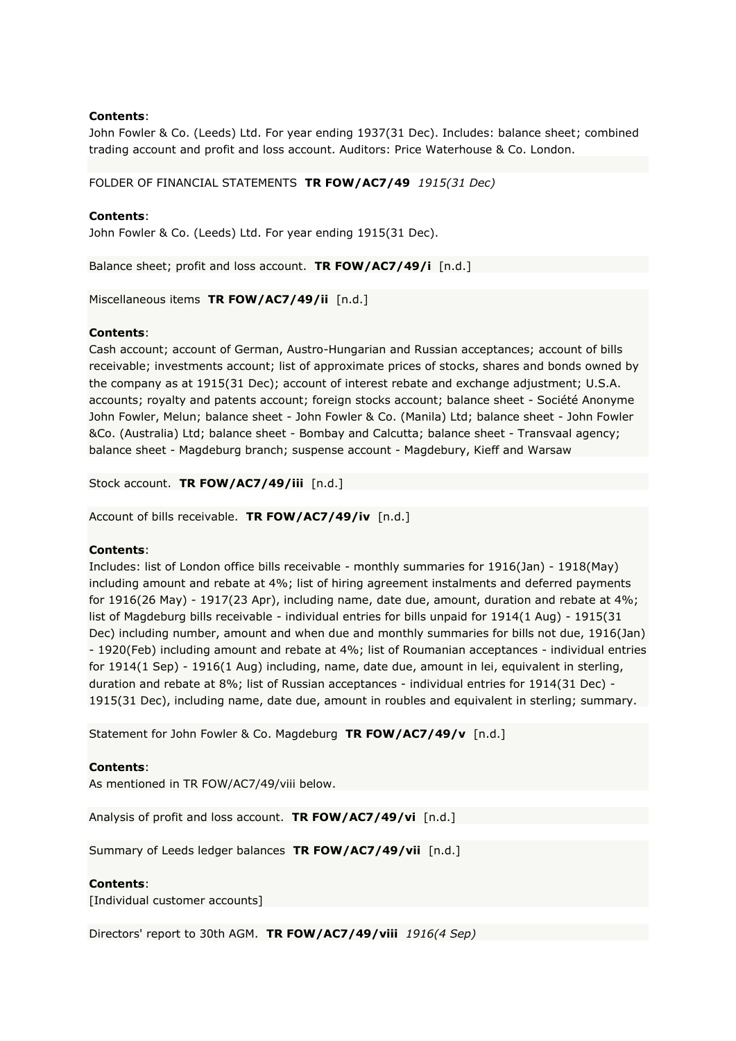**Contents**:
John Fowler & Co. (Leeds) Ltd. For year ending 1937(31 Dec). Includes: balance sheet; combined trading account and profit and loss account. Auditors: Price Waterhouse & Co. London.

FOLDER OF FINANCIAL STATEMENTS **TR FOW/AC7/49** *1915(31 Dec)*

**Contents**:
John Fowler & Co. (Leeds) Ltd. For year ending 1915(31 Dec).

Balance sheet; profit and loss account. **TR FOW/AC7/49/i** [n.d.]

Miscellaneous items **TR FOW/AC7/49/ii** [n.d.]

**Contents**:
Cash account; account of German, Austro-Hungarian and Russian acceptances; account of bills receivable; investments account; list of approximate prices of stocks, shares and bonds owned by the company as at 1915(31 Dec); account of interest rebate and exchange adjustment; U.S.A. accounts; royalty and patents account; foreign stocks account; balance sheet - Société Anonyme John Fowler, Melun; balance sheet - John Fowler & Co. (Manila) Ltd; balance sheet - John Fowler &Co. (Australia) Ltd; balance sheet - Bombay and Calcutta; balance sheet - Transvaal agency; balance sheet - Magdeburg branch; suspense account - Magdebury, Kieff and Warsaw

Stock account. **TR FOW/AC7/49/iii** [n.d.]

Account of bills receivable. **TR FOW/AC7/49/iv** [n.d.]

**Contents**:
Includes: list of London office bills receivable - monthly summaries for 1916(Jan) - 1918(May) including amount and rebate at 4%; list of hiring agreement instalments and deferred payments for 1916(26 May) - 1917(23 Apr), including name, date due, amount, duration and rebate at 4%; list of Magdeburg bills receivable - individual entries for bills unpaid for 1914(1 Aug) - 1915(31 Dec) including number, amount and when due and monthly summaries for bills not due, 1916(Jan) - 1920(Feb) including amount and rebate at 4%; list of Roumanian acceptances - individual entries for 1914(1 Sep) - 1916(1 Aug) including, name, date due, amount in lei, equivalent in sterling, duration and rebate at 8%; list of Russian acceptances - individual entries for 1914(31 Dec) - 1915(31 Dec), including name, date due, amount in roubles and equivalent in sterling; summary.

Statement for John Fowler & Co. Magdeburg **TR FOW/AC7/49/v** [n.d.]

**Contents**:
As mentioned in TR FOW/AC7/49/viii below.

Analysis of profit and loss account. **TR FOW/AC7/49/vi** [n.d.]

Summary of Leeds ledger balances **TR FOW/AC7/49/vii** [n.d.]

**Contents**:
[Individual customer accounts]

Directors' report to 30th AGM. **TR FOW/AC7/49/viii** *1916(4 Sep)*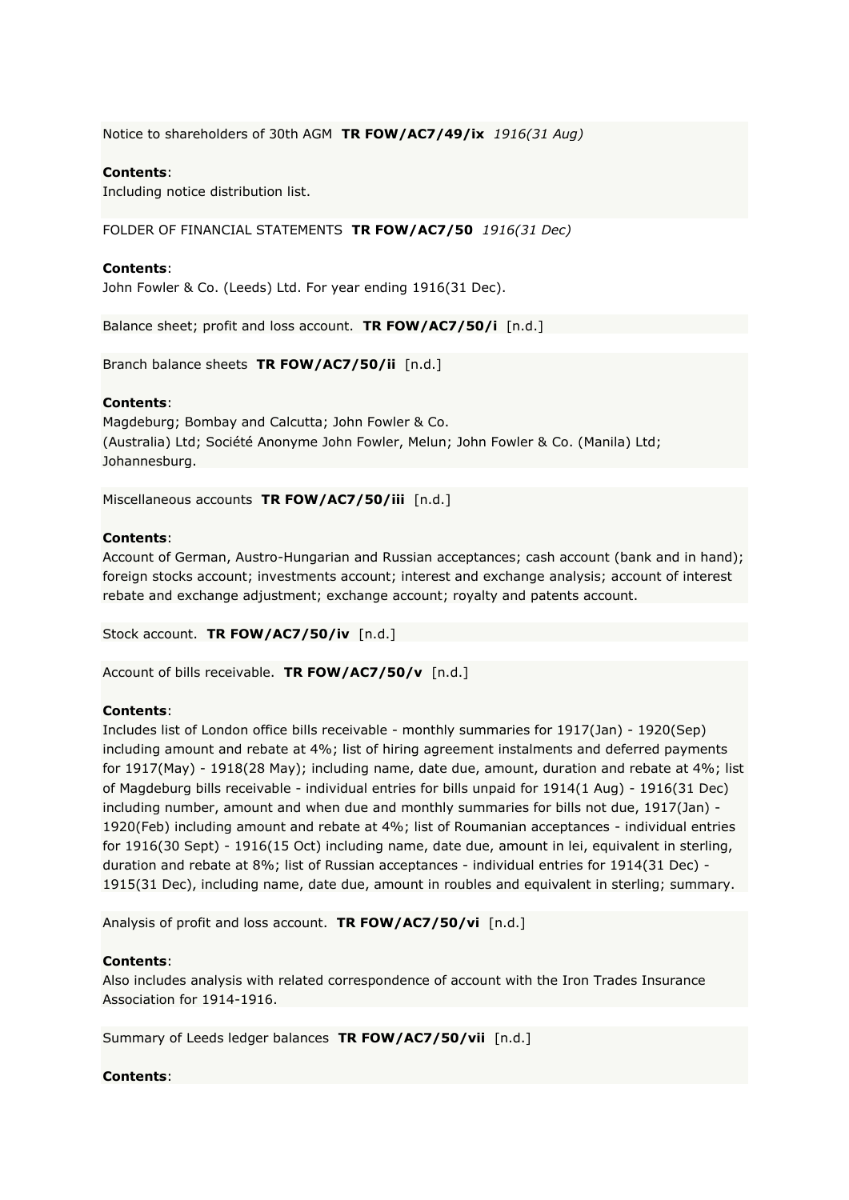Notice to shareholders of 30th AGM **TR FOW/AC7/49/ix** *1916(31 Aug)*

**Contents**:
Including notice distribution list.

FOLDER OF FINANCIAL STATEMENTS **TR FOW/AC7/50** *1916(31 Dec)*

**Contents**:
John Fowler & Co. (Leeds) Ltd. For year ending 1916(31 Dec).

Balance sheet; profit and loss account. **TR FOW/AC7/50/i** [n.d.]

Branch balance sheets **TR FOW/AC7/50/ii** [n.d.]

**Contents**:
Magdeburg; Bombay and Calcutta; John Fowler & Co.
(Australia) Ltd; Société Anonyme John Fowler, Melun; John Fowler & Co. (Manila) Ltd; Johannesburg.

Miscellaneous accounts **TR FOW/AC7/50/iii** [n.d.]

**Contents**:
Account of German, Austro-Hungarian and Russian acceptances; cash account (bank and in hand); foreign stocks account; investments account; interest and exchange analysis; account of interest rebate and exchange adjustment; exchange account; royalty and patents account.

Stock account. **TR FOW/AC7/50/iv** [n.d.]

Account of bills receivable. **TR FOW/AC7/50/v** [n.d.]

**Contents**:
Includes list of London office bills receivable - monthly summaries for 1917(Jan) - 1920(Sep) including amount and rebate at 4%; list of hiring agreement instalments and deferred payments for 1917(May) - 1918(28 May); including name, date due, amount, duration and rebate at 4%; list of Magdeburg bills receivable - individual entries for bills unpaid for 1914(1 Aug) - 1916(31 Dec) including number, amount and when due and monthly summaries for bills not due, 1917(Jan) - 1920(Feb) including amount and rebate at 4%; list of Roumanian acceptances - individual entries for 1916(30 Sept) - 1916(15 Oct) including name, date due, amount in lei, equivalent in sterling, duration and rebate at 8%; list of Russian acceptances - individual entries for 1914(31 Dec) - 1915(31 Dec), including name, date due, amount in roubles and equivalent in sterling; summary.

Analysis of profit and loss account. **TR FOW/AC7/50/vi** [n.d.]

**Contents**:
Also includes analysis with related correspondence of account with the Iron Trades Insurance Association for 1914-1916.

Summary of Leeds ledger balances **TR FOW/AC7/50/vii** [n.d.]

**Contents**: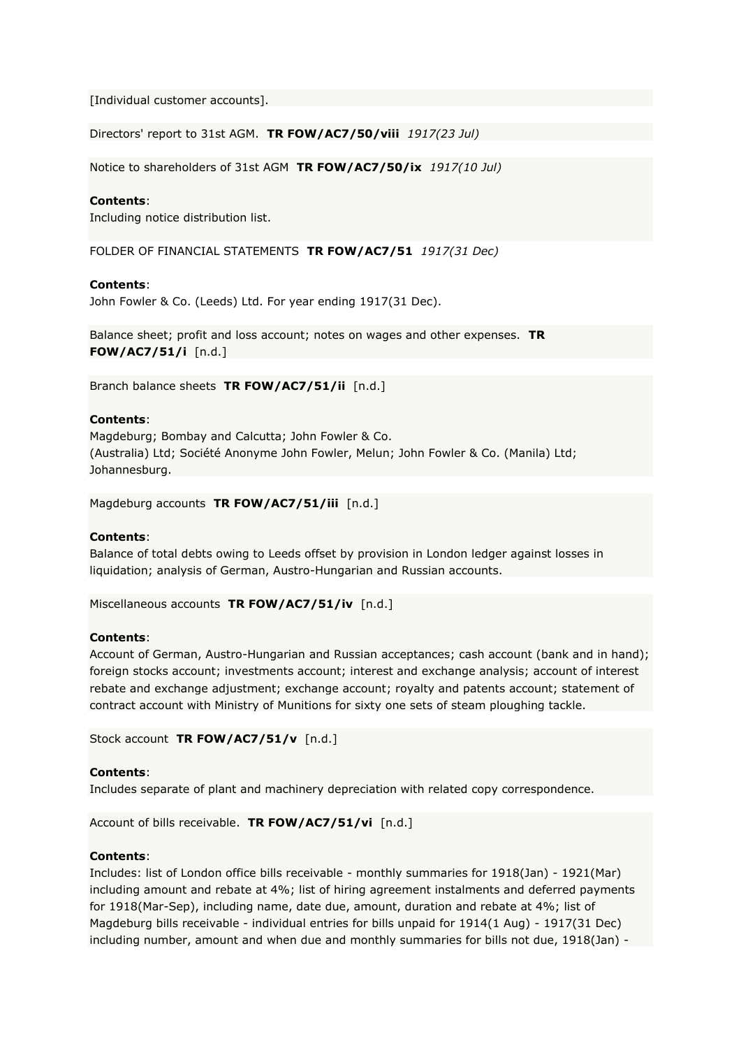[Individual customer accounts].

Directors' report to 31st AGM. **TR FOW/AC7/50/viii** *1917(23 Jul)*

Notice to shareholders of 31st AGM **TR FOW/AC7/50/ix** *1917(10 Jul)*

**Contents**:
Including notice distribution list.

FOLDER OF FINANCIAL STATEMENTS **TR FOW/AC7/51** *1917(31 Dec)*

**Contents**:
John Fowler & Co. (Leeds) Ltd. For year ending 1917(31 Dec).

Balance sheet; profit and loss account; notes on wages and other expenses. **TR FOW/AC7/51/i** [n.d.]

Branch balance sheets **TR FOW/AC7/51/ii** [n.d.]

**Contents**:
Magdeburg; Bombay and Calcutta; John Fowler & Co. (Australia) Ltd; Société Anonyme John Fowler, Melun; John Fowler & Co. (Manila) Ltd; Johannesburg.

Magdeburg accounts **TR FOW/AC7/51/iii** [n.d.]

**Contents**:
Balance of total debts owing to Leeds offset by provision in London ledger against losses in liquidation; analysis of German, Austro-Hungarian and Russian accounts.

Miscellaneous accounts **TR FOW/AC7/51/iv** [n.d.]

**Contents**:
Account of German, Austro-Hungarian and Russian acceptances; cash account (bank and in hand); foreign stocks account; investments account; interest and exchange analysis; account of interest rebate and exchange adjustment; exchange account; royalty and patents account; statement of contract account with Ministry of Munitions for sixty one sets of steam ploughing tackle.

Stock account **TR FOW/AC7/51/v** [n.d.]

**Contents**:
Includes separate of plant and machinery depreciation with related copy correspondence.

Account of bills receivable. **TR FOW/AC7/51/vi** [n.d.]

**Contents**:
Includes: list of London office bills receivable - monthly summaries for 1918(Jan) - 1921(Mar) including amount and rebate at 4%; list of hiring agreement instalments and deferred payments for 1918(Mar-Sep), including name, date due, amount, duration and rebate at 4%; list of Magdeburg bills receivable - individual entries for bills unpaid for 1914(1 Aug) - 1917(31 Dec) including number, amount and when due and monthly summaries for bills not due, 1918(Jan) -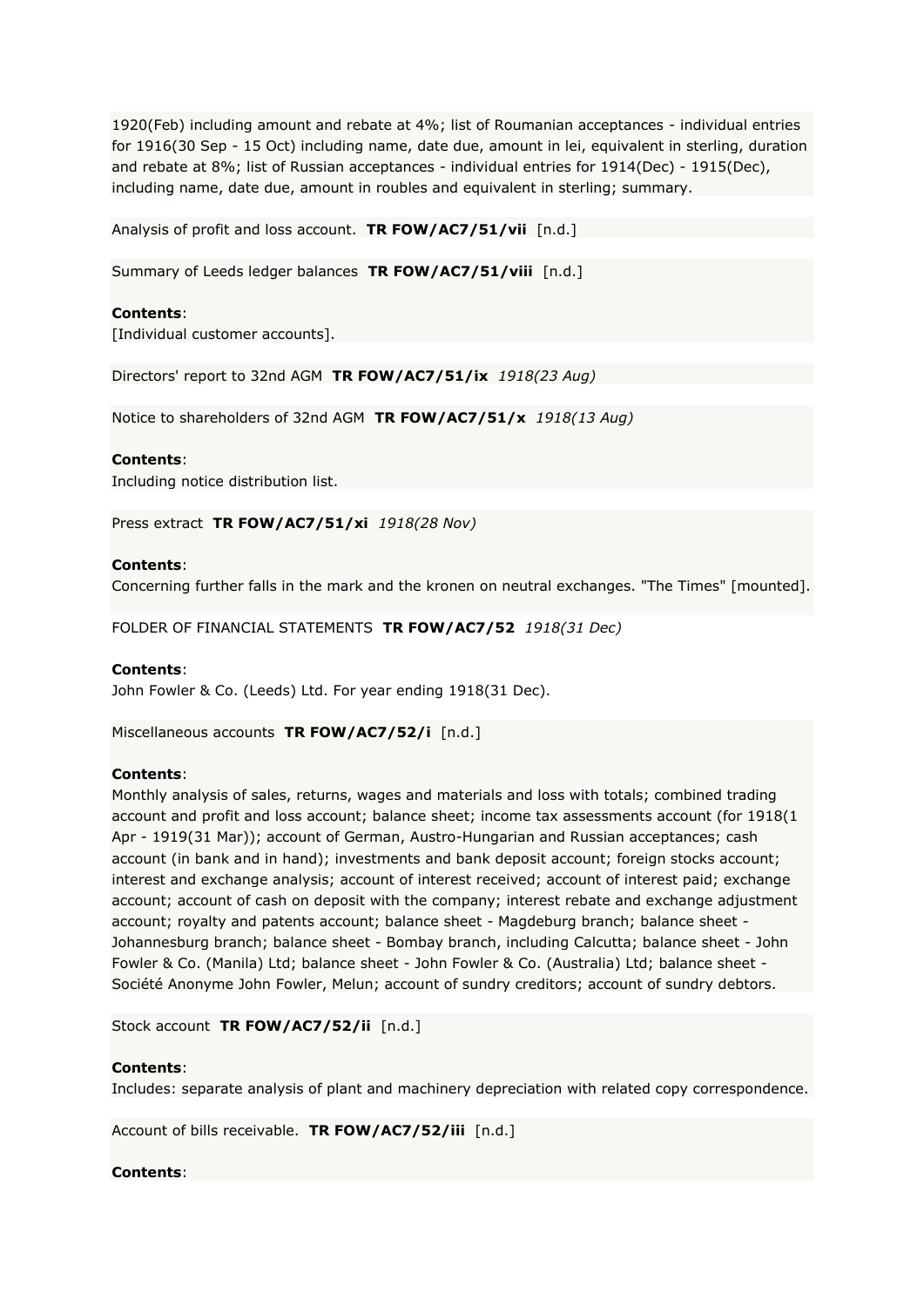1920(Feb) including amount and rebate at 4%; list of Roumanian acceptances - individual entries for 1916(30 Sep - 15 Oct) including name, date due, amount in lei, equivalent in sterling, duration and rebate at 8%; list of Russian acceptances - individual entries for 1914(Dec) - 1915(Dec), including name, date due, amount in roubles and equivalent in sterling; summary.

Analysis of profit and loss account. **TR FOW/AC7/51/vii** [n.d.]

Summary of Leeds ledger balances **TR FOW/AC7/51/viii** [n.d.]

**Contents**:
[Individual customer accounts].

Directors' report to 32nd AGM **TR FOW/AC7/51/ix** *1918(23 Aug)*

Notice to shareholders of 32nd AGM **TR FOW/AC7/51/x** *1918(13 Aug)*

**Contents**:
Including notice distribution list.

Press extract **TR FOW/AC7/51/xi** *1918(28 Nov)*

**Contents**:
Concerning further falls in the mark and the kronen on neutral exchanges. "The Times" [mounted].

FOLDER OF FINANCIAL STATEMENTS **TR FOW/AC7/52** *1918(31 Dec)*

**Contents**:
John Fowler & Co. (Leeds) Ltd. For year ending 1918(31 Dec).

Miscellaneous accounts **TR FOW/AC7/52/i** [n.d.]

**Contents**:
Monthly analysis of sales, returns, wages and materials and loss with totals; combined trading account and profit and loss account; balance sheet; income tax assessments account (for 1918(1 Apr - 1919(31 Mar)); account of German, Austro-Hungarian and Russian acceptances; cash account (in bank and in hand); investments and bank deposit account; foreign stocks account; interest and exchange analysis; account of interest received; account of interest paid; exchange account; account of cash on deposit with the company; interest rebate and exchange adjustment account; royalty and patents account; balance sheet - Magdeburg branch; balance sheet - Johannesburg branch; balance sheet - Bombay branch, including Calcutta; balance sheet - John Fowler & Co. (Manila) Ltd; balance sheet - John Fowler & Co. (Australia) Ltd; balance sheet - Société Anonyme John Fowler, Melun; account of sundry creditors; account of sundry debtors.

Stock account **TR FOW/AC7/52/ii** [n.d.]

**Contents**:
Includes: separate analysis of plant and machinery depreciation with related copy correspondence.

Account of bills receivable. **TR FOW/AC7/52/iii** [n.d.]

**Contents**: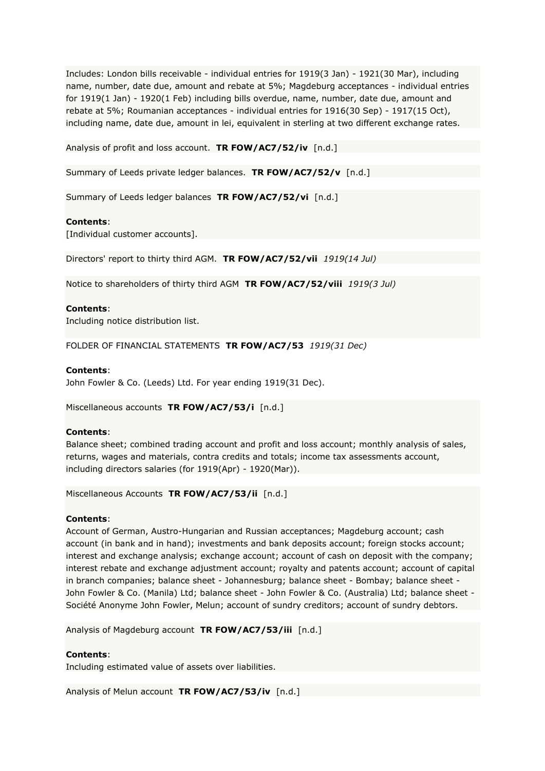Includes: London bills receivable - individual entries for 1919(3 Jan) - 1921(30 Mar), including name, number, date due, amount and rebate at 5%; Magdeburg acceptances - individual entries for 1919(1 Jan) - 1920(1 Feb) including bills overdue, name, number, date due, amount and rebate at 5%; Roumanian acceptances - individual entries for 1916(30 Sep) - 1917(15 Oct), including name, date due, amount in lei, equivalent in sterling at two different exchange rates.

Analysis of profit and loss account. **TR FOW/AC7/52/iv** [n.d.]

Summary of Leeds private ledger balances. **TR FOW/AC7/52/v** [n.d.]

Summary of Leeds ledger balances **TR FOW/AC7/52/vi** [n.d.]

**Contents**:
[Individual customer accounts].

Directors' report to thirty third AGM. **TR FOW/AC7/52/vii** *1919(14 Jul)*

Notice to shareholders of thirty third AGM **TR FOW/AC7/52/viii** *1919(3 Jul)*

**Contents**:
Including notice distribution list.

FOLDER OF FINANCIAL STATEMENTS **TR FOW/AC7/53** *1919(31 Dec)*

**Contents**:
John Fowler & Co. (Leeds) Ltd. For year ending 1919(31 Dec).

Miscellaneous accounts **TR FOW/AC7/53/i** [n.d.]

**Contents**:
Balance sheet; combined trading account and profit and loss account; monthly analysis of sales, returns, wages and materials, contra credits and totals; income tax assessments account, including directors salaries (for 1919(Apr) - 1920(Mar)).

Miscellaneous Accounts **TR FOW/AC7/53/ii** [n.d.]

**Contents**:
Account of German, Austro-Hungarian and Russian acceptances; Magdeburg account; cash account (in bank and in hand); investments and bank deposits account; foreign stocks account; interest and exchange analysis; exchange account; account of cash on deposit with the company; interest rebate and exchange adjustment account; royalty and patents account; account of capital in branch companies; balance sheet - Johannesburg; balance sheet - Bombay; balance sheet - John Fowler & Co. (Manila) Ltd; balance sheet - John Fowler & Co. (Australia) Ltd; balance sheet - Société Anonyme John Fowler, Melun; account of sundry creditors; account of sundry debtors.

Analysis of Magdeburg account **TR FOW/AC7/53/iii** [n.d.]

**Contents**:
Including estimated value of assets over liabilities.

Analysis of Melun account **TR FOW/AC7/53/iv** [n.d.]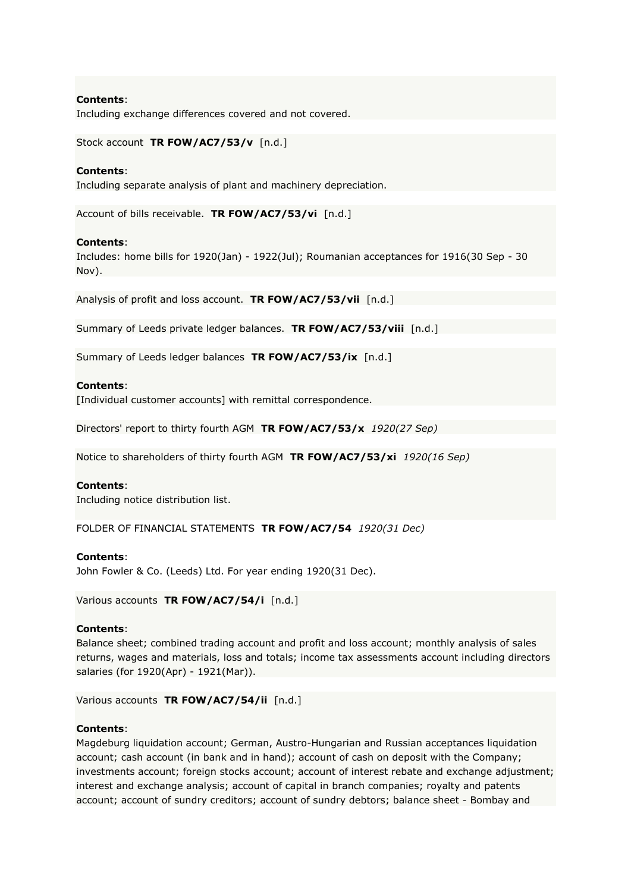**Contents**:
Including exchange differences covered and not covered.

Stock account **TR FOW/AC7/53/v** [n.d.]

**Contents**:
Including separate analysis of plant and machinery depreciation.

Account of bills receivable. **TR FOW/AC7/53/vi** [n.d.]

**Contents**:
Includes: home bills for 1920(Jan) - 1922(Jul); Roumanian acceptances for 1916(30 Sep - 30 Nov).

Analysis of profit and loss account. **TR FOW/AC7/53/vii** [n.d.]

Summary of Leeds private ledger balances. **TR FOW/AC7/53/viii** [n.d.]

Summary of Leeds ledger balances **TR FOW/AC7/53/ix** [n.d.]

**Contents**:
[Individual customer accounts] with remittal correspondence.

Directors' report to thirty fourth AGM **TR FOW/AC7/53/x** *1920(27 Sep)*

Notice to shareholders of thirty fourth AGM **TR FOW/AC7/53/xi** *1920(16 Sep)*

**Contents**:
Including notice distribution list.

FOLDER OF FINANCIAL STATEMENTS **TR FOW/AC7/54** *1920(31 Dec)*

**Contents**:
John Fowler & Co. (Leeds) Ltd. For year ending 1920(31 Dec).

Various accounts **TR FOW/AC7/54/i** [n.d.]

**Contents**:
Balance sheet; combined trading account and profit and loss account; monthly analysis of sales returns, wages and materials, loss and totals; income tax assessments account including directors salaries (for 1920(Apr) - 1921(Mar)).

Various accounts **TR FOW/AC7/54/ii** [n.d.]

**Contents**:
Magdeburg liquidation account; German, Austro-Hungarian and Russian acceptances liquidation account; cash account (in bank and in hand); account of cash on deposit with the Company; investments account; foreign stocks account; account of interest rebate and exchange adjustment; interest and exchange analysis; account of capital in branch companies; royalty and patents account; account of sundry creditors; account of sundry debtors; balance sheet - Bombay and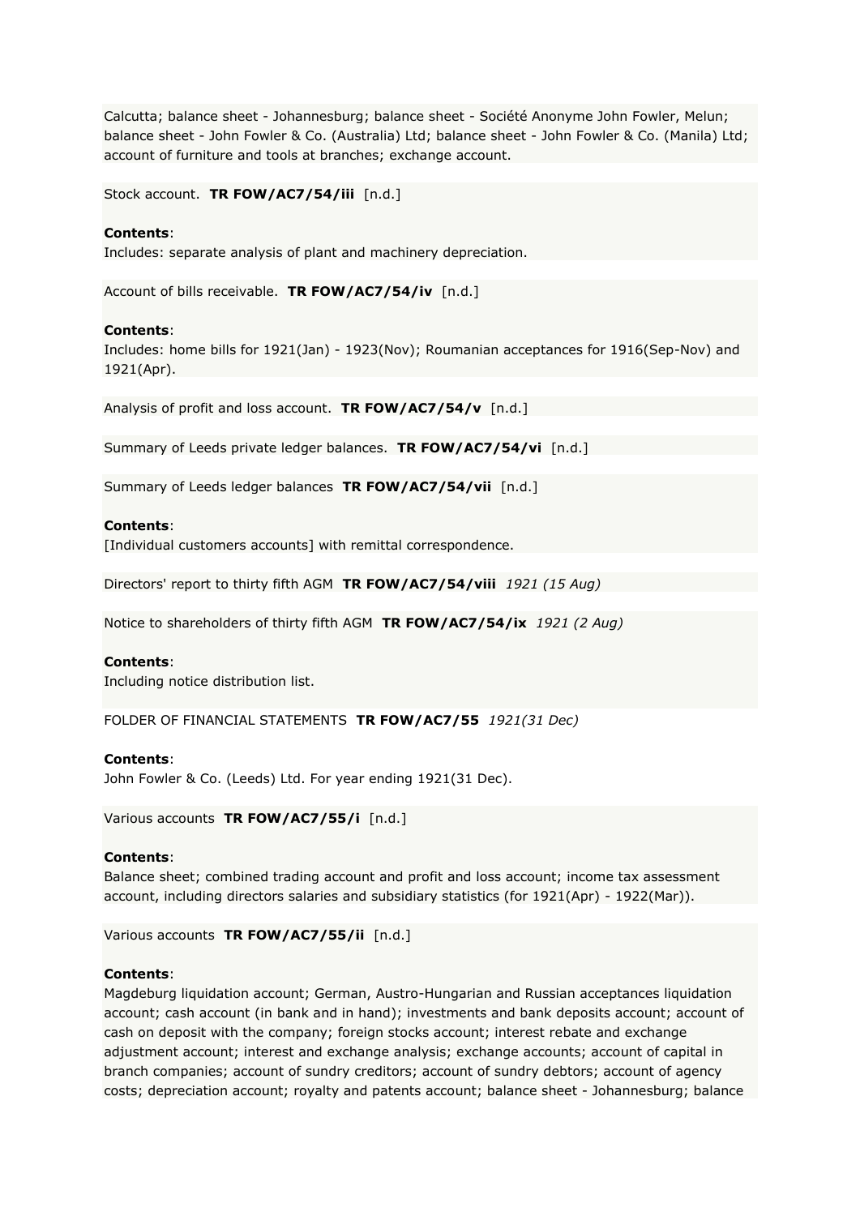Calcutta; balance sheet - Johannesburg; balance sheet - Société Anonyme John Fowler, Melun; balance sheet - John Fowler & Co. (Australia) Ltd; balance sheet - John Fowler & Co. (Manila) Ltd; account of furniture and tools at branches; exchange account.

Stock account. **TR FOW/AC7/54/iii** [n.d.]

**Contents**:
Includes: separate analysis of plant and machinery depreciation.

Account of bills receivable. **TR FOW/AC7/54/iv** [n.d.]

**Contents**:
Includes: home bills for 1921(Jan) - 1923(Nov); Roumanian acceptances for 1916(Sep-Nov) and 1921(Apr).

Analysis of profit and loss account. **TR FOW/AC7/54/v** [n.d.]

Summary of Leeds private ledger balances. **TR FOW/AC7/54/vi** [n.d.]

Summary of Leeds ledger balances **TR FOW/AC7/54/vii** [n.d.]

**Contents**:
[Individual customers accounts] with remittal correspondence.

Directors' report to thirty fifth AGM **TR FOW/AC7/54/viii** *1921 (15 Aug)*

Notice to shareholders of thirty fifth AGM **TR FOW/AC7/54/ix** *1921 (2 Aug)*

**Contents**:
Including notice distribution list.

FOLDER OF FINANCIAL STATEMENTS **TR FOW/AC7/55** *1921(31 Dec)*

**Contents**:
John Fowler & Co. (Leeds) Ltd. For year ending 1921(31 Dec).

Various accounts **TR FOW/AC7/55/i** [n.d.]

**Contents**:
Balance sheet; combined trading account and profit and loss account; income tax assessment account, including directors salaries and subsidiary statistics (for 1921(Apr) - 1922(Mar)).

Various accounts **TR FOW/AC7/55/ii** [n.d.]

**Contents**:
Magdeburg liquidation account; German, Austro-Hungarian and Russian acceptances liquidation account; cash account (in bank and in hand); investments and bank deposits account; account of cash on deposit with the company; foreign stocks account; interest rebate and exchange adjustment account; interest and exchange analysis; exchange accounts; account of capital in branch companies; account of sundry creditors; account of sundry debtors; account of agency costs; depreciation account; royalty and patents account; balance sheet - Johannesburg; balance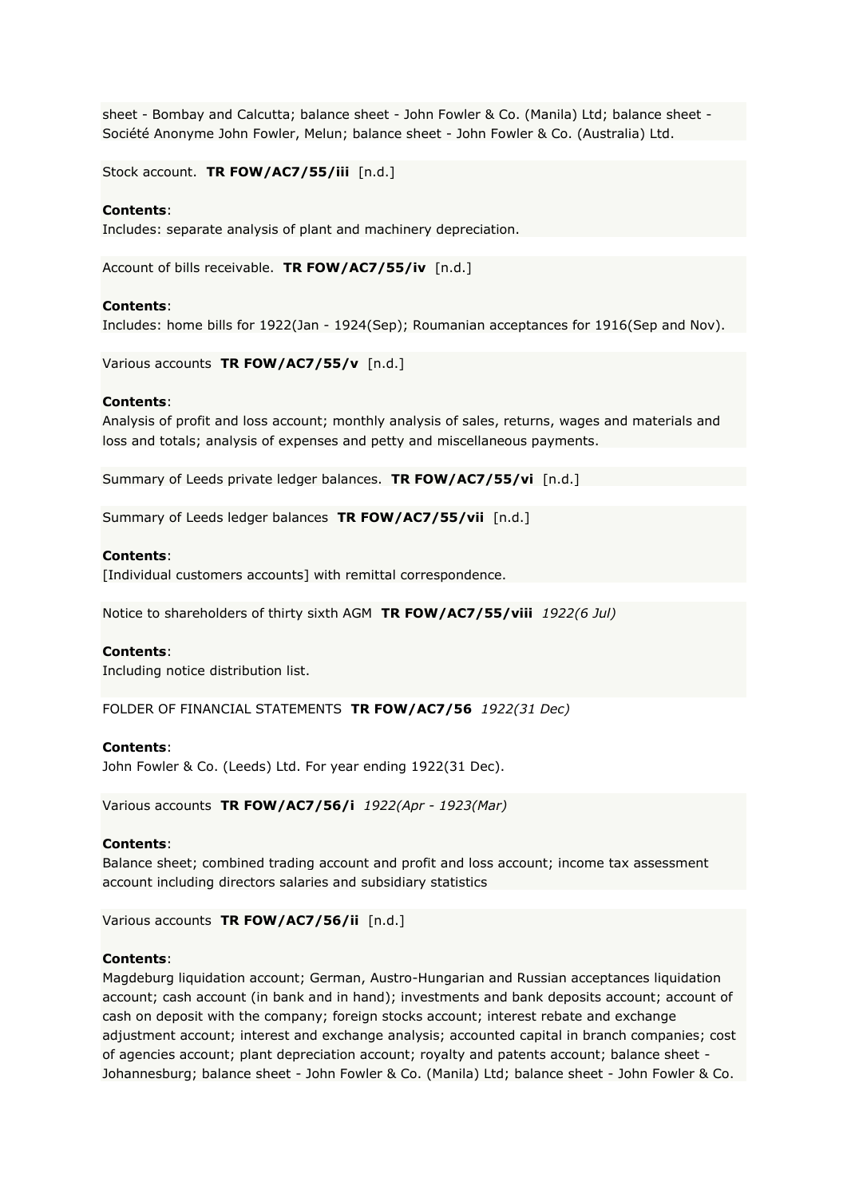sheet - Bombay and Calcutta; balance sheet - John Fowler & Co. (Manila) Ltd; balance sheet - Société Anonyme John Fowler, Melun; balance sheet - John Fowler & Co. (Australia) Ltd.

Stock account. **TR FOW/AC7/55/iii** [n.d.]

**Contents**:
Includes: separate analysis of plant and machinery depreciation.

Account of bills receivable. **TR FOW/AC7/55/iv** [n.d.]

**Contents**:
Includes: home bills for 1922(Jan - 1924(Sep); Roumanian acceptances for 1916(Sep and Nov).

Various accounts **TR FOW/AC7/55/v** [n.d.]

**Contents**:
Analysis of profit and loss account; monthly analysis of sales, returns, wages and materials and loss and totals; analysis of expenses and petty and miscellaneous payments.

Summary of Leeds private ledger balances. **TR FOW/AC7/55/vi** [n.d.]

Summary of Leeds ledger balances **TR FOW/AC7/55/vii** [n.d.]

**Contents**:
[Individual customers accounts] with remittal correspondence.

Notice to shareholders of thirty sixth AGM **TR FOW/AC7/55/viii** *1922(6 Jul)*

**Contents**:
Including notice distribution list.

FOLDER OF FINANCIAL STATEMENTS **TR FOW/AC7/56** *1922(31 Dec)*

**Contents**:
John Fowler & Co. (Leeds) Ltd. For year ending 1922(31 Dec).

Various accounts **TR FOW/AC7/56/i** *1922(Apr - 1923(Mar)*

**Contents**:
Balance sheet; combined trading account and profit and loss account; income tax assessment account including directors salaries and subsidiary statistics

Various accounts **TR FOW/AC7/56/ii** [n.d.]

**Contents**:
Magdeburg liquidation account; German, Austro-Hungarian and Russian acceptances liquidation account; cash account (in bank and in hand); investments and bank deposits account; account of cash on deposit with the company; foreign stocks account; interest rebate and exchange adjustment account; interest and exchange analysis; accounted capital in branch companies; cost of agencies account; plant depreciation account; royalty and patents account; balance sheet - Johannesburg; balance sheet - John Fowler & Co. (Manila) Ltd; balance sheet - John Fowler & Co.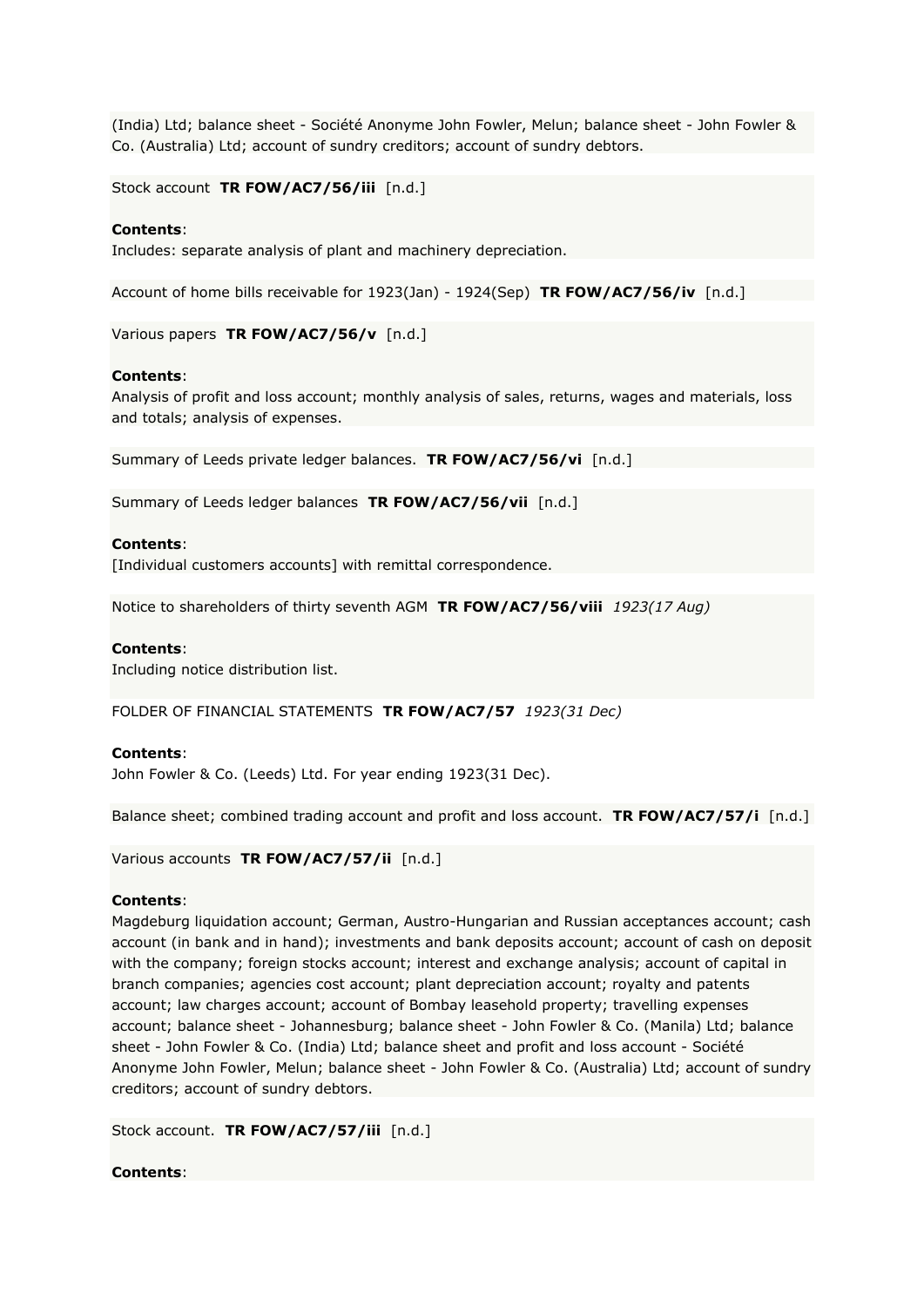(India) Ltd; balance sheet - Société Anonyme John Fowler, Melun; balance sheet - John Fowler & Co. (Australia) Ltd; account of sundry creditors; account of sundry debtors.

Stock account **TR FOW/AC7/56/iii** [n.d.]

**Contents**:
Includes: separate analysis of plant and machinery depreciation.

Account of home bills receivable for 1923(Jan) - 1924(Sep) **TR FOW/AC7/56/iv** [n.d.]

Various papers **TR FOW/AC7/56/v** [n.d.]

**Contents**:
Analysis of profit and loss account; monthly analysis of sales, returns, wages and materials, loss and totals; analysis of expenses.

Summary of Leeds private ledger balances. **TR FOW/AC7/56/vi** [n.d.]

Summary of Leeds ledger balances **TR FOW/AC7/56/vii** [n.d.]

**Contents**:
[Individual customers accounts] with remittal correspondence.

Notice to shareholders of thirty seventh AGM **TR FOW/AC7/56/viii** *1923(17 Aug)*

**Contents**:
Including notice distribution list.

FOLDER OF FINANCIAL STATEMENTS **TR FOW/AC7/57** *1923(31 Dec)*

**Contents**:
John Fowler & Co. (Leeds) Ltd. For year ending 1923(31 Dec).

Balance sheet; combined trading account and profit and loss account. **TR FOW/AC7/57/i** [n.d.]

Various accounts **TR FOW/AC7/57/ii** [n.d.]

**Contents**:
Magdeburg liquidation account; German, Austro-Hungarian and Russian acceptances account; cash account (in bank and in hand); investments and bank deposits account; account of cash on deposit with the company; foreign stocks account; interest and exchange analysis; account of capital in branch companies; agencies cost account; plant depreciation account; royalty and patents account; law charges account; account of Bombay leasehold property; travelling expenses account; balance sheet - Johannesburg; balance sheet - John Fowler & Co. (Manila) Ltd; balance sheet - John Fowler & Co. (India) Ltd; balance sheet and profit and loss account - Société Anonyme John Fowler, Melun; balance sheet - John Fowler & Co. (Australia) Ltd; account of sundry creditors; account of sundry debtors.

Stock account. **TR FOW/AC7/57/iii** [n.d.]

**Contents**: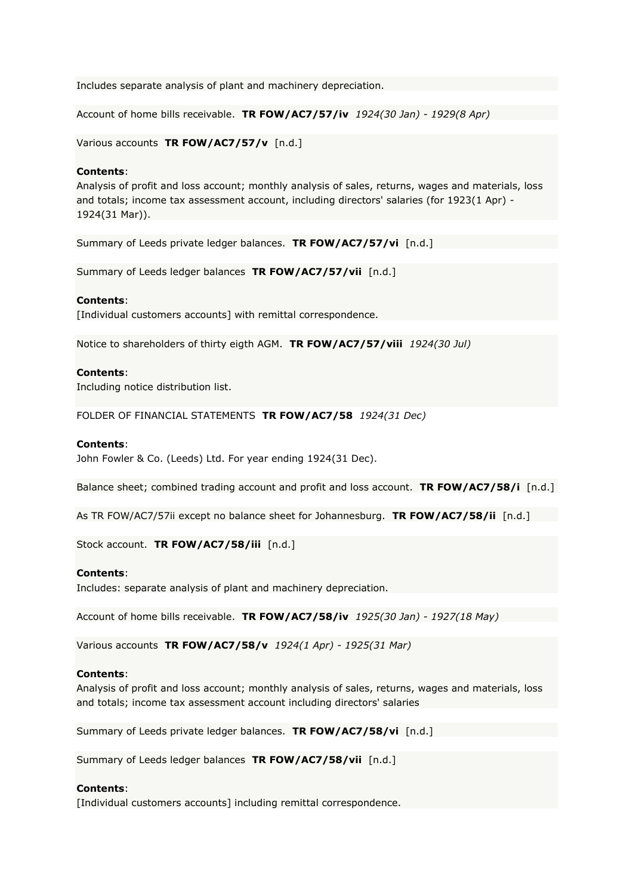Includes separate analysis of plant and machinery depreciation.

Account of home bills receivable. **TR FOW/AC7/57/iv** *1924(30 Jan) - 1929(8 Apr)*

Various accounts **TR FOW/AC7/57/v** [n.d.]

**Contents**:
Analysis of profit and loss account; monthly analysis of sales, returns, wages and materials, loss and totals; income tax assessment account, including directors' salaries (for 1923(1 Apr) - 1924(31 Mar)).

Summary of Leeds private ledger balances. **TR FOW/AC7/57/vi** [n.d.]

Summary of Leeds ledger balances **TR FOW/AC7/57/vii** [n.d.]

**Contents**:
[Individual customers accounts] with remittal correspondence.

Notice to shareholders of thirty eigth AGM. **TR FOW/AC7/57/viii** *1924(30 Jul)*

**Contents**:
Including notice distribution list.

FOLDER OF FINANCIAL STATEMENTS **TR FOW/AC7/58** *1924(31 Dec)*

**Contents**:
John Fowler & Co. (Leeds) Ltd. For year ending 1924(31 Dec).

Balance sheet; combined trading account and profit and loss account. **TR FOW/AC7/58/i** [n.d.]

As TR FOW/AC7/57ii except no balance sheet for Johannesburg. **TR FOW/AC7/58/ii** [n.d.]

Stock account. **TR FOW/AC7/58/iii** [n.d.]

**Contents**:
Includes: separate analysis of plant and machinery depreciation.

Account of home bills receivable. **TR FOW/AC7/58/iv** *1925(30 Jan) - 1927(18 May)*

Various accounts **TR FOW/AC7/58/v** *1924(1 Apr) - 1925(31 Mar)*

**Contents**:
Analysis of profit and loss account; monthly analysis of sales, returns, wages and materials, loss and totals; income tax assessment account including directors' salaries

Summary of Leeds private ledger balances. **TR FOW/AC7/58/vi** [n.d.]

Summary of Leeds ledger balances **TR FOW/AC7/58/vii** [n.d.]

**Contents**:
[Individual customers accounts] including remittal correspondence.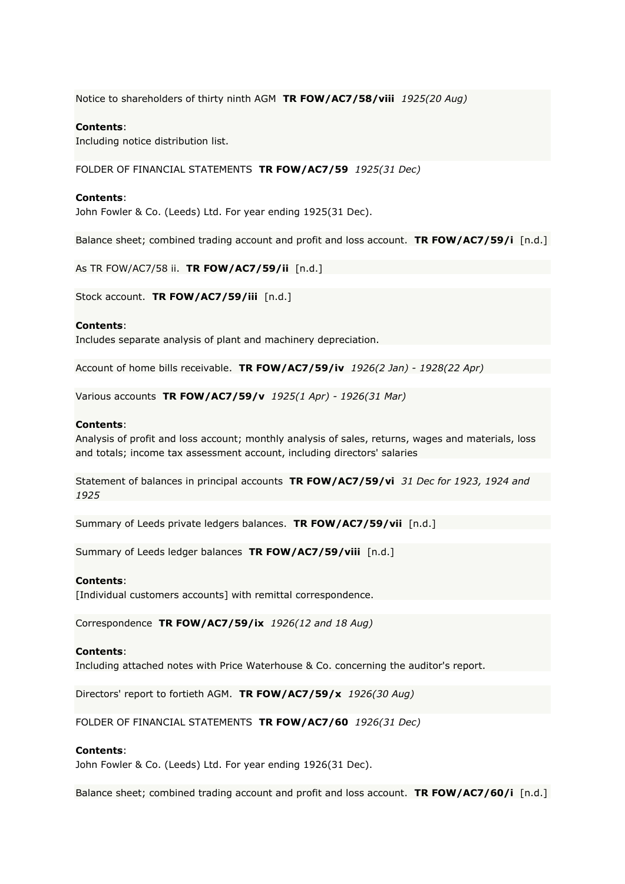Notice to shareholders of thirty ninth AGM **TR FOW/AC7/58/viii** *1925(20 Aug)*

**Contents**:
Including notice distribution list.

FOLDER OF FINANCIAL STATEMENTS **TR FOW/AC7/59** *1925(31 Dec)*

**Contents**:
John Fowler & Co. (Leeds) Ltd. For year ending 1925(31 Dec).

Balance sheet; combined trading account and profit and loss account. **TR FOW/AC7/59/i** [n.d.]

As TR FOW/AC7/58 ii. **TR FOW/AC7/59/ii** [n.d.]

Stock account. **TR FOW/AC7/59/iii** [n.d.]

**Contents**:
Includes separate analysis of plant and machinery depreciation.

Account of home bills receivable. **TR FOW/AC7/59/iv** *1926(2 Jan) - 1928(22 Apr)*

Various accounts **TR FOW/AC7/59/v** *1925(1 Apr) - 1926(31 Mar)*

**Contents**:
Analysis of profit and loss account; monthly analysis of sales, returns, wages and materials, loss and totals; income tax assessment account, including directors' salaries

Statement of balances in principal accounts **TR FOW/AC7/59/vi** *31 Dec for 1923, 1924 and 1925*

Summary of Leeds private ledgers balances. **TR FOW/AC7/59/vii** [n.d.]

Summary of Leeds ledger balances **TR FOW/AC7/59/viii** [n.d.]

**Contents**:
[Individual customers accounts] with remittal correspondence.

Correspondence **TR FOW/AC7/59/ix** *1926(12 and 18 Aug)*

**Contents**:
Including attached notes with Price Waterhouse & Co. concerning the auditor's report.

Directors' report to fortieth AGM. **TR FOW/AC7/59/x** *1926(30 Aug)*

FOLDER OF FINANCIAL STATEMENTS **TR FOW/AC7/60** *1926(31 Dec)*

**Contents**:
John Fowler & Co. (Leeds) Ltd. For year ending 1926(31 Dec).

Balance sheet; combined trading account and profit and loss account. **TR FOW/AC7/60/i** [n.d.]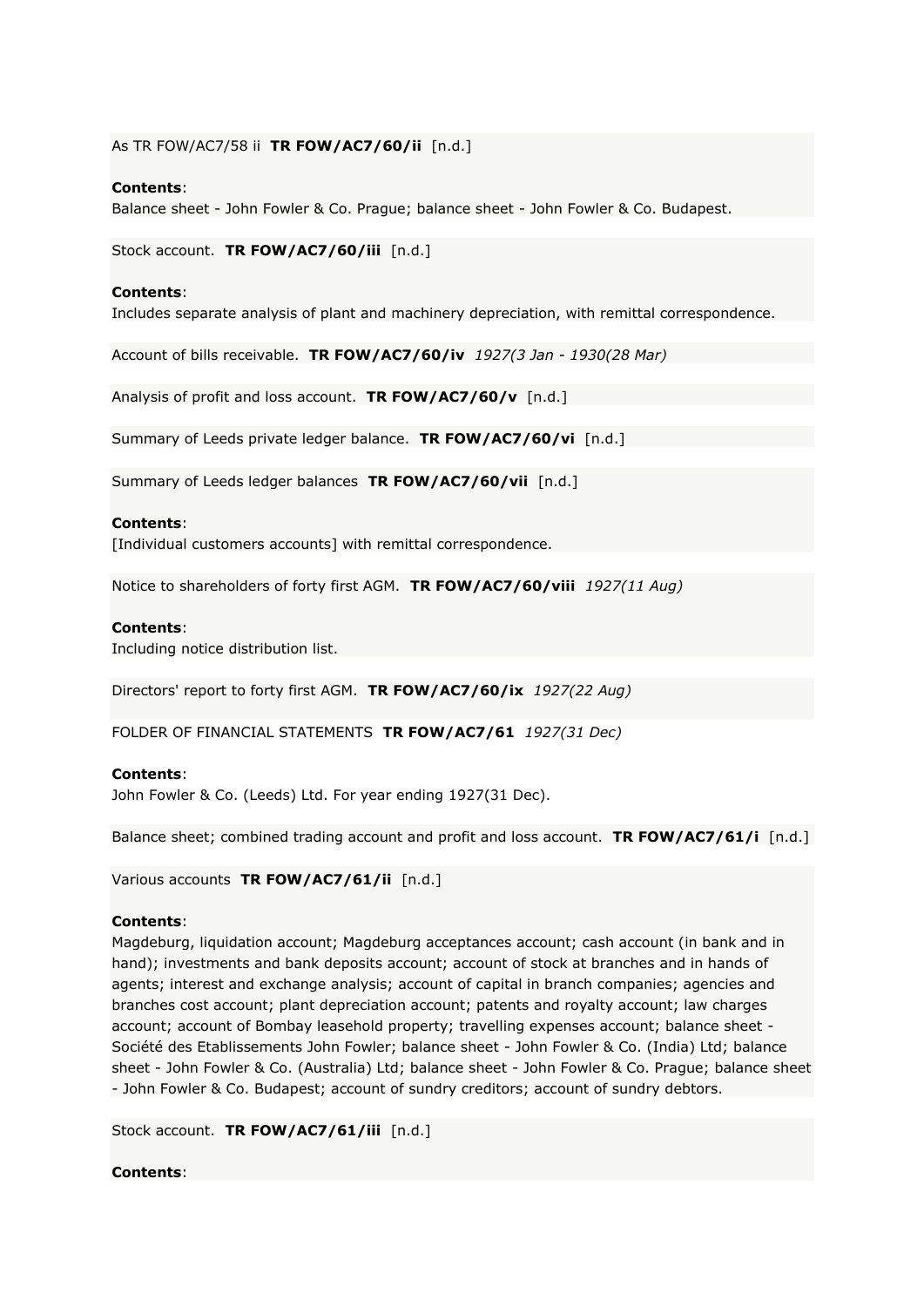As TR FOW/AC7/58 ii **TR FOW/AC7/60/ii** [n.d.]

**Contents**:
Balance sheet - John Fowler & Co. Prague; balance sheet - John Fowler & Co. Budapest.

Stock account. **TR FOW/AC7/60/iii** [n.d.]

**Contents**:
Includes separate analysis of plant and machinery depreciation, with remittal correspondence.

Account of bills receivable. **TR FOW/AC7/60/iv** *1927(3 Jan - 1930(28 Mar)*

Analysis of profit and loss account. **TR FOW/AC7/60/v** [n.d.]

Summary of Leeds private ledger balance. **TR FOW/AC7/60/vi** [n.d.]

Summary of Leeds ledger balances **TR FOW/AC7/60/vii** [n.d.]

**Contents**:
[Individual customers accounts] with remittal correspondence.

Notice to shareholders of forty first AGM. **TR FOW/AC7/60/viii** *1927(11 Aug)*

**Contents**:
Including notice distribution list.

Directors' report to forty first AGM. **TR FOW/AC7/60/ix** *1927(22 Aug)*

FOLDER OF FINANCIAL STATEMENTS **TR FOW/AC7/61** *1927(31 Dec)*

**Contents**:
John Fowler & Co. (Leeds) Ltd. For year ending 1927(31 Dec).

Balance sheet; combined trading account and profit and loss account. **TR FOW/AC7/61/i** [n.d.]

Various accounts **TR FOW/AC7/61/ii** [n.d.]

**Contents**:
Magdeburg, liquidation account; Magdeburg acceptances account; cash account (in bank and in hand); investments and bank deposits account; account of stock at branches and in hands of agents; interest and exchange analysis; account of capital in branch companies; agencies and branches cost account; plant depreciation account; patents and royalty account; law charges account; account of Bombay leasehold property; travelling expenses account; balance sheet - Société des Etablissements John Fowler; balance sheet - John Fowler & Co. (India) Ltd; balance sheet - John Fowler & Co. (Australia) Ltd; balance sheet - John Fowler & Co. Prague; balance sheet - John Fowler & Co. Budapest; account of sundry creditors; account of sundry debtors.

Stock account. **TR FOW/AC7/61/iii** [n.d.]

**Contents**: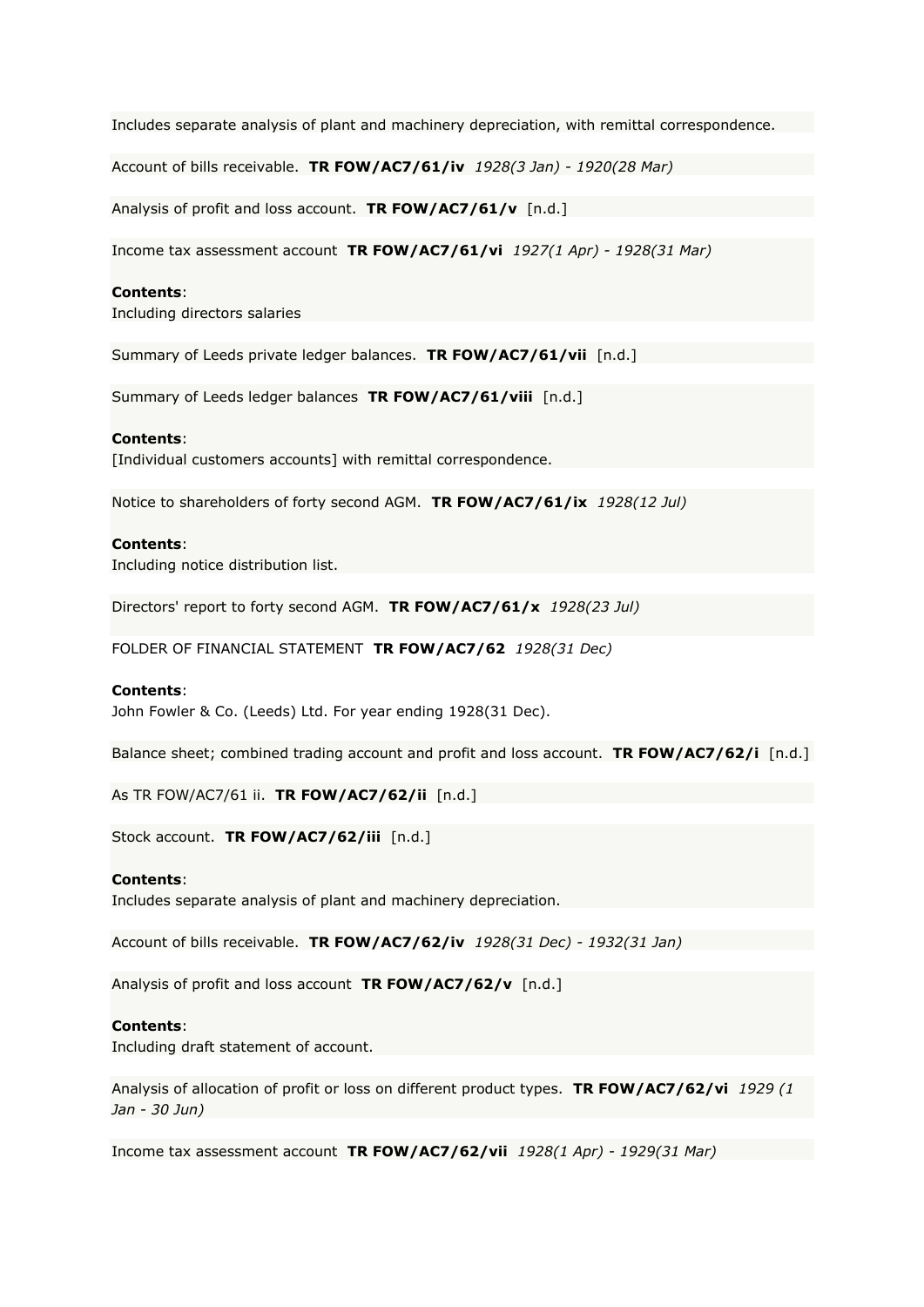Includes separate analysis of plant and machinery depreciation, with remittal correspondence.

Account of bills receivable. **TR FOW/AC7/61/iv** *1928(3 Jan) - 1920(28 Mar)*

Analysis of profit and loss account. **TR FOW/AC7/61/v** [n.d.]

Income tax assessment account **TR FOW/AC7/61/vi** *1927(1 Apr) - 1928(31 Mar)*

**Contents**:
Including directors salaries

Summary of Leeds private ledger balances. **TR FOW/AC7/61/vii** [n.d.]

Summary of Leeds ledger balances **TR FOW/AC7/61/viii** [n.d.]

**Contents**:
[Individual customers accounts] with remittal correspondence.

Notice to shareholders of forty second AGM. **TR FOW/AC7/61/ix** *1928(12 Jul)*

**Contents**:
Including notice distribution list.

Directors' report to forty second AGM. **TR FOW/AC7/61/x** *1928(23 Jul)*

FOLDER OF FINANCIAL STATEMENT **TR FOW/AC7/62** *1928(31 Dec)*

**Contents**:
John Fowler & Co. (Leeds) Ltd. For year ending 1928(31 Dec).

Balance sheet; combined trading account and profit and loss account. **TR FOW/AC7/62/i** [n.d.]

As TR FOW/AC7/61 ii. **TR FOW/AC7/62/ii** [n.d.]

Stock account. **TR FOW/AC7/62/iii** [n.d.]

**Contents**:
Includes separate analysis of plant and machinery depreciation.

Account of bills receivable. **TR FOW/AC7/62/iv** *1928(31 Dec) - 1932(31 Jan)*

Analysis of profit and loss account **TR FOW/AC7/62/v** [n.d.]

**Contents**:
Including draft statement of account.

Analysis of allocation of profit or loss on different product types. **TR FOW/AC7/62/vi** *1929 (1 Jan - 30 Jun)*

Income tax assessment account **TR FOW/AC7/62/vii** *1928(1 Apr) - 1929(31 Mar)*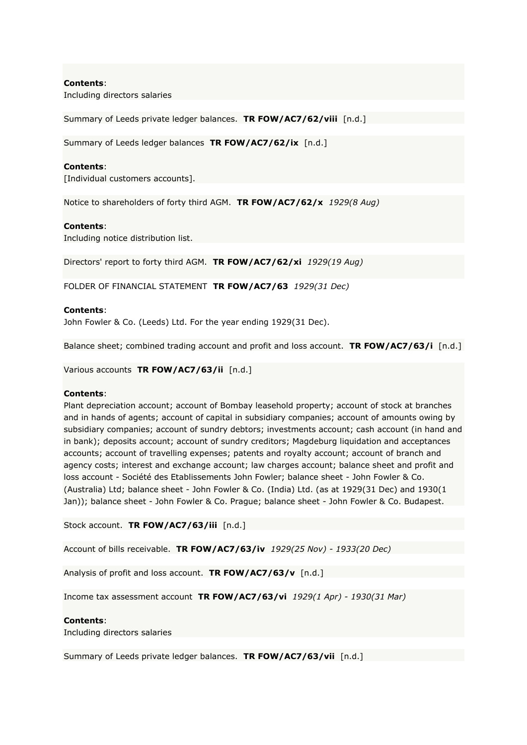**Contents**:
Including directors salaries

Summary of Leeds private ledger balances. **TR FOW/AC7/62/viii** [n.d.]

Summary of Leeds ledger balances **TR FOW/AC7/62/ix** [n.d.]

**Contents**:
[Individual customers accounts].

Notice to shareholders of forty third AGM. **TR FOW/AC7/62/x** *1929(8 Aug)*

**Contents**:
Including notice distribution list.

Directors' report to forty third AGM. **TR FOW/AC7/62/xi** *1929(19 Aug)*

FOLDER OF FINANCIAL STATEMENT **TR FOW/AC7/63** *1929(31 Dec)*

**Contents**:
John Fowler & Co. (Leeds) Ltd. For the year ending 1929(31 Dec).

Balance sheet; combined trading account and profit and loss account. **TR FOW/AC7/63/i** [n.d.]

Various accounts **TR FOW/AC7/63/ii** [n.d.]

**Contents**:
Plant depreciation account; account of Bombay leasehold property; account of stock at branches and in hands of agents; account of capital in subsidiary companies; account of amounts owing by subsidiary companies; account of sundry debtors; investments account; cash account (in hand and in bank); deposits account; account of sundry creditors; Magdeburg liquidation and acceptances accounts; account of travelling expenses; patents and royalty account; account of branch and agency costs; interest and exchange account; law charges account; balance sheet and profit and loss account - Société des Etablissements John Fowler; balance sheet - John Fowler & Co. (Australia) Ltd; balance sheet - John Fowler & Co. (India) Ltd. (as at 1929(31 Dec) and 1930(1 Jan)); balance sheet - John Fowler & Co. Prague; balance sheet - John Fowler & Co. Budapest.

Stock account. **TR FOW/AC7/63/iii** [n.d.]

Account of bills receivable. **TR FOW/AC7/63/iv** *1929(25 Nov) - 1933(20 Dec)*

Analysis of profit and loss account. **TR FOW/AC7/63/v** [n.d.]

Income tax assessment account **TR FOW/AC7/63/vi** *1929(1 Apr) - 1930(31 Mar)*

**Contents**:
Including directors salaries

Summary of Leeds private ledger balances. **TR FOW/AC7/63/vii** [n.d.]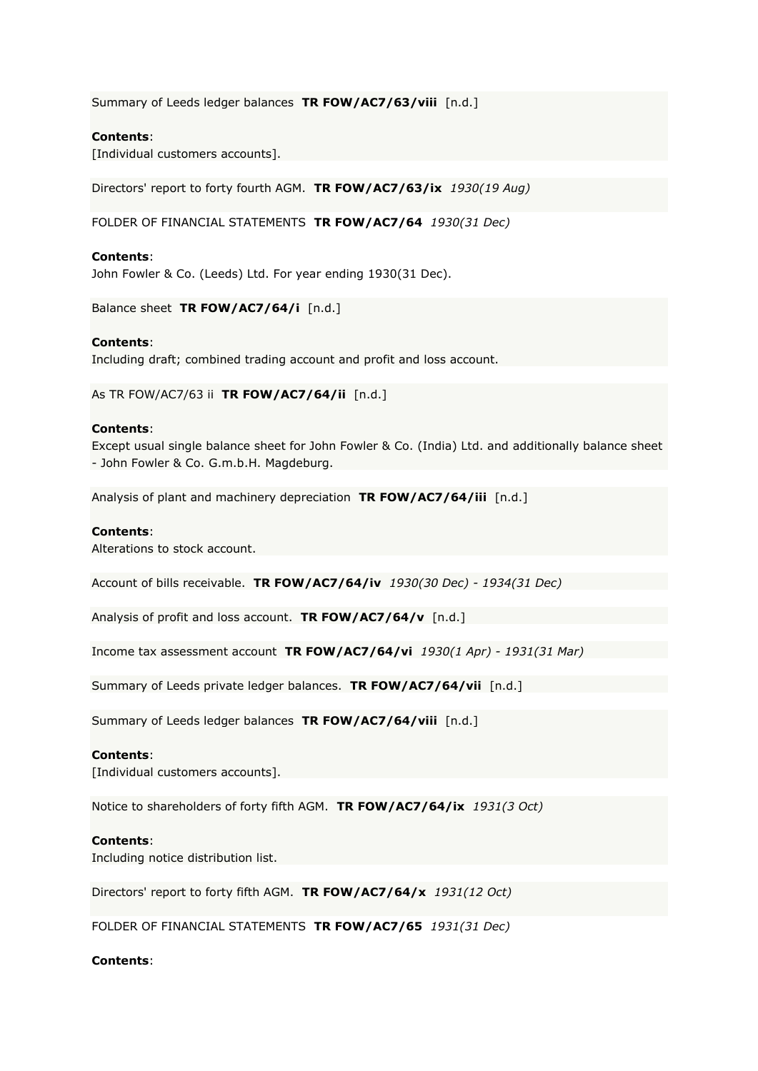Summary of Leeds ledger balances **TR FOW/AC7/63/viii** [n.d.]

**Contents**:
[Individual customers accounts].

Directors' report to forty fourth AGM. **TR FOW/AC7/63/ix** *1930(19 Aug)*

FOLDER OF FINANCIAL STATEMENTS **TR FOW/AC7/64** *1930(31 Dec)*

**Contents**:
John Fowler & Co. (Leeds) Ltd. For year ending 1930(31 Dec).

Balance sheet **TR FOW/AC7/64/i** [n.d.]

**Contents**:
Including draft; combined trading account and profit and loss account.

As TR FOW/AC7/63 ii **TR FOW/AC7/64/ii** [n.d.]

**Contents**:
Except usual single balance sheet for John Fowler & Co. (India) Ltd. and additionally balance sheet - John Fowler & Co. G.m.b.H. Magdeburg.

Analysis of plant and machinery depreciation **TR FOW/AC7/64/iii** [n.d.]

**Contents**:
Alterations to stock account.

Account of bills receivable. **TR FOW/AC7/64/iv** *1930(30 Dec) - 1934(31 Dec)*

Analysis of profit and loss account. **TR FOW/AC7/64/v** [n.d.]

Income tax assessment account **TR FOW/AC7/64/vi** *1930(1 Apr) - 1931(31 Mar)*

Summary of Leeds private ledger balances. **TR FOW/AC7/64/vii** [n.d.]

Summary of Leeds ledger balances **TR FOW/AC7/64/viii** [n.d.]

**Contents**:
[Individual customers accounts].

Notice to shareholders of forty fifth AGM. **TR FOW/AC7/64/ix** *1931(3 Oct)*

**Contents**:
Including notice distribution list.

Directors' report to forty fifth AGM. **TR FOW/AC7/64/x** *1931(12 Oct)*

FOLDER OF FINANCIAL STATEMENTS **TR FOW/AC7/65** *1931(31 Dec)*

**Contents**: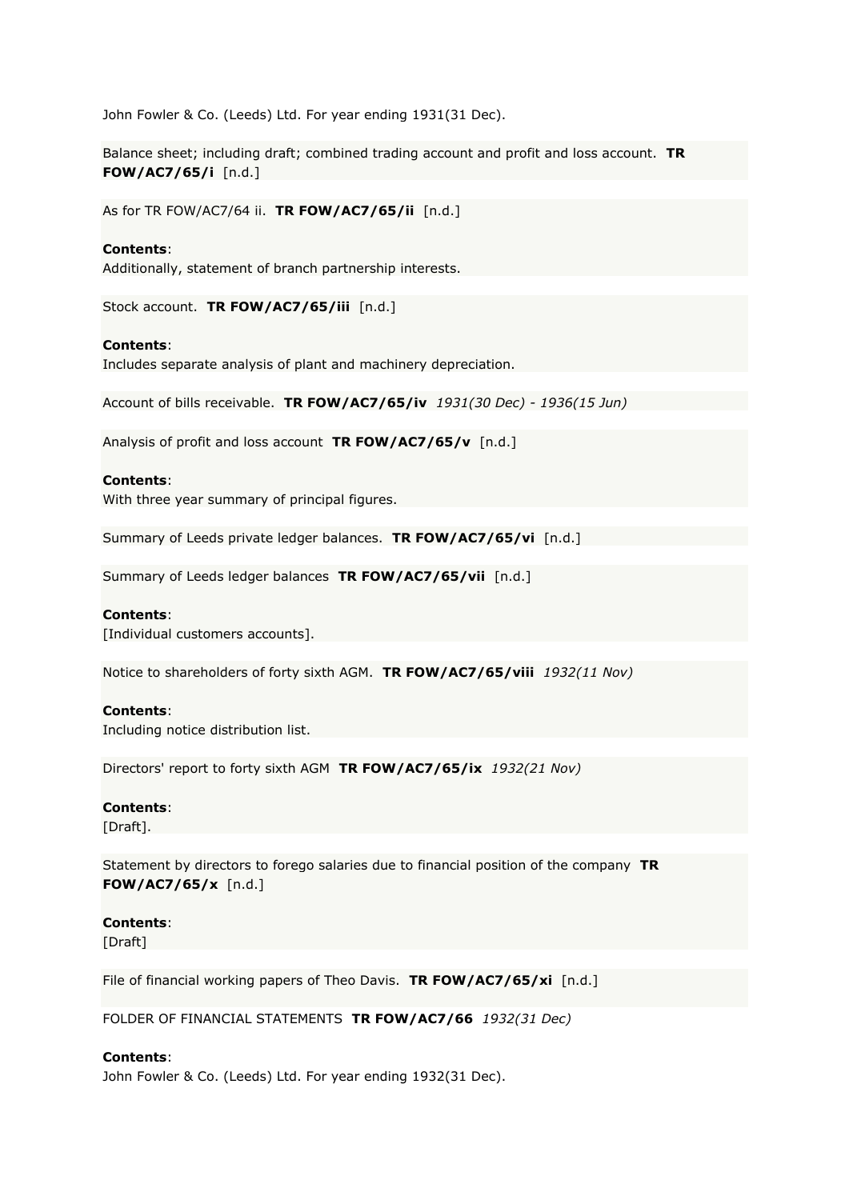John Fowler & Co. (Leeds) Ltd. For year ending 1931(31 Dec).

Balance sheet; including draft; combined trading account and profit and loss account. **TR FOW/AC7/65/i** [n.d.]

As for TR FOW/AC7/64 ii. **TR FOW/AC7/65/ii** [n.d.]

**Contents**:
Additionally, statement of branch partnership interests.

Stock account. **TR FOW/AC7/65/iii** [n.d.]

**Contents**:
Includes separate analysis of plant and machinery depreciation.

Account of bills receivable. **TR FOW/AC7/65/iv** *1931(30 Dec) - 1936(15 Jun)*

Analysis of profit and loss account **TR FOW/AC7/65/v** [n.d.]

**Contents**:
With three year summary of principal figures.

Summary of Leeds private ledger balances. **TR FOW/AC7/65/vi** [n.d.]

Summary of Leeds ledger balances **TR FOW/AC7/65/vii** [n.d.]

**Contents**:
[Individual customers accounts].

Notice to shareholders of forty sixth AGM. **TR FOW/AC7/65/viii** *1932(11 Nov)*

**Contents**:
Including notice distribution list.

Directors' report to forty sixth AGM **TR FOW/AC7/65/ix** *1932(21 Nov)*

**Contents**:
[Draft].

Statement by directors to forego salaries due to financial position of the company **TR FOW/AC7/65/x** [n.d.]

**Contents**:
[Draft]

File of financial working papers of Theo Davis. **TR FOW/AC7/65/xi** [n.d.]

FOLDER OF FINANCIAL STATEMENTS **TR FOW/AC7/66** *1932(31 Dec)*

**Contents**:
John Fowler & Co. (Leeds) Ltd. For year ending 1932(31 Dec).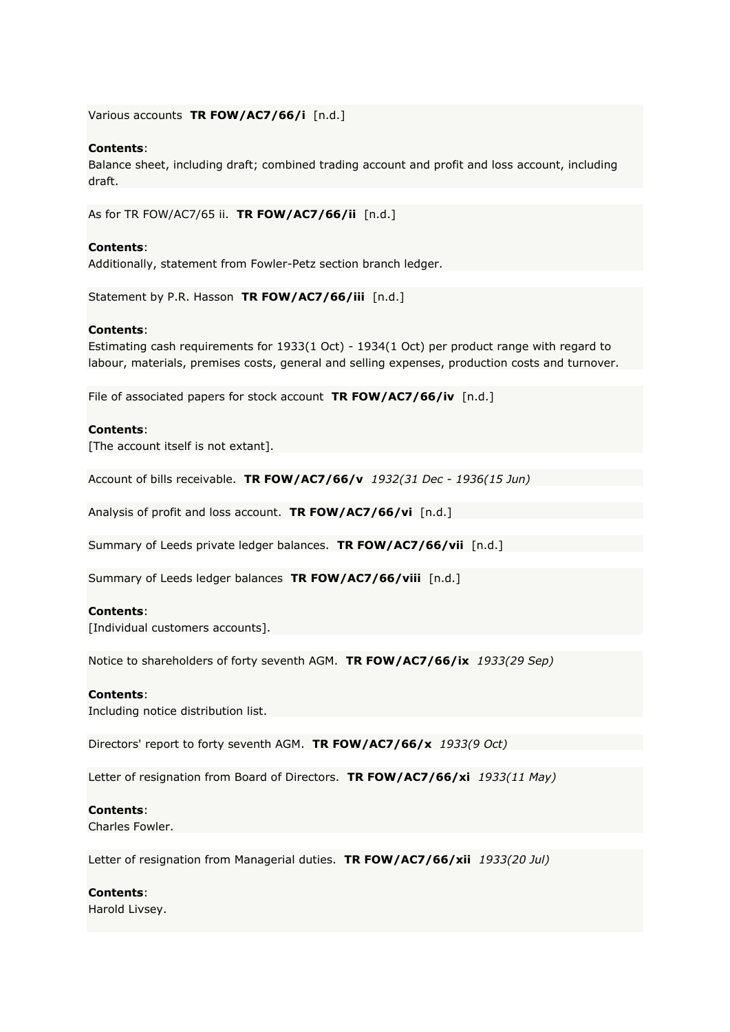Various accounts **TR FOW/AC7/66/i** [n.d.]

**Contents**:
Balance sheet, including draft; combined trading account and profit and loss account, including draft.

As for TR FOW/AC7/65 ii. **TR FOW/AC7/66/ii** [n.d.]

**Contents**:
Additionally, statement from Fowler-Petz section branch ledger.

Statement by P.R. Hasson **TR FOW/AC7/66/iii** [n.d.]

**Contents**:
Estimating cash requirements for 1933(1 Oct) - 1934(1 Oct) per product range with regard to labour, materials, premises costs, general and selling expenses, production costs and turnover.

File of associated papers for stock account **TR FOW/AC7/66/iv** [n.d.]

**Contents**:
[The account itself is not extant].

Account of bills receivable. **TR FOW/AC7/66/v** *1932(31 Dec - 1936(15 Jun)*

Analysis of profit and loss account. **TR FOW/AC7/66/vi** [n.d.]

Summary of Leeds private ledger balances. **TR FOW/AC7/66/vii** [n.d.]

Summary of Leeds ledger balances **TR FOW/AC7/66/viii** [n.d.]

**Contents**:
[Individual customers accounts].

Notice to shareholders of forty seventh AGM. **TR FOW/AC7/66/ix** *1933(29 Sep)*

**Contents**:
Including notice distribution list.

Directors' report to forty seventh AGM. **TR FOW/AC7/66/x** *1933(9 Oct)*

Letter of resignation from Board of Directors. **TR FOW/AC7/66/xi** *1933(11 May)*

**Contents**:
Charles Fowler.

Letter of resignation from Managerial duties. **TR FOW/AC7/66/xii** *1933(20 Jul)*

**Contents**:
Harold Livsey.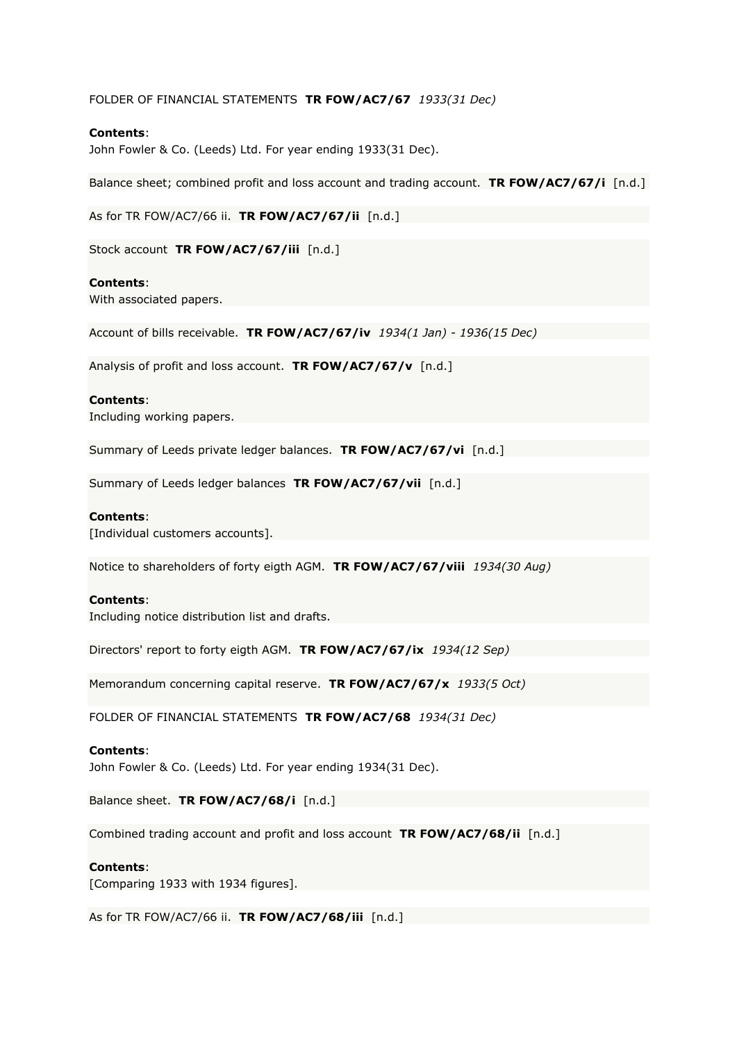FOLDER OF FINANCIAL STATEMENTS **TR FOW/AC7/67** *1933(31 Dec)*

**Contents**:
John Fowler & Co. (Leeds) Ltd. For year ending 1933(31 Dec).

Balance sheet; combined profit and loss account and trading account. **TR FOW/AC7/67/i** [n.d.]

As for TR FOW/AC7/66 ii. **TR FOW/AC7/67/ii** [n.d.]

Stock account **TR FOW/AC7/67/iii** [n.d.]

**Contents**:
With associated papers.

Account of bills receivable. **TR FOW/AC7/67/iv** *1934(1 Jan) - 1936(15 Dec)*

Analysis of profit and loss account. **TR FOW/AC7/67/v** [n.d.]

**Contents**:
Including working papers.

Summary of Leeds private ledger balances. **TR FOW/AC7/67/vi** [n.d.]

Summary of Leeds ledger balances **TR FOW/AC7/67/vii** [n.d.]

**Contents**:
[Individual customers accounts].

Notice to shareholders of forty eigth AGM. **TR FOW/AC7/67/viii** *1934(30 Aug)*

**Contents**:
Including notice distribution list and drafts.

Directors' report to forty eigth AGM. **TR FOW/AC7/67/ix** *1934(12 Sep)*

Memorandum concerning capital reserve. **TR FOW/AC7/67/x** *1933(5 Oct)*

FOLDER OF FINANCIAL STATEMENTS **TR FOW/AC7/68** *1934(31 Dec)*

**Contents**:
John Fowler & Co. (Leeds) Ltd. For year ending 1934(31 Dec).

Balance sheet. **TR FOW/AC7/68/i** [n.d.]

Combined trading account and profit and loss account **TR FOW/AC7/68/ii** [n.d.]

**Contents**:
[Comparing 1933 with 1934 figures].

As for TR FOW/AC7/66 ii. **TR FOW/AC7/68/iii** [n.d.]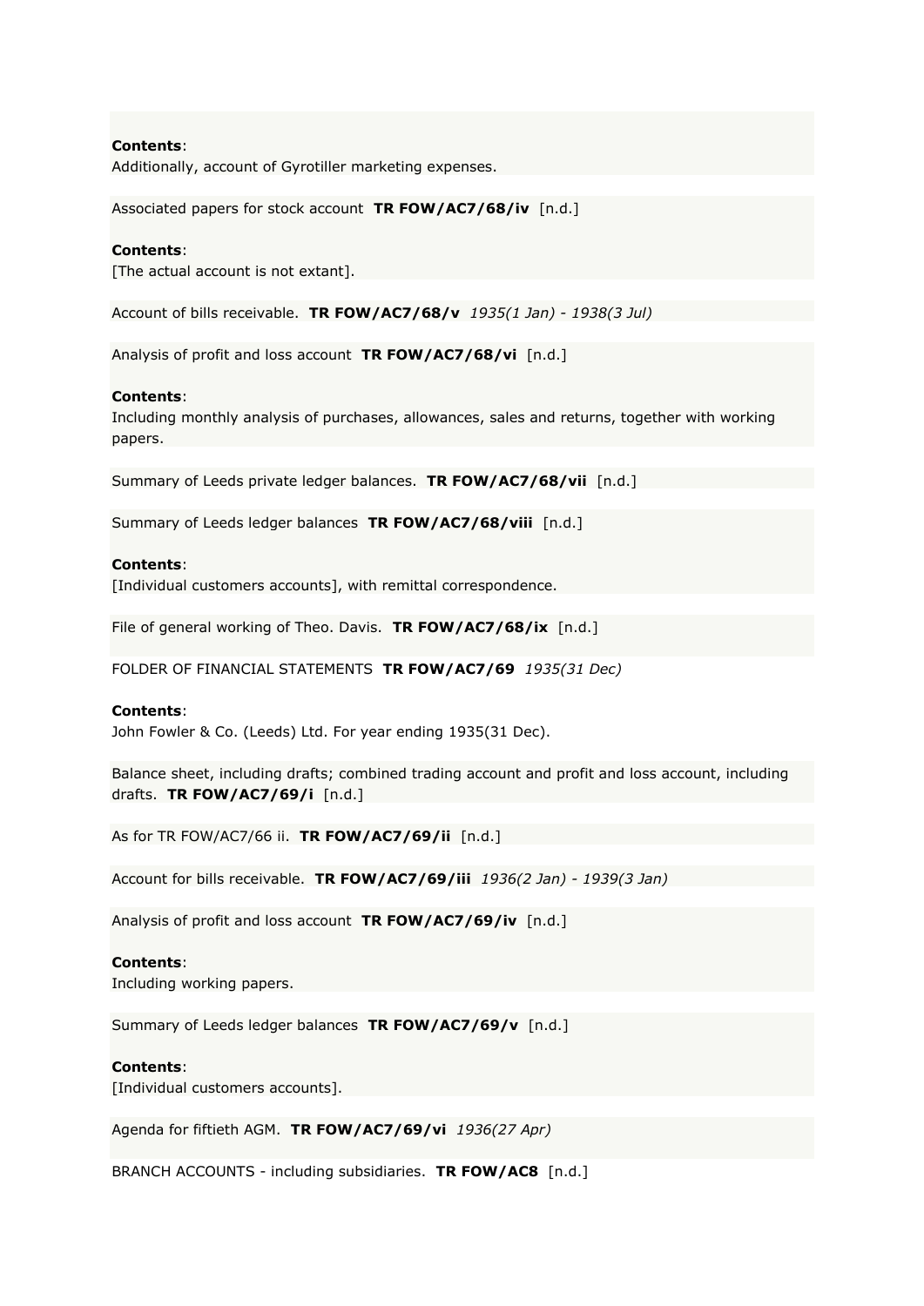**Contents**:
Additionally, account of Gyrotiller marketing expenses.

Associated papers for stock account **TR FOW/AC7/68/iv** [n.d.]

**Contents**:
[The actual account is not extant].

Account of bills receivable. **TR FOW/AC7/68/v** *1935(1 Jan) - 1938(3 Jul)*

Analysis of profit and loss account **TR FOW/AC7/68/vi** [n.d.]

**Contents**:
Including monthly analysis of purchases, allowances, sales and returns, together with working papers.

Summary of Leeds private ledger balances. **TR FOW/AC7/68/vii** [n.d.]

Summary of Leeds ledger balances **TR FOW/AC7/68/viii** [n.d.]

**Contents**:
[Individual customers accounts], with remittal correspondence.

File of general working of Theo. Davis. **TR FOW/AC7/68/ix** [n.d.]

FOLDER OF FINANCIAL STATEMENTS **TR FOW/AC7/69** *1935(31 Dec)*

**Contents**:
John Fowler & Co. (Leeds) Ltd. For year ending 1935(31 Dec).

Balance sheet, including drafts; combined trading account and profit and loss account, including drafts. **TR FOW/AC7/69/i** [n.d.]

As for TR FOW/AC7/66 ii. **TR FOW/AC7/69/ii** [n.d.]

Account for bills receivable. **TR FOW/AC7/69/iii** *1936(2 Jan) - 1939(3 Jan)*

Analysis of profit and loss account **TR FOW/AC7/69/iv** [n.d.]

**Contents**:
Including working papers.

Summary of Leeds ledger balances **TR FOW/AC7/69/v** [n.d.]

**Contents**:
[Individual customers accounts].

Agenda for fiftieth AGM. **TR FOW/AC7/69/vi** *1936(27 Apr)*

BRANCH ACCOUNTS - including subsidiaries. **TR FOW/AC8** [n.d.]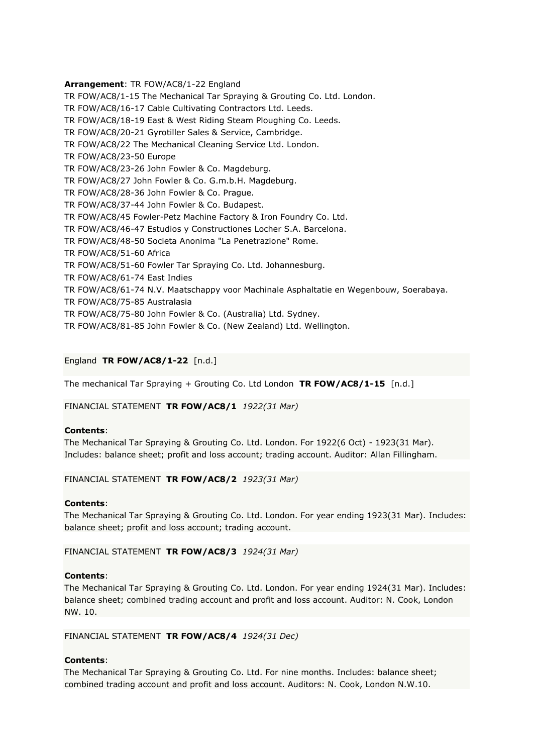**Arrangement**: TR FOW/AC8/1-22 England
TR FOW/AC8/1-15 The Mechanical Tar Spraying & Grouting Co. Ltd. London.
TR FOW/AC8/16-17 Cable Cultivating Contractors Ltd. Leeds.
TR FOW/AC8/18-19 East & West Riding Steam Ploughing Co. Leeds.
TR FOW/AC8/20-21 Gyrotiller Sales & Service, Cambridge.
TR FOW/AC8/22 The Mechanical Cleaning Service Ltd. London.
TR FOW/AC8/23-50 Europe
TR FOW/AC8/23-26 John Fowler & Co. Magdeburg.
TR FOW/AC8/27 John Fowler & Co. G.m.b.H. Magdeburg.
TR FOW/AC8/28-36 John Fowler & Co. Prague.
TR FOW/AC8/37-44 John Fowler & Co. Budapest.
TR FOW/AC8/45 Fowler-Petz Machine Factory & Iron Foundry Co. Ltd.
TR FOW/AC8/46-47 Estudios y Constructiones Locher S.A. Barcelona.
TR FOW/AC8/48-50 Societa Anonima "La Penetrazione" Rome.
TR FOW/AC8/51-60 Africa
TR FOW/AC8/51-60 Fowler Tar Spraying Co. Ltd. Johannesburg.
TR FOW/AC8/61-74 East Indies
TR FOW/AC8/61-74 N.V. Maatschappy voor Machinale Asphaltatie en Wegenbouw, Soerabaya.
TR FOW/AC8/75-85 Australasia
TR FOW/AC8/75-80 John Fowler & Co. (Australia) Ltd. Sydney.
TR FOW/AC8/81-85 John Fowler & Co. (New Zealand) Ltd. Wellington.

England **TR FOW/AC8/1-22** [n.d.]

The mechanical Tar Spraying + Grouting Co. Ltd London **TR FOW/AC8/1-15** [n.d.]

FINANCIAL STATEMENT **TR FOW/AC8/1** *1922(31 Mar)*

**Contents**:
The Mechanical Tar Spraying & Grouting Co. Ltd. London. For 1922(6 Oct) - 1923(31 Mar). Includes: balance sheet; profit and loss account; trading account. Auditor: Allan Fillingham.

FINANCIAL STATEMENT **TR FOW/AC8/2** *1923(31 Mar)*

**Contents**:
The Mechanical Tar Spraying & Grouting Co. Ltd. London. For year ending 1923(31 Mar). Includes: balance sheet; profit and loss account; trading account.

FINANCIAL STATEMENT **TR FOW/AC8/3** *1924(31 Mar)*

**Contents**:
The Mechanical Tar Spraying & Grouting Co. Ltd. London. For year ending 1924(31 Mar). Includes: balance sheet; combined trading account and profit and loss account. Auditor: N. Cook, London NW. 10.

FINANCIAL STATEMENT **TR FOW/AC8/4** *1924(31 Dec)*

**Contents**:
The Mechanical Tar Spraying & Grouting Co. Ltd. For nine months. Includes: balance sheet; combined trading account and profit and loss account. Auditors: N. Cook, London N.W.10.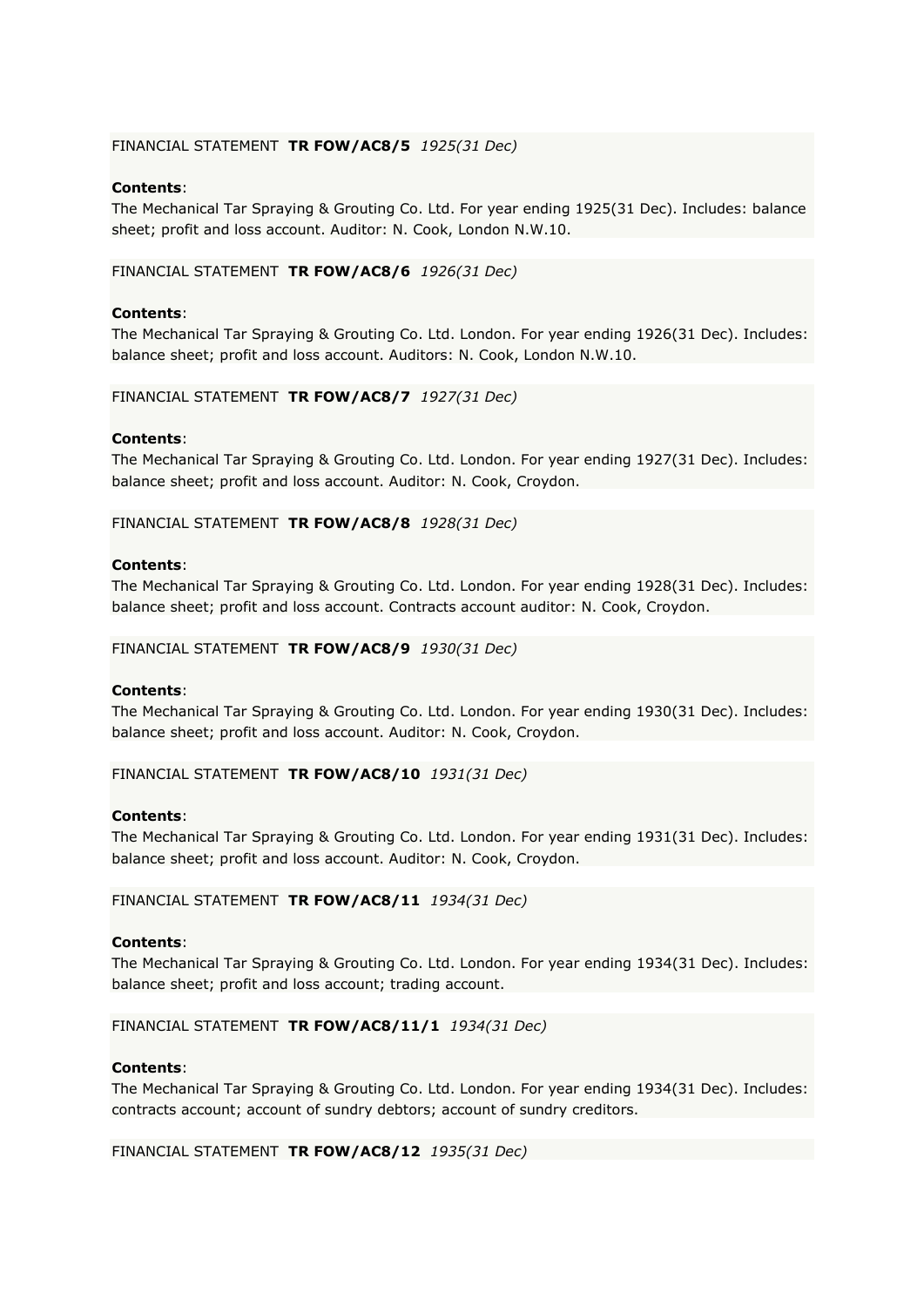FINANCIAL STATEMENT **TR FOW/AC8/5** *1925(31 Dec)*

**Contents**:
The Mechanical Tar Spraying & Grouting Co. Ltd. For year ending 1925(31 Dec). Includes: balance sheet; profit and loss account. Auditor: N. Cook, London N.W.10.

FINANCIAL STATEMENT **TR FOW/AC8/6** *1926(31 Dec)*

**Contents**:
The Mechanical Tar Spraying & Grouting Co. Ltd. London. For year ending 1926(31 Dec). Includes: balance sheet; profit and loss account. Auditors: N. Cook, London N.W.10.

FINANCIAL STATEMENT **TR FOW/AC8/7** *1927(31 Dec)*

**Contents**:
The Mechanical Tar Spraying & Grouting Co. Ltd. London. For year ending 1927(31 Dec). Includes: balance sheet; profit and loss account. Auditor: N. Cook, Croydon.

FINANCIAL STATEMENT **TR FOW/AC8/8** *1928(31 Dec)*

**Contents**:
The Mechanical Tar Spraying & Grouting Co. Ltd. London. For year ending 1928(31 Dec). Includes: balance sheet; profit and loss account. Contracts account auditor: N. Cook, Croydon.

FINANCIAL STATEMENT **TR FOW/AC8/9** *1930(31 Dec)*

**Contents**:
The Mechanical Tar Spraying & Grouting Co. Ltd. London. For year ending 1930(31 Dec). Includes: balance sheet; profit and loss account. Auditor: N. Cook, Croydon.

FINANCIAL STATEMENT **TR FOW/AC8/10** *1931(31 Dec)*

**Contents**:
The Mechanical Tar Spraying & Grouting Co. Ltd. London. For year ending 1931(31 Dec). Includes: balance sheet; profit and loss account. Auditor: N. Cook, Croydon.

FINANCIAL STATEMENT **TR FOW/AC8/11** *1934(31 Dec)*

**Contents**:
The Mechanical Tar Spraying & Grouting Co. Ltd. London. For year ending 1934(31 Dec). Includes: balance sheet; profit and loss account; trading account.

FINANCIAL STATEMENT **TR FOW/AC8/11/1** *1934(31 Dec)*

**Contents**:
The Mechanical Tar Spraying & Grouting Co. Ltd. London. For year ending 1934(31 Dec). Includes: contracts account; account of sundry debtors; account of sundry creditors.

FINANCIAL STATEMENT **TR FOW/AC8/12** *1935(31 Dec)*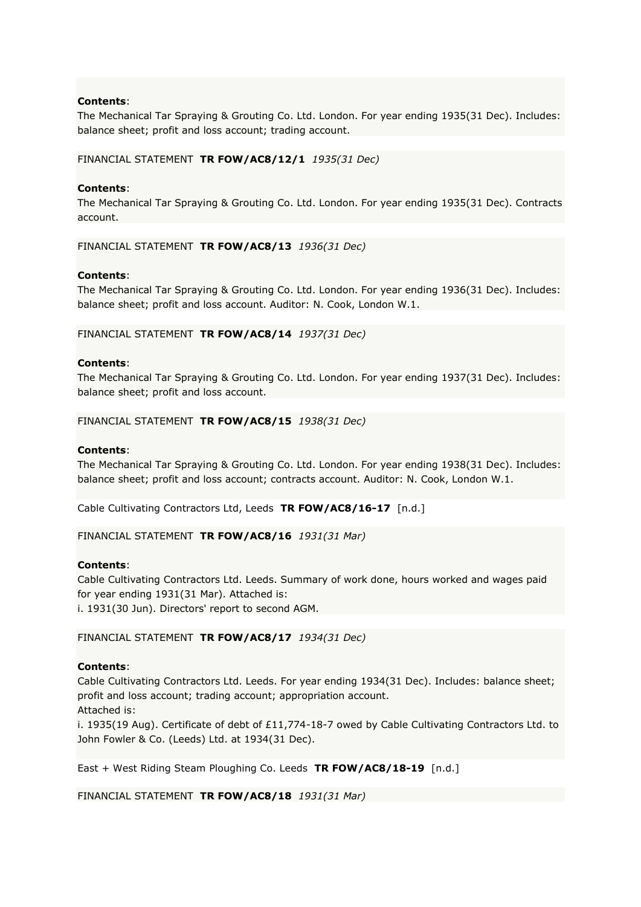**Contents**:
The Mechanical Tar Spraying & Grouting Co. Ltd. London. For year ending 1935(31 Dec). Includes: balance sheet; profit and loss account; trading account.

FINANCIAL STATEMENT **TR FOW/AC8/12/1** *1935(31 Dec)*

**Contents**:
The Mechanical Tar Spraying & Grouting Co. Ltd. London. For year ending 1935(31 Dec). Contracts account.

FINANCIAL STATEMENT **TR FOW/AC8/13** *1936(31 Dec)*

**Contents**:
The Mechanical Tar Spraying & Grouting Co. Ltd. London. For year ending 1936(31 Dec). Includes: balance sheet; profit and loss account. Auditor: N. Cook, London W.1.

FINANCIAL STATEMENT **TR FOW/AC8/14** *1937(31 Dec)*

**Contents**:
The Mechanical Tar Spraying & Grouting Co. Ltd. London. For year ending 1937(31 Dec). Includes: balance sheet; profit and loss account.

FINANCIAL STATEMENT **TR FOW/AC8/15** *1938(31 Dec)*

**Contents**:
The Mechanical Tar Spraying & Grouting Co. Ltd. London. For year ending 1938(31 Dec). Includes: balance sheet; profit and loss account; contracts account. Auditor: N. Cook, London W.1.

Cable Cultivating Contractors Ltd, Leeds **TR FOW/AC8/16-17** [n.d.]

FINANCIAL STATEMENT **TR FOW/AC8/16** *1931(31 Mar)*

**Contents**:
Cable Cultivating Contractors Ltd. Leeds. Summary of work done, hours worked and wages paid for year ending 1931(31 Mar). Attached is:
i. 1931(30 Jun). Directors' report to second AGM.

FINANCIAL STATEMENT **TR FOW/AC8/17** *1934(31 Dec)*

**Contents**:
Cable Cultivating Contractors Ltd. Leeds. For year ending 1934(31 Dec). Includes: balance sheet; profit and loss account; trading account; appropriation account.
Attached is:
i. 1935(19 Aug). Certificate of debt of £11,774-18-7 owed by Cable Cultivating Contractors Ltd. to John Fowler & Co. (Leeds) Ltd. at 1934(31 Dec).

East + West Riding Steam Ploughing Co. Leeds **TR FOW/AC8/18-19** [n.d.]

FINANCIAL STATEMENT **TR FOW/AC8/18** *1931(31 Mar)*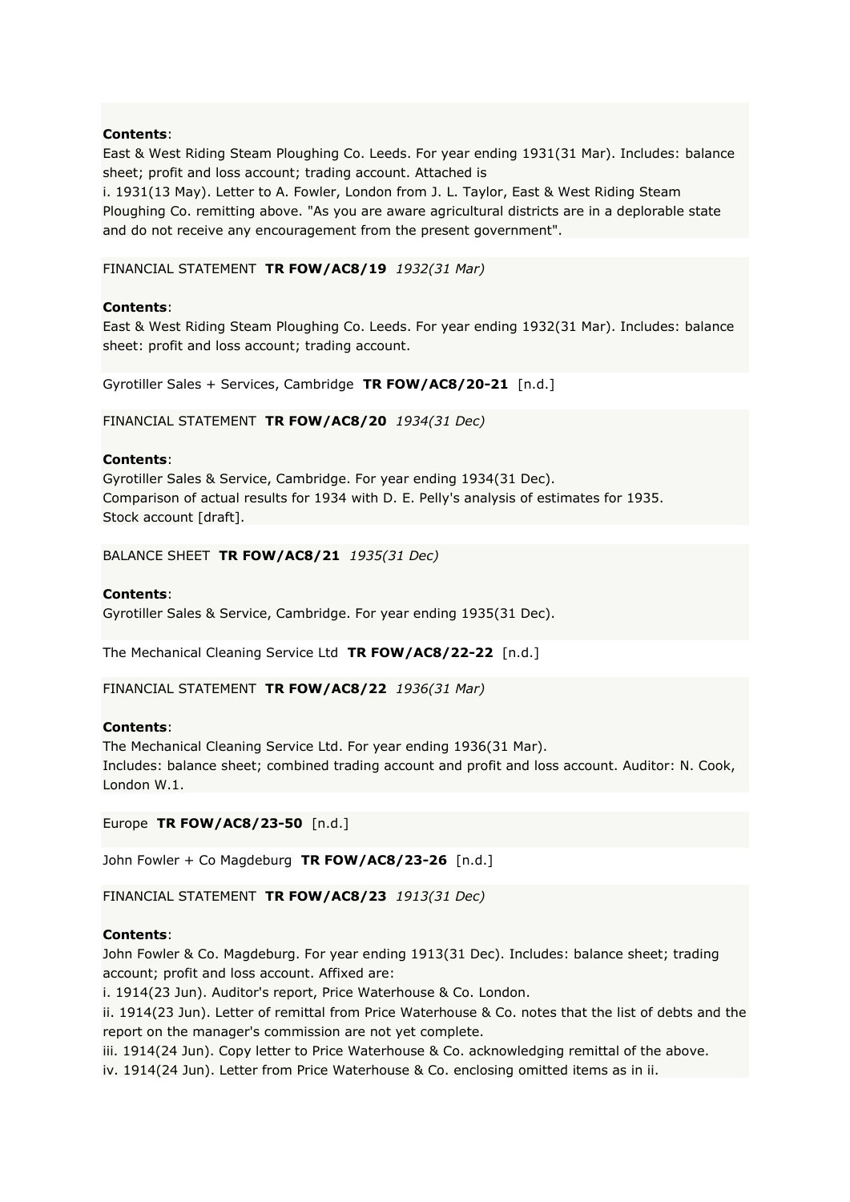**Contents**:
East & West Riding Steam Ploughing Co. Leeds. For year ending 1931(31 Mar). Includes: balance sheet; profit and loss account; trading account. Attached is
i. 1931(13 May). Letter to A. Fowler, London from J. L. Taylor, East & West Riding Steam Ploughing Co. remitting above. "As you are aware agricultural districts are in a deplorable state and do not receive any encouragement from the present government".

FINANCIAL STATEMENT **TR FOW/AC8/19** *1932(31 Mar)*

**Contents**:
East & West Riding Steam Ploughing Co. Leeds. For year ending 1932(31 Mar). Includes: balance sheet: profit and loss account; trading account.

Gyrotiller Sales + Services, Cambridge **TR FOW/AC8/20-21** [n.d.]

FINANCIAL STATEMENT **TR FOW/AC8/20** *1934(31 Dec)*

**Contents**:
Gyrotiller Sales & Service, Cambridge. For year ending 1934(31 Dec).
Comparison of actual results for 1934 with D. E. Pelly's analysis of estimates for 1935.
Stock account [draft].

BALANCE SHEET **TR FOW/AC8/21** *1935(31 Dec)*

**Contents**:
Gyrotiller Sales & Service, Cambridge. For year ending 1935(31 Dec).

The Mechanical Cleaning Service Ltd **TR FOW/AC8/22-22** [n.d.]

FINANCIAL STATEMENT **TR FOW/AC8/22** *1936(31 Mar)*

**Contents**:
The Mechanical Cleaning Service Ltd. For year ending 1936(31 Mar).
Includes: balance sheet; combined trading account and profit and loss account. Auditor: N. Cook, London W.1.

Europe **TR FOW/AC8/23-50** [n.d.]

John Fowler + Co Magdeburg **TR FOW/AC8/23-26** [n.d.]

FINANCIAL STATEMENT **TR FOW/AC8/23** *1913(31 Dec)*

**Contents**:
John Fowler & Co. Magdeburg. For year ending 1913(31 Dec). Includes: balance sheet; trading account; profit and loss account. Affixed are:
i. 1914(23 Jun). Auditor's report, Price Waterhouse & Co. London.
ii. 1914(23 Jun). Letter of remittal from Price Waterhouse & Co. notes that the list of debts and the report on the manager's commission are not yet complete.
iii. 1914(24 Jun). Copy letter to Price Waterhouse & Co. acknowledging remittal of the above.
iv. 1914(24 Jun). Letter from Price Waterhouse & Co. enclosing omitted items as in ii.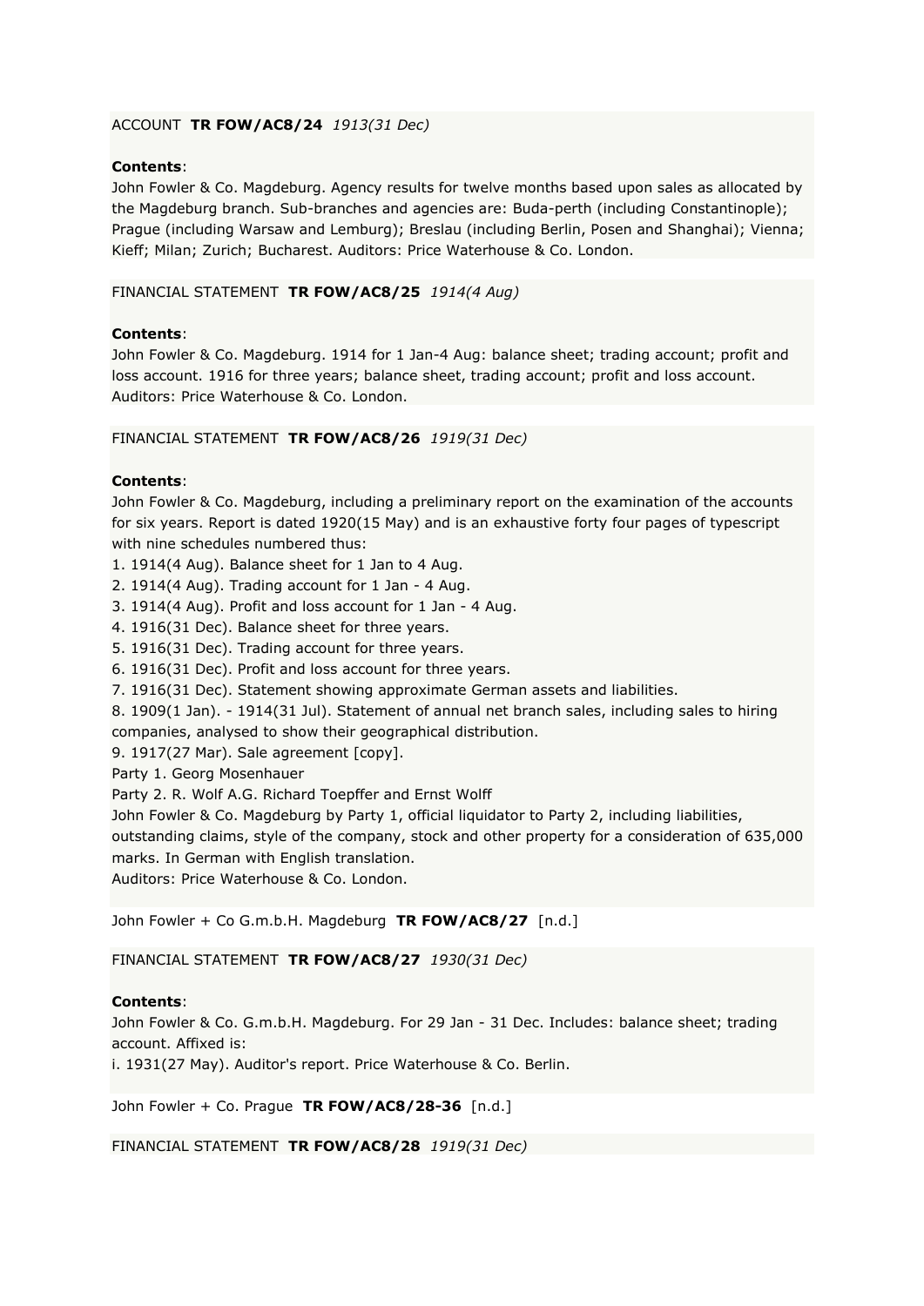ACCOUNT **TR FOW/AC8/24** *1913(31 Dec)*

**Contents**:
John Fowler & Co. Magdeburg. Agency results for twelve months based upon sales as allocated by the Magdeburg branch. Sub-branches and agencies are: Buda-perth (including Constantinople); Prague (including Warsaw and Lemburg); Breslau (including Berlin, Posen and Shanghai); Vienna; Kieff; Milan; Zurich; Bucharest. Auditors: Price Waterhouse & Co. London.

FINANCIAL STATEMENT **TR FOW/AC8/25** *1914(4 Aug)*

**Contents**:
John Fowler & Co. Magdeburg. 1914 for 1 Jan-4 Aug: balance sheet; trading account; profit and loss account. 1916 for three years; balance sheet, trading account; profit and loss account. Auditors: Price Waterhouse & Co. London.

FINANCIAL STATEMENT **TR FOW/AC8/26** *1919(31 Dec)*

**Contents**:
John Fowler & Co. Magdeburg, including a preliminary report on the examination of the accounts for six years. Report is dated 1920(15 May) and is an exhaustive forty four pages of typescript with nine schedules numbered thus:

1. 1914(4 Aug). Balance sheet for 1 Jan to 4 Aug.
2. 1914(4 Aug). Trading account for 1 Jan - 4 Aug.
3. 1914(4 Aug). Profit and loss account for 1 Jan - 4 Aug.
4. 1916(31 Dec). Balance sheet for three years.
5. 1916(31 Dec). Trading account for three years.
6. 1916(31 Dec). Profit and loss account for three years.
7. 1916(31 Dec). Statement showing approximate German assets and liabilities.
8. 1909(1 Jan). - 1914(31 Jul). Statement of annual net branch sales, including sales to hiring companies, analysed to show their geographical distribution.
9. 1917(27 Mar). Sale agreement [copy].

Party 1. Georg Mosenhauer
Party 2. R. Wolf A.G. Richard Toepffer and Ernst Wolff
John Fowler & Co. Magdeburg by Party 1, official liquidator to Party 2, including liabilities, outstanding claims, style of the company, stock and other property for a consideration of 635,000 marks. In German with English translation.
Auditors: Price Waterhouse & Co. London.

John Fowler + Co G.m.b.H. Magdeburg **TR FOW/AC8/27** [n.d.]

FINANCIAL STATEMENT **TR FOW/AC8/27** *1930(31 Dec)*

**Contents**:
John Fowler & Co. G.m.b.H. Magdeburg. For 29 Jan - 31 Dec. Includes: balance sheet; trading account. Affixed is:
i. 1931(27 May). Auditor's report. Price Waterhouse & Co. Berlin.

John Fowler + Co. Prague **TR FOW/AC8/28-36** [n.d.]

FINANCIAL STATEMENT **TR FOW/AC8/28** *1919(31 Dec)*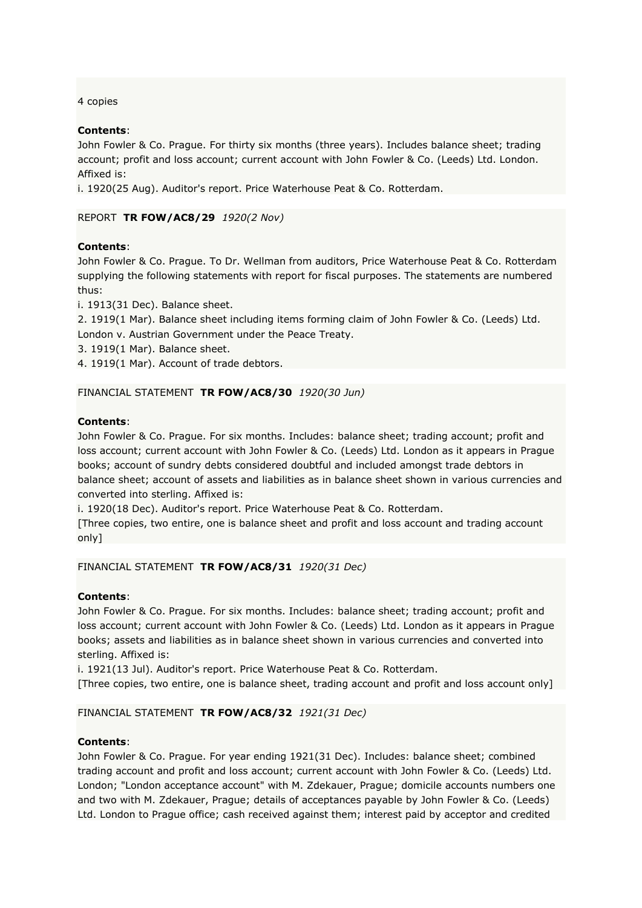4 copies

**Contents**:
John Fowler & Co. Prague. For thirty six months (three years). Includes balance sheet; trading account; profit and loss account; current account with John Fowler & Co. (Leeds) Ltd. London. Affixed is:
i. 1920(25 Aug). Auditor's report. Price Waterhouse Peat & Co. Rotterdam.

REPORT **TR FOW/AC8/29** *1920(2 Nov)*

**Contents**:
John Fowler & Co. Prague. To Dr. Wellman from auditors, Price Waterhouse Peat & Co. Rotterdam supplying the following statements with report for fiscal purposes. The statements are numbered thus:
i. 1913(31 Dec). Balance sheet.
2. 1919(1 Mar). Balance sheet including items forming claim of John Fowler & Co. (Leeds) Ltd. London v. Austrian Government under the Peace Treaty.
3. 1919(1 Mar). Balance sheet.
4. 1919(1 Mar). Account of trade debtors.

FINANCIAL STATEMENT **TR FOW/AC8/30** *1920(30 Jun)*

**Contents**:
John Fowler & Co. Prague. For six months. Includes: balance sheet; trading account; profit and loss account; current account with John Fowler & Co. (Leeds) Ltd. London as it appears in Prague books; account of sundry debts considered doubtful and included amongst trade debtors in balance sheet; account of assets and liabilities as in balance sheet shown in various currencies and converted into sterling. Affixed is:
i. 1920(18 Dec). Auditor's report. Price Waterhouse Peat & Co. Rotterdam.
[Three copies, two entire, one is balance sheet and profit and loss account and trading account only]

FINANCIAL STATEMENT **TR FOW/AC8/31** *1920(31 Dec)*

**Contents**:
John Fowler & Co. Prague. For six months. Includes: balance sheet; trading account; profit and loss account; current account with John Fowler & Co. (Leeds) Ltd. London as it appears in Prague books; assets and liabilities as in balance sheet shown in various currencies and converted into sterling. Affixed is:
i. 1921(13 Jul). Auditor's report. Price Waterhouse Peat & Co. Rotterdam.
[Three copies, two entire, one is balance sheet, trading account and profit and loss account only]

FINANCIAL STATEMENT **TR FOW/AC8/32** *1921(31 Dec)*

**Contents**:
John Fowler & Co. Prague. For year ending 1921(31 Dec). Includes: balance sheet; combined trading account and profit and loss account; current account with John Fowler & Co. (Leeds) Ltd. London; "London acceptance account" with M. Zdekauer, Prague; domicile accounts numbers one and two with M. Zdekauer, Prague; details of acceptances payable by John Fowler & Co. (Leeds) Ltd. London to Prague office; cash received against them; interest paid by acceptor and credited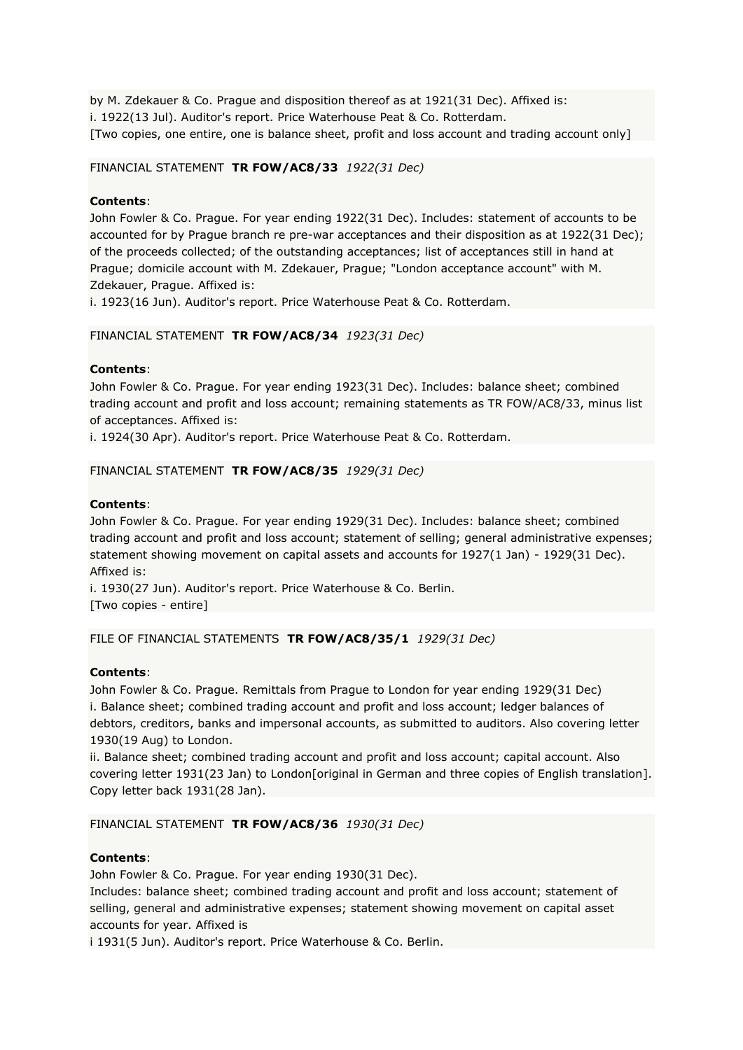by M. Zdekauer & Co. Prague and disposition thereof as at 1921(31 Dec). Affixed is:
i. 1922(13 Jul). Auditor's report. Price Waterhouse Peat & Co. Rotterdam.
[Two copies, one entire, one is balance sheet, profit and loss account and trading account only]

FINANCIAL STATEMENT **TR FOW/AC8/33** *1922(31 Dec)*

**Contents**:
John Fowler & Co. Prague. For year ending 1922(31 Dec). Includes: statement of accounts to be accounted for by Prague branch re pre-war acceptances and their disposition as at 1922(31 Dec); of the proceeds collected; of the outstanding acceptances; list of acceptances still in hand at Prague; domicile account with M. Zdekauer, Prague; "London acceptance account" with M. Zdekauer, Prague. Affixed is:
i. 1923(16 Jun). Auditor's report. Price Waterhouse Peat & Co. Rotterdam.

FINANCIAL STATEMENT **TR FOW/AC8/34** *1923(31 Dec)*

**Contents**:
John Fowler & Co. Prague. For year ending 1923(31 Dec). Includes: balance sheet; combined trading account and profit and loss account; remaining statements as TR FOW/AC8/33, minus list of acceptances. Affixed is:
i. 1924(30 Apr). Auditor's report. Price Waterhouse Peat & Co. Rotterdam.

FINANCIAL STATEMENT **TR FOW/AC8/35** *1929(31 Dec)*

**Contents**:
John Fowler & Co. Prague. For year ending 1929(31 Dec). Includes: balance sheet; combined trading account and profit and loss account; statement of selling; general administrative expenses; statement showing movement on capital assets and accounts for 1927(1 Jan) - 1929(31 Dec). Affixed is:
i. 1930(27 Jun). Auditor's report. Price Waterhouse & Co. Berlin.
[Two copies - entire]

FILE OF FINANCIAL STATEMENTS **TR FOW/AC8/35/1** *1929(31 Dec)*

**Contents**:
John Fowler & Co. Prague. Remittals from Prague to London for year ending 1929(31 Dec)
i. Balance sheet; combined trading account and profit and loss account; ledger balances of debtors, creditors, banks and impersonal accounts, as submitted to auditors. Also covering letter 1930(19 Aug) to London.
ii. Balance sheet; combined trading account and profit and loss account; capital account. Also covering letter 1931(23 Jan) to London[original in German and three copies of English translation]. Copy letter back 1931(28 Jan).

FINANCIAL STATEMENT **TR FOW/AC8/36** *1930(31 Dec)*

**Contents**:
John Fowler & Co. Prague. For year ending 1930(31 Dec).
Includes: balance sheet; combined trading account and profit and loss account; statement of selling, general and administrative expenses; statement showing movement on capital asset accounts for year. Affixed is
i 1931(5 Jun). Auditor's report. Price Waterhouse & Co. Berlin.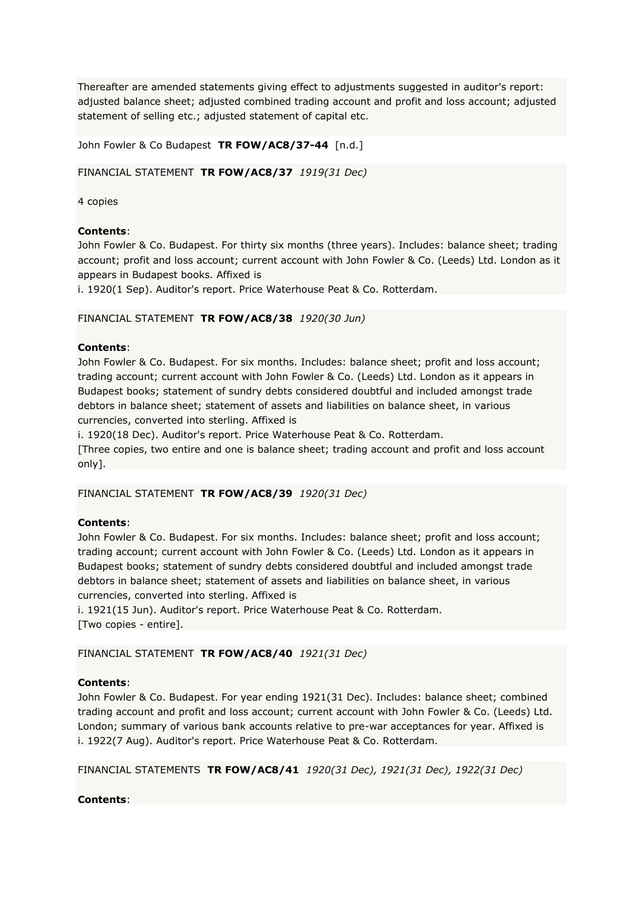Thereafter are amended statements giving effect to adjustments suggested in auditor's report: adjusted balance sheet; adjusted combined trading account and profit and loss account; adjusted statement of selling etc.; adjusted statement of capital etc.

John Fowler & Co Budapest **TR FOW/AC8/37-44** [n.d.]

FINANCIAL STATEMENT **TR FOW/AC8/37** *1919(31 Dec)*

4 copies

**Contents**:
John Fowler & Co. Budapest. For thirty six months (three years). Includes: balance sheet; trading account; profit and loss account; current account with John Fowler & Co. (Leeds) Ltd. London as it appears in Budapest books. Affixed is
i. 1920(1 Sep). Auditor's report. Price Waterhouse Peat & Co. Rotterdam.

FINANCIAL STATEMENT **TR FOW/AC8/38** *1920(30 Jun)*

**Contents**:
John Fowler & Co. Budapest. For six months. Includes: balance sheet; profit and loss account; trading account; current account with John Fowler & Co. (Leeds) Ltd. London as it appears in Budapest books; statement of sundry debts considered doubtful and included amongst trade debtors in balance sheet; statement of assets and liabilities on balance sheet, in various currencies, converted into sterling. Affixed is
i. 1920(18 Dec). Auditor's report. Price Waterhouse Peat & Co. Rotterdam.
[Three copies, two entire and one is balance sheet; trading account and profit and loss account only].

FINANCIAL STATEMENT **TR FOW/AC8/39** *1920(31 Dec)*

**Contents**:
John Fowler & Co. Budapest. For six months. Includes: balance sheet; profit and loss account; trading account; current account with John Fowler & Co. (Leeds) Ltd. London as it appears in Budapest books; statement of sundry debts considered doubtful and included amongst trade debtors in balance sheet; statement of assets and liabilities on balance sheet, in various currencies, converted into sterling. Affixed is
i. 1921(15 Jun). Auditor's report. Price Waterhouse Peat & Co. Rotterdam.
[Two copies - entire].

FINANCIAL STATEMENT **TR FOW/AC8/40** *1921(31 Dec)*

**Contents**:
John Fowler & Co. Budapest. For year ending 1921(31 Dec). Includes: balance sheet; combined trading account and profit and loss account; current account with John Fowler & Co. (Leeds) Ltd. London; summary of various bank accounts relative to pre-war acceptances for year. Affixed is
i. 1922(7 Aug). Auditor's report. Price Waterhouse Peat & Co. Rotterdam.

FINANCIAL STATEMENTS **TR FOW/AC8/41** *1920(31 Dec), 1921(31 Dec), 1922(31 Dec)*

**Contents**: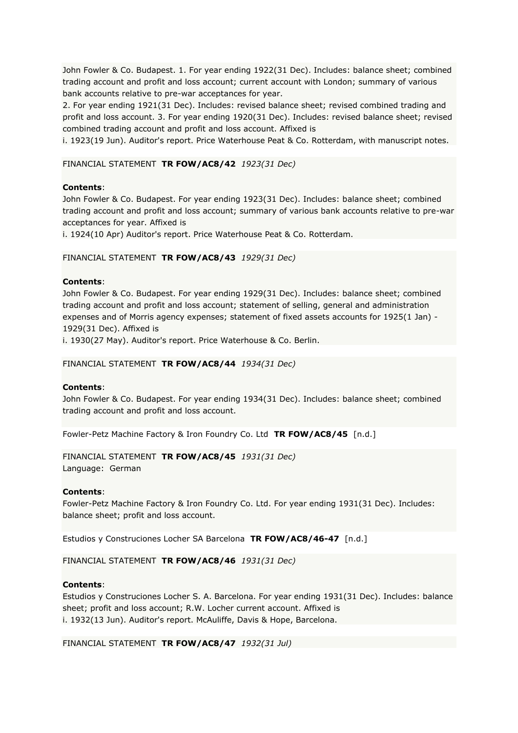John Fowler & Co. Budapest. 1. For year ending 1922(31 Dec). Includes: balance sheet; combined trading account and profit and loss account; current account with London; summary of various bank accounts relative to pre-war acceptances for year.
2. For year ending 1921(31 Dec). Includes: revised balance sheet; revised combined trading and profit and loss account. 3. For year ending 1920(31 Dec). Includes: revised balance sheet; revised combined trading account and profit and loss account. Affixed is
i. 1923(19 Jun). Auditor's report. Price Waterhouse Peat & Co. Rotterdam, with manuscript notes.

FINANCIAL STATEMENT **TR FOW/AC8/42** *1923(31 Dec)*

**Contents**:
John Fowler & Co. Budapest. For year ending 1923(31 Dec). Includes: balance sheet; combined trading account and profit and loss account; summary of various bank accounts relative to pre-war acceptances for year. Affixed is
i. 1924(10 Apr) Auditor's report. Price Waterhouse Peat & Co. Rotterdam.

FINANCIAL STATEMENT **TR FOW/AC8/43** *1929(31 Dec)*

**Contents**:
John Fowler & Co. Budapest. For year ending 1929(31 Dec). Includes: balance sheet; combined trading account and profit and loss account; statement of selling, general and administration expenses and of Morris agency expenses; statement of fixed assets accounts for 1925(1 Jan) - 1929(31 Dec). Affixed is
i. 1930(27 May). Auditor's report. Price Waterhouse & Co. Berlin.

FINANCIAL STATEMENT **TR FOW/AC8/44** *1934(31 Dec)*

**Contents**:
John Fowler & Co. Budapest. For year ending 1934(31 Dec). Includes: balance sheet; combined trading account and profit and loss account.

Fowler-Petz Machine Factory & Iron Foundry Co. Ltd **TR FOW/AC8/45** [n.d.]

FINANCIAL STATEMENT **TR FOW/AC8/45** *1931(31 Dec)*
Language: German

**Contents**:
Fowler-Petz Machine Factory & Iron Foundry Co. Ltd. For year ending 1931(31 Dec). Includes: balance sheet; profit and loss account.

Estudios y Construciones Locher SA Barcelona **TR FOW/AC8/46-47** [n.d.]

FINANCIAL STATEMENT **TR FOW/AC8/46** *1931(31 Dec)*

**Contents**:
Estudios y Construciones Locher S. A. Barcelona. For year ending 1931(31 Dec). Includes: balance sheet; profit and loss account; R.W. Locher current account. Affixed is
i. 1932(13 Jun). Auditor's report. McAuliffe, Davis & Hope, Barcelona.

FINANCIAL STATEMENT **TR FOW/AC8/47** *1932(31 Jul)*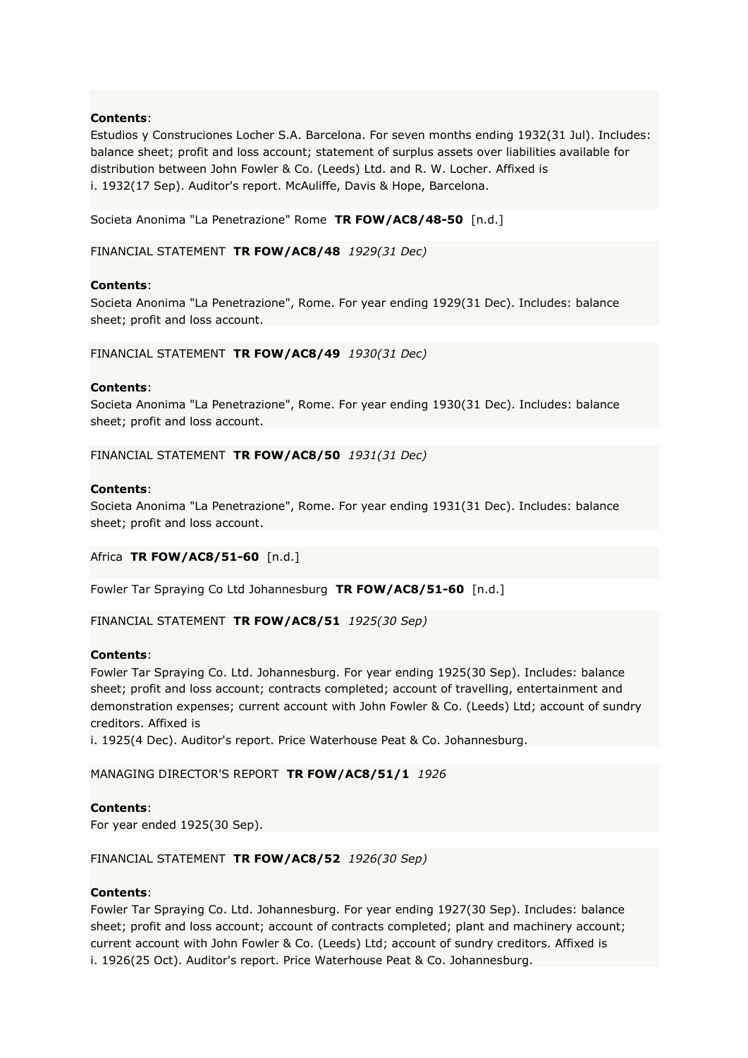**Contents**:
Estudios y Construciones Locher S.A. Barcelona. For seven months ending 1932(31 Jul). Includes: balance sheet; profit and loss account; statement of surplus assets over liabilities available for distribution between John Fowler & Co. (Leeds) Ltd. and R. W. Locher. Affixed is
i. 1932(17 Sep). Auditor's report. McAuliffe, Davis & Hope, Barcelona.

Societa Anonima "La Penetrazione" Rome **TR FOW/AC8/48-50** [n.d.]

FINANCIAL STATEMENT **TR FOW/AC8/48** *1929(31 Dec)*

**Contents**:
Societa Anonima "La Penetrazione", Rome. For year ending 1929(31 Dec). Includes: balance sheet; profit and loss account.

FINANCIAL STATEMENT **TR FOW/AC8/49** *1930(31 Dec)*

**Contents**:
Societa Anonima "La Penetrazione", Rome. For year ending 1930(31 Dec). Includes: balance sheet; profit and loss account.

FINANCIAL STATEMENT **TR FOW/AC8/50** *1931(31 Dec)*

**Contents**:
Societa Anonima "La Penetrazione", Rome. For year ending 1931(31 Dec). Includes: balance sheet; profit and loss account.

Africa **TR FOW/AC8/51-60** [n.d.]

Fowler Tar Spraying Co Ltd Johannesburg **TR FOW/AC8/51-60** [n.d.]

FINANCIAL STATEMENT **TR FOW/AC8/51** *1925(30 Sep)*

**Contents**:
Fowler Tar Spraying Co. Ltd. Johannesburg. For year ending 1925(30 Sep). Includes: balance sheet; profit and loss account; contracts completed; account of travelling, entertainment and demonstration expenses; current account with John Fowler & Co. (Leeds) Ltd; account of sundry creditors. Affixed is
i. 1925(4 Dec). Auditor's report. Price Waterhouse Peat & Co. Johannesburg.

MANAGING DIRECTOR'S REPORT **TR FOW/AC8/51/1** *1926*

**Contents**:
For year ended 1925(30 Sep).

FINANCIAL STATEMENT **TR FOW/AC8/52** *1926(30 Sep)*

**Contents**:
Fowler Tar Spraying Co. Ltd. Johannesburg. For year ending 1927(30 Sep). Includes: balance sheet; profit and loss account; account of contracts completed; plant and machinery account; current account with John Fowler & Co. (Leeds) Ltd; account of sundry creditors. Affixed is
i. 1926(25 Oct). Auditor's report. Price Waterhouse Peat & Co. Johannesburg.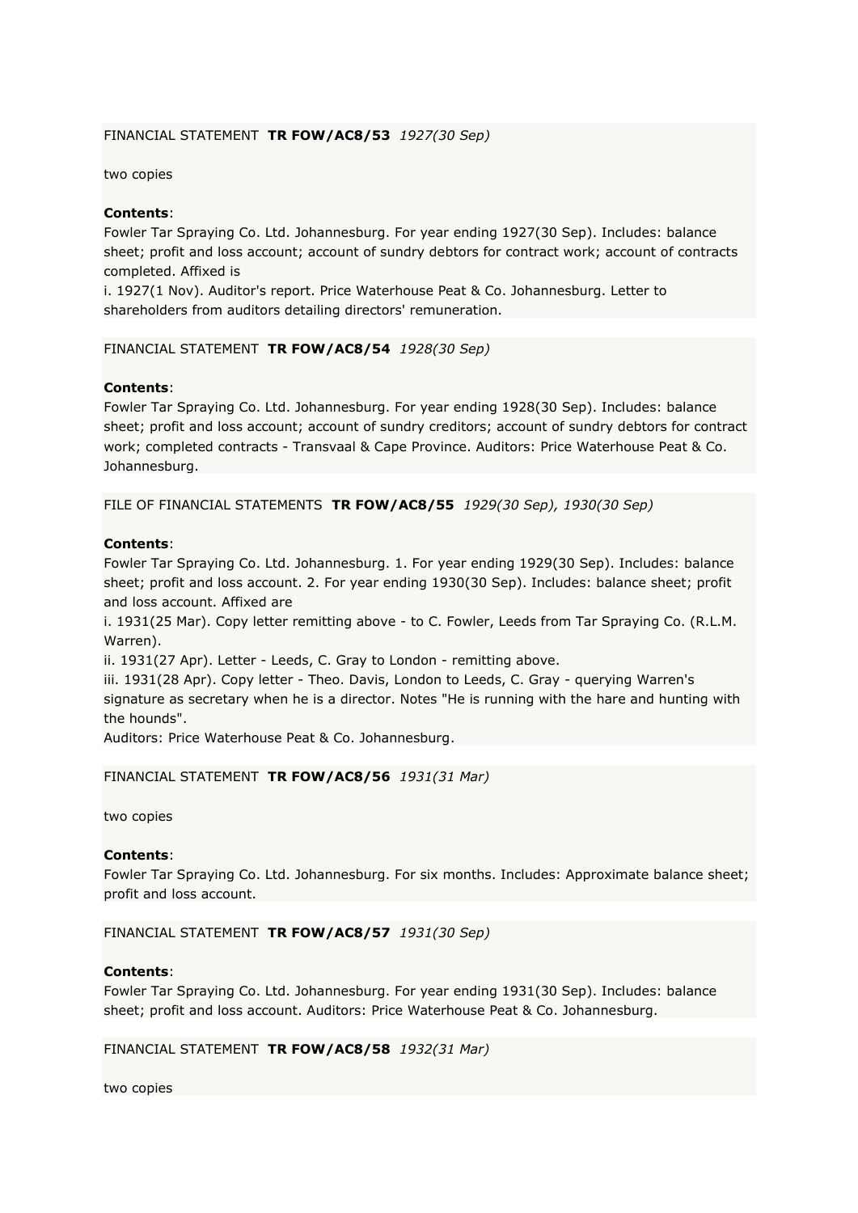FINANCIAL STATEMENT **TR FOW/AC8/53** *1927(30 Sep)*

two copies

**Contents**:
Fowler Tar Spraying Co. Ltd. Johannesburg. For year ending 1927(30 Sep). Includes: balance sheet; profit and loss account; account of sundry debtors for contract work; account of contracts completed. Affixed is
i. 1927(1 Nov). Auditor's report. Price Waterhouse Peat & Co. Johannesburg. Letter to shareholders from auditors detailing directors' remuneration.

FINANCIAL STATEMENT **TR FOW/AC8/54** *1928(30 Sep)*

**Contents**:
Fowler Tar Spraying Co. Ltd. Johannesburg. For year ending 1928(30 Sep). Includes: balance sheet; profit and loss account; account of sundry creditors; account of sundry debtors for contract work; completed contracts - Transvaal & Cape Province. Auditors: Price Waterhouse Peat & Co. Johannesburg.

FILE OF FINANCIAL STATEMENTS **TR FOW/AC8/55** *1929(30 Sep), 1930(30 Sep)*

**Contents**:
Fowler Tar Spraying Co. Ltd. Johannesburg. 1. For year ending 1929(30 Sep). Includes: balance sheet; profit and loss account. 2. For year ending 1930(30 Sep). Includes: balance sheet; profit and loss account. Affixed are
i. 1931(25 Mar). Copy letter remitting above - to C. Fowler, Leeds from Tar Spraying Co. (R.L.M. Warren).
ii. 1931(27 Apr). Letter - Leeds, C. Gray to London - remitting above.
iii. 1931(28 Apr). Copy letter - Theo. Davis, London to Leeds, C. Gray - querying Warren's signature as secretary when he is a director. Notes "He is running with the hare and hunting with the hounds".
Auditors: Price Waterhouse Peat & Co. Johannesburg.

FINANCIAL STATEMENT **TR FOW/AC8/56** *1931(31 Mar)*

two copies

**Contents**:
Fowler Tar Spraying Co. Ltd. Johannesburg. For six months. Includes: Approximate balance sheet; profit and loss account.

FINANCIAL STATEMENT **TR FOW/AC8/57** *1931(30 Sep)*

**Contents**:
Fowler Tar Spraying Co. Ltd. Johannesburg. For year ending 1931(30 Sep). Includes: balance sheet; profit and loss account. Auditors: Price Waterhouse Peat & Co. Johannesburg.

FINANCIAL STATEMENT **TR FOW/AC8/58** *1932(31 Mar)*

two copies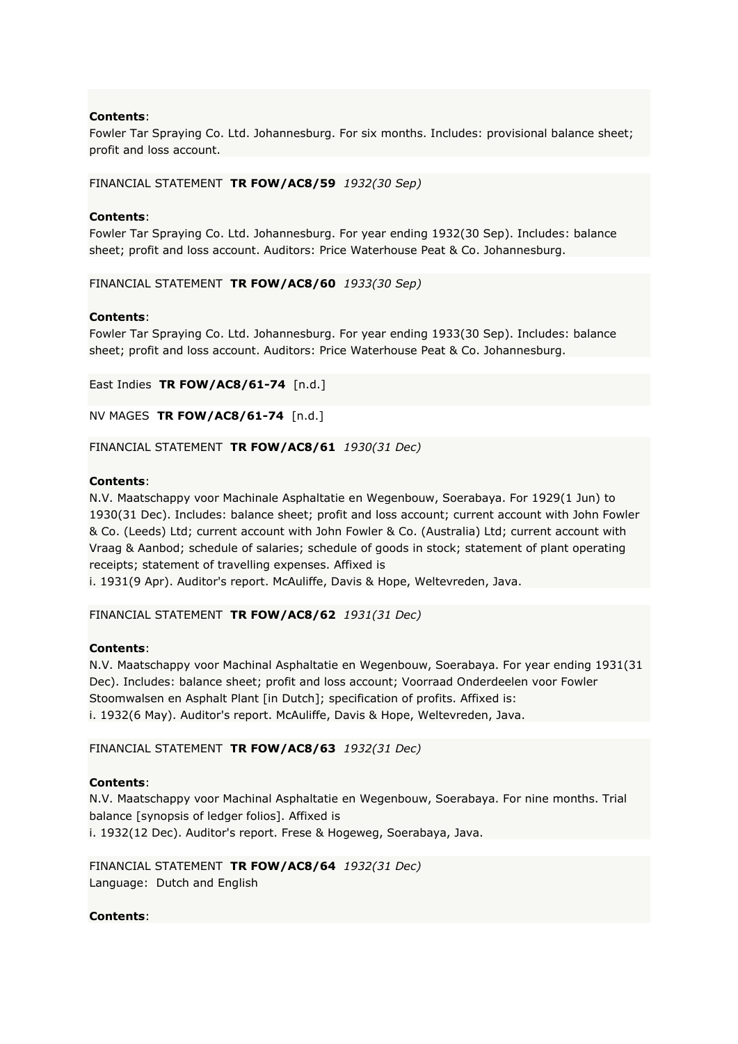**Contents**:
Fowler Tar Spraying Co. Ltd. Johannesburg. For six months. Includes: provisional balance sheet; profit and loss account.

FINANCIAL STATEMENT **TR FOW/AC8/59** *1932(30 Sep)*

**Contents**:
Fowler Tar Spraying Co. Ltd. Johannesburg. For year ending 1932(30 Sep). Includes: balance sheet; profit and loss account. Auditors: Price Waterhouse Peat & Co. Johannesburg.

FINANCIAL STATEMENT **TR FOW/AC8/60** *1933(30 Sep)*

**Contents**:
Fowler Tar Spraying Co. Ltd. Johannesburg. For year ending 1933(30 Sep). Includes: balance sheet; profit and loss account. Auditors: Price Waterhouse Peat & Co. Johannesburg.

East Indies **TR FOW/AC8/61-74** [n.d.]

NV MAGES **TR FOW/AC8/61-74** [n.d.]

FINANCIAL STATEMENT **TR FOW/AC8/61** *1930(31 Dec)*

**Contents**:
N.V. Maatschappy voor Machinale Asphaltatie en Wegenbouw, Soerabaya. For 1929(1 Jun) to 1930(31 Dec). Includes: balance sheet; profit and loss account; current account with John Fowler & Co. (Leeds) Ltd; current account with John Fowler & Co. (Australia) Ltd; current account with Vraag & Aanbod; schedule of salaries; schedule of goods in stock; statement of plant operating receipts; statement of travelling expenses. Affixed is
i. 1931(9 Apr). Auditor's report. McAuliffe, Davis & Hope, Weltevreden, Java.

FINANCIAL STATEMENT **TR FOW/AC8/62** *1931(31 Dec)*

**Contents**:
N.V. Maatschappy voor Machinal Asphaltatie en Wegenbouw, Soerabaya. For year ending 1931(31 Dec). Includes: balance sheet; profit and loss account; Voorraad Onderdeelen voor Fowler Stoomwalsen en Asphalt Plant [in Dutch]; specification of profits. Affixed is:
i. 1932(6 May). Auditor's report. McAuliffe, Davis & Hope, Weltevreden, Java.

FINANCIAL STATEMENT **TR FOW/AC8/63** *1932(31 Dec)*

**Contents**:
N.V. Maatschappy voor Machinal Asphaltatie en Wegenbouw, Soerabaya. For nine months. Trial balance [synopsis of ledger folios]. Affixed is
i. 1932(12 Dec). Auditor's report. Frese & Hogeweg, Soerabaya, Java.

FINANCIAL STATEMENT **TR FOW/AC8/64** *1932(31 Dec)*
Language: Dutch and English

**Contents**: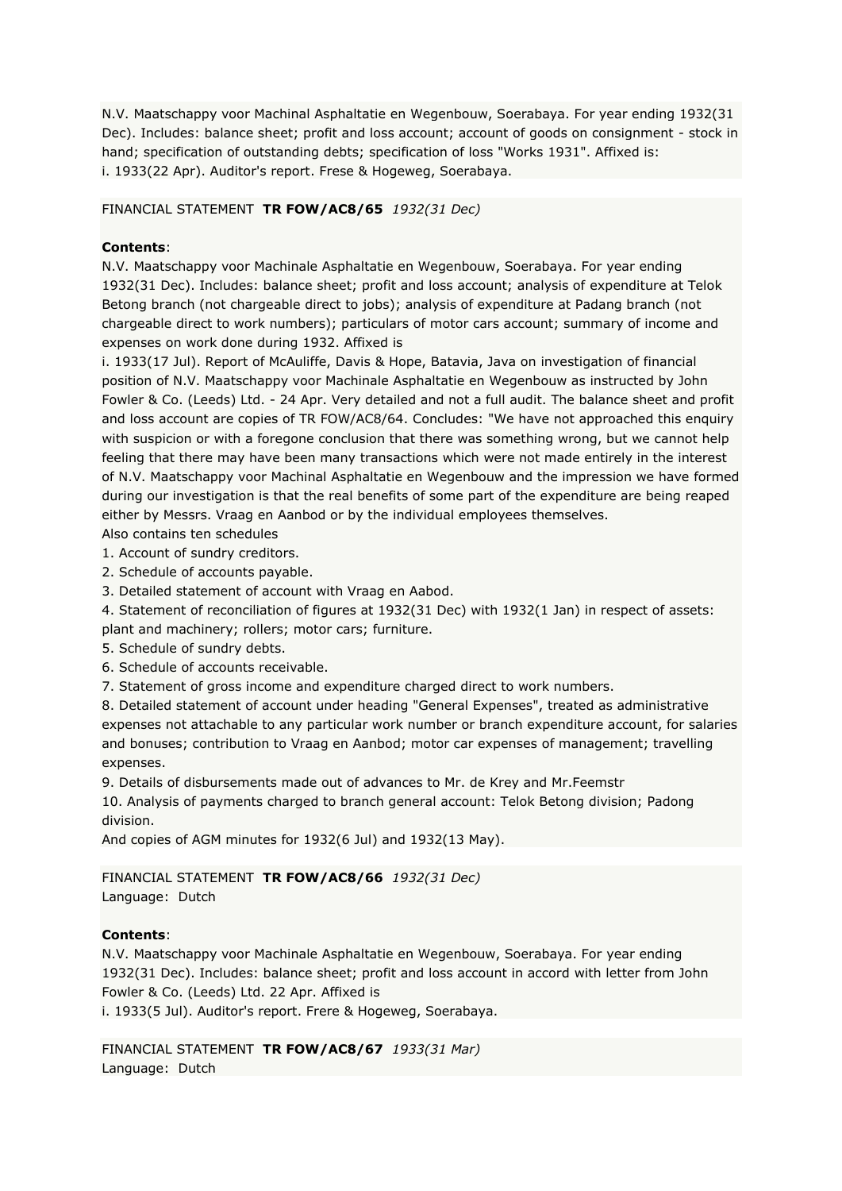N.V. Maatschappy voor Machinal Asphaltatie en Wegenbouw, Soerabaya. For year ending 1932(31 Dec). Includes: balance sheet; profit and loss account; account of goods on consignment - stock in hand; specification of outstanding debts; specification of loss "Works 1931". Affixed is:
i. 1933(22 Apr). Auditor's report. Frese & Hogeweg, Soerabaya.

FINANCIAL STATEMENT **TR FOW/AC8/65** *1932(31 Dec)*

**Contents**:
N.V. Maatschappy voor Machinale Asphaltatie en Wegenbouw, Soerabaya. For year ending 1932(31 Dec). Includes: balance sheet; profit and loss account; analysis of expenditure at Telok Betong branch (not chargeable direct to jobs); analysis of expenditure at Padang branch (not chargeable direct to work numbers); particulars of motor cars account; summary of income and expenses on work done during 1932. Affixed is
i. 1933(17 Jul). Report of McAuliffe, Davis & Hope, Batavia, Java on investigation of financial position of N.V. Maatschappy voor Machinale Asphaltatie en Wegenbouw as instructed by John Fowler & Co. (Leeds) Ltd. - 24 Apr. Very detailed and not a full audit. The balance sheet and profit and loss account are copies of TR FOW/AC8/64. Concludes: "We have not approached this enquiry with suspicion or with a foregone conclusion that there was something wrong, but we cannot help feeling that there may have been many transactions which were not made entirely in the interest of N.V. Maatschappy voor Machinal Asphaltatie en Wegenbouw and the impression we have formed during our investigation is that the real benefits of some part of the expenditure are being reaped either by Messrs. Vraag en Aanbod or by the individual employees themselves.
Also contains ten schedules
1. Account of sundry creditors.
2. Schedule of accounts payable.
3. Detailed statement of account with Vraag en Aabod.
4. Statement of reconciliation of figures at 1932(31 Dec) with 1932(1 Jan) in respect of assets: plant and machinery; rollers; motor cars; furniture.
5. Schedule of sundry debts.
6. Schedule of accounts receivable.
7. Statement of gross income and expenditure charged direct to work numbers.
8. Detailed statement of account under heading "General Expenses", treated as administrative expenses not attachable to any particular work number or branch expenditure account, for salaries and bonuses; contribution to Vraag en Aanbod; motor car expenses of management; travelling expenses.
9. Details of disbursements made out of advances to Mr. de Krey and Mr.Feemstr
10. Analysis of payments charged to branch general account: Telok Betong division; Padong division.
And copies of AGM minutes for 1932(6 Jul) and 1932(13 May).

FINANCIAL STATEMENT **TR FOW/AC8/66** *1932(31 Dec)*
Language: Dutch

**Contents**:
N.V. Maatschappy voor Machinale Asphaltatie en Wegenbouw, Soerabaya. For year ending 1932(31 Dec). Includes: balance sheet; profit and loss account in accord with letter from John Fowler & Co. (Leeds) Ltd. 22 Apr. Affixed is
i. 1933(5 Jul). Auditor's report. Frere & Hogeweg, Soerabaya.

FINANCIAL STATEMENT **TR FOW/AC8/67** *1933(31 Mar)*
Language: Dutch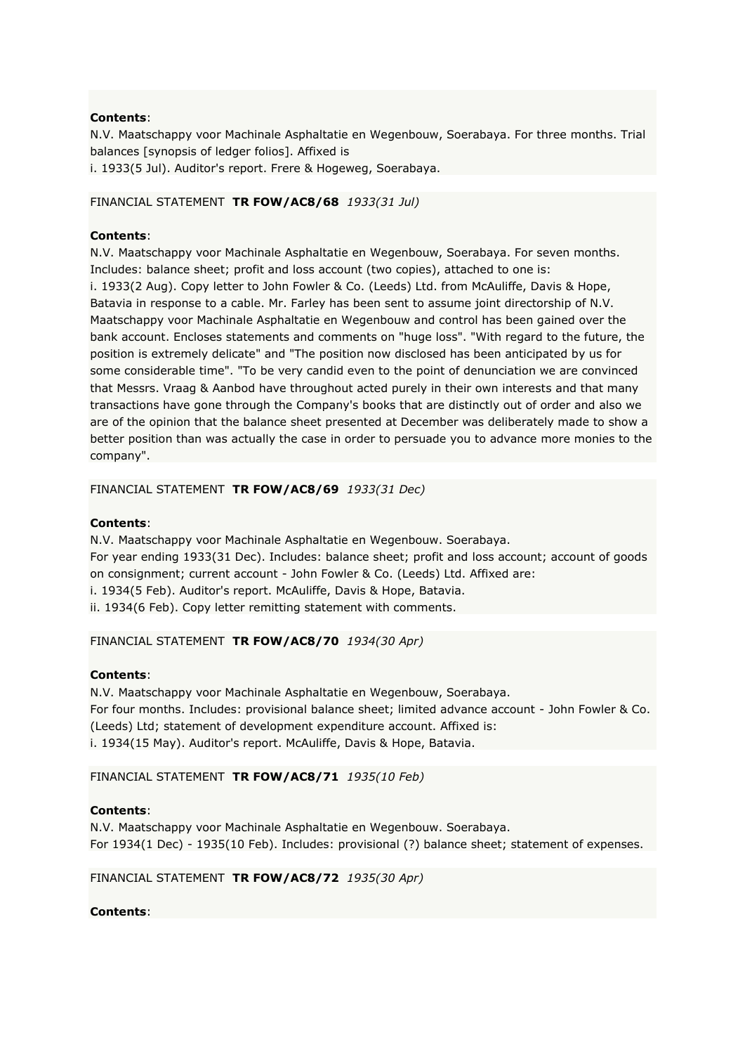**Contents**:
N.V. Maatschappy voor Machinale Asphaltatie en Wegenbouw, Soerabaya. For three months. Trial balances [synopsis of ledger folios]. Affixed is
i. 1933(5 Jul). Auditor's report. Frere & Hogeweg, Soerabaya.

FINANCIAL STATEMENT **TR FOW/AC8/68** *1933(31 Jul)*

**Contents**:
N.V. Maatschappy voor Machinale Asphaltatie en Wegenbouw, Soerabaya. For seven months. Includes: balance sheet; profit and loss account (two copies), attached to one is:
i. 1933(2 Aug). Copy letter to John Fowler & Co. (Leeds) Ltd. from McAuliffe, Davis & Hope, Batavia in response to a cable. Mr. Farley has been sent to assume joint directorship of N.V. Maatschappy voor Machinale Asphaltatie en Wegenbouw and control has been gained over the bank account. Encloses statements and comments on "huge loss". "With regard to the future, the position is extremely delicate" and "The position now disclosed has been anticipated by us for some considerable time". "To be very candid even to the point of denunciation we are convinced that Messrs. Vraag & Aanbod have throughout acted purely in their own interests and that many transactions have gone through the Company's books that are distinctly out of order and also we are of the opinion that the balance sheet presented at December was deliberately made to show a better position than was actually the case in order to persuade you to advance more monies to the company".

FINANCIAL STATEMENT **TR FOW/AC8/69** *1933(31 Dec)*

**Contents**:
N.V. Maatschappy voor Machinale Asphaltatie en Wegenbouw. Soerabaya.
For year ending 1933(31 Dec). Includes: balance sheet; profit and loss account; account of goods on consignment; current account - John Fowler & Co. (Leeds) Ltd. Affixed are:
i. 1934(5 Feb). Auditor's report. McAuliffe, Davis & Hope, Batavia.
ii. 1934(6 Feb). Copy letter remitting statement with comments.

FINANCIAL STATEMENT **TR FOW/AC8/70** *1934(30 Apr)*

**Contents**:
N.V. Maatschappy voor Machinale Asphaltatie en Wegenbouw, Soerabaya.
For four months. Includes: provisional balance sheet; limited advance account - John Fowler & Co. (Leeds) Ltd; statement of development expenditure account. Affixed is:
i. 1934(15 May). Auditor's report. McAuliffe, Davis & Hope, Batavia.

FINANCIAL STATEMENT **TR FOW/AC8/71** *1935(10 Feb)*

**Contents**:
N.V. Maatschappy voor Machinale Asphaltatie en Wegenbouw. Soerabaya.
For 1934(1 Dec) - 1935(10 Feb). Includes: provisional (?) balance sheet; statement of expenses.

FINANCIAL STATEMENT **TR FOW/AC8/72** *1935(30 Apr)*

**Contents**: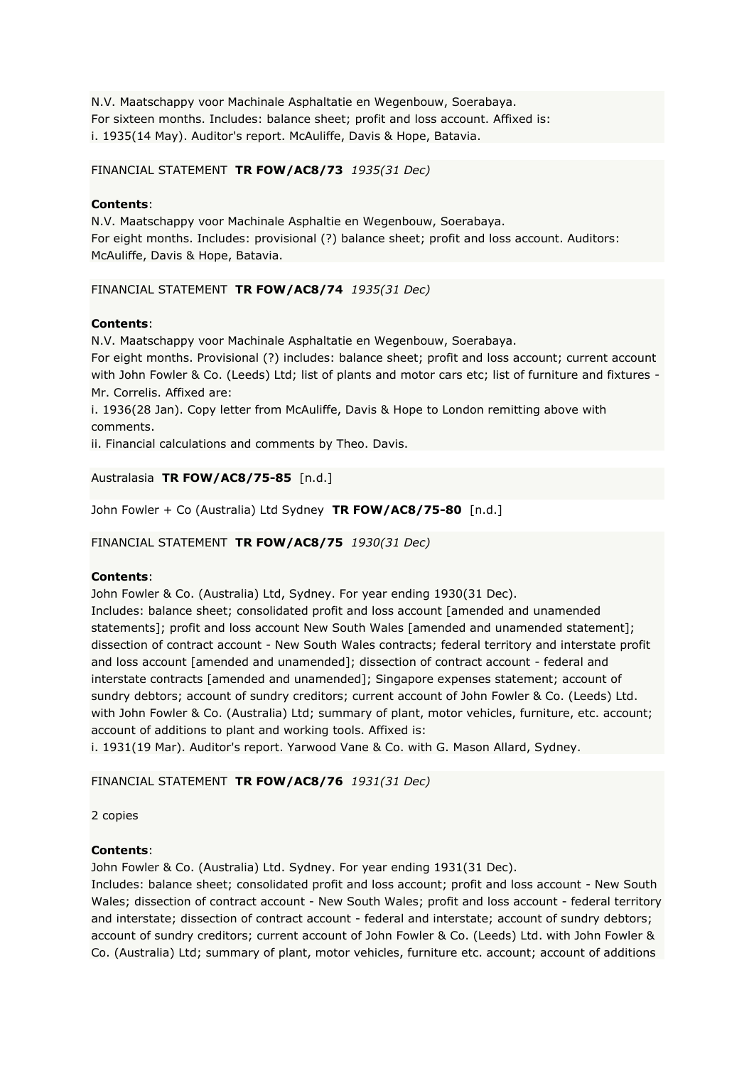N.V. Maatschappy voor Machinale Asphaltatie en Wegenbouw, Soerabaya.
For sixteen months. Includes: balance sheet; profit and loss account. Affixed is:
i. 1935(14 May). Auditor's report. McAuliffe, Davis & Hope, Batavia.

FINANCIAL STATEMENT **TR FOW/AC8/73** *1935(31 Dec)*

**Contents**:
N.V. Maatschappy voor Machinale Asphaltie en Wegenbouw, Soerabaya.
For eight months. Includes: provisional (?) balance sheet; profit and loss account. Auditors: McAuliffe, Davis & Hope, Batavia.

FINANCIAL STATEMENT **TR FOW/AC8/74** *1935(31 Dec)*

**Contents**:
N.V. Maatschappy voor Machinale Asphaltatie en Wegenbouw, Soerabaya.
For eight months. Provisional (?) includes: balance sheet; profit and loss account; current account with John Fowler & Co. (Leeds) Ltd; list of plants and motor cars etc; list of furniture and fixtures - Mr. Correlis. Affixed are:
i. 1936(28 Jan). Copy letter from McAuliffe, Davis & Hope to London remitting above with comments.
ii. Financial calculations and comments by Theo. Davis.

Australasia **TR FOW/AC8/75-85** [n.d.]

John Fowler + Co (Australia) Ltd Sydney **TR FOW/AC8/75-80** [n.d.]

FINANCIAL STATEMENT **TR FOW/AC8/75** *1930(31 Dec)*

**Contents**:
John Fowler & Co. (Australia) Ltd, Sydney. For year ending 1930(31 Dec).
Includes: balance sheet; consolidated profit and loss account [amended and unamended statements]; profit and loss account New South Wales [amended and unamended statement]; dissection of contract account - New South Wales contracts; federal territory and interstate profit and loss account [amended and unamended]; dissection of contract account - federal and interstate contracts [amended and unamended]; Singapore expenses statement; account of sundry debtors; account of sundry creditors; current account of John Fowler & Co. (Leeds) Ltd. with John Fowler & Co. (Australia) Ltd; summary of plant, motor vehicles, furniture, etc. account; account of additions to plant and working tools. Affixed is:
i. 1931(19 Mar). Auditor's report. Yarwood Vane & Co. with G. Mason Allard, Sydney.

FINANCIAL STATEMENT **TR FOW/AC8/76** *1931(31 Dec)*

2 copies

**Contents**:
John Fowler & Co. (Australia) Ltd. Sydney. For year ending 1931(31 Dec).
Includes: balance sheet; consolidated profit and loss account; profit and loss account - New South Wales; dissection of contract account - New South Wales; profit and loss account - federal territory and interstate; dissection of contract account - federal and interstate; account of sundry debtors; account of sundry creditors; current account of John Fowler & Co. (Leeds) Ltd. with John Fowler & Co. (Australia) Ltd; summary of plant, motor vehicles, furniture etc. account; account of additions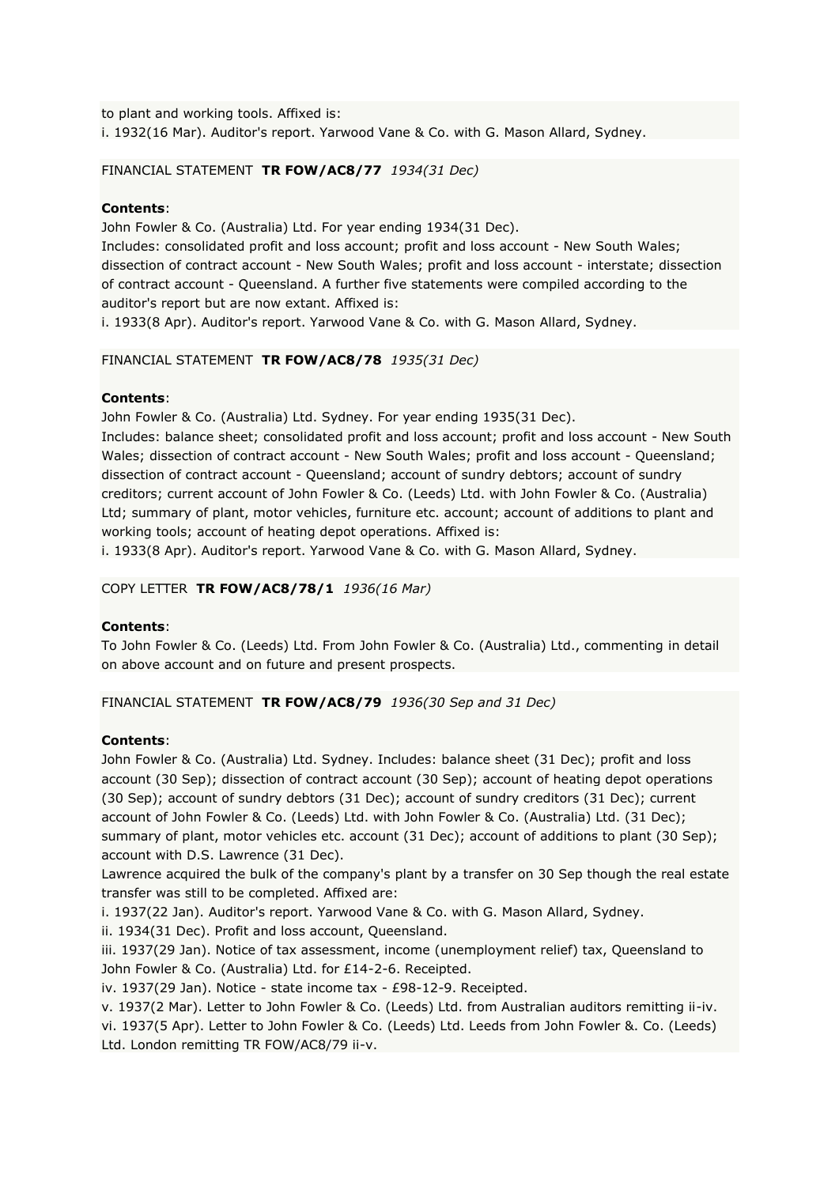to plant and working tools. Affixed is:
i. 1932(16 Mar). Auditor's report. Yarwood Vane & Co. with G. Mason Allard, Sydney.

FINANCIAL STATEMENT **TR FOW/AC8/77** *1934(31 Dec)*

**Contents**:
John Fowler & Co. (Australia) Ltd. For year ending 1934(31 Dec).
Includes: consolidated profit and loss account; profit and loss account - New South Wales; dissection of contract account - New South Wales; profit and loss account - interstate; dissection of contract account - Queensland. A further five statements were compiled according to the auditor's report but are now extant. Affixed is:
i. 1933(8 Apr). Auditor's report. Yarwood Vane & Co. with G. Mason Allard, Sydney.

FINANCIAL STATEMENT **TR FOW/AC8/78** *1935(31 Dec)*

**Contents**:
John Fowler & Co. (Australia) Ltd. Sydney. For year ending 1935(31 Dec).
Includes: balance sheet; consolidated profit and loss account; profit and loss account - New South Wales; dissection of contract account - New South Wales; profit and loss account - Queensland; dissection of contract account - Queensland; account of sundry debtors; account of sundry creditors; current account of John Fowler & Co. (Leeds) Ltd. with John Fowler & Co. (Australia) Ltd; summary of plant, motor vehicles, furniture etc. account; account of additions to plant and working tools; account of heating depot operations. Affixed is:
i. 1933(8 Apr). Auditor's report. Yarwood Vane & Co. with G. Mason Allard, Sydney.

COPY LETTER **TR FOW/AC8/78/1** *1936(16 Mar)*

**Contents**:
To John Fowler & Co. (Leeds) Ltd. From John Fowler & Co. (Australia) Ltd., commenting in detail on above account and on future and present prospects.

FINANCIAL STATEMENT **TR FOW/AC8/79** *1936(30 Sep and 31 Dec)*

**Contents**:
John Fowler & Co. (Australia) Ltd. Sydney. Includes: balance sheet (31 Dec); profit and loss account (30 Sep); dissection of contract account (30 Sep); account of heating depot operations (30 Sep); account of sundry debtors (31 Dec); account of sundry creditors (31 Dec); current account of John Fowler & Co. (Leeds) Ltd. with John Fowler & Co. (Australia) Ltd. (31 Dec); summary of plant, motor vehicles etc. account (31 Dec); account of additions to plant (30 Sep); account with D.S. Lawrence (31 Dec).
Lawrence acquired the bulk of the company's plant by a transfer on 30 Sep though the real estate transfer was still to be completed. Affixed are:
i. 1937(22 Jan). Auditor's report. Yarwood Vane & Co. with G. Mason Allard, Sydney.
ii. 1934(31 Dec). Profit and loss account, Queensland.
iii. 1937(29 Jan). Notice of tax assessment, income (unemployment relief) tax, Queensland to John Fowler & Co. (Australia) Ltd. for £14-2-6. Receipted.
iv. 1937(29 Jan). Notice - state income tax - £98-12-9. Receipted.
v. 1937(2 Mar). Letter to John Fowler & Co. (Leeds) Ltd. from Australian auditors remitting ii-iv.
vi. 1937(5 Apr). Letter to John Fowler & Co. (Leeds) Ltd. Leeds from John Fowler &. Co. (Leeds) Ltd. London remitting TR FOW/AC8/79 ii-v.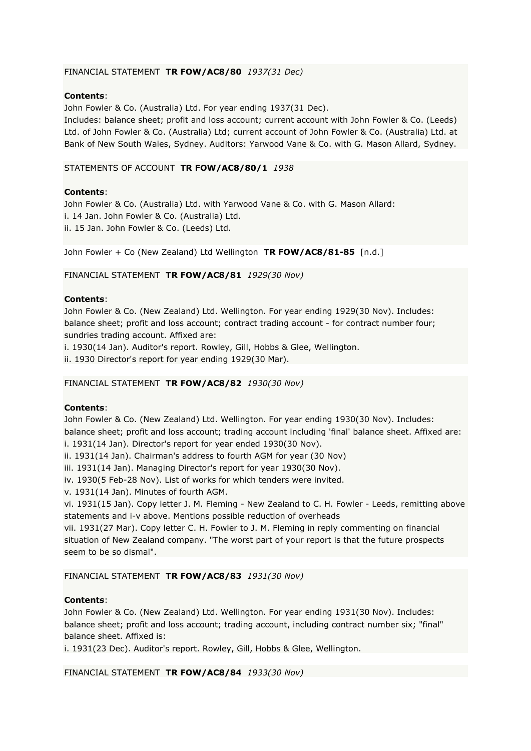FINANCIAL STATEMENT **TR FOW/AC8/80** *1937(31 Dec)*

**Contents**:
John Fowler & Co. (Australia) Ltd. For year ending 1937(31 Dec).
Includes: balance sheet; profit and loss account; current account with John Fowler & Co. (Leeds) Ltd. of John Fowler & Co. (Australia) Ltd; current account of John Fowler & Co. (Australia) Ltd. at Bank of New South Wales, Sydney. Auditors: Yarwood Vane & Co. with G. Mason Allard, Sydney.

STATEMENTS OF ACCOUNT **TR FOW/AC8/80/1** *1938*

**Contents**:
John Fowler & Co. (Australia) Ltd. with Yarwood Vane & Co. with G. Mason Allard:
i. 14 Jan. John Fowler & Co. (Australia) Ltd.
ii. 15 Jan. John Fowler & Co. (Leeds) Ltd.

John Fowler + Co (New Zealand) Ltd Wellington **TR FOW/AC8/81-85** [n.d.]

FINANCIAL STATEMENT **TR FOW/AC8/81** *1929(30 Nov)*

**Contents**:
John Fowler & Co. (New Zealand) Ltd. Wellington. For year ending 1929(30 Nov). Includes: balance sheet; profit and loss account; contract trading account - for contract number four; sundries trading account. Affixed are:
i. 1930(14 Jan). Auditor's report. Rowley, Gill, Hobbs & Glee, Wellington.
ii. 1930 Director's report for year ending 1929(30 Mar).

FINANCIAL STATEMENT **TR FOW/AC8/82** *1930(30 Nov)*

**Contents**:
John Fowler & Co. (New Zealand) Ltd. Wellington. For year ending 1930(30 Nov). Includes: balance sheet; profit and loss account; trading account including 'final' balance sheet. Affixed are:
i. 1931(14 Jan). Director's report for year ended 1930(30 Nov).
ii. 1931(14 Jan). Chairman's address to fourth AGM for year (30 Nov)
iii. 1931(14 Jan). Managing Director's report for year 1930(30 Nov).
iv. 1930(5 Feb-28 Nov). List of works for which tenders were invited.
v. 1931(14 Jan). Minutes of fourth AGM.
vi. 1931(15 Jan). Copy letter J. M. Fleming - New Zealand to C. H. Fowler - Leeds, remitting above statements and i-v above. Mentions possible reduction of overheads
vii. 1931(27 Mar). Copy letter C. H. Fowler to J. M. Fleming in reply commenting on financial situation of New Zealand company. "The worst part of your report is that the future prospects seem to be so dismal".

FINANCIAL STATEMENT **TR FOW/AC8/83** *1931(30 Nov)*

**Contents**:
John Fowler & Co. (New Zealand) Ltd. Wellington. For year ending 1931(30 Nov). Includes: balance sheet; profit and loss account; trading account, including contract number six; "final" balance sheet. Affixed is:
i. 1931(23 Dec). Auditor's report. Rowley, Gill, Hobbs & Glee, Wellington.

FINANCIAL STATEMENT **TR FOW/AC8/84** *1933(30 Nov)*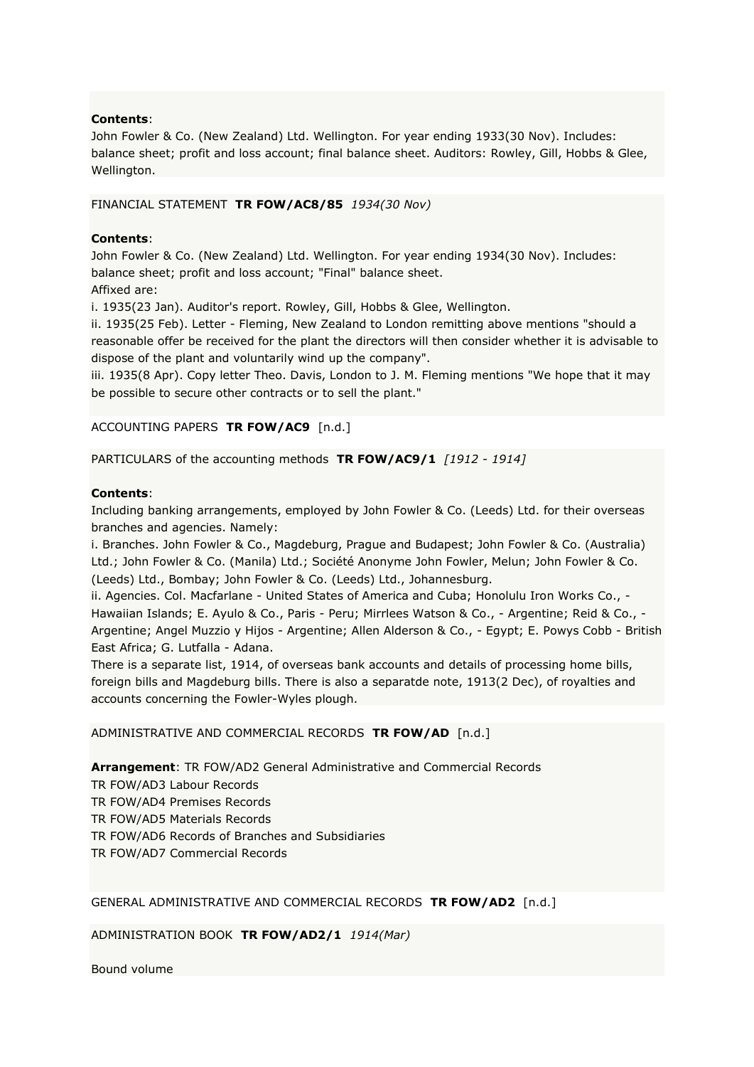**Contents**:
John Fowler & Co. (New Zealand) Ltd. Wellington. For year ending 1933(30 Nov). Includes: balance sheet; profit and loss account; final balance sheet. Auditors: Rowley, Gill, Hobbs & Glee, Wellington.

FINANCIAL STATEMENT **TR FOW/AC8/85** *1934(30 Nov)*

**Contents**:
John Fowler & Co. (New Zealand) Ltd. Wellington. For year ending 1934(30 Nov). Includes: balance sheet; profit and loss account; "Final" balance sheet.
Affixed are:
i. 1935(23 Jan). Auditor's report. Rowley, Gill, Hobbs & Glee, Wellington.
ii. 1935(25 Feb). Letter - Fleming, New Zealand to London remitting above mentions "should a reasonable offer be received for the plant the directors will then consider whether it is advisable to dispose of the plant and voluntarily wind up the company".
iii. 1935(8 Apr). Copy letter Theo. Davis, London to J. M. Fleming mentions "We hope that it may be possible to secure other contracts or to sell the plant."

ACCOUNTING PAPERS **TR FOW/AC9** [n.d.]

PARTICULARS of the accounting methods **TR FOW/AC9/1** *[1912 - 1914]*

**Contents**:
Including banking arrangements, employed by John Fowler & Co. (Leeds) Ltd. for their overseas branches and agencies. Namely:
i. Branches. John Fowler & Co., Magdeburg, Prague and Budapest; John Fowler & Co. (Australia) Ltd.; John Fowler & Co. (Manila) Ltd.; Société Anonyme John Fowler, Melun; John Fowler & Co. (Leeds) Ltd., Bombay; John Fowler & Co. (Leeds) Ltd., Johannesburg.
ii. Agencies. Col. Macfarlane - United States of America and Cuba; Honolulu Iron Works Co., - Hawaiian Islands; E. Ayulo & Co., Paris - Peru; Mirrlees Watson & Co., - Argentine; Reid & Co., - Argentine; Angel Muzzio y Hijos - Argentine; Allen Alderson & Co., - Egypt; E. Powys Cobb - British East Africa; G. Lutfalla - Adana.
There is a separate list, 1914, of overseas bank accounts and details of processing home bills, foreign bills and Magdeburg bills. There is also a separatde note, 1913(2 Dec), of royalties and accounts concerning the Fowler-Wyles plough.

ADMINISTRATIVE AND COMMERCIAL RECORDS **TR FOW/AD** [n.d.]

**Arrangement**: TR FOW/AD2 General Administrative and Commercial Records
TR FOW/AD3 Labour Records
TR FOW/AD4 Premises Records
TR FOW/AD5 Materials Records
TR FOW/AD6 Records of Branches and Subsidiaries
TR FOW/AD7 Commercial Records

GENERAL ADMINISTRATIVE AND COMMERCIAL RECORDS **TR FOW/AD2** [n.d.]

ADMINISTRATION BOOK **TR FOW/AD2/1** *1914(Mar)*

Bound volume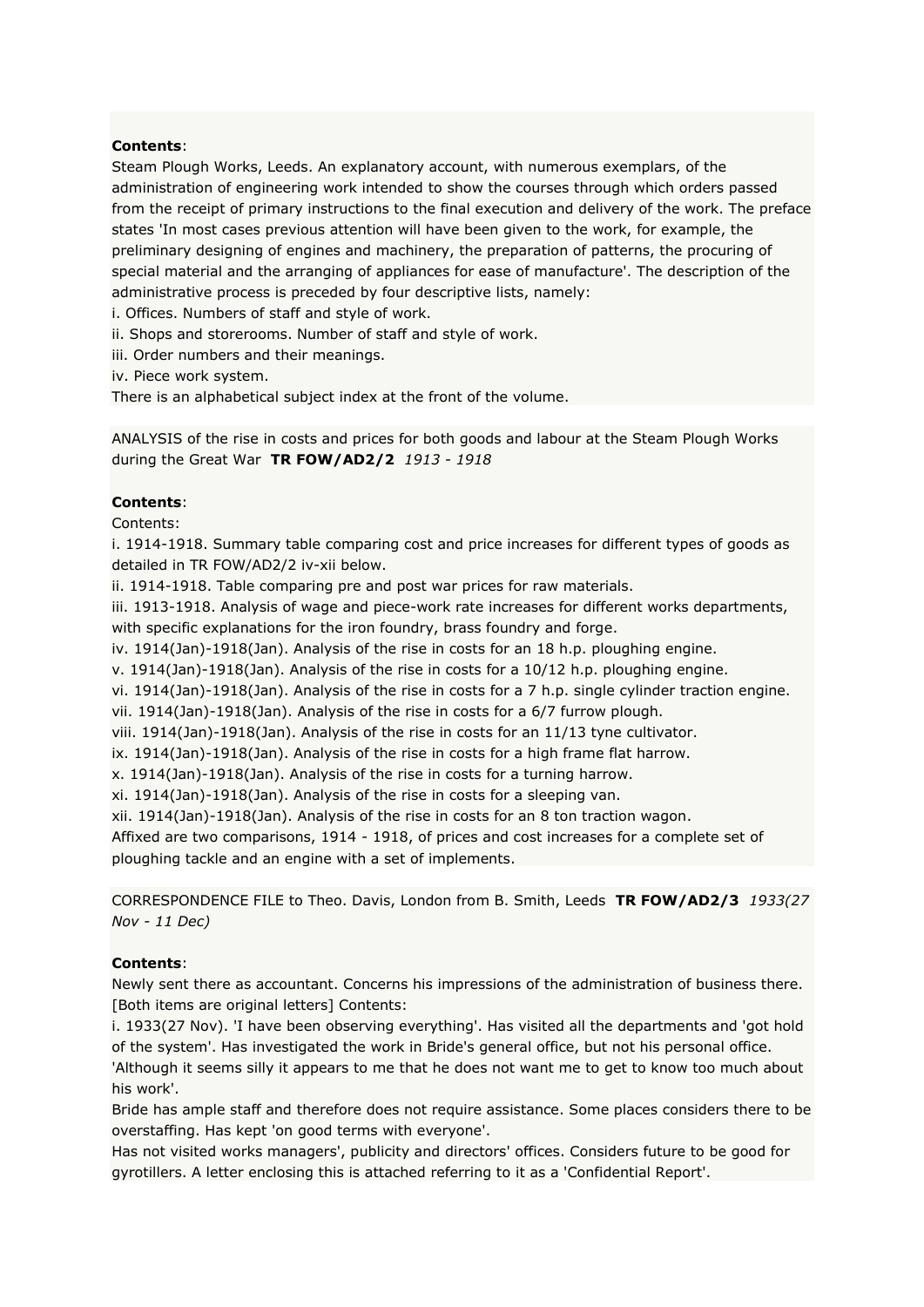**Contents**:
Steam Plough Works, Leeds. An explanatory account, with numerous exemplars, of the administration of engineering work intended to show the courses through which orders passed from the receipt of primary instructions to the final execution and delivery of the work. The preface states 'In most cases previous attention will have been given to the work, for example, the preliminary designing of engines and machinery, the preparation of patterns, the procuring of special material and the arranging of appliances for ease of manufacture'. The description of the administrative process is preceded by four descriptive lists, namely:
i. Offices. Numbers of staff and style of work.
ii. Shops and storerooms. Number of staff and style of work.
iii. Order numbers and their meanings.
iv. Piece work system.
There is an alphabetical subject index at the front of the volume.

ANALYSIS of the rise in costs and prices for both goods and labour at the Steam Plough Works during the Great War **TR FOW/AD2/2** *1913 - 1918*

**Contents**:
Contents:
i. 1914-1918. Summary table comparing cost and price increases for different types of goods as detailed in TR FOW/AD2/2 iv-xii below.
ii. 1914-1918. Table comparing pre and post war prices for raw materials.
iii. 1913-1918. Analysis of wage and piece-work rate increases for different works departments, with specific explanations for the iron foundry, brass foundry and forge.
iv. 1914(Jan)-1918(Jan). Analysis of the rise in costs for an 18 h.p. ploughing engine.
v. 1914(Jan)-1918(Jan). Analysis of the rise in costs for a 10/12 h.p. ploughing engine.
vi. 1914(Jan)-1918(Jan). Analysis of the rise in costs for a 7 h.p. single cylinder traction engine.
vii. 1914(Jan)-1918(Jan). Analysis of the rise in costs for a 6/7 furrow plough.
viii. 1914(Jan)-1918(Jan). Analysis of the rise in costs for an 11/13 tyne cultivator.
ix. 1914(Jan)-1918(Jan). Analysis of the rise in costs for a high frame flat harrow.
x. 1914(Jan)-1918(Jan). Analysis of the rise in costs for a turning harrow.
xi. 1914(Jan)-1918(Jan). Analysis of the rise in costs for a sleeping van.
xii. 1914(Jan)-1918(Jan). Analysis of the rise in costs for an 8 ton traction wagon.
Affixed are two comparisons, 1914 - 1918, of prices and cost increases for a complete set of ploughing tackle and an engine with a set of implements.

CORRESPONDENCE FILE to Theo. Davis, London from B. Smith, Leeds **TR FOW/AD2/3** *1933(27 Nov - 11 Dec)*

**Contents**:
Newly sent there as accountant. Concerns his impressions of the administration of business there. [Both items are original letters] Contents:
i. 1933(27 Nov). 'I have been observing everything'. Has visited all the departments and 'got hold of the system'. Has investigated the work in Bride's general office, but not his personal office. 'Although it seems silly it appears to me that he does not want me to get to know too much about his work'.
Bride has ample staff and therefore does not require assistance. Some places considers there to be overstaffing. Has kept 'on good terms with everyone'.
Has not visited works managers', publicity and directors' offices. Considers future to be good for gyrotillers. A letter enclosing this is attached referring to it as a 'Confidential Report'.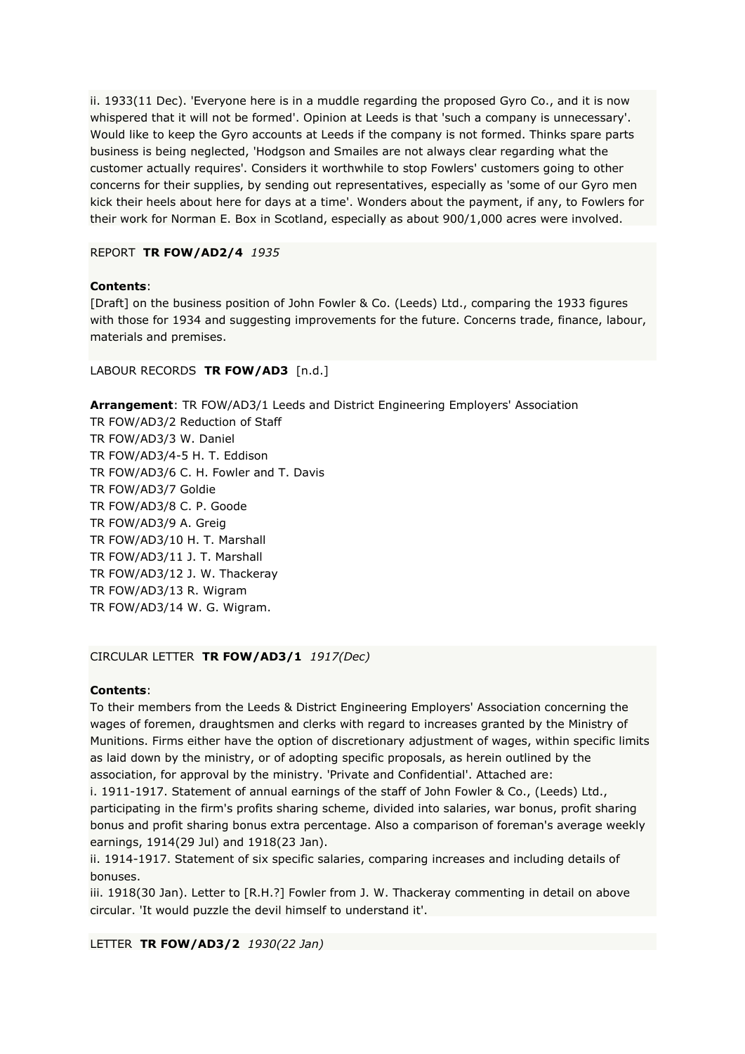ii. 1933(11 Dec). 'Everyone here is in a muddle regarding the proposed Gyro Co., and it is now whispered that it will not be formed'. Opinion at Leeds is that 'such a company is unnecessary'. Would like to keep the Gyro accounts at Leeds if the company is not formed. Thinks spare parts business is being neglected, 'Hodgson and Smailes are not always clear regarding what the customer actually requires'. Considers it worthwhile to stop Fowlers' customers going to other concerns for their supplies, by sending out representatives, especially as 'some of our Gyro men kick their heels about here for days at a time'. Wonders about the payment, if any, to Fowlers for their work for Norman E. Box in Scotland, especially as about 900/1,000 acres were involved.

REPORT **TR FOW/AD2/4** *1935*

**Contents**:
[Draft] on the business position of John Fowler & Co. (Leeds) Ltd., comparing the 1933 figures with those for 1934 and suggesting improvements for the future. Concerns trade, finance, labour, materials and premises.

LABOUR RECORDS **TR FOW/AD3** [n.d.]

**Arrangement**: TR FOW/AD3/1 Leeds and District Engineering Employers' Association
TR FOW/AD3/2 Reduction of Staff
TR FOW/AD3/3 W. Daniel
TR FOW/AD3/4-5 H. T. Eddison
TR FOW/AD3/6 C. H. Fowler and T. Davis
TR FOW/AD3/7 Goldie
TR FOW/AD3/8 C. P. Goode
TR FOW/AD3/9 A. Greig
TR FOW/AD3/10 H. T. Marshall
TR FOW/AD3/11 J. T. Marshall
TR FOW/AD3/12 J. W. Thackeray
TR FOW/AD3/13 R. Wigram
TR FOW/AD3/14 W. G. Wigram.

CIRCULAR LETTER **TR FOW/AD3/1** *1917(Dec)*

**Contents**:
To their members from the Leeds & District Engineering Employers' Association concerning the wages of foremen, draughtsmen and clerks with regard to increases granted by the Ministry of Munitions. Firms either have the option of discretionary adjustment of wages, within specific limits as laid down by the ministry, or of adopting specific proposals, as herein outlined by the association, for approval by the ministry. 'Private and Confidential'. Attached are:
i. 1911-1917. Statement of annual earnings of the staff of John Fowler & Co., (Leeds) Ltd., participating in the firm's profits sharing scheme, divided into salaries, war bonus, profit sharing bonus and profit sharing bonus extra percentage. Also a comparison of foreman's average weekly earnings, 1914(29 Jul) and 1918(23 Jan).
ii. 1914-1917. Statement of six specific salaries, comparing increases and including details of bonuses.
iii. 1918(30 Jan). Letter to [R.H.?] Fowler from J. W. Thackeray commenting in detail on above circular. 'It would puzzle the devil himself to understand it'.

LETTER **TR FOW/AD3/2** *1930(22 Jan)*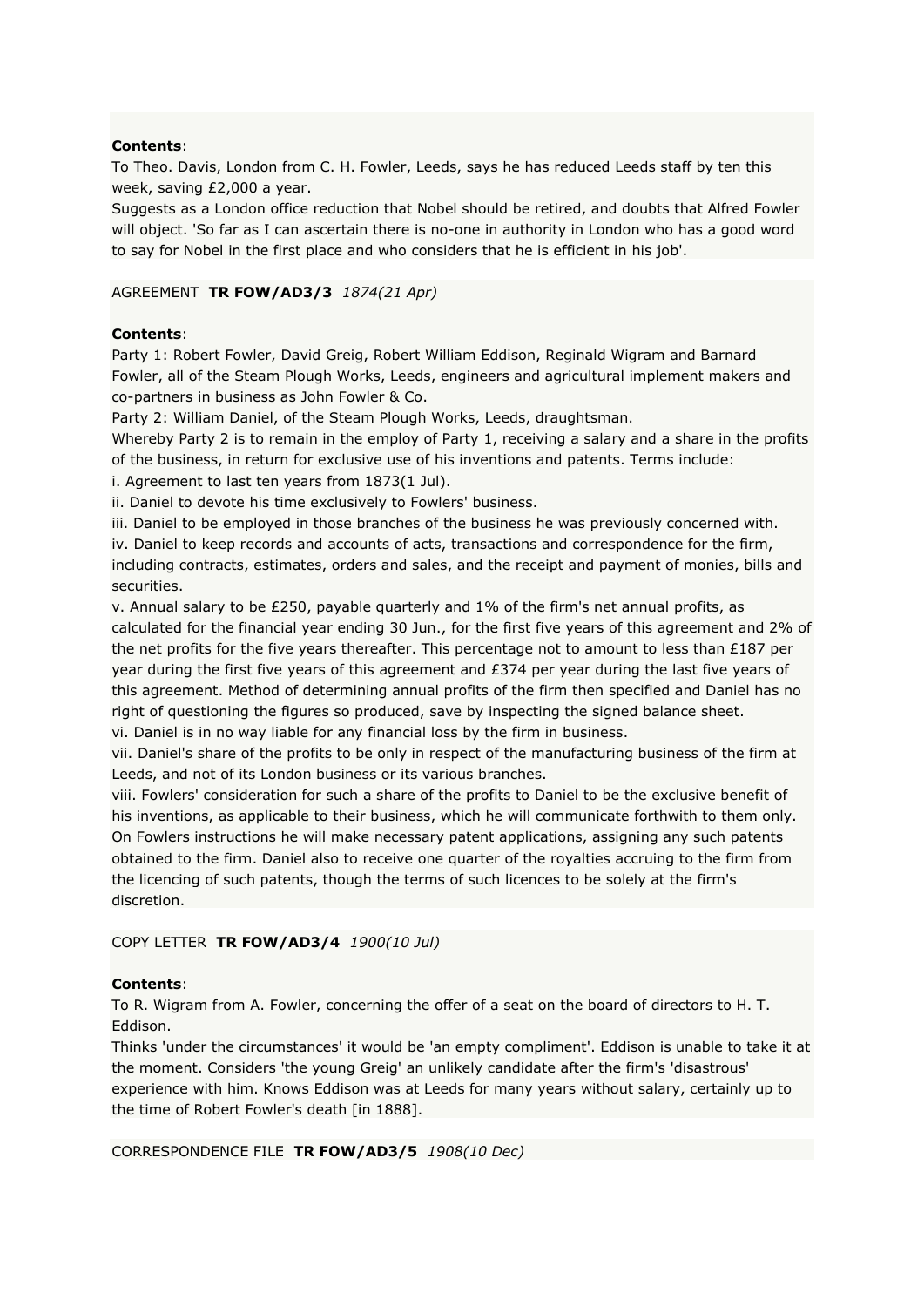**Contents**:
To Theo. Davis, London from C. H. Fowler, Leeds, says he has reduced Leeds staff by ten this week, saving £2,000 a year.
Suggests as a London office reduction that Nobel should be retired, and doubts that Alfred Fowler will object. 'So far as I can ascertain there is no-one in authority in London who has a good word to say for Nobel in the first place and who considers that he is efficient in his job'.

AGREEMENT **TR FOW/AD3/3** *1874(21 Apr)*

**Contents**:
Party 1: Robert Fowler, David Greig, Robert William Eddison, Reginald Wigram and Barnard Fowler, all of the Steam Plough Works, Leeds, engineers and agricultural implement makers and co-partners in business as John Fowler & Co.
Party 2: William Daniel, of the Steam Plough Works, Leeds, draughtsman.
Whereby Party 2 is to remain in the employ of Party 1, receiving a salary and a share in the profits of the business, in return for exclusive use of his inventions and patents. Terms include:
i. Agreement to last ten years from 1873(1 Jul).
ii. Daniel to devote his time exclusively to Fowlers' business.
iii. Daniel to be employed in those branches of the business he was previously concerned with.
iv. Daniel to keep records and accounts of acts, transactions and correspondence for the firm, including contracts, estimates, orders and sales, and the receipt and payment of monies, bills and securities.
v. Annual salary to be £250, payable quarterly and 1% of the firm's net annual profits, as calculated for the financial year ending 30 Jun., for the first five years of this agreement and 2% of the net profits for the five years thereafter. This percentage not to amount to less than £187 per year during the first five years of this agreement and £374 per year during the last five years of this agreement. Method of determining annual profits of the firm then specified and Daniel has no right of questioning the figures so produced, save by inspecting the signed balance sheet.
vi. Daniel is in no way liable for any financial loss by the firm in business.
vii. Daniel's share of the profits to be only in respect of the manufacturing business of the firm at Leeds, and not of its London business or its various branches.
viii. Fowlers' consideration for such a share of the profits to Daniel to be the exclusive benefit of his inventions, as applicable to their business, which he will communicate forthwith to them only. On Fowlers instructions he will make necessary patent applications, assigning any such patents obtained to the firm. Daniel also to receive one quarter of the royalties accruing to the firm from the licencing of such patents, though the terms of such licences to be solely at the firm's discretion.

COPY LETTER **TR FOW/AD3/4** *1900(10 Jul)*

**Contents**:
To R. Wigram from A. Fowler, concerning the offer of a seat on the board of directors to H. T. Eddison.
Thinks 'under the circumstances' it would be 'an empty compliment'. Eddison is unable to take it at the moment. Considers 'the young Greig' an unlikely candidate after the firm's 'disastrous' experience with him. Knows Eddison was at Leeds for many years without salary, certainly up to the time of Robert Fowler's death [in 1888].

CORRESPONDENCE FILE **TR FOW/AD3/5** *1908(10 Dec)*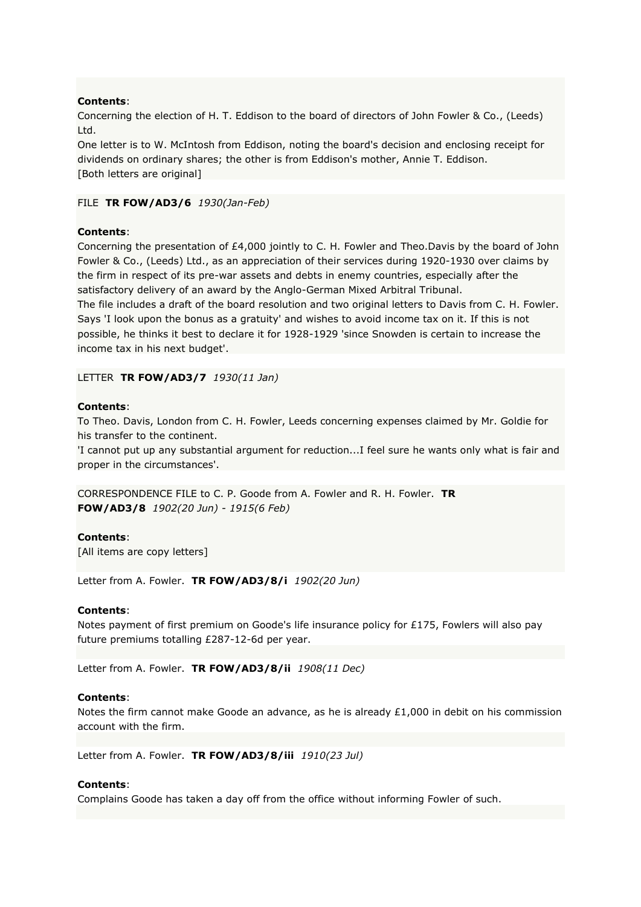**Contents**:
Concerning the election of H. T. Eddison to the board of directors of John Fowler & Co., (Leeds) Ltd.
One letter is to W. McIntosh from Eddison, noting the board's decision and enclosing receipt for dividends on ordinary shares; the other is from Eddison's mother, Annie T. Eddison.
[Both letters are original]

FILE **TR FOW/AD3/6** *1930(Jan-Feb)*

**Contents**:
Concerning the presentation of £4,000 jointly to C. H. Fowler and Theo.Davis by the board of John Fowler & Co., (Leeds) Ltd., as an appreciation of their services during 1920-1930 over claims by the firm in respect of its pre-war assets and debts in enemy countries, especially after the satisfactory delivery of an award by the Anglo-German Mixed Arbitral Tribunal.
The file includes a draft of the board resolution and two original letters to Davis from C. H. Fowler. Says 'I look upon the bonus as a gratuity' and wishes to avoid income tax on it. If this is not possible, he thinks it best to declare it for 1928-1929 'since Snowden is certain to increase the income tax in his next budget'.

LETTER **TR FOW/AD3/7** *1930(11 Jan)*

**Contents**:
To Theo. Davis, London from C. H. Fowler, Leeds concerning expenses claimed by Mr. Goldie for his transfer to the continent.
'I cannot put up any substantial argument for reduction...I feel sure he wants only what is fair and proper in the circumstances'.

CORRESPONDENCE FILE to C. P. Goode from A. Fowler and R. H. Fowler. **TR FOW/AD3/8** *1902(20 Jun) - 1915(6 Feb)*

**Contents**:
[All items are copy letters]

Letter from A. Fowler. **TR FOW/AD3/8/i** *1902(20 Jun)*

**Contents**:
Notes payment of first premium on Goode's life insurance policy for £175, Fowlers will also pay future premiums totalling £287-12-6d per year.

Letter from A. Fowler. **TR FOW/AD3/8/ii** *1908(11 Dec)*

**Contents**:
Notes the firm cannot make Goode an advance, as he is already £1,000 in debit on his commission account with the firm.

Letter from A. Fowler. **TR FOW/AD3/8/iii** *1910(23 Jul)*

**Contents**:
Complains Goode has taken a day off from the office without informing Fowler of such.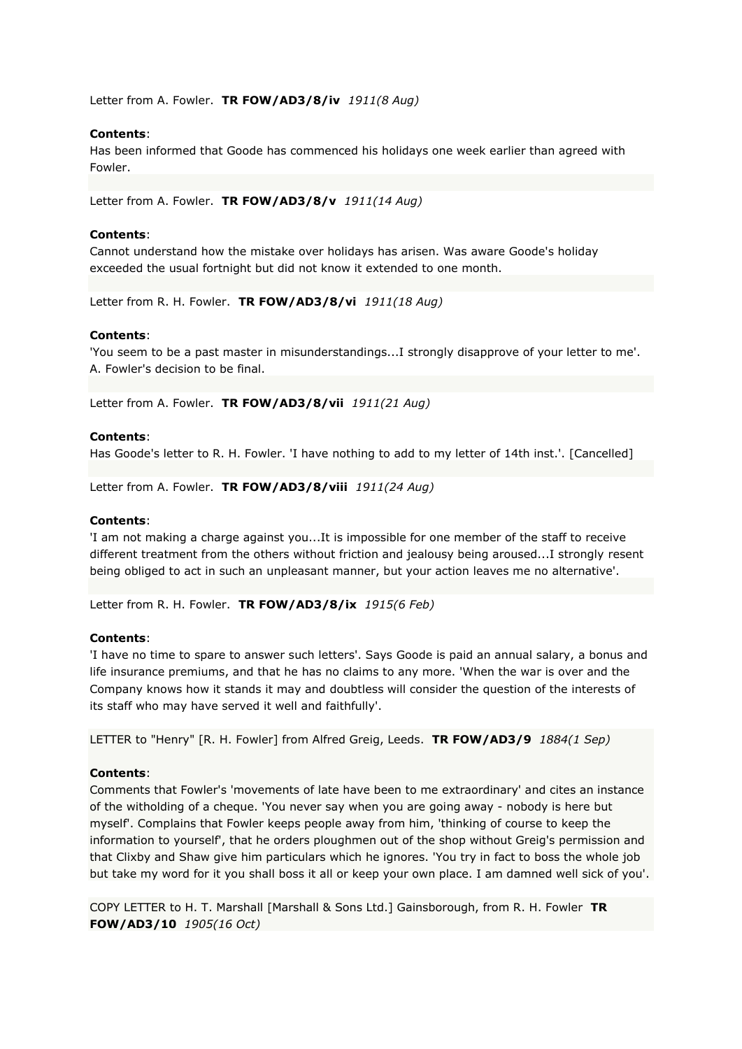Letter from A. Fowler.  **TR FOW/AD3/8/iv**  *1911(8 Aug)*

**Contents**:
Has been informed that Goode has commenced his holidays one week earlier than agreed with Fowler.

Letter from A. Fowler.  **TR FOW/AD3/8/v**  *1911(14 Aug)*

**Contents**:
Cannot understand how the mistake over holidays has arisen. Was aware Goode's holiday exceeded the usual fortnight but did not know it extended to one month.

Letter from R. H. Fowler.  **TR FOW/AD3/8/vi**  *1911(18 Aug)*

**Contents**:
'You seem to be a past master in misunderstandings...I strongly disapprove of your letter to me'. A. Fowler's decision to be final.

Letter from A. Fowler.  **TR FOW/AD3/8/vii**  *1911(21 Aug)*

**Contents**:
Has Goode's letter to R. H. Fowler. 'I have nothing to add to my letter of 14th inst.'. [Cancelled]

Letter from A. Fowler.  **TR FOW/AD3/8/viii**  *1911(24 Aug)*

**Contents**:
'I am not making a charge against you...It is impossible for one member of the staff to receive different treatment from the others without friction and jealousy being aroused...I strongly resent being obliged to act in such an unpleasant manner, but your action leaves me no alternative'.

Letter from R. H. Fowler.  **TR FOW/AD3/8/ix**  *1915(6 Feb)*

**Contents**:
'I have no time to spare to answer such letters'. Says Goode is paid an annual salary, a bonus and life insurance premiums, and that he has no claims to any more. 'When the war is over and the Company knows how it stands it may and doubtless will consider the question of the interests of its staff who may have served it well and faithfully'.

LETTER to "Henry" [R. H. Fowler] from Alfred Greig, Leeds.  **TR FOW/AD3/9**  *1884(1 Sep)*

**Contents**:
Comments that Fowler's 'movements of late have been to me extraordinary' and cites an instance of the witholding of a cheque. 'You never say when you are going away - nobody is here but myself'. Complains that Fowler keeps people away from him, 'thinking of course to keep the information to yourself', that he orders ploughmen out of the shop without Greig's permission and that Clixby and Shaw give him particulars which he ignores. 'You try in fact to boss the whole job but take my word for it you shall boss it all or keep your own place. I am damned well sick of you'.

COPY LETTER to H. T. Marshall [Marshall & Sons Ltd.] Gainsborough, from R. H. Fowler  **TR FOW/AD3/10**  *1905(16 Oct)*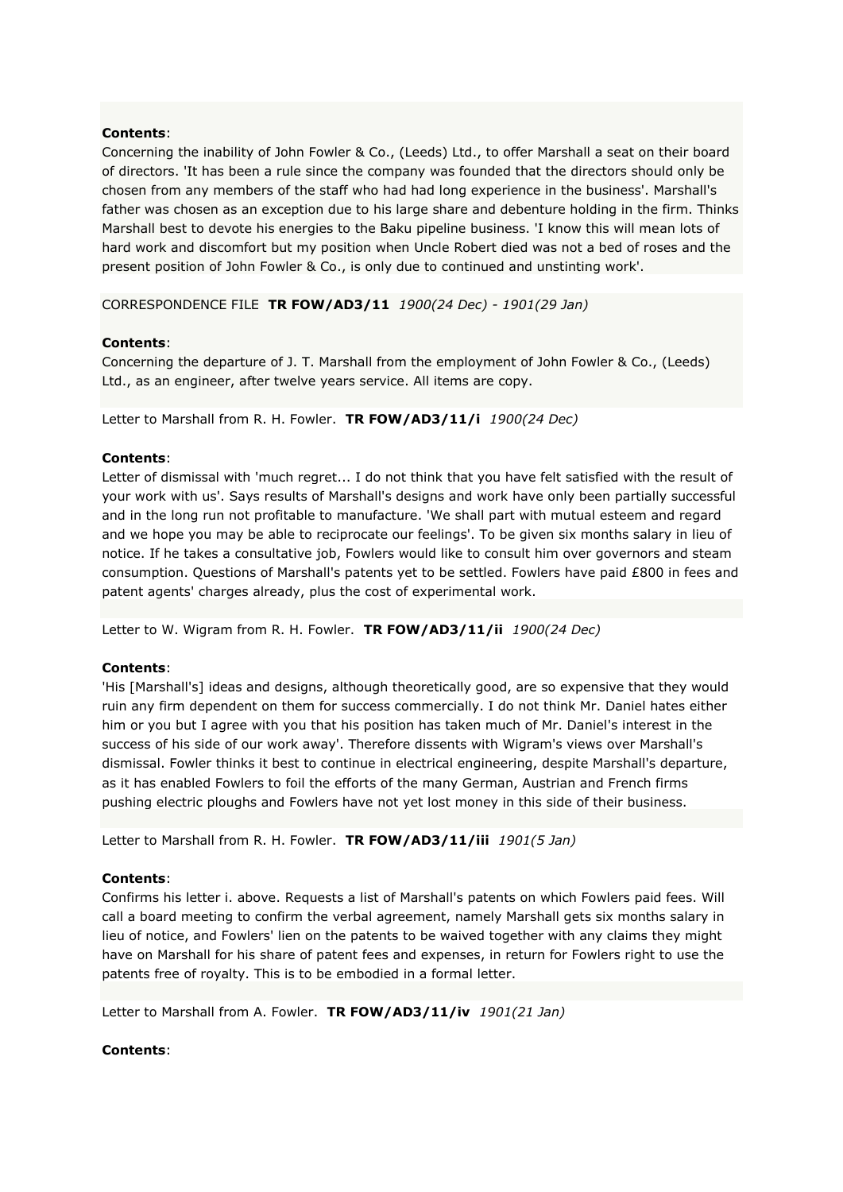**Contents**:
Concerning the inability of John Fowler & Co., (Leeds) Ltd., to offer Marshall a seat on their board of directors. 'It has been a rule since the company was founded that the directors should only be chosen from any members of the staff who had had long experience in the business'. Marshall's father was chosen as an exception due to his large share and debenture holding in the firm. Thinks Marshall best to devote his energies to the Baku pipeline business. 'I know this will mean lots of hard work and discomfort but my position when Uncle Robert died was not a bed of roses and the present position of John Fowler & Co., is only due to continued and unstinting work'.

CORRESPONDENCE FILE **TR FOW/AD3/11** *1900(24 Dec) - 1901(29 Jan)*

**Contents**:
Concerning the departure of J. T. Marshall from the employment of John Fowler & Co., (Leeds) Ltd., as an engineer, after twelve years service. All items are copy.

Letter to Marshall from R. H. Fowler. **TR FOW/AD3/11/i** *1900(24 Dec)*

**Contents**:
Letter of dismissal with 'much regret... I do not think that you have felt satisfied with the result of your work with us'. Says results of Marshall's designs and work have only been partially successful and in the long run not profitable to manufacture. 'We shall part with mutual esteem and regard and we hope you may be able to reciprocate our feelings'. To be given six months salary in lieu of notice. If he takes a consultative job, Fowlers would like to consult him over governors and steam consumption. Questions of Marshall's patents yet to be settled. Fowlers have paid £800 in fees and patent agents' charges already, plus the cost of experimental work.

Letter to W. Wigram from R. H. Fowler. **TR FOW/AD3/11/ii** *1900(24 Dec)*

**Contents**:
'His [Marshall's] ideas and designs, although theoretically good, are so expensive that they would ruin any firm dependent on them for success commercially. I do not think Mr. Daniel hates either him or you but I agree with you that his position has taken much of Mr. Daniel's interest in the success of his side of our work away'. Therefore dissents with Wigram's views over Marshall's dismissal. Fowler thinks it best to continue in electrical engineering, despite Marshall's departure, as it has enabled Fowlers to foil the efforts of the many German, Austrian and French firms pushing electric ploughs and Fowlers have not yet lost money in this side of their business.

Letter to Marshall from R. H. Fowler. **TR FOW/AD3/11/iii** *1901(5 Jan)*

**Contents**:
Confirms his letter i. above. Requests a list of Marshall's patents on which Fowlers paid fees. Will call a board meeting to confirm the verbal agreement, namely Marshall gets six months salary in lieu of notice, and Fowlers' lien on the patents to be waived together with any claims they might have on Marshall for his share of patent fees and expenses, in return for Fowlers right to use the patents free of royalty. This is to be embodied in a formal letter.

Letter to Marshall from A. Fowler. **TR FOW/AD3/11/iv** *1901(21 Jan)*

**Contents**: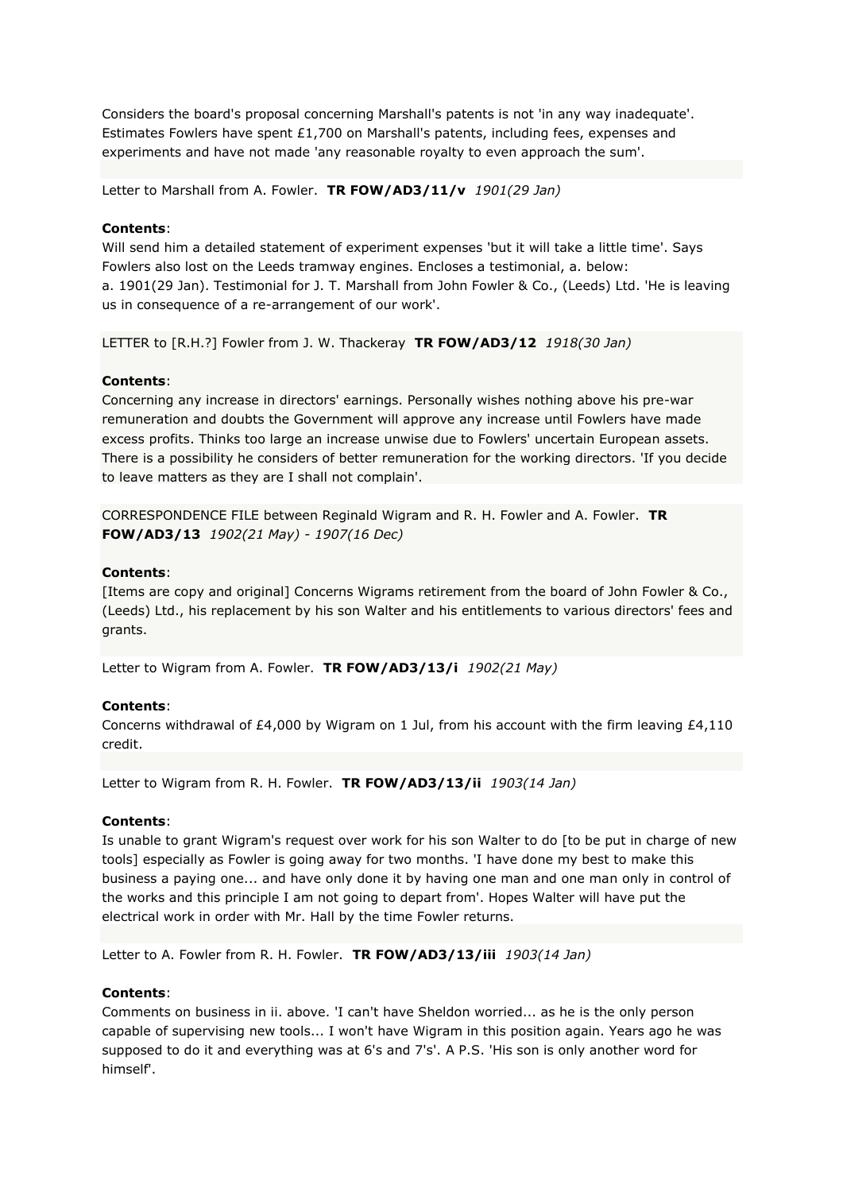Considers the board's proposal concerning Marshall's patents is not 'in any way inadequate'. Estimates Fowlers have spent £1,700 on Marshall's patents, including fees, expenses and experiments and have not made 'any reasonable royalty to even approach the sum'.

Letter to Marshall from A. Fowler. **TR FOW/AD3/11/v** *1901(29 Jan)*

**Contents**:
Will send him a detailed statement of experiment expenses 'but it will take a little time'. Says Fowlers also lost on the Leeds tramway engines. Encloses a testimonial, a. below:
a. 1901(29 Jan). Testimonial for J. T. Marshall from John Fowler & Co., (Leeds) Ltd. 'He is leaving us in consequence of a re-arrangement of our work'.

LETTER to [R.H.?] Fowler from J. W. Thackeray **TR FOW/AD3/12** *1918(30 Jan)*

**Contents**:
Concerning any increase in directors' earnings. Personally wishes nothing above his pre-war remuneration and doubts the Government will approve any increase until Fowlers have made excess profits. Thinks too large an increase unwise due to Fowlers' uncertain European assets. There is a possibility he considers of better remuneration for the working directors. 'If you decide to leave matters as they are I shall not complain'.

CORRESPONDENCE FILE between Reginald Wigram and R. H. Fowler and A. Fowler. **TR FOW/AD3/13** *1902(21 May) - 1907(16 Dec)*

**Contents**:
[Items are copy and original] Concerns Wigrams retirement from the board of John Fowler & Co., (Leeds) Ltd., his replacement by his son Walter and his entitlements to various directors' fees and grants.

Letter to Wigram from A. Fowler. **TR FOW/AD3/13/i** *1902(21 May)*

**Contents**:
Concerns withdrawal of £4,000 by Wigram on 1 Jul, from his account with the firm leaving £4,110 credit.

Letter to Wigram from R. H. Fowler. **TR FOW/AD3/13/ii** *1903(14 Jan)*

**Contents**:
Is unable to grant Wigram's request over work for his son Walter to do [to be put in charge of new tools] especially as Fowler is going away for two months. 'I have done my best to make this business a paying one... and have only done it by having one man and one man only in control of the works and this principle I am not going to depart from'. Hopes Walter will have put the electrical work in order with Mr. Hall by the time Fowler returns.

Letter to A. Fowler from R. H. Fowler. **TR FOW/AD3/13/iii** *1903(14 Jan)*

**Contents**:
Comments on business in ii. above. 'I can't have Sheldon worried... as he is the only person capable of supervising new tools... I won't have Wigram in this position again. Years ago he was supposed to do it and everything was at 6's and 7's'. A P.S. 'His son is only another word for himself'.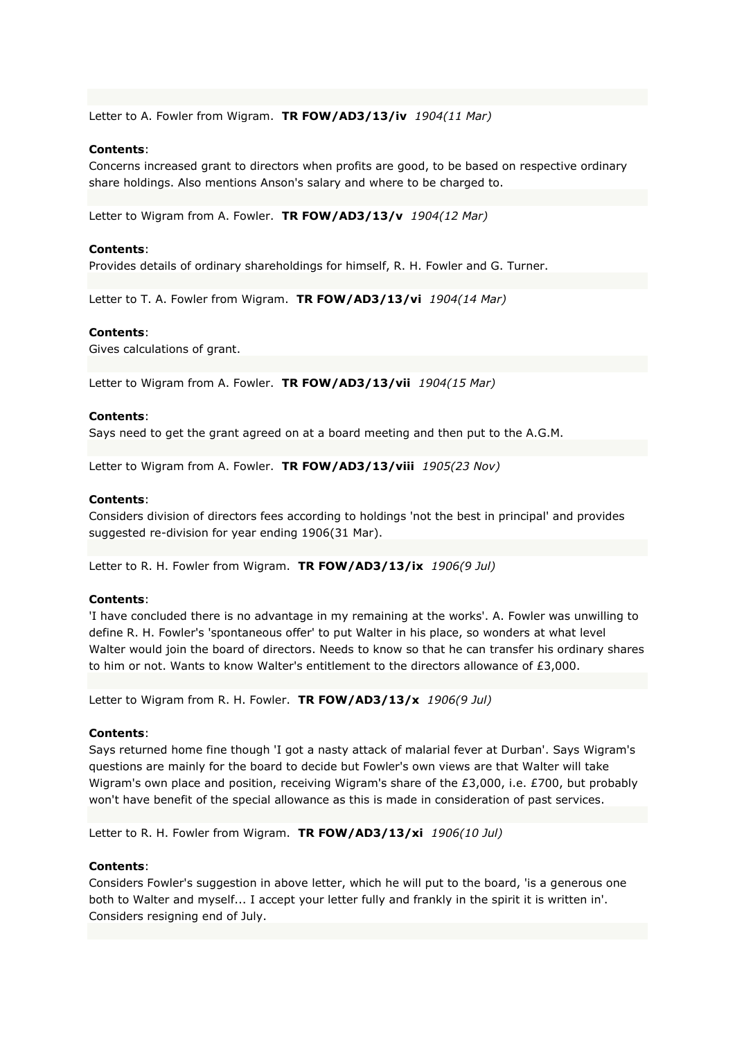Letter to A. Fowler from Wigram. **TR FOW/AD3/13/iv** *1904(11 Mar)*

**Contents**:
Concerns increased grant to directors when profits are good, to be based on respective ordinary share holdings. Also mentions Anson's salary and where to be charged to.

Letter to Wigram from A. Fowler. **TR FOW/AD3/13/v** *1904(12 Mar)*

**Contents**:
Provides details of ordinary shareholdings for himself, R. H. Fowler and G. Turner.

Letter to T. A. Fowler from Wigram. **TR FOW/AD3/13/vi** *1904(14 Mar)*

**Contents**:
Gives calculations of grant.

Letter to Wigram from A. Fowler. **TR FOW/AD3/13/vii** *1904(15 Mar)*

**Contents**:
Says need to get the grant agreed on at a board meeting and then put to the A.G.M.

Letter to Wigram from A. Fowler. **TR FOW/AD3/13/viii** *1905(23 Nov)*

**Contents**:
Considers division of directors fees according to holdings 'not the best in principal' and provides suggested re-division for year ending 1906(31 Mar).

Letter to R. H. Fowler from Wigram. **TR FOW/AD3/13/ix** *1906(9 Jul)*

**Contents**:
'I have concluded there is no advantage in my remaining at the works'. A. Fowler was unwilling to define R. H. Fowler's 'spontaneous offer' to put Walter in his place, so wonders at what level Walter would join the board of directors. Needs to know so that he can transfer his ordinary shares to him or not. Wants to know Walter's entitlement to the directors allowance of £3,000.

Letter to Wigram from R. H. Fowler. **TR FOW/AD3/13/x** *1906(9 Jul)*

**Contents**:
Says returned home fine though 'I got a nasty attack of malarial fever at Durban'. Says Wigram's questions are mainly for the board to decide but Fowler's own views are that Walter will take Wigram's own place and position, receiving Wigram's share of the £3,000, i.e. £700, but probably won't have benefit of the special allowance as this is made in consideration of past services.

Letter to R. H. Fowler from Wigram. **TR FOW/AD3/13/xi** *1906(10 Jul)*

**Contents**:
Considers Fowler's suggestion in above letter, which he will put to the board, 'is a generous one both to Walter and myself... I accept your letter fully and frankly in the spirit it is written in'. Considers resigning end of July.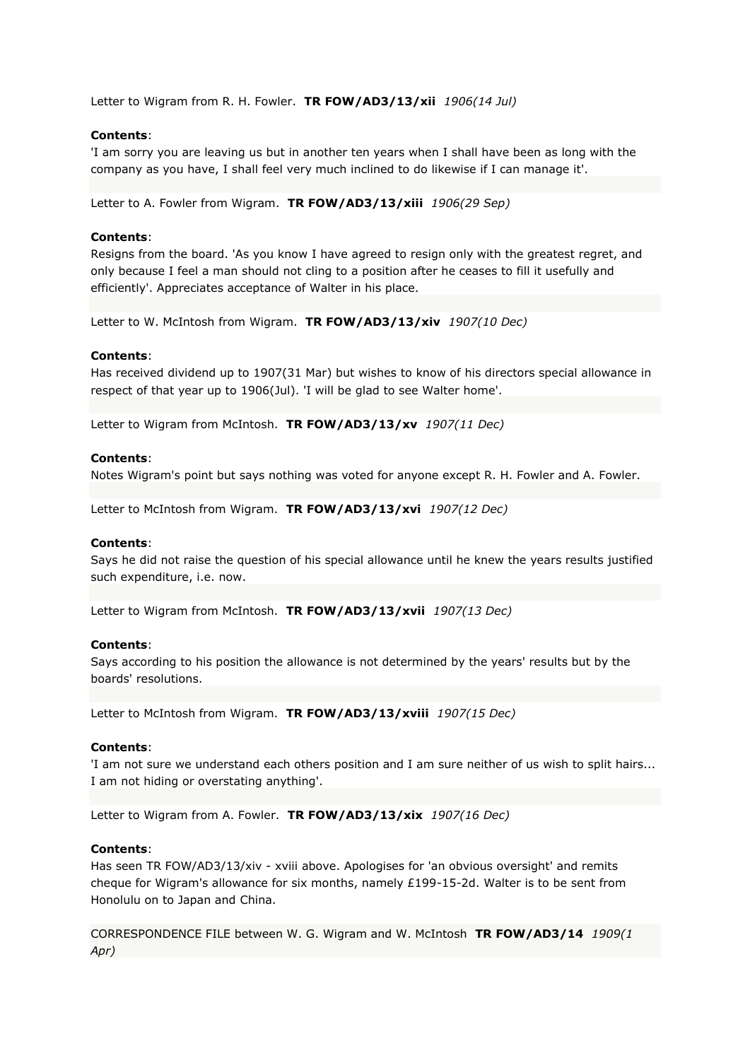Letter to Wigram from R. H. Fowler.  **TR FOW/AD3/13/xii**  *1906(14 Jul)*

**Contents**:
'I am sorry you are leaving us but in another ten years when I shall have been as long with the company as you have, I shall feel very much inclined to do likewise if I can manage it'.

Letter to A. Fowler from Wigram.  **TR FOW/AD3/13/xiii**  *1906(29 Sep)*

**Contents**:
Resigns from the board. 'As you know I have agreed to resign only with the greatest regret, and only because I feel a man should not cling to a position after he ceases to fill it usefully and efficiently'. Appreciates acceptance of Walter in his place.

Letter to W. McIntosh from Wigram.  **TR FOW/AD3/13/xiv**  *1907(10 Dec)*

**Contents**:
Has received dividend up to 1907(31 Mar) but wishes to know of his directors special allowance in respect of that year up to 1906(Jul). 'I will be glad to see Walter home'.

Letter to Wigram from McIntosh.  **TR FOW/AD3/13/xv**  *1907(11 Dec)*

**Contents**:
Notes Wigram's point but says nothing was voted for anyone except R. H. Fowler and A. Fowler.

Letter to McIntosh from Wigram.  **TR FOW/AD3/13/xvi**  *1907(12 Dec)*

**Contents**:
Says he did not raise the question of his special allowance until he knew the years results justified such expenditure, i.e. now.

Letter to Wigram from McIntosh.  **TR FOW/AD3/13/xvii**  *1907(13 Dec)*

**Contents**:
Says according to his position the allowance is not determined by the years' results but by the boards' resolutions.

Letter to McIntosh from Wigram.  **TR FOW/AD3/13/xviii**  *1907(15 Dec)*

**Contents**:
'I am not sure we understand each others position and I am sure neither of us wish to split hairs... I am not hiding or overstating anything'.

Letter to Wigram from A. Fowler.  **TR FOW/AD3/13/xix**  *1907(16 Dec)*

**Contents**:
Has seen TR FOW/AD3/13/xiv - xviii above. Apologises for 'an obvious oversight' and remits cheque for Wigram's allowance for six months, namely £199-15-2d. Walter is to be sent from Honolulu on to Japan and China.

CORRESPONDENCE FILE between W. G. Wigram and W. McIntosh  **TR FOW/AD3/14**  *1909(1 Apr)*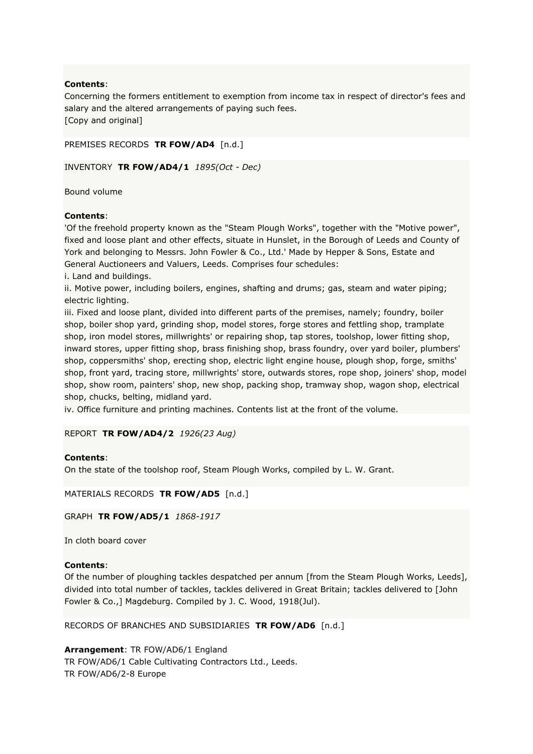**Contents**:
Concerning the formers entitlement to exemption from income tax in respect of director's fees and salary and the altered arrangements of paying such fees.
[Copy and original]

PREMISES RECORDS **TR FOW/AD4** [n.d.]

INVENTORY **TR FOW/AD4/1** *1895(Oct - Dec)*

Bound volume

**Contents**:
'Of the freehold property known as the "Steam Plough Works", together with the "Motive power", fixed and loose plant and other effects, situate in Hunslet, in the Borough of Leeds and County of York and belonging to Messrs. John Fowler & Co., Ltd.' Made by Hepper & Sons, Estate and General Auctioneers and Valuers, Leeds. Comprises four schedules:
i. Land and buildings.
ii. Motive power, including boilers, engines, shafting and drums; gas, steam and water piping; electric lighting.
iii. Fixed and loose plant, divided into different parts of the premises, namely; foundry, boiler shop, boiler shop yard, grinding shop, model stores, forge stores and fettling shop, tramplate shop, iron model stores, millwrights' or repairing shop, tap stores, toolshop, lower fitting shop, inward stores, upper fitting shop, brass finishing shop, brass foundry, over yard boiler, plumbers' shop, coppersmiths' shop, erecting shop, electric light engine house, plough shop, forge, smiths' shop, front yard, tracing store, millwrights' store, outwards stores, rope shop, joiners' shop, model shop, show room, painters' shop, new shop, packing shop, tramway shop, wagon shop, electrical shop, chucks, belting, midland yard.
iv. Office furniture and printing machines. Contents list at the front of the volume.

REPORT **TR FOW/AD4/2** *1926(23 Aug)*

**Contents**:
On the state of the toolshop roof, Steam Plough Works, compiled by L. W. Grant.

MATERIALS RECORDS **TR FOW/AD5** [n.d.]

GRAPH **TR FOW/AD5/1** *1868-1917*

In cloth board cover

**Contents**:
Of the number of ploughing tackles despatched per annum [from the Steam Plough Works, Leeds], divided into total number of tackles, tackles delivered in Great Britain; tackles delivered to [John Fowler & Co.,] Magdeburg. Compiled by J. C. Wood, 1918(Jul).

RECORDS OF BRANCHES AND SUBSIDIARIES **TR FOW/AD6** [n.d.]

**Arrangement**: TR FOW/AD6/1 England
TR FOW/AD6/1 Cable Cultivating Contractors Ltd., Leeds.
TR FOW/AD6/2-8 Europe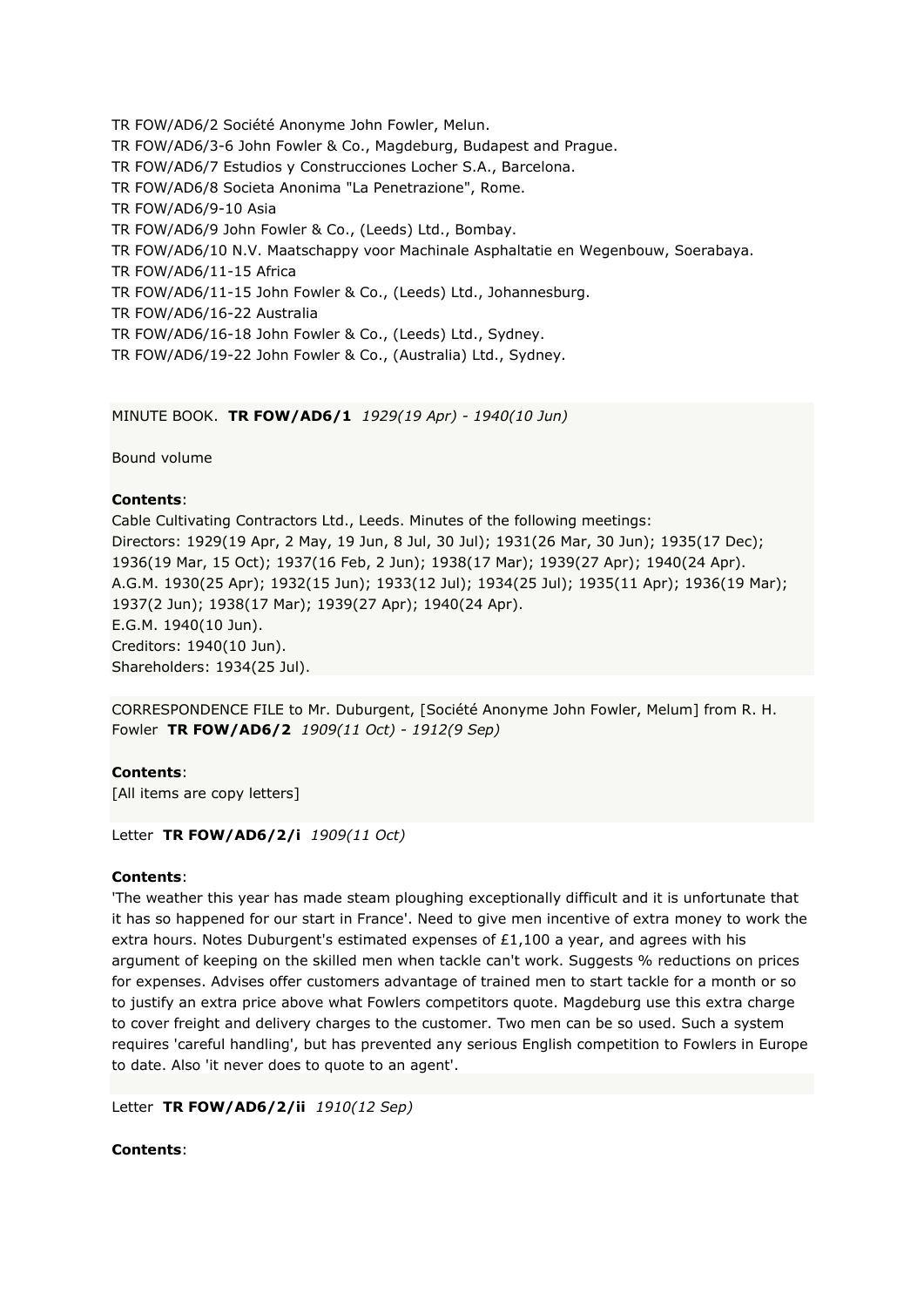TR FOW/AD6/2 Société Anonyme John Fowler, Melun.
TR FOW/AD6/3-6 John Fowler & Co., Magdeburg, Budapest and Prague.
TR FOW/AD6/7 Estudios y Construcciones Locher S.A., Barcelona.
TR FOW/AD6/8 Societa Anonima "La Penetrazione", Rome.
TR FOW/AD6/9-10 Asia
TR FOW/AD6/9 John Fowler & Co., (Leeds) Ltd., Bombay.
TR FOW/AD6/10 N.V. Maatschappy voor Machinale Asphaltatie en Wegenbouw, Soerabaya.
TR FOW/AD6/11-15 Africa
TR FOW/AD6/11-15 John Fowler & Co., (Leeds) Ltd., Johannesburg.
TR FOW/AD6/16-22 Australia
TR FOW/AD6/16-18 John Fowler & Co., (Leeds) Ltd., Sydney.
TR FOW/AD6/19-22 John Fowler & Co., (Australia) Ltd., Sydney.

MINUTE BOOK. **TR FOW/AD6/1** *1929(19 Apr) - 1940(10 Jun)*

Bound volume

**Contents**:
Cable Cultivating Contractors Ltd., Leeds. Minutes of the following meetings:
Directors: 1929(19 Apr, 2 May, 19 Jun, 8 Jul, 30 Jul); 1931(26 Mar, 30 Jun); 1935(17 Dec); 1936(19 Mar, 15 Oct); 1937(16 Feb, 2 Jun); 1938(17 Mar); 1939(27 Apr); 1940(24 Apr).
A.G.M. 1930(25 Apr); 1932(15 Jun); 1933(12 Jul); 1934(25 Jul); 1935(11 Apr); 1936(19 Mar); 1937(2 Jun); 1938(17 Mar); 1939(27 Apr); 1940(24 Apr).
E.G.M. 1940(10 Jun).
Creditors: 1940(10 Jun).
Shareholders: 1934(25 Jul).

CORRESPONDENCE FILE to Mr. Duburgent, [Société Anonyme John Fowler, Melum] from R. H. Fowler **TR FOW/AD6/2** *1909(11 Oct) - 1912(9 Sep)*

**Contents**:
[All items are copy letters]

Letter **TR FOW/AD6/2/i** *1909(11 Oct)*

**Contents**:
'The weather this year has made steam ploughing exceptionally difficult and it is unfortunate that it has so happened for our start in France'. Need to give men incentive of extra money to work the extra hours. Notes Duburgent's estimated expenses of £1,100 a year, and agrees with his argument of keeping on the skilled men when tackle can't work. Suggests % reductions on prices for expenses. Advises offer customers advantage of trained men to start tackle for a month or so to justify an extra price above what Fowlers competitors quote. Magdeburg use this extra charge to cover freight and delivery charges to the customer. Two men can be so used. Such a system requires 'careful handling', but has prevented any serious English competition to Fowlers in Europe to date. Also 'it never does to quote to an agent'.

Letter **TR FOW/AD6/2/ii** *1910(12 Sep)*

**Contents**: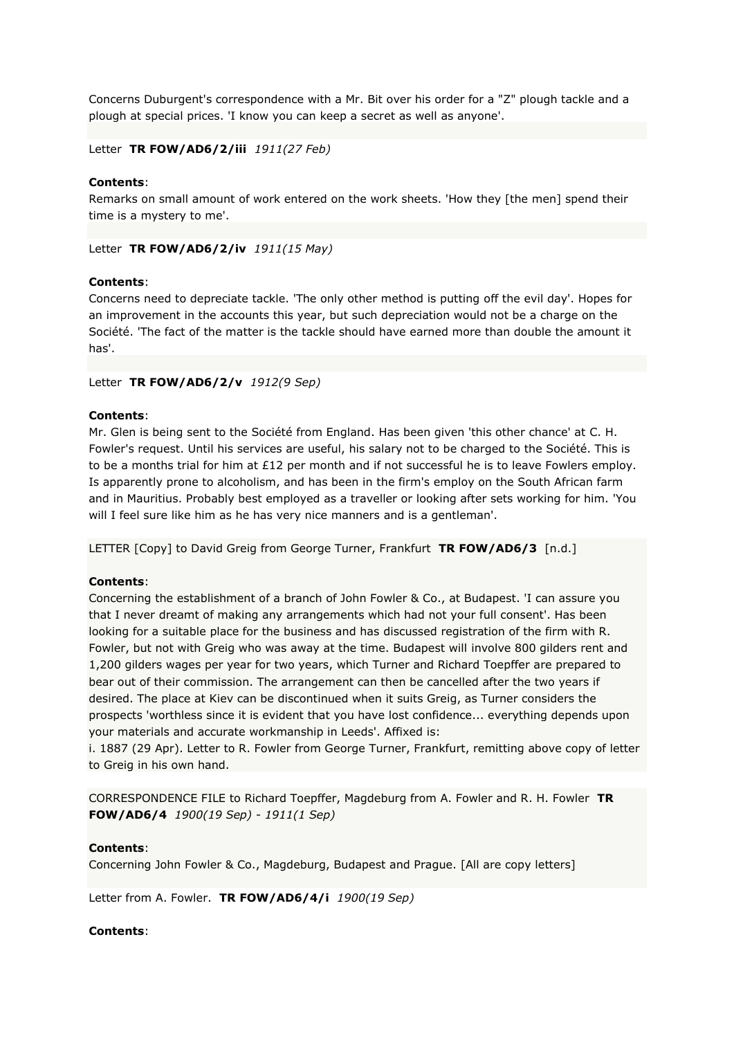Concerns Duburgent's correspondence with a Mr. Bit over his order for a "Z" plough tackle and a plough at special prices. 'I know you can keep a secret as well as anyone'.

Letter **TR FOW/AD6/2/iii** *1911(27 Feb)*

**Contents**:
Remarks on small amount of work entered on the work sheets. 'How they [the men] spend their time is a mystery to me'.

Letter **TR FOW/AD6/2/iv** *1911(15 May)*

**Contents**:
Concerns need to depreciate tackle. 'The only other method is putting off the evil day'. Hopes for an improvement in the accounts this year, but such depreciation would not be a charge on the Société. 'The fact of the matter is the tackle should have earned more than double the amount it has'.

Letter **TR FOW/AD6/2/v** *1912(9 Sep)*

**Contents**:
Mr. Glen is being sent to the Société from England. Has been given 'this other chance' at C. H. Fowler's request. Until his services are useful, his salary not to be charged to the Société. This is to be a months trial for him at £12 per month and if not successful he is to leave Fowlers employ. Is apparently prone to alcoholism, and has been in the firm's employ on the South African farm and in Mauritius. Probably best employed as a traveller or looking after sets working for him. 'You will I feel sure like him as he has very nice manners and is a gentleman'.

LETTER [Copy] to David Greig from George Turner, Frankfurt **TR FOW/AD6/3** [n.d.]

**Contents**:
Concerning the establishment of a branch of John Fowler & Co., at Budapest. 'I can assure you that I never dreamt of making any arrangements which had not your full consent'. Has been looking for a suitable place for the business and has discussed registration of the firm with R. Fowler, but not with Greig who was away at the time. Budapest will involve 800 gilders rent and 1,200 gilders wages per year for two years, which Turner and Richard Toepffer are prepared to bear out of their commission. The arrangement can then be cancelled after the two years if desired. The place at Kiev can be discontinued when it suits Greig, as Turner considers the prospects 'worthless since it is evident that you have lost confidence... everything depends upon your materials and accurate workmanship in Leeds'. Affixed is:
i. 1887 (29 Apr). Letter to R. Fowler from George Turner, Frankfurt, remitting above copy of letter to Greig in his own hand.

CORRESPONDENCE FILE to Richard Toepffer, Magdeburg from A. Fowler and R. H. Fowler **TR FOW/AD6/4** *1900(19 Sep) - 1911(1 Sep)*

**Contents**:
Concerning John Fowler & Co., Magdeburg, Budapest and Prague. [All are copy letters]

Letter from A. Fowler. **TR FOW/AD6/4/i** *1900(19 Sep)*

**Contents**: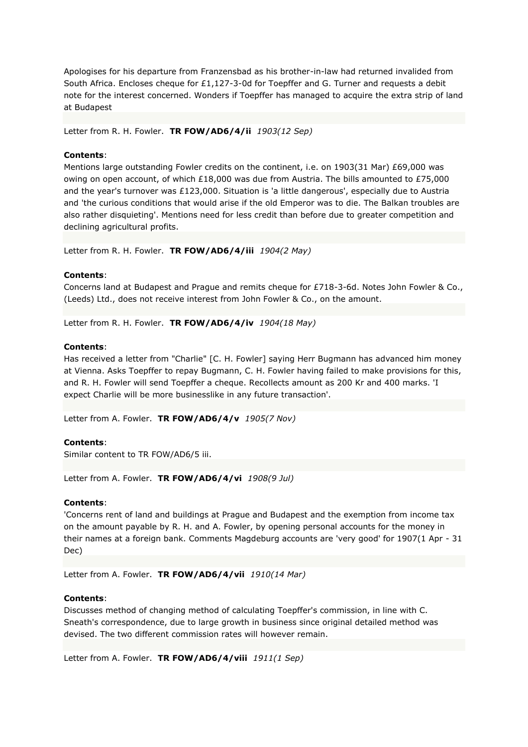Apologises for his departure from Franzensbad as his brother-in-law had returned invalided from South Africa. Encloses cheque for £1,127-3-0d for Toepffer and G. Turner and requests a debit note for the interest concerned. Wonders if Toepffer has managed to acquire the extra strip of land at Budapest

Letter from R. H. Fowler. **TR FOW/AD6/4/ii** *1903(12 Sep)*

**Contents**:
Mentions large outstanding Fowler credits on the continent, i.e. on 1903(31 Mar) £69,000 was owing on open account, of which £18,000 was due from Austria. The bills amounted to £75,000 and the year's turnover was £123,000. Situation is 'a little dangerous', especially due to Austria and 'the curious conditions that would arise if the old Emperor was to die. The Balkan troubles are also rather disquieting'. Mentions need for less credit than before due to greater competition and declining agricultural profits.

Letter from R. H. Fowler. **TR FOW/AD6/4/iii** *1904(2 May)*

**Contents**:
Concerns land at Budapest and Prague and remits cheque for £718-3-6d. Notes John Fowler & Co., (Leeds) Ltd., does not receive interest from John Fowler & Co., on the amount.

Letter from R. H. Fowler. **TR FOW/AD6/4/iv** *1904(18 May)*

**Contents**:
Has received a letter from "Charlie" [C. H. Fowler] saying Herr Bugmann has advanced him money at Vienna. Asks Toepffer to repay Bugmann, C. H. Fowler having failed to make provisions for this, and R. H. Fowler will send Toepffer a cheque. Recollects amount as 200 Kr and 400 marks. 'I expect Charlie will be more businesslike in any future transaction'.

Letter from A. Fowler. **TR FOW/AD6/4/v** *1905(7 Nov)*

**Contents**:
Similar content to TR FOW/AD6/5 iii.

Letter from A. Fowler. **TR FOW/AD6/4/vi** *1908(9 Jul)*

**Contents**:
'Concerns rent of land and buildings at Prague and Budapest and the exemption from income tax on the amount payable by R. H. and A. Fowler, by opening personal accounts for the money in their names at a foreign bank. Comments Magdeburg accounts are 'very good' for 1907(1 Apr - 31 Dec)

Letter from A. Fowler. **TR FOW/AD6/4/vii** *1910(14 Mar)*

**Contents**:
Discusses method of changing method of calculating Toepffer's commission, in line with C. Sneath's correspondence, due to large growth in business since original detailed method was devised. The two different commission rates will however remain.

Letter from A. Fowler. **TR FOW/AD6/4/viii** *1911(1 Sep)*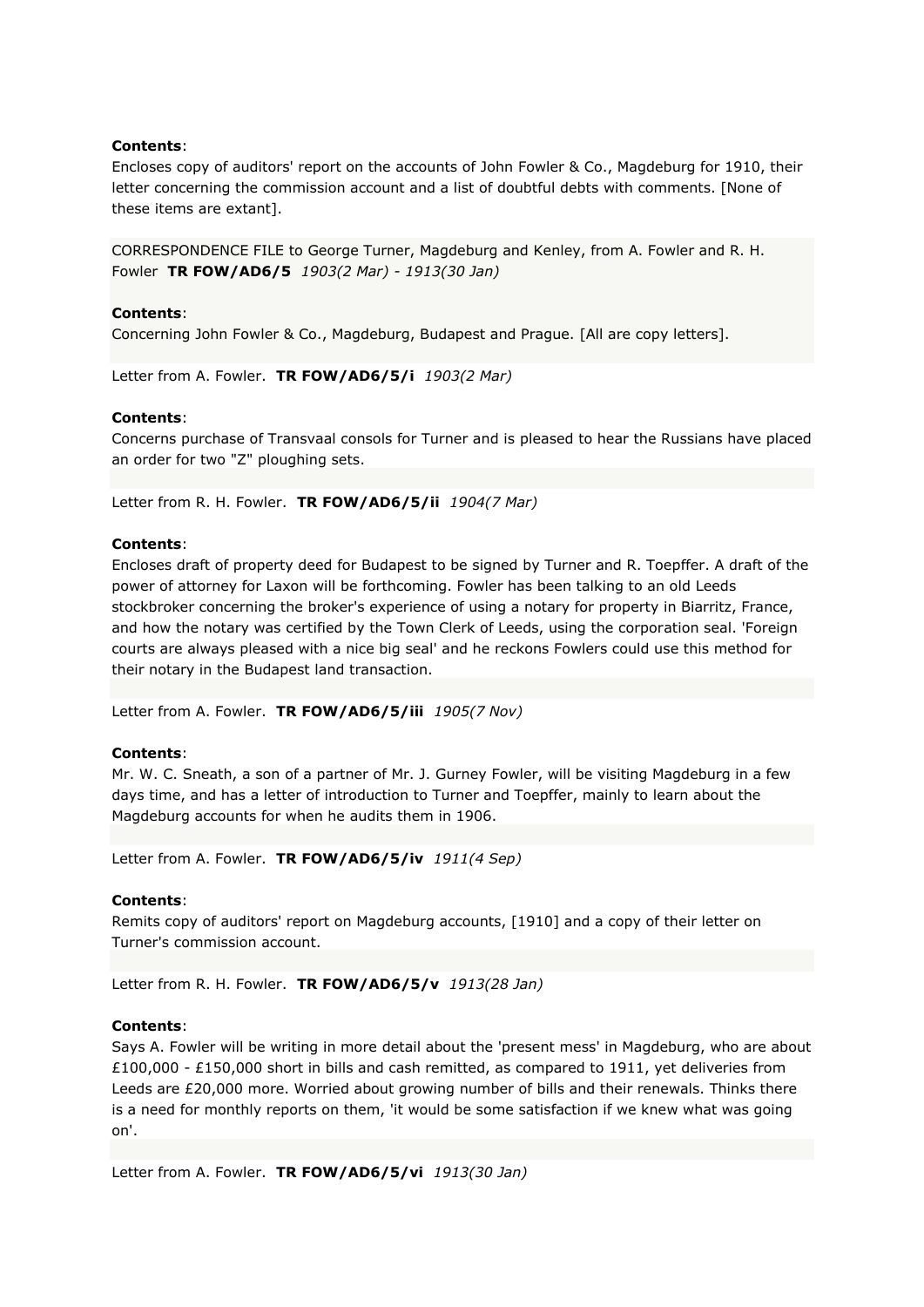**Contents**:
Encloses copy of auditors' report on the accounts of John Fowler & Co., Magdeburg for 1910, their letter concerning the commission account and a list of doubtful debts with comments. [None of these items are extant].

CORRESPONDENCE FILE to George Turner, Magdeburg and Kenley, from A. Fowler and R. H. Fowler **TR FOW/AD6/5** *1903(2 Mar) - 1913(30 Jan)*

**Contents**:
Concerning John Fowler & Co., Magdeburg, Budapest and Prague. [All are copy letters].

Letter from A. Fowler. **TR FOW/AD6/5/i** *1903(2 Mar)*

**Contents**:
Concerns purchase of Transvaal consols for Turner and is pleased to hear the Russians have placed an order for two "Z" ploughing sets.

Letter from R. H. Fowler. **TR FOW/AD6/5/ii** *1904(7 Mar)*

**Contents**:
Encloses draft of property deed for Budapest to be signed by Turner and R. Toepffer. A draft of the power of attorney for Laxon will be forthcoming. Fowler has been talking to an old Leeds stockbroker concerning the broker's experience of using a notary for property in Biarritz, France, and how the notary was certified by the Town Clerk of Leeds, using the corporation seal. 'Foreign courts are always pleased with a nice big seal' and he reckons Fowlers could use this method for their notary in the Budapest land transaction.

Letter from A. Fowler. **TR FOW/AD6/5/iii** *1905(7 Nov)*

**Contents**:
Mr. W. C. Sneath, a son of a partner of Mr. J. Gurney Fowler, will be visiting Magdeburg in a few days time, and has a letter of introduction to Turner and Toepffer, mainly to learn about the Magdeburg accounts for when he audits them in 1906.

Letter from A. Fowler. **TR FOW/AD6/5/iv** *1911(4 Sep)*

**Contents**:
Remits copy of auditors' report on Magdeburg accounts, [1910] and a copy of their letter on Turner's commission account.

Letter from R. H. Fowler. **TR FOW/AD6/5/v** *1913(28 Jan)*

**Contents**:
Says A. Fowler will be writing in more detail about the 'present mess' in Magdeburg, who are about £100,000 - £150,000 short in bills and cash remitted, as compared to 1911, yet deliveries from Leeds are £20,000 more. Worried about growing number of bills and their renewals. Thinks there is a need for monthly reports on them, 'it would be some satisfaction if we knew what was going on'.

Letter from A. Fowler. **TR FOW/AD6/5/vi** *1913(30 Jan)*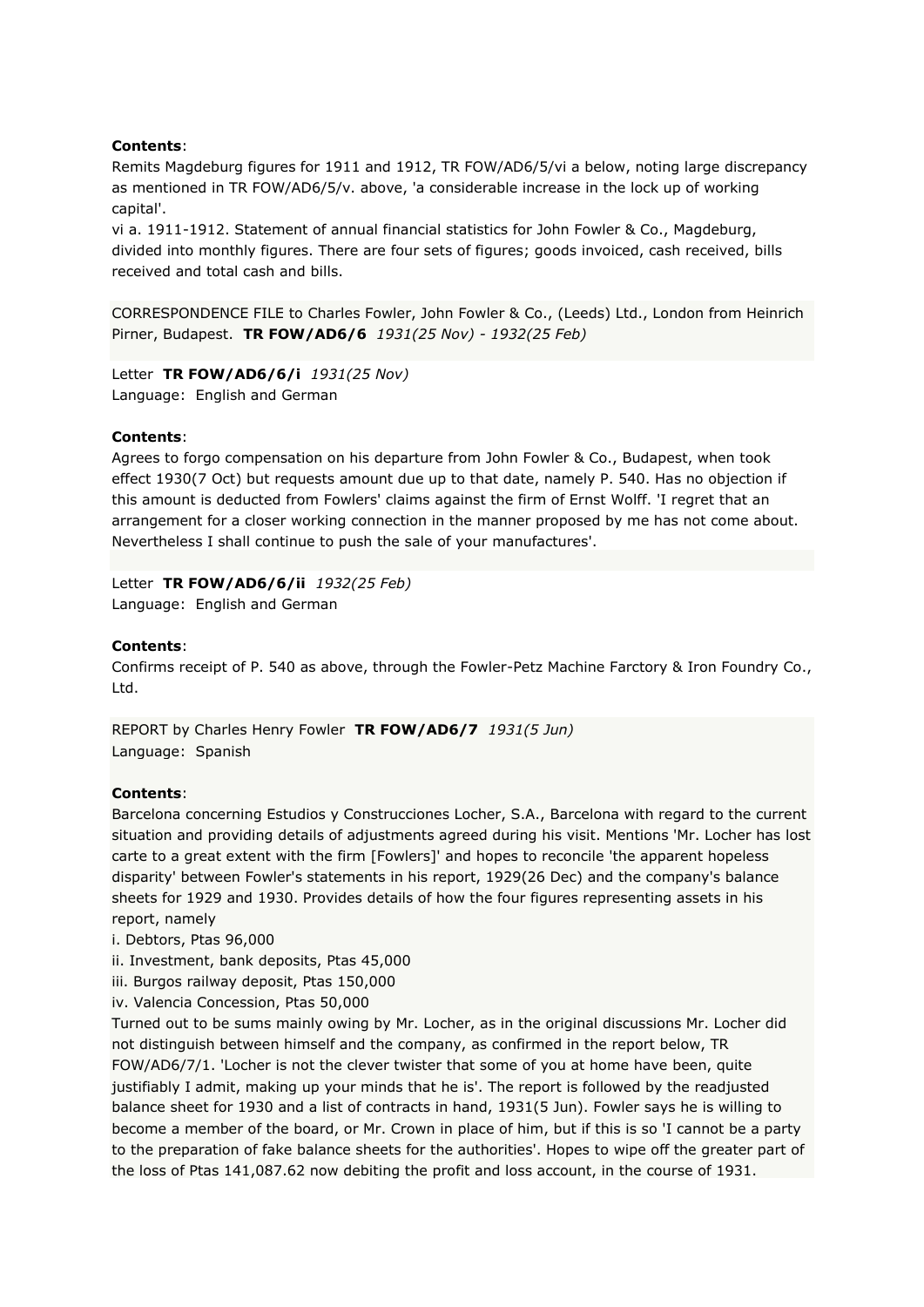**Contents**:
Remits Magdeburg figures for 1911 and 1912, TR FOW/AD6/5/vi a below, noting large discrepancy as mentioned in TR FOW/AD6/5/v. above, 'a considerable increase in the lock up of working capital'.
vi a. 1911-1912. Statement of annual financial statistics for John Fowler & Co., Magdeburg, divided into monthly figures. There are four sets of figures; goods invoiced, cash received, bills received and total cash and bills.

CORRESPONDENCE FILE to Charles Fowler, John Fowler & Co., (Leeds) Ltd., London from Heinrich Pirner, Budapest. **TR FOW/AD6/6** *1931(25 Nov) - 1932(25 Feb)*

Letter **TR FOW/AD6/6/i** *1931(25 Nov)*
Language: English and German

**Contents**:
Agrees to forgo compensation on his departure from John Fowler & Co., Budapest, when took effect 1930(7 Oct) but requests amount due up to that date, namely P. 540. Has no objection if this amount is deducted from Fowlers' claims against the firm of Ernst Wolff. 'I regret that an arrangement for a closer working connection in the manner proposed by me has not come about. Nevertheless I shall continue to push the sale of your manufactures'.

Letter **TR FOW/AD6/6/ii** *1932(25 Feb)*
Language: English and German

**Contents**:
Confirms receipt of P. 540 as above, through the Fowler-Petz Machine Farctory & Iron Foundry Co., Ltd.

REPORT by Charles Henry Fowler **TR FOW/AD6/7** *1931(5 Jun)*
Language: Spanish

**Contents**:
Barcelona concerning Estudios y Construcciones Locher, S.A., Barcelona with regard to the current situation and providing details of adjustments agreed during his visit. Mentions 'Mr. Locher has lost carte to a great extent with the firm [Fowlers]' and hopes to reconcile 'the apparent hopeless disparity' between Fowler's statements in his report, 1929(26 Dec) and the company's balance sheets for 1929 and 1930. Provides details of how the four figures representing assets in his report, namely
i. Debtors, Ptas 96,000
ii. Investment, bank deposits, Ptas 45,000
iii. Burgos railway deposit, Ptas 150,000
iv. Valencia Concession, Ptas 50,000
Turned out to be sums mainly owing by Mr. Locher, as in the original discussions Mr. Locher did not distinguish between himself and the company, as confirmed in the report below, TR FOW/AD6/7/1. 'Locher is not the clever twister that some of you at home have been, quite justifiably I admit, making up your minds that he is'. The report is followed by the readjusted balance sheet for 1930 and a list of contracts in hand, 1931(5 Jun). Fowler says he is willing to become a member of the board, or Mr. Crown in place of him, but if this is so 'I cannot be a party to the preparation of fake balance sheets for the authorities'. Hopes to wipe off the greater part of the loss of Ptas 141,087.62 now debiting the profit and loss account, in the course of 1931.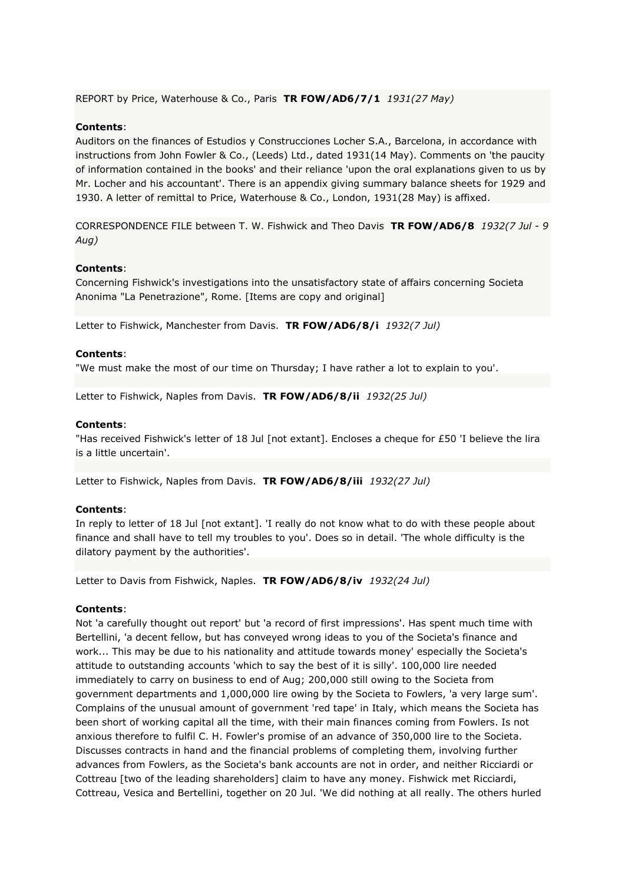REPORT by Price, Waterhouse & Co., Paris **TR FOW/AD6/7/1** *1931(27 May)*

**Contents**:
Auditors on the finances of Estudios y Construcciones Locher S.A., Barcelona, in accordance with instructions from John Fowler & Co., (Leeds) Ltd., dated 1931(14 May). Comments on 'the paucity of information contained in the books' and their reliance 'upon the oral explanations given to us by Mr. Locher and his accountant'. There is an appendix giving summary balance sheets for 1929 and 1930. A letter of remittal to Price, Waterhouse & Co., London, 1931(28 May) is affixed.

CORRESPONDENCE FILE between T. W. Fishwick and Theo Davis **TR FOW/AD6/8** *1932(7 Jul - 9 Aug)*

**Contents**:
Concerning Fishwick's investigations into the unsatisfactory state of affairs concerning Societa Anonima "La Penetrazione", Rome. [Items are copy and original]

Letter to Fishwick, Manchester from Davis. **TR FOW/AD6/8/i** *1932(7 Jul)*

**Contents**:
"We must make the most of our time on Thursday; I have rather a lot to explain to you'.

Letter to Fishwick, Naples from Davis. **TR FOW/AD6/8/ii** *1932(25 Jul)*

**Contents**:
"Has received Fishwick's letter of 18 Jul [not extant]. Encloses a cheque for £50 'I believe the lira is a little uncertain'.

Letter to Fishwick, Naples from Davis. **TR FOW/AD6/8/iii** *1932(27 Jul)*

**Contents**:
In reply to letter of 18 Jul [not extant]. 'I really do not know what to do with these people about finance and shall have to tell my troubles to you'. Does so in detail. 'The whole difficulty is the dilatory payment by the authorities'.

Letter to Davis from Fishwick, Naples. **TR FOW/AD6/8/iv** *1932(24 Jul)*

**Contents**:
Not 'a carefully thought out report' but 'a record of first impressions'. Has spent much time with Bertellini, 'a decent fellow, but has conveyed wrong ideas to you of the Societa's finance and work... This may be due to his nationality and attitude towards money' especially the Societa's attitude to outstanding accounts 'which to say the best of it is silly'. 100,000 lire needed immediately to carry on business to end of Aug; 200,000 still owing to the Societa from government departments and 1,000,000 lire owing by the Societa to Fowlers, 'a very large sum'. Complains of the unusual amount of government 'red tape' in Italy, which means the Societa has been short of working capital all the time, with their main finances coming from Fowlers. Is not anxious therefore to fulfil C. H. Fowler's promise of an advance of 350,000 lire to the Societa. Discusses contracts in hand and the financial problems of completing them, involving further advances from Fowlers, as the Societa's bank accounts are not in order, and neither Ricciardi or Cottreau [two of the leading shareholders] claim to have any money. Fishwick met Ricciardi, Cottreau, Vesica and Bertellini, together on 20 Jul. 'We did nothing at all really. The others hurled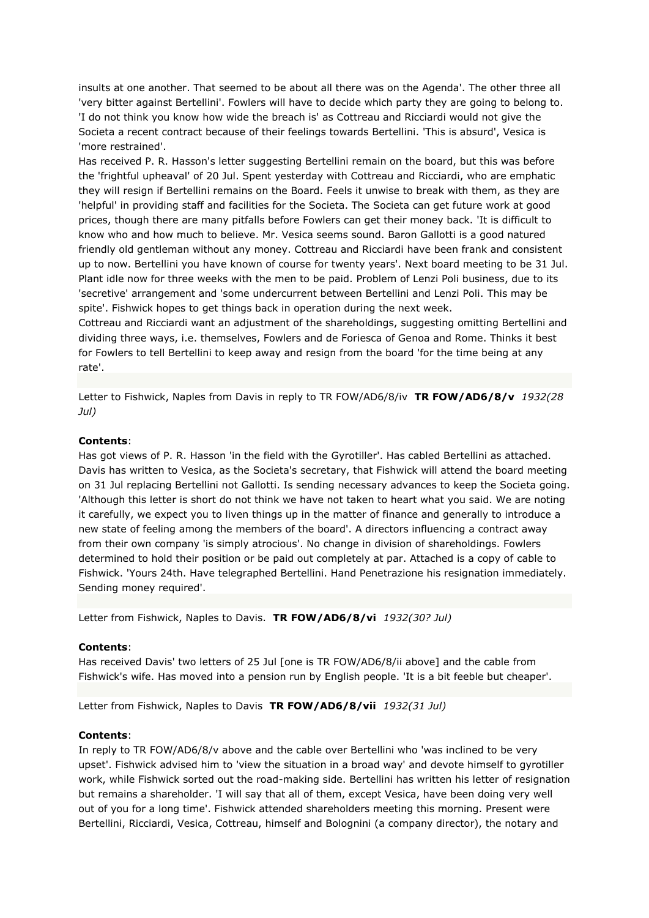insults at one another. That seemed to be about all there was on the Agenda'. The other three all 'very bitter against Bertellini'. Fowlers will have to decide which party they are going to belong to. 'I do not think you know how wide the breach is' as Cottreau and Ricciardi would not give the Societa a recent contract because of their feelings towards Bertellini. 'This is absurd', Vesica is 'more restrained'.

Has received P. R. Hasson's letter suggesting Bertellini remain on the board, but this was before the 'frightful upheaval' of 20 Jul. Spent yesterday with Cottreau and Ricciardi, who are emphatic they will resign if Bertellini remains on the Board. Feels it unwise to break with them, as they are 'helpful' in providing staff and facilities for the Societa. The Societa can get future work at good prices, though there are many pitfalls before Fowlers can get their money back. 'It is difficult to know who and how much to believe. Mr. Vesica seems sound. Baron Gallotti is a good natured friendly old gentleman without any money. Cottreau and Ricciardi have been frank and consistent up to now. Bertellini you have known of course for twenty years'. Next board meeting to be 31 Jul. Plant idle now for three weeks with the men to be paid. Problem of Lenzi Poli business, due to its 'secretive' arrangement and 'some undercurrent between Bertellini and Lenzi Poli. This may be spite'. Fishwick hopes to get things back in operation during the next week.

Cottreau and Ricciardi want an adjustment of the shareholdings, suggesting omitting Bertellini and dividing three ways, i.e. themselves, Fowlers and de Foriesca of Genoa and Rome. Thinks it best for Fowlers to tell Bertellini to keep away and resign from the board 'for the time being at any rate'.

Letter to Fishwick, Naples from Davis in reply to TR FOW/AD6/8/iv **TR FOW/AD6/8/v** *1932(28 Jul)*

**Contents**:

Has got views of P. R. Hasson 'in the field with the Gyrotiller'. Has cabled Bertellini as attached. Davis has written to Vesica, as the Societa's secretary, that Fishwick will attend the board meeting on 31 Jul replacing Bertellini not Gallotti. Is sending necessary advances to keep the Societa going. 'Although this letter is short do not think we have not taken to heart what you said. We are noting it carefully, we expect you to liven things up in the matter of finance and generally to introduce a new state of feeling among the members of the board'. A directors influencing a contract away from their own company 'is simply atrocious'. No change in division of shareholdings. Fowlers determined to hold their position or be paid out completely at par. Attached is a copy of cable to Fishwick. 'Yours 24th. Have telegraphed Bertellini. Hand Penetrazione his resignation immediately. Sending money required'.

Letter from Fishwick, Naples to Davis. **TR FOW/AD6/8/vi** *1932(30? Jul)*

**Contents**:

Has received Davis' two letters of 25 Jul [one is TR FOW/AD6/8/ii above] and the cable from Fishwick's wife. Has moved into a pension run by English people. 'It is a bit feeble but cheaper'.

Letter from Fishwick, Naples to Davis **TR FOW/AD6/8/vii** *1932(31 Jul)*

**Contents**:

In reply to TR FOW/AD6/8/v above and the cable over Bertellini who 'was inclined to be very upset'. Fishwick advised him to 'view the situation in a broad way' and devote himself to gyrotiller work, while Fishwick sorted out the road-making side. Bertellini has written his letter of resignation but remains a shareholder. 'I will say that all of them, except Vesica, have been doing very well out of you for a long time'. Fishwick attended shareholders meeting this morning. Present were Bertellini, Ricciardi, Vesica, Cottreau, himself and Bolognini (a company director), the notary and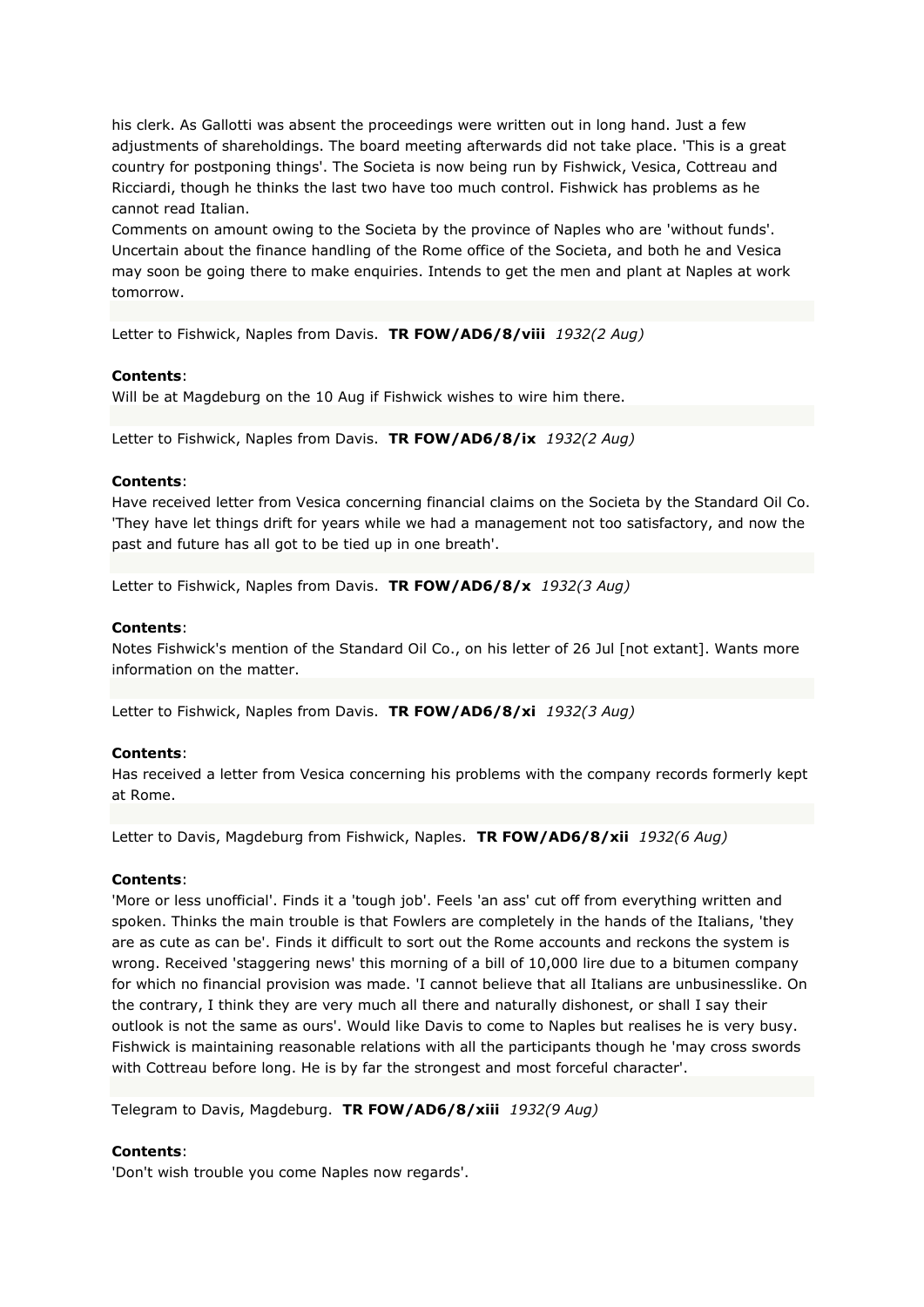his clerk. As Gallotti was absent the proceedings were written out in long hand. Just a few adjustments of shareholdings. The board meeting afterwards did not take place. 'This is a great country for postponing things'. The Societa is now being run by Fishwick, Vesica, Cottreau and Ricciardi, though he thinks the last two have too much control. Fishwick has problems as he cannot read Italian.
Comments on amount owing to the Societa by the province of Naples who are 'without funds'. Uncertain about the finance handling of the Rome office of the Societa, and both he and Vesica may soon be going there to make enquiries. Intends to get the men and plant at Naples at work tomorrow.

Letter to Fishwick, Naples from Davis. **TR FOW/AD6/8/viii** *1932(2 Aug)*

**Contents**:
Will be at Magdeburg on the 10 Aug if Fishwick wishes to wire him there.

Letter to Fishwick, Naples from Davis. **TR FOW/AD6/8/ix** *1932(2 Aug)*

**Contents**:
Have received letter from Vesica concerning financial claims on the Societa by the Standard Oil Co. 'They have let things drift for years while we had a management not too satisfactory, and now the past and future has all got to be tied up in one breath'.

Letter to Fishwick, Naples from Davis. **TR FOW/AD6/8/x** *1932(3 Aug)*

**Contents**:
Notes Fishwick's mention of the Standard Oil Co., on his letter of 26 Jul [not extant]. Wants more information on the matter.

Letter to Fishwick, Naples from Davis. **TR FOW/AD6/8/xi** *1932(3 Aug)*

**Contents**:
Has received a letter from Vesica concerning his problems with the company records formerly kept at Rome.

Letter to Davis, Magdeburg from Fishwick, Naples. **TR FOW/AD6/8/xii** *1932(6 Aug)*

**Contents**:
'More or less unofficial'. Finds it a 'tough job'. Feels 'an ass' cut off from everything written and spoken. Thinks the main trouble is that Fowlers are completely in the hands of the Italians, 'they are as cute as can be'. Finds it difficult to sort out the Rome accounts and reckons the system is wrong. Received 'staggering news' this morning of a bill of 10,000 lire due to a bitumen company for which no financial provision was made. 'I cannot believe that all Italians are unbusinesslike. On the contrary, I think they are very much all there and naturally dishonest, or shall I say their outlook is not the same as ours'. Would like Davis to come to Naples but realises he is very busy. Fishwick is maintaining reasonable relations with all the participants though he 'may cross swords with Cottreau before long. He is by far the strongest and most forceful character'.

Telegram to Davis, Magdeburg. **TR FOW/AD6/8/xiii** *1932(9 Aug)*

**Contents**:
'Don't wish trouble you come Naples now regards'.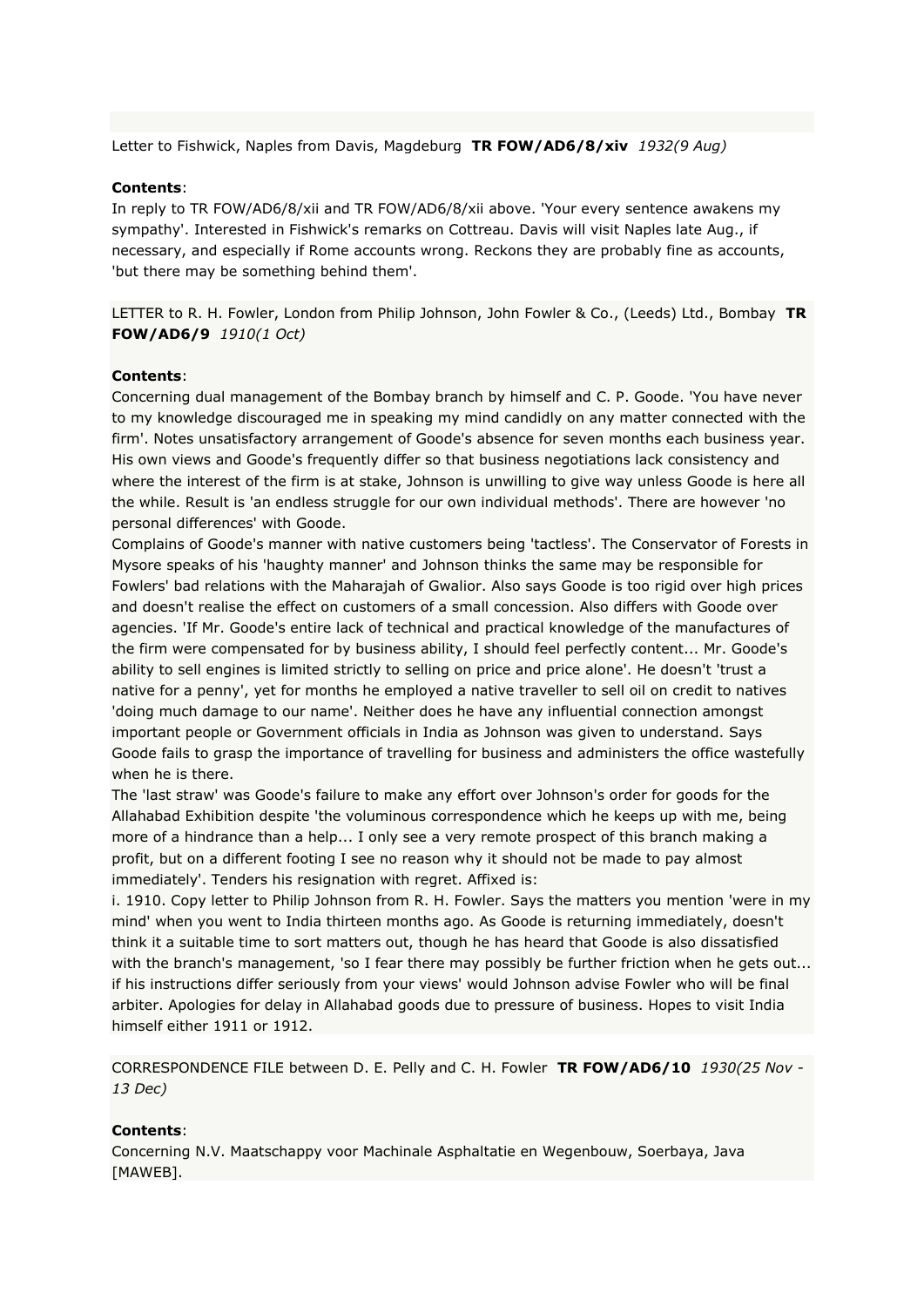Letter to Fishwick, Naples from Davis, Magdeburg **TR FOW/AD6/8/xiv** *1932(9 Aug)*

**Contents**:
In reply to TR FOW/AD6/8/xii and TR FOW/AD6/8/xii above. 'Your every sentence awakens my sympathy'. Interested in Fishwick's remarks on Cottreau. Davis will visit Naples late Aug., if necessary, and especially if Rome accounts wrong. Reckons they are probably fine as accounts, 'but there may be something behind them'.

LETTER to R. H. Fowler, London from Philip Johnson, John Fowler & Co., (Leeds) Ltd., Bombay **TR FOW/AD6/9** *1910(1 Oct)*

**Contents**:
Concerning dual management of the Bombay branch by himself and C. P. Goode. 'You have never to my knowledge discouraged me in speaking my mind candidly on any matter connected with the firm'. Notes unsatisfactory arrangement of Goode's absence for seven months each business year. His own views and Goode's frequently differ so that business negotiations lack consistency and where the interest of the firm is at stake, Johnson is unwilling to give way unless Goode is here all the while. Result is 'an endless struggle for our own individual methods'. There are however 'no personal differences' with Goode.
Complains of Goode's manner with native customers being 'tactless'. The Conservator of Forests in Mysore speaks of his 'haughty manner' and Johnson thinks the same may be responsible for Fowlers' bad relations with the Maharajah of Gwalior. Also says Goode is too rigid over high prices and doesn't realise the effect on customers of a small concession. Also differs with Goode over agencies. 'If Mr. Goode's entire lack of technical and practical knowledge of the manufactures of the firm were compensated for by business ability, I should feel perfectly content... Mr. Goode's ability to sell engines is limited strictly to selling on price and price alone'. He doesn't 'trust a native for a penny', yet for months he employed a native traveller to sell oil on credit to natives 'doing much damage to our name'. Neither does he have any influential connection amongst important people or Government officials in India as Johnson was given to understand. Says Goode fails to grasp the importance of travelling for business and administers the office wastefully when he is there.
The 'last straw' was Goode's failure to make any effort over Johnson's order for goods for the Allahabad Exhibition despite 'the voluminous correspondence which he keeps up with me, being more of a hindrance than a help... I only see a very remote prospect of this branch making a profit, but on a different footing I see no reason why it should not be made to pay almost immediately'. Tenders his resignation with regret. Affixed is:
i. 1910. Copy letter to Philip Johnson from R. H. Fowler. Says the matters you mention 'were in my mind' when you went to India thirteen months ago. As Goode is returning immediately, doesn't think it a suitable time to sort matters out, though he has heard that Goode is also dissatisfied with the branch's management, 'so I fear there may possibly be further friction when he gets out... if his instructions differ seriously from your views' would Johnson advise Fowler who will be final arbiter. Apologies for delay in Allahabad goods due to pressure of business. Hopes to visit India himself either 1911 or 1912.

CORRESPONDENCE FILE between D. E. Pelly and C. H. Fowler **TR FOW/AD6/10** *1930(25 Nov - 13 Dec)*

**Contents**:
Concerning N.V. Maatschappy voor Machinale Asphaltatie en Wegenbouw, Soerbaya, Java [MAWEB].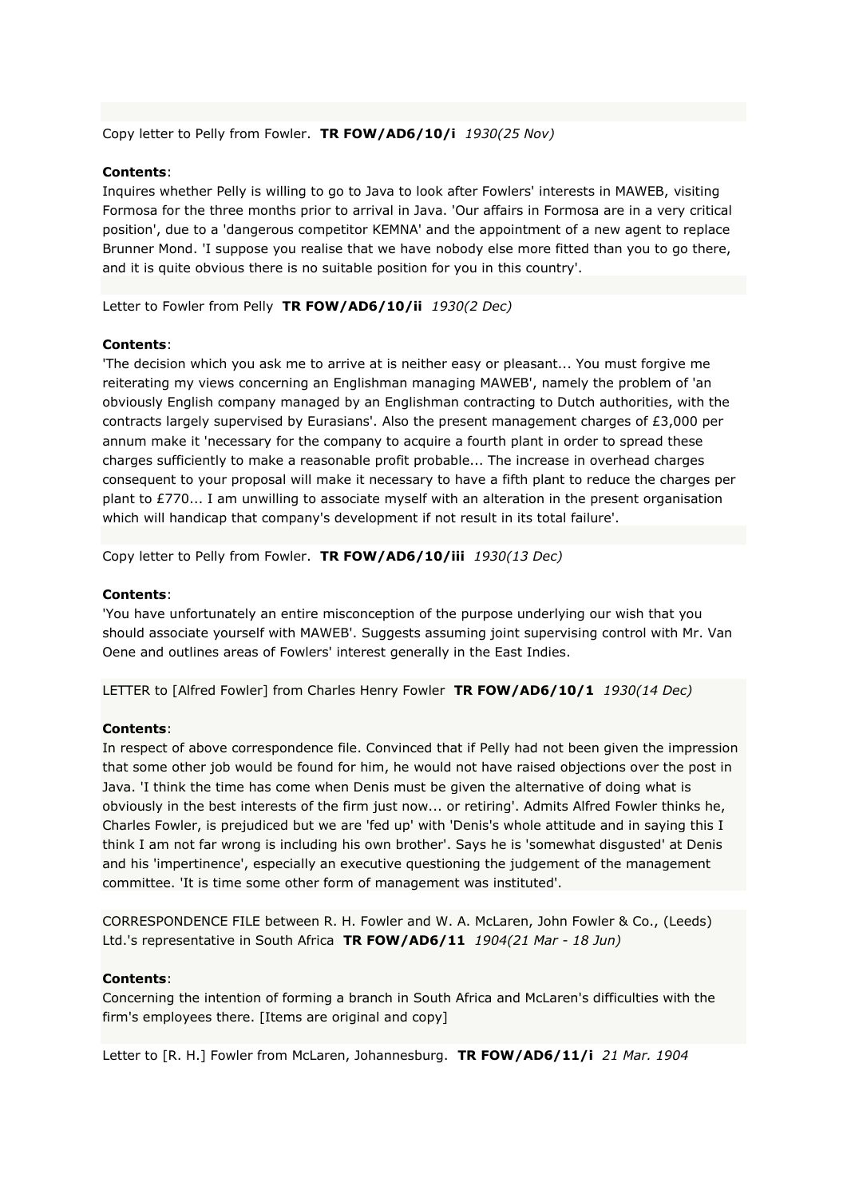Copy letter to Pelly from Fowler. **TR FOW/AD6/10/i** *1930(25 Nov)*

**Contents**:
Inquires whether Pelly is willing to go to Java to look after Fowlers' interests in MAWEB, visiting Formosa for the three months prior to arrival in Java. 'Our affairs in Formosa are in a very critical position', due to a 'dangerous competitor KEMNA' and the appointment of a new agent to replace Brunner Mond. 'I suppose you realise that we have nobody else more fitted than you to go there, and it is quite obvious there is no suitable position for you in this country'.

Letter to Fowler from Pelly **TR FOW/AD6/10/ii** *1930(2 Dec)*

**Contents**:
'The decision which you ask me to arrive at is neither easy or pleasant... You must forgive me reiterating my views concerning an Englishman managing MAWEB', namely the problem of 'an obviously English company managed by an Englishman contracting to Dutch authorities, with the contracts largely supervised by Eurasians'. Also the present management charges of £3,000 per annum make it 'necessary for the company to acquire a fourth plant in order to spread these charges sufficiently to make a reasonable profit probable... The increase in overhead charges consequent to your proposal will make it necessary to have a fifth plant to reduce the charges per plant to £770... I am unwilling to associate myself with an alteration in the present organisation which will handicap that company's development if not result in its total failure'.

Copy letter to Pelly from Fowler. **TR FOW/AD6/10/iii** *1930(13 Dec)*

**Contents**:
'You have unfortunately an entire misconception of the purpose underlying our wish that you should associate yourself with MAWEB'. Suggests assuming joint supervising control with Mr. Van Oene and outlines areas of Fowlers' interest generally in the East Indies.

LETTER to [Alfred Fowler] from Charles Henry Fowler **TR FOW/AD6/10/1** *1930(14 Dec)*

**Contents**:
In respect of above correspondence file. Convinced that if Pelly had not been given the impression that some other job would be found for him, he would not have raised objections over the post in Java. 'I think the time has come when Denis must be given the alternative of doing what is obviously in the best interests of the firm just now... or retiring'. Admits Alfred Fowler thinks he, Charles Fowler, is prejudiced but we are 'fed up' with 'Denis's whole attitude and in saying this I think I am not far wrong is including his own brother'. Says he is 'somewhat disgusted' at Denis and his 'impertinence', especially an executive questioning the judgement of the management committee. 'It is time some other form of management was instituted'.

CORRESPONDENCE FILE between R. H. Fowler and W. A. McLaren, John Fowler & Co., (Leeds) Ltd.'s representative in South Africa **TR FOW/AD6/11** *1904(21 Mar - 18 Jun)*

**Contents**:
Concerning the intention of forming a branch in South Africa and McLaren's difficulties with the firm's employees there. [Items are original and copy]

Letter to [R. H.] Fowler from McLaren, Johannesburg. **TR FOW/AD6/11/i** *21 Mar. 1904*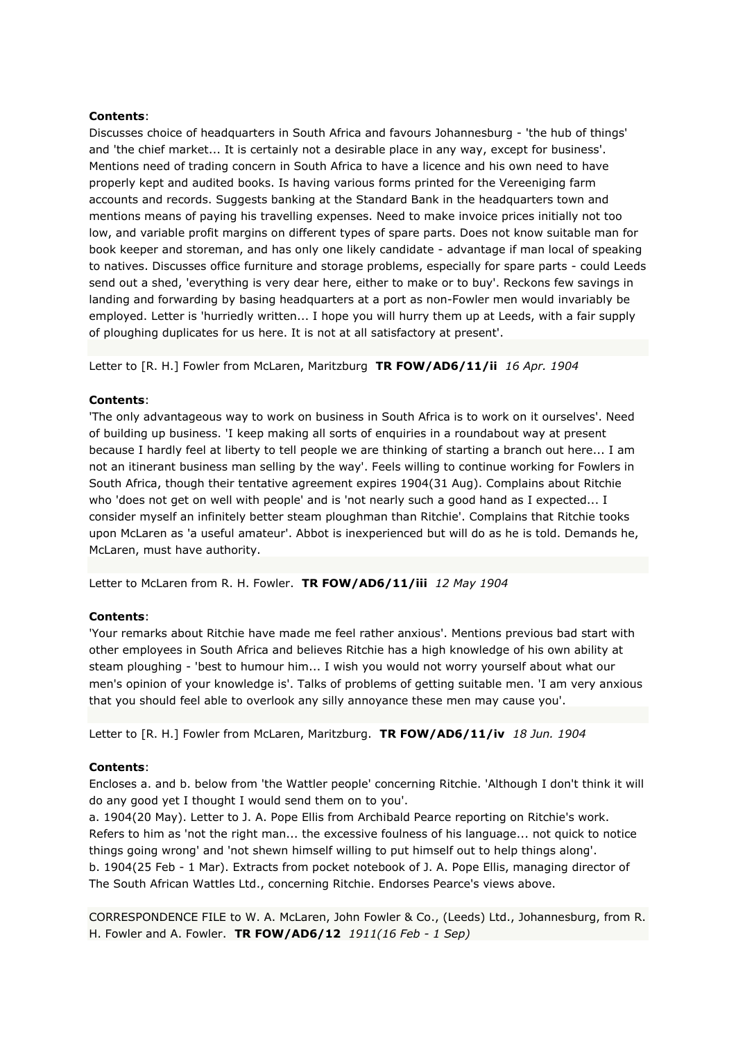**Contents**:
Discusses choice of headquarters in South Africa and favours Johannesburg - 'the hub of things' and 'the chief market... It is certainly not a desirable place in any way, except for business'. Mentions need of trading concern in South Africa to have a licence and his own need to have properly kept and audited books. Is having various forms printed for the Vereeniging farm accounts and records. Suggests banking at the Standard Bank in the headquarters town and mentions means of paying his travelling expenses. Need to make invoice prices initially not too low, and variable profit margins on different types of spare parts. Does not know suitable man for book keeper and storeman, and has only one likely candidate - advantage if man local of speaking to natives. Discusses office furniture and storage problems, especially for spare parts - could Leeds send out a shed, 'everything is very dear here, either to make or to buy'. Reckons few savings in landing and forwarding by basing headquarters at a port as non-Fowler men would invariably be employed. Letter is 'hurriedly written... I hope you will hurry them up at Leeds, with a fair supply of ploughing duplicates for us here. It is not at all satisfactory at present'.

Letter to [R. H.] Fowler from McLaren, Maritzburg **TR FOW/AD6/11/ii** *16 Apr. 1904*

**Contents**:
'The only advantageous way to work on business in South Africa is to work on it ourselves'. Need of building up business. 'I keep making all sorts of enquiries in a roundabout way at present because I hardly feel at liberty to tell people we are thinking of starting a branch out here... I am not an itinerant business man selling by the way'. Feels willing to continue working for Fowlers in South Africa, though their tentative agreement expires 1904(31 Aug). Complains about Ritchie who 'does not get on well with people' and is 'not nearly such a good hand as I expected... I consider myself an infinitely better steam ploughman than Ritchie'. Complains that Ritchie tooks upon McLaren as 'a useful amateur'. Abbot is inexperienced but will do as he is told. Demands he, McLaren, must have authority.

Letter to McLaren from R. H. Fowler. **TR FOW/AD6/11/iii** *12 May 1904*

**Contents**:
'Your remarks about Ritchie have made me feel rather anxious'. Mentions previous bad start with other employees in South Africa and believes Ritchie has a high knowledge of his own ability at steam ploughing - 'best to humour him... I wish you would not worry yourself about what our men's opinion of your knowledge is'. Talks of problems of getting suitable men. 'I am very anxious that you should feel able to overlook any silly annoyance these men may cause you'.

Letter to [R. H.] Fowler from McLaren, Maritzburg. **TR FOW/AD6/11/iv** *18 Jun. 1904*

**Contents**:
Encloses a. and b. below from 'the Wattler people' concerning Ritchie. 'Although I don't think it will do any good yet I thought I would send them on to you'.
a. 1904(20 May). Letter to J. A. Pope Ellis from Archibald Pearce reporting on Ritchie's work. Refers to him as 'not the right man... the excessive foulness of his language... not quick to notice things going wrong' and 'not shewn himself willing to put himself out to help things along'.
b. 1904(25 Feb - 1 Mar). Extracts from pocket notebook of J. A. Pope Ellis, managing director of The South African Wattles Ltd., concerning Ritchie. Endorses Pearce's views above.

CORRESPONDENCE FILE to W. A. McLaren, John Fowler & Co., (Leeds) Ltd., Johannesburg, from R. H. Fowler and A. Fowler. **TR FOW/AD6/12** *1911(16 Feb - 1 Sep)*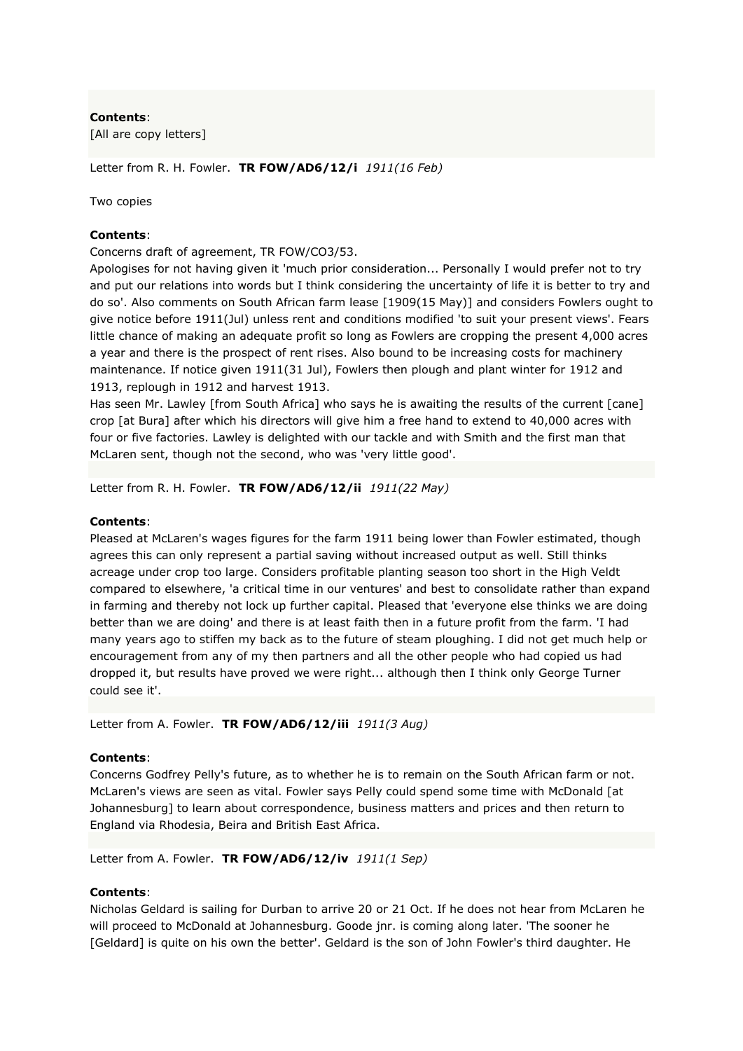**Contents**:
[All are copy letters]

Letter from R. H. Fowler. **TR FOW/AD6/12/i** *1911(16 Feb)*

Two copies

**Contents**:
Concerns draft of agreement, TR FOW/CO3/53.
Apologises for not having given it 'much prior consideration... Personally I would prefer not to try and put our relations into words but I think considering the uncertainty of life it is better to try and do so'. Also comments on South African farm lease [1909(15 May)] and considers Fowlers ought to give notice before 1911(Jul) unless rent and conditions modified 'to suit your present views'. Fears little chance of making an adequate profit so long as Fowlers are cropping the present 4,000 acres a year and there is the prospect of rent rises. Also bound to be increasing costs for machinery maintenance. If notice given 1911(31 Jul), Fowlers then plough and plant winter for 1912 and 1913, replough in 1912 and harvest 1913.
Has seen Mr. Lawley [from South Africa] who says he is awaiting the results of the current [cane] crop [at Bura] after which his directors will give him a free hand to extend to 40,000 acres with four or five factories. Lawley is delighted with our tackle and with Smith and the first man that McLaren sent, though not the second, who was 'very little good'.

Letter from R. H. Fowler. **TR FOW/AD6/12/ii** *1911(22 May)*

**Contents**:
Pleased at McLaren's wages figures for the farm 1911 being lower than Fowler estimated, though agrees this can only represent a partial saving without increased output as well. Still thinks acreage under crop too large. Considers profitable planting season too short in the High Veldt compared to elsewhere, 'a critical time in our ventures' and best to consolidate rather than expand in farming and thereby not lock up further capital. Pleased that 'everyone else thinks we are doing better than we are doing' and there is at least faith then in a future profit from the farm. 'I had many years ago to stiffen my back as to the future of steam ploughing. I did not get much help or encouragement from any of my then partners and all the other people who had copied us had dropped it, but results have proved we were right... although then I think only George Turner could see it'.

Letter from A. Fowler. **TR FOW/AD6/12/iii** *1911(3 Aug)*

**Contents**:
Concerns Godfrey Pelly's future, as to whether he is to remain on the South African farm or not. McLaren's views are seen as vital. Fowler says Pelly could spend some time with McDonald [at Johannesburg] to learn about correspondence, business matters and prices and then return to England via Rhodesia, Beira and British East Africa.

Letter from A. Fowler. **TR FOW/AD6/12/iv** *1911(1 Sep)*

**Contents**:
Nicholas Geldard is sailing for Durban to arrive 20 or 21 Oct. If he does not hear from McLaren he will proceed to McDonald at Johannesburg. Goode jnr. is coming along later. 'The sooner he [Geldard] is quite on his own the better'. Geldard is the son of John Fowler's third daughter. He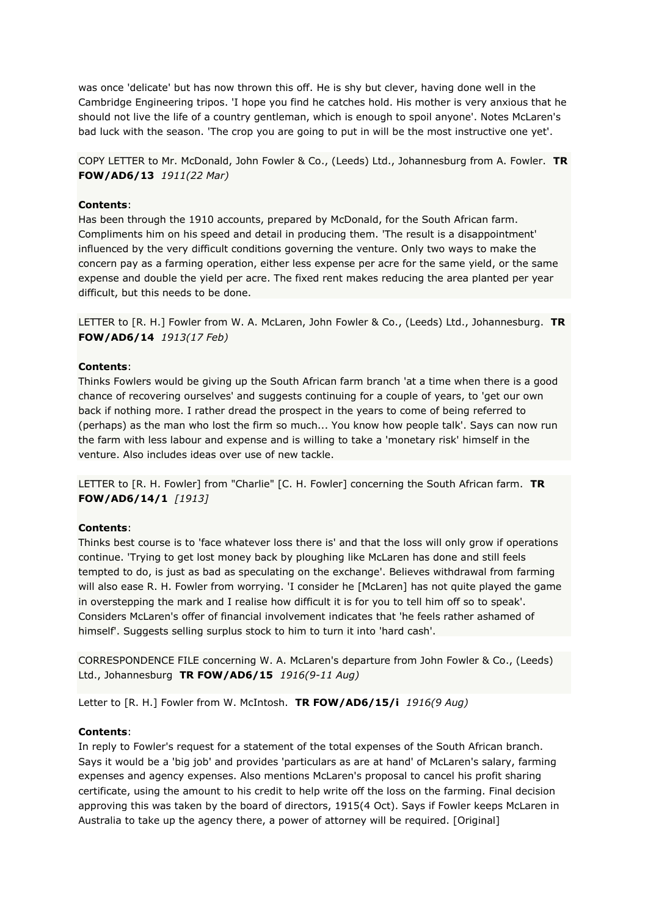was once 'delicate' but has now thrown this off. He is shy but clever, having done well in the Cambridge Engineering tripos. 'I hope you find he catches hold. His mother is very anxious that he should not live the life of a country gentleman, which is enough to spoil anyone'. Notes McLaren's bad luck with the season. 'The crop you are going to put in will be the most instructive one yet'.

COPY LETTER to Mr. McDonald, John Fowler & Co., (Leeds) Ltd., Johannesburg from A. Fowler. **TR FOW/AD6/13** *1911(22 Mar)*

**Contents**:
Has been through the 1910 accounts, prepared by McDonald, for the South African farm. Compliments him on his speed and detail in producing them. 'The result is a disappointment' influenced by the very difficult conditions governing the venture. Only two ways to make the concern pay as a farming operation, either less expense per acre for the same yield, or the same expense and double the yield per acre. The fixed rent makes reducing the area planted per year difficult, but this needs to be done.

LETTER to [R. H.] Fowler from W. A. McLaren, John Fowler & Co., (Leeds) Ltd., Johannesburg. **TR FOW/AD6/14** *1913(17 Feb)*

**Contents**:
Thinks Fowlers would be giving up the South African farm branch 'at a time when there is a good chance of recovering ourselves' and suggests continuing for a couple of years, to 'get our own back if nothing more. I rather dread the prospect in the years to come of being referred to (perhaps) as the man who lost the firm so much... You know how people talk'. Says can now run the farm with less labour and expense and is willing to take a 'monetary risk' himself in the venture. Also includes ideas over use of new tackle.

LETTER to [R. H. Fowler] from "Charlie" [C. H. Fowler] concerning the South African farm. **TR FOW/AD6/14/1** *[1913]*

**Contents**:
Thinks best course is to 'face whatever loss there is' and that the loss will only grow if operations continue. 'Trying to get lost money back by ploughing like McLaren has done and still feels tempted to do, is just as bad as speculating on the exchange'. Believes withdrawal from farming will also ease R. H. Fowler from worrying. 'I consider he [McLaren] has not quite played the game in overstepping the mark and I realise how difficult it is for you to tell him off so to speak'. Considers McLaren's offer of financial involvement indicates that 'he feels rather ashamed of himself'. Suggests selling surplus stock to him to turn it into 'hard cash'.

CORRESPONDENCE FILE concerning W. A. McLaren's departure from John Fowler & Co., (Leeds) Ltd., Johannesburg **TR FOW/AD6/15** *1916(9-11 Aug)*

Letter to [R. H.] Fowler from W. McIntosh. **TR FOW/AD6/15/i** *1916(9 Aug)*

**Contents**:
In reply to Fowler's request for a statement of the total expenses of the South African branch. Says it would be a 'big job' and provides 'particulars as are at hand' of McLaren's salary, farming expenses and agency expenses. Also mentions McLaren's proposal to cancel his profit sharing certificate, using the amount to his credit to help write off the loss on the farming. Final decision approving this was taken by the board of directors, 1915(4 Oct). Says if Fowler keeps McLaren in Australia to take up the agency there, a power of attorney will be required. [Original]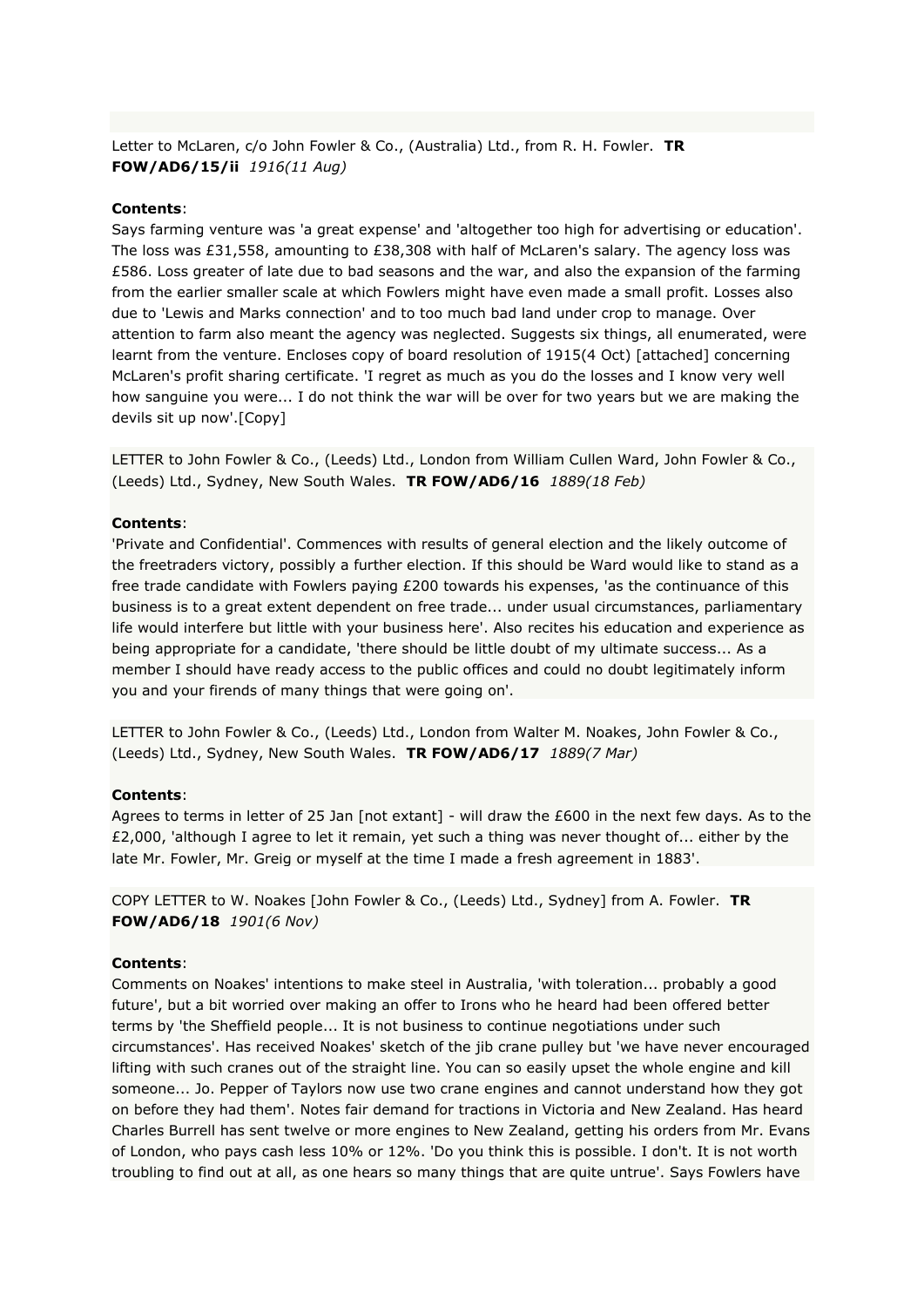Letter to McLaren, c/o John Fowler & Co., (Australia) Ltd., from R. H. Fowler. **TR FOW/AD6/15/ii** *1916(11 Aug)*

**Contents**:
Says farming venture was 'a great expense' and 'altogether too high for advertising or education'. The loss was £31,558, amounting to £38,308 with half of McLaren's salary. The agency loss was £586. Loss greater of late due to bad seasons and the war, and also the expansion of the farming from the earlier smaller scale at which Fowlers might have even made a small profit. Losses also due to 'Lewis and Marks connection' and to too much bad land under crop to manage. Over attention to farm also meant the agency was neglected. Suggests six things, all enumerated, were learnt from the venture. Encloses copy of board resolution of 1915(4 Oct) [attached] concerning McLaren's profit sharing certificate. 'I regret as much as you do the losses and I know very well how sanguine you were... I do not think the war will be over for two years but we are making the devils sit up now'.[Copy]

LETTER to John Fowler & Co., (Leeds) Ltd., London from William Cullen Ward, John Fowler & Co., (Leeds) Ltd., Sydney, New South Wales. **TR FOW/AD6/16** *1889(18 Feb)*

**Contents**:
'Private and Confidential'. Commences with results of general election and the likely outcome of the freetraders victory, possibly a further election. If this should be Ward would like to stand as a free trade candidate with Fowlers paying £200 towards his expenses, 'as the continuance of this business is to a great extent dependent on free trade... under usual circumstances, parliamentary life would interfere but little with your business here'. Also recites his education and experience as being appropriate for a candidate, 'there should be little doubt of my ultimate success... As a member I should have ready access to the public offices and could no doubt legitimately inform you and your firends of many things that were going on'.

LETTER to John Fowler & Co., (Leeds) Ltd., London from Walter M. Noakes, John Fowler & Co., (Leeds) Ltd., Sydney, New South Wales. **TR FOW/AD6/17** *1889(7 Mar)*

**Contents**:
Agrees to terms in letter of 25 Jan [not extant] - will draw the £600 in the next few days. As to the £2,000, 'although I agree to let it remain, yet such a thing was never thought of... either by the late Mr. Fowler, Mr. Greig or myself at the time I made a fresh agreement in 1883'.

COPY LETTER to W. Noakes [John Fowler & Co., (Leeds) Ltd., Sydney] from A. Fowler. **TR FOW/AD6/18** *1901(6 Nov)*

**Contents**:
Comments on Noakes' intentions to make steel in Australia, 'with toleration... probably a good future', but a bit worried over making an offer to Irons who he heard had been offered better terms by 'the Sheffield people... It is not business to continue negotiations under such circumstances'. Has received Noakes' sketch of the jib crane pulley but 'we have never encouraged lifting with such cranes out of the straight line. You can so easily upset the whole engine and kill someone... Jo. Pepper of Taylors now use two crane engines and cannot understand how they got on before they had them'. Notes fair demand for tractions in Victoria and New Zealand. Has heard Charles Burrell has sent twelve or more engines to New Zealand, getting his orders from Mr. Evans of London, who pays cash less 10% or 12%. 'Do you think this is possible. I don't. It is not worth troubling to find out at all, as one hears so many things that are quite untrue'. Says Fowlers have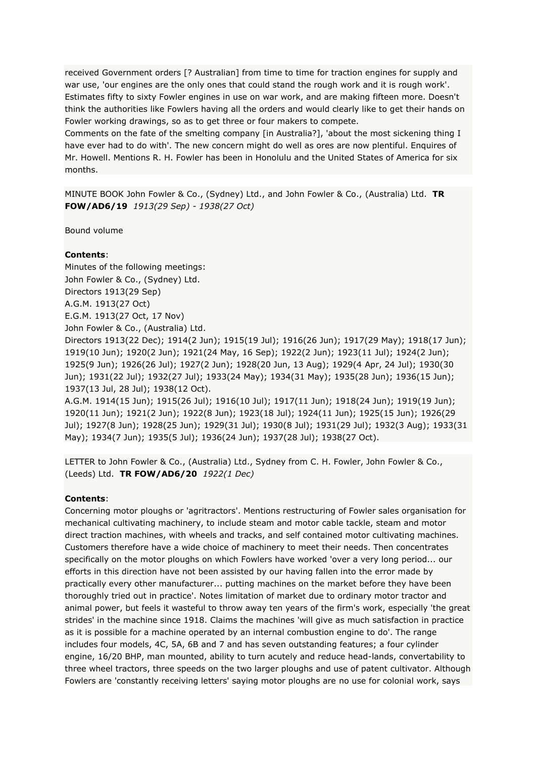received Government orders [? Australian] from time to time for traction engines for supply and war use, 'our engines are the only ones that could stand the rough work and it is rough work'. Estimates fifty to sixty Fowler engines in use on war work, and are making fifteen more. Doesn't think the authorities like Fowlers having all the orders and would clearly like to get their hands on Fowler working drawings, so as to get three or four makers to compete.
Comments on the fate of the smelting company [in Australia?], 'about the most sickening thing I have ever had to do with'. The new concern might do well as ores are now plentiful. Enquires of Mr. Howell. Mentions R. H. Fowler has been in Honolulu and the United States of America for six months.

MINUTE BOOK John Fowler & Co., (Sydney) Ltd., and John Fowler & Co., (Australia) Ltd. **TR FOW/AD6/19** *1913(29 Sep) - 1938(27 Oct)*

Bound volume

**Contents**:
Minutes of the following meetings:
John Fowler & Co., (Sydney) Ltd.
Directors 1913(29 Sep)
A.G.M. 1913(27 Oct)
E.G.M. 1913(27 Oct, 17 Nov)
John Fowler & Co., (Australia) Ltd.
Directors 1913(22 Dec); 1914(2 Jun); 1915(19 Jul); 1916(26 Jun); 1917(29 May); 1918(17 Jun); 1919(10 Jun); 1920(2 Jun); 1921(24 May, 16 Sep); 1922(2 Jun); 1923(11 Jul); 1924(2 Jun); 1925(9 Jun); 1926(26 Jul); 1927(2 Jun); 1928(20 Jun, 13 Aug); 1929(4 Apr, 24 Jul); 1930(30 Jun); 1931(22 Jul); 1932(27 Jul); 1933(24 May); 1934(31 May); 1935(28 Jun); 1936(15 Jun); 1937(13 Jul, 28 Jul); 1938(12 Oct).
A.G.M. 1914(15 Jun); 1915(26 Jul); 1916(10 Jul); 1917(11 Jun); 1918(24 Jun); 1919(19 Jun); 1920(11 Jun); 1921(2 Jun); 1922(8 Jun); 1923(18 Jul); 1924(11 Jun); 1925(15 Jun); 1926(29 Jul); 1927(8 Jun); 1928(25 Jun); 1929(31 Jul); 1930(8 Jul); 1931(29 Jul); 1932(3 Aug); 1933(31 May); 1934(7 Jun); 1935(5 Jul); 1936(24 Jun); 1937(28 Jul); 1938(27 Oct).

LETTER to John Fowler & Co., (Australia) Ltd., Sydney from C. H. Fowler, John Fowler & Co., (Leeds) Ltd. **TR FOW/AD6/20** *1922(1 Dec)*

**Contents**:
Concerning motor ploughs or 'agritractors'. Mentions restructuring of Fowler sales organisation for mechanical cultivating machinery, to include steam and motor cable tackle, steam and motor direct traction machines, with wheels and tracks, and self contained motor cultivating machines. Customers therefore have a wide choice of machinery to meet their needs. Then concentrates specifically on the motor ploughs on which Fowlers have worked 'over a very long period... our efforts in this direction have not been assisted by our having fallen into the error made by practically every other manufacturer... putting machines on the market before they have been thoroughly tried out in practice'. Notes limitation of market due to ordinary motor tractor and animal power, but feels it wasteful to throw away ten years of the firm's work, especially 'the great strides' in the machine since 1918. Claims the machines 'will give as much satisfaction in practice as it is possible for a machine operated by an internal combustion engine to do'. The range includes four models, 4C, 5A, 6B and 7 and has seven outstanding features; a four cylinder engine, 16/20 BHP, man mounted, ability to turn acutely and reduce head-lands, convertability to three wheel tractors, three speeds on the two larger ploughs and use of patent cultivator. Although Fowlers are 'constantly receiving letters' saying motor ploughs are no use for colonial work, says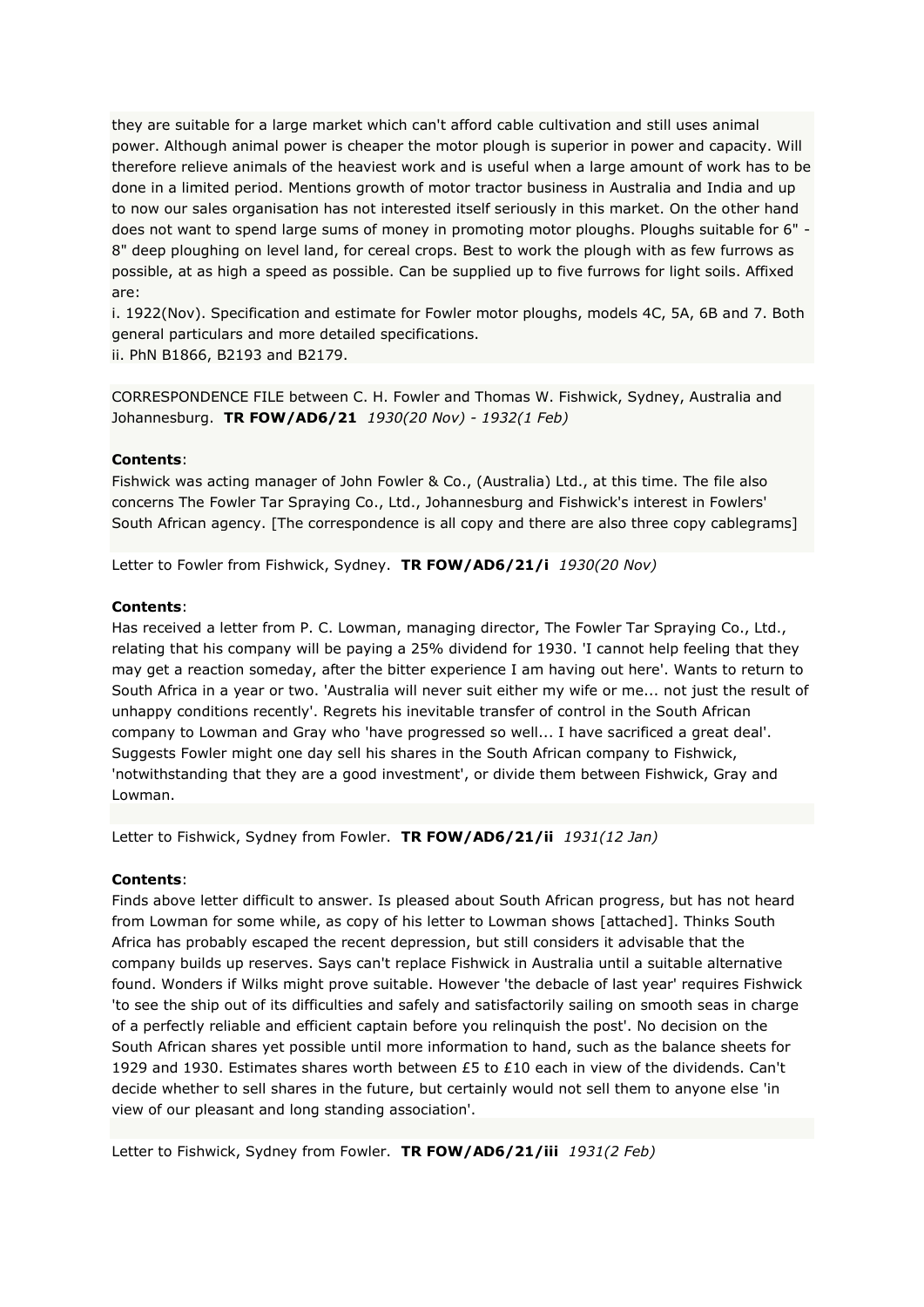they are suitable for a large market which can't afford cable cultivation and still uses animal power. Although animal power is cheaper the motor plough is superior in power and capacity. Will therefore relieve animals of the heaviest work and is useful when a large amount of work has to be done in a limited period. Mentions growth of motor tractor business in Australia and India and up to now our sales organisation has not interested itself seriously in this market. On the other hand does not want to spend large sums of money in promoting motor ploughs. Ploughs suitable for 6" - 8" deep ploughing on level land, for cereal crops. Best to work the plough with as few furrows as possible, at as high a speed as possible. Can be supplied up to five furrows for light soils. Affixed are:

i. 1922(Nov). Specification and estimate for Fowler motor ploughs, models 4C, 5A, 6B and 7. Both general particulars and more detailed specifications.

ii. PhN B1866, B2193 and B2179.

CORRESPONDENCE FILE between C. H. Fowler and Thomas W. Fishwick, Sydney, Australia and Johannesburg. **TR FOW/AD6/21** *1930(20 Nov) - 1932(1 Feb)*

**Contents**:
Fishwick was acting manager of John Fowler & Co., (Australia) Ltd., at this time. The file also concerns The Fowler Tar Spraying Co., Ltd., Johannesburg and Fishwick's interest in Fowlers' South African agency. [The correspondence is all copy and there are also three copy cablegrams]

Letter to Fowler from Fishwick, Sydney. **TR FOW/AD6/21/i** *1930(20 Nov)*

**Contents**:
Has received a letter from P. C. Lowman, managing director, The Fowler Tar Spraying Co., Ltd., relating that his company will be paying a 25% dividend for 1930. 'I cannot help feeling that they may get a reaction someday, after the bitter experience I am having out here'. Wants to return to South Africa in a year or two. 'Australia will never suit either my wife or me... not just the result of unhappy conditions recently'. Regrets his inevitable transfer of control in the South African company to Lowman and Gray who 'have progressed so well... I have sacrificed a great deal'. Suggests Fowler might one day sell his shares in the South African company to Fishwick, 'notwithstanding that they are a good investment', or divide them between Fishwick, Gray and Lowman.

Letter to Fishwick, Sydney from Fowler. **TR FOW/AD6/21/ii** *1931(12 Jan)*

**Contents**:
Finds above letter difficult to answer. Is pleased about South African progress, but has not heard from Lowman for some while, as copy of his letter to Lowman shows [attached]. Thinks South Africa has probably escaped the recent depression, but still considers it advisable that the company builds up reserves. Says can't replace Fishwick in Australia until a suitable alternative found. Wonders if Wilks might prove suitable. However 'the debacle of last year' requires Fishwick 'to see the ship out of its difficulties and safely and satisfactorily sailing on smooth seas in charge of a perfectly reliable and efficient captain before you relinquish the post'. No decision on the South African shares yet possible until more information to hand, such as the balance sheets for 1929 and 1930. Estimates shares worth between £5 to £10 each in view of the dividends. Can't decide whether to sell shares in the future, but certainly would not sell them to anyone else 'in view of our pleasant and long standing association'.

Letter to Fishwick, Sydney from Fowler. **TR FOW/AD6/21/iii** *1931(2 Feb)*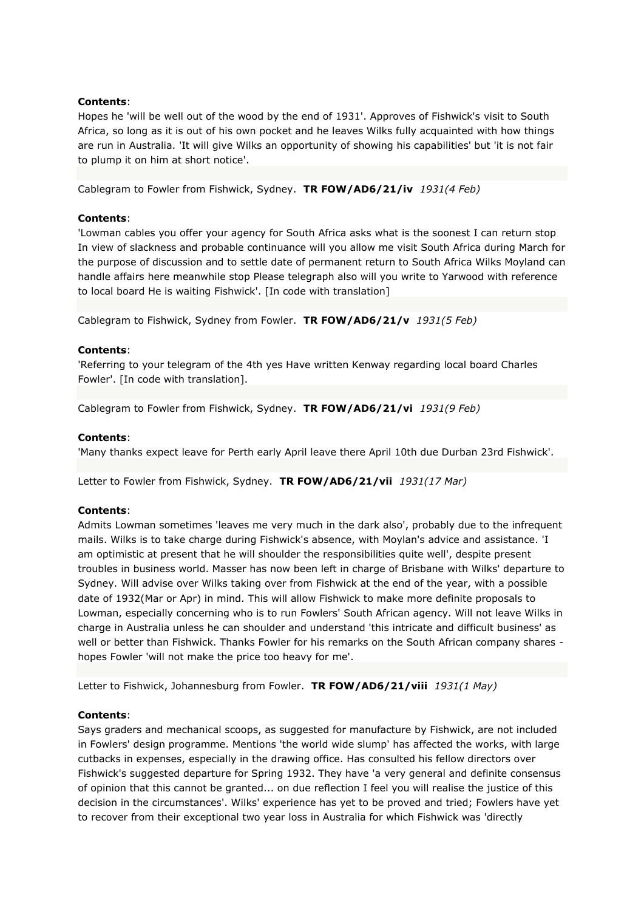**Contents**:
Hopes he 'will be well out of the wood by the end of 1931'. Approves of Fishwick's visit to South Africa, so long as it is out of his own pocket and he leaves Wilks fully acquainted with how things are run in Australia. 'It will give Wilks an opportunity of showing his capabilities' but 'it is not fair to plump it on him at short notice'.

Cablegram to Fowler from Fishwick, Sydney. **TR FOW/AD6/21/iv** *1931(4 Feb)*

**Contents**:
'Lowman cables you offer your agency for South Africa asks what is the soonest I can return stop In view of slackness and probable continuance will you allow me visit South Africa during March for the purpose of discussion and to settle date of permanent return to South Africa Wilks Moyland can handle affairs here meanwhile stop Please telegraph also will you write to Yarwood with reference to local board He is waiting Fishwick'. [In code with translation]

Cablegram to Fishwick, Sydney from Fowler. **TR FOW/AD6/21/v** *1931(5 Feb)*

**Contents**:
'Referring to your telegram of the 4th yes Have written Kenway regarding local board Charles Fowler'. [In code with translation].

Cablegram to Fowler from Fishwick, Sydney. **TR FOW/AD6/21/vi** *1931(9 Feb)*

**Contents**:
'Many thanks expect leave for Perth early April leave there April 10th due Durban 23rd Fishwick'.

Letter to Fowler from Fishwick, Sydney. **TR FOW/AD6/21/vii** *1931(17 Mar)*

**Contents**:
Admits Lowman sometimes 'leaves me very much in the dark also', probably due to the infrequent mails. Wilks is to take charge during Fishwick's absence, with Moylan's advice and assistance. 'I am optimistic at present that he will shoulder the responsibilities quite well', despite present troubles in business world. Masser has now been left in charge of Brisbane with Wilks' departure to Sydney. Will advise over Wilks taking over from Fishwick at the end of the year, with a possible date of 1932(Mar or Apr) in mind. This will allow Fishwick to make more definite proposals to Lowman, especially concerning who is to run Fowlers' South African agency. Will not leave Wilks in charge in Australia unless he can shoulder and understand 'this intricate and difficult business' as well or better than Fishwick. Thanks Fowler for his remarks on the South African company shares - hopes Fowler 'will not make the price too heavy for me'.

Letter to Fishwick, Johannesburg from Fowler. **TR FOW/AD6/21/viii** *1931(1 May)*

**Contents**:
Says graders and mechanical scoops, as suggested for manufacture by Fishwick, are not included in Fowlers' design programme. Mentions 'the world wide slump' has affected the works, with large cutbacks in expenses, especially in the drawing office. Has consulted his fellow directors over Fishwick's suggested departure for Spring 1932. They have 'a very general and definite consensus of opinion that this cannot be granted... on due reflection I feel you will realise the justice of this decision in the circumstances'. Wilks' experience has yet to be proved and tried; Fowlers have yet to recover from their exceptional two year loss in Australia for which Fishwick was 'directly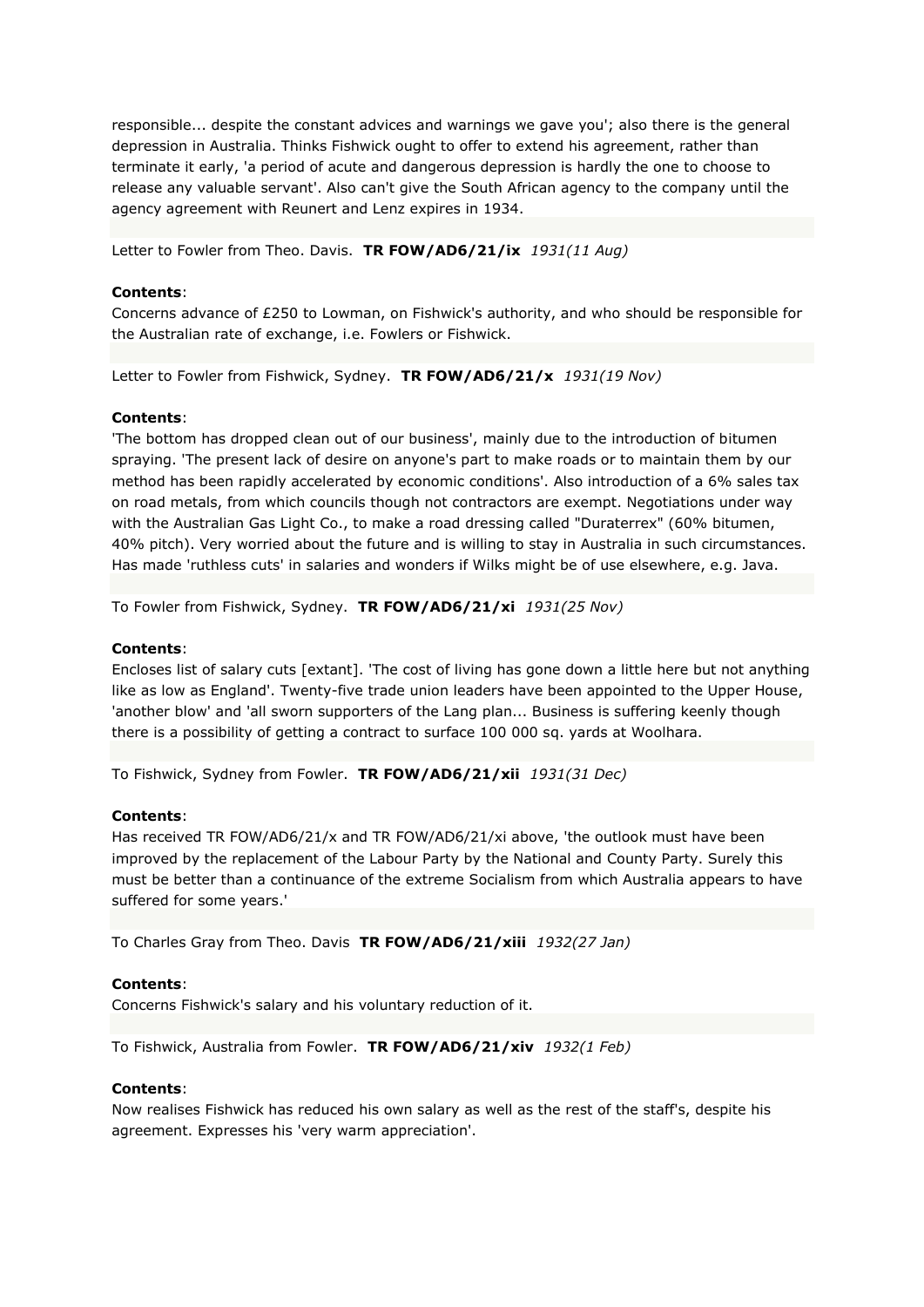responsible... despite the constant advices and warnings we gave you'; also there is the general depression in Australia. Thinks Fishwick ought to offer to extend his agreement, rather than terminate it early, 'a period of acute and dangerous depression is hardly the one to choose to release any valuable servant'. Also can't give the South African agency to the company until the agency agreement with Reunert and Lenz expires in 1934.

Letter to Fowler from Theo. Davis. **TR FOW/AD6/21/ix** *1931(11 Aug)*

**Contents**:
Concerns advance of £250 to Lowman, on Fishwick's authority, and who should be responsible for the Australian rate of exchange, i.e. Fowlers or Fishwick.

Letter to Fowler from Fishwick, Sydney. **TR FOW/AD6/21/x** *1931(19 Nov)*

**Contents**:
'The bottom has dropped clean out of our business', mainly due to the introduction of bitumen spraying. 'The present lack of desire on anyone's part to make roads or to maintain them by our method has been rapidly accelerated by economic conditions'. Also introduction of a 6% sales tax on road metals, from which councils though not contractors are exempt. Negotiations under way with the Australian Gas Light Co., to make a road dressing called "Duraterrex" (60% bitumen, 40% pitch). Very worried about the future and is willing to stay in Australia in such circumstances. Has made 'ruthless cuts' in salaries and wonders if Wilks might be of use elsewhere, e.g. Java.

To Fowler from Fishwick, Sydney. **TR FOW/AD6/21/xi** *1931(25 Nov)*

**Contents**:
Encloses list of salary cuts [extant]. 'The cost of living has gone down a little here but not anything like as low as England'. Twenty-five trade union leaders have been appointed to the Upper House, 'another blow' and 'all sworn supporters of the Lang plan... Business is suffering keenly though there is a possibility of getting a contract to surface 100 000 sq. yards at Woolhara.

To Fishwick, Sydney from Fowler. **TR FOW/AD6/21/xii** *1931(31 Dec)*

**Contents**:
Has received TR FOW/AD6/21/x and TR FOW/AD6/21/xi above, 'the outlook must have been improved by the replacement of the Labour Party by the National and County Party. Surely this must be better than a continuance of the extreme Socialism from which Australia appears to have suffered for some years.'

To Charles Gray from Theo. Davis **TR FOW/AD6/21/xiii** *1932(27 Jan)*

**Contents**:
Concerns Fishwick's salary and his voluntary reduction of it.

To Fishwick, Australia from Fowler. **TR FOW/AD6/21/xiv** *1932(1 Feb)*

**Contents**:
Now realises Fishwick has reduced his own salary as well as the rest of the staff's, despite his agreement. Expresses his 'very warm appreciation'.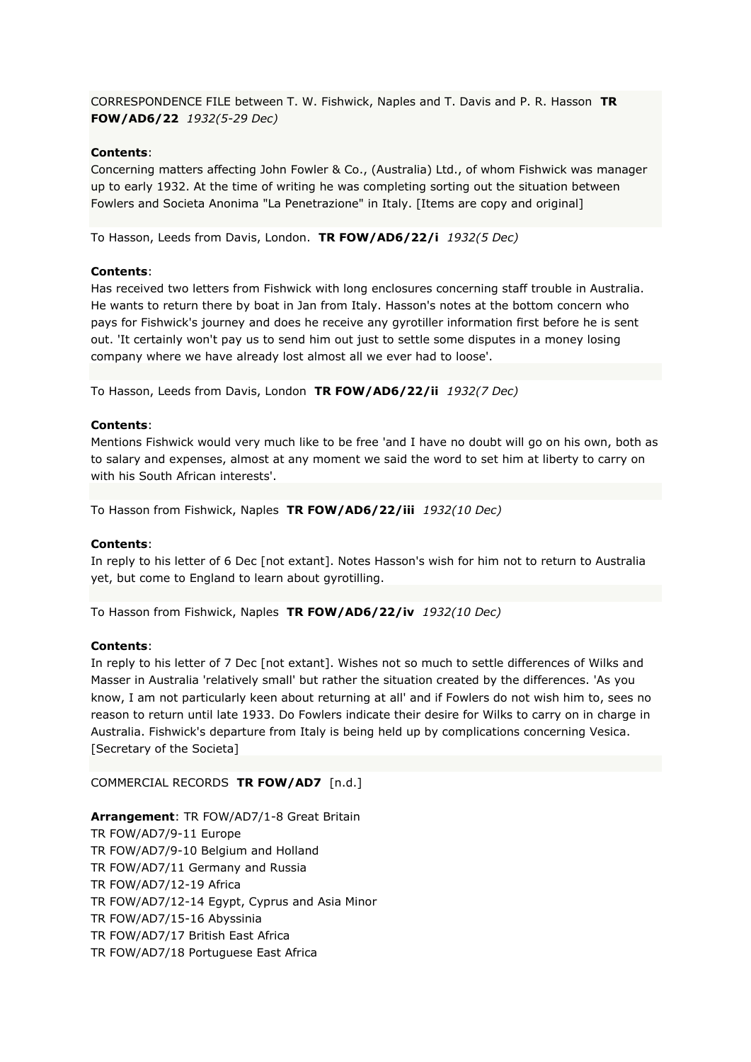CORRESPONDENCE FILE between T. W. Fishwick, Naples and T. Davis and P. R. Hasson **TR FOW/AD6/22** *1932(5-29 Dec)*

**Contents**:
Concerning matters affecting John Fowler & Co., (Australia) Ltd., of whom Fishwick was manager up to early 1932. At the time of writing he was completing sorting out the situation between Fowlers and Societa Anonima "La Penetrazione" in Italy. [Items are copy and original]

To Hasson, Leeds from Davis, London. **TR FOW/AD6/22/i** *1932(5 Dec)*

**Contents**:
Has received two letters from Fishwick with long enclosures concerning staff trouble in Australia. He wants to return there by boat in Jan from Italy. Hasson's notes at the bottom concern who pays for Fishwick's journey and does he receive any gyrotiller information first before he is sent out. 'It certainly won't pay us to send him out just to settle some disputes in a money losing company where we have already lost almost all we ever had to loose'.

To Hasson, Leeds from Davis, London **TR FOW/AD6/22/ii** *1932(7 Dec)*

**Contents**:
Mentions Fishwick would very much like to be free 'and I have no doubt will go on his own, both as to salary and expenses, almost at any moment we said the word to set him at liberty to carry on with his South African interests'.

To Hasson from Fishwick, Naples **TR FOW/AD6/22/iii** *1932(10 Dec)*

**Contents**:
In reply to his letter of 6 Dec [not extant]. Notes Hasson's wish for him not to return to Australia yet, but come to England to learn about gyrotilling.

To Hasson from Fishwick, Naples **TR FOW/AD6/22/iv** *1932(10 Dec)*

**Contents**:
In reply to his letter of 7 Dec [not extant]. Wishes not so much to settle differences of Wilks and Masser in Australia 'relatively small' but rather the situation created by the differences. 'As you know, I am not particularly keen about returning at all' and if Fowlers do not wish him to, sees no reason to return until late 1933. Do Fowlers indicate their desire for Wilks to carry on in charge in Australia. Fishwick's departure from Italy is being held up by complications concerning Vesica. [Secretary of the Societa]

COMMERCIAL RECORDS **TR FOW/AD7** [n.d.]

**Arrangement**: TR FOW/AD7/1-8 Great Britain
TR FOW/AD7/9-11 Europe
TR FOW/AD7/9-10 Belgium and Holland
TR FOW/AD7/11 Germany and Russia
TR FOW/AD7/12-19 Africa
TR FOW/AD7/12-14 Egypt, Cyprus and Asia Minor
TR FOW/AD7/15-16 Abyssinia
TR FOW/AD7/17 British East Africa
TR FOW/AD7/18 Portuguese East Africa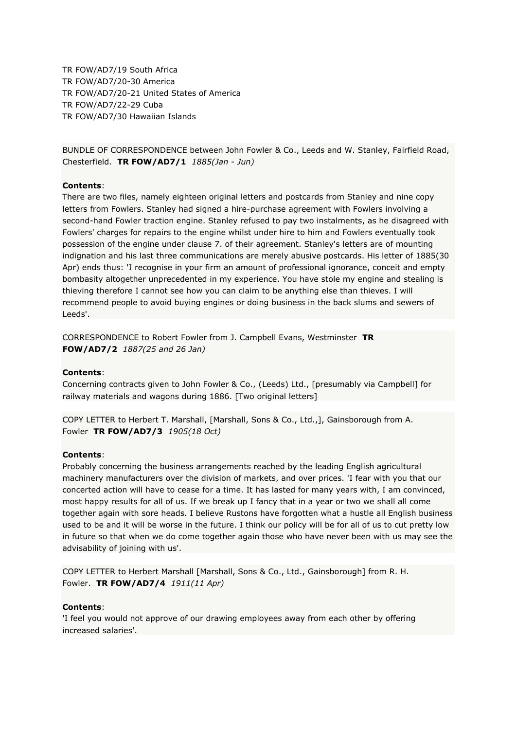TR FOW/AD7/19 South Africa
TR FOW/AD7/20-30 America
TR FOW/AD7/20-21 United States of America
TR FOW/AD7/22-29 Cuba
TR FOW/AD7/30 Hawaiian Islands

BUNDLE OF CORRESPONDENCE between John Fowler & Co., Leeds and W. Stanley, Fairfield Road, Chesterfield. **TR FOW/AD7/1** *1885(Jan - Jun)*

**Contents**:
There are two files, namely eighteen original letters and postcards from Stanley and nine copy letters from Fowlers. Stanley had signed a hire-purchase agreement with Fowlers involving a second-hand Fowler traction engine. Stanley refused to pay two instalments, as he disagreed with Fowlers' charges for repairs to the engine whilst under hire to him and Fowlers eventually took possession of the engine under clause 7. of their agreement. Stanley's letters are of mounting indignation and his last three communications are merely abusive postcards. His letter of 1885(30 Apr) ends thus: 'I recognise in your firm an amount of professional ignorance, conceit and empty bombasity altogether unprecedented in my experience. You have stole my engine and stealing is thieving therefore I cannot see how you can claim to be anything else than thieves. I will recommend people to avoid buying engines or doing business in the back slums and sewers of Leeds'.

CORRESPONDENCE to Robert Fowler from J. Campbell Evans, Westminster **TR FOW/AD7/2** *1887(25 and 26 Jan)*

**Contents**:
Concerning contracts given to John Fowler & Co., (Leeds) Ltd., [presumably via Campbell] for railway materials and wagons during 1886. [Two original letters]

COPY LETTER to Herbert T. Marshall, [Marshall, Sons & Co., Ltd.,], Gainsborough from A. Fowler **TR FOW/AD7/3** *1905(18 Oct)*

**Contents**:
Probably concerning the business arrangements reached by the leading English agricultural machinery manufacturers over the division of markets, and over prices. 'I fear with you that our concerted action will have to cease for a time. It has lasted for many years with, I am convinced, most happy results for all of us. If we break up I fancy that in a year or two we shall all come together again with sore heads. I believe Rustons have forgotten what a hustle all English business used to be and it will be worse in the future. I think our policy will be for all of us to cut pretty low in future so that when we do come together again those who have never been with us may see the advisability of joining with us'.

COPY LETTER to Herbert Marshall [Marshall, Sons & Co., Ltd., Gainsborough] from R. H. Fowler. **TR FOW/AD7/4** *1911(11 Apr)*

**Contents**:
'I feel you would not approve of our drawing employees away from each other by offering increased salaries'.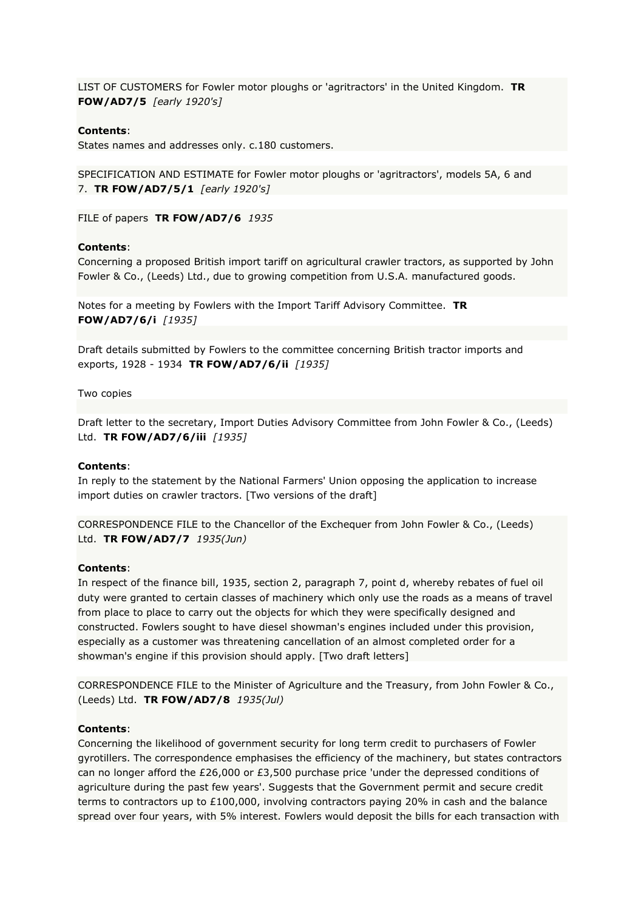LIST OF CUSTOMERS for Fowler motor ploughs or 'agritractors' in the United Kingdom. **TR FOW/AD7/5** *[early 1920's]*

**Contents**:
States names and addresses only. c.180 customers.

SPECIFICATION AND ESTIMATE for Fowler motor ploughs or 'agritractors', models 5A, 6 and 7. **TR FOW/AD7/5/1** *[early 1920's]*

FILE of papers **TR FOW/AD7/6** *1935*

**Contents**:
Concerning a proposed British import tariff on agricultural crawler tractors, as supported by John Fowler & Co., (Leeds) Ltd., due to growing competition from U.S.A. manufactured goods.

Notes for a meeting by Fowlers with the Import Tariff Advisory Committee. **TR FOW/AD7/6/i** *[1935]*

Draft details submitted by Fowlers to the committee concerning British tractor imports and exports, 1928 - 1934 **TR FOW/AD7/6/ii** *[1935]*

Two copies

Draft letter to the secretary, Import Duties Advisory Committee from John Fowler & Co., (Leeds) Ltd. **TR FOW/AD7/6/iii** *[1935]*

**Contents**:
In reply to the statement by the National Farmers' Union opposing the application to increase import duties on crawler tractors. [Two versions of the draft]

CORRESPONDENCE FILE to the Chancellor of the Exchequer from John Fowler & Co., (Leeds) Ltd. **TR FOW/AD7/7** *1935(Jun)*

**Contents**:
In respect of the finance bill, 1935, section 2, paragraph 7, point d, whereby rebates of fuel oil duty were granted to certain classes of machinery which only use the roads as a means of travel from place to place to carry out the objects for which they were specifically designed and constructed. Fowlers sought to have diesel showman's engines included under this provision, especially as a customer was threatening cancellation of an almost completed order for a showman's engine if this provision should apply. [Two draft letters]

CORRESPONDENCE FILE to the Minister of Agriculture and the Treasury, from John Fowler & Co., (Leeds) Ltd. **TR FOW/AD7/8** *1935(Jul)*

**Contents**:
Concerning the likelihood of government security for long term credit to purchasers of Fowler gyrotillers. The correspondence emphasises the efficiency of the machinery, but states contractors can no longer afford the £26,000 or £3,500 purchase price 'under the depressed conditions of agriculture during the past few years'. Suggests that the Government permit and secure credit terms to contractors up to £100,000, involving contractors paying 20% in cash and the balance spread over four years, with 5% interest. Fowlers would deposit the bills for each transaction with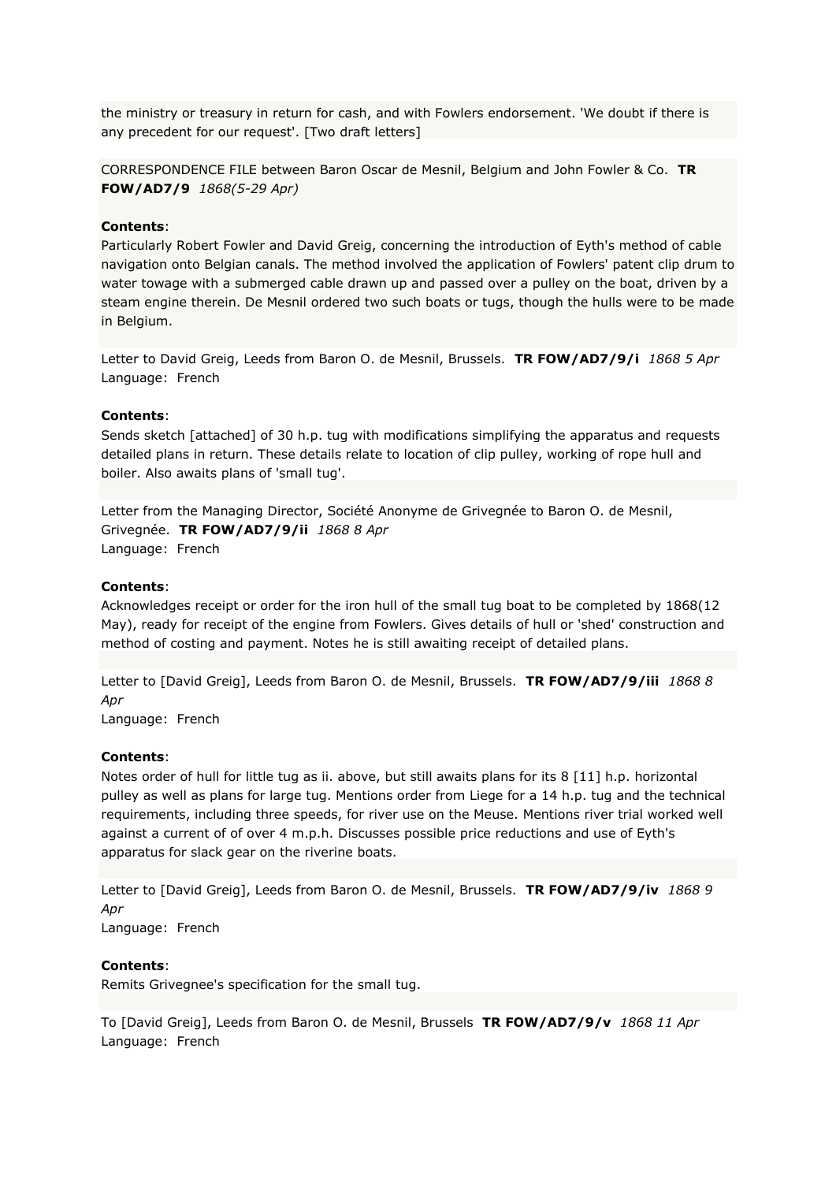the ministry or treasury in return for cash, and with Fowlers endorsement. 'We doubt if there is any precedent for our request'. [Two draft letters]

CORRESPONDENCE FILE between Baron Oscar de Mesnil, Belgium and John Fowler & Co. **TR FOW/AD7/9** *1868(5-29 Apr)*

**Contents**:
Particularly Robert Fowler and David Greig, concerning the introduction of Eyth's method of cable navigation onto Belgian canals. The method involved the application of Fowlers' patent clip drum to water towage with a submerged cable drawn up and passed over a pulley on the boat, driven by a steam engine therein. De Mesnil ordered two such boats or tugs, though the hulls were to be made in Belgium.

Letter to David Greig, Leeds from Baron O. de Mesnil, Brussels. **TR FOW/AD7/9/i** *1868 5 Apr*
Language: French

**Contents**:
Sends sketch [attached] of 30 h.p. tug with modifications simplifying the apparatus and requests detailed plans in return. These details relate to location of clip pulley, working of rope hull and boiler. Also awaits plans of 'small tug'.

Letter from the Managing Director, Société Anonyme de Grivegnée to Baron O. de Mesnil, Grivegnée. **TR FOW/AD7/9/ii** *1868 8 Apr*
Language: French

**Contents**:
Acknowledges receipt or order for the iron hull of the small tug boat to be completed by 1868(12 May), ready for receipt of the engine from Fowlers. Gives details of hull or 'shed' construction and method of costing and payment. Notes he is still awaiting receipt of detailed plans.

Letter to [David Greig], Leeds from Baron O. de Mesnil, Brussels. **TR FOW/AD7/9/iii** *1868 8 Apr*
Language: French

**Contents**:
Notes order of hull for little tug as ii. above, but still awaits plans for its 8 [11] h.p. horizontal pulley as well as plans for large tug. Mentions order from Liege for a 14 h.p. tug and the technical requirements, including three speeds, for river use on the Meuse. Mentions river trial worked well against a current of of over 4 m.p.h. Discusses possible price reductions and use of Eyth's apparatus for slack gear on the riverine boats.

Letter to [David Greig], Leeds from Baron O. de Mesnil, Brussels. **TR FOW/AD7/9/iv** *1868 9 Apr*
Language: French

**Contents**:
Remits Grivegnee's specification for the small tug.

To [David Greig], Leeds from Baron O. de Mesnil, Brussels **TR FOW/AD7/9/v** *1868 11 Apr*
Language: French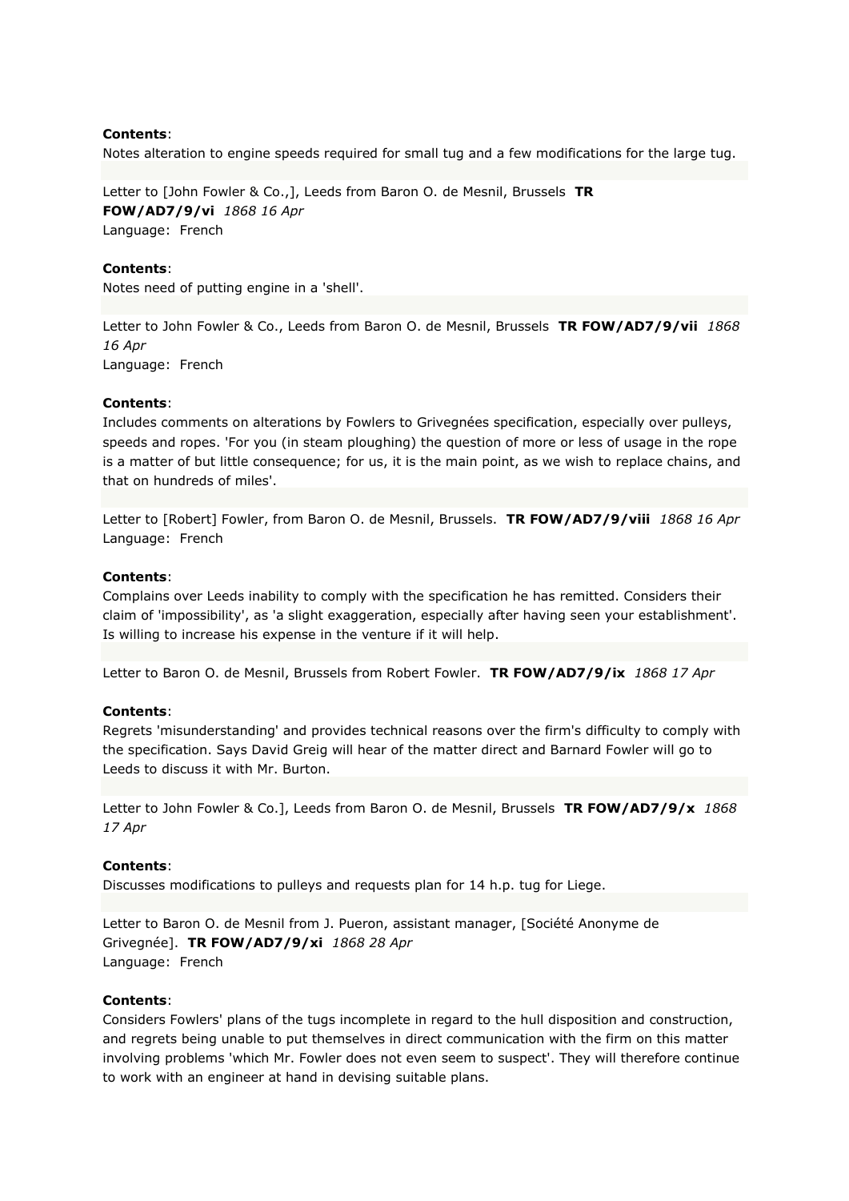**Contents**:
Notes alteration to engine speeds required for small tug and a few modifications for the large tug.

Letter to [John Fowler & Co.,], Leeds from Baron O. de Mesnil, Brussels **TR FOW/AD7/9/vi** *1868 16 Apr*
Language: French

**Contents**:
Notes need of putting engine in a 'shell'.

Letter to John Fowler & Co., Leeds from Baron O. de Mesnil, Brussels **TR FOW/AD7/9/vii** *1868 16 Apr*
Language: French

**Contents**:
Includes comments on alterations by Fowlers to Grivegnées specification, especially over pulleys, speeds and ropes. 'For you (in steam ploughing) the question of more or less of usage in the rope is a matter of but little consequence; for us, it is the main point, as we wish to replace chains, and that on hundreds of miles'.

Letter to [Robert] Fowler, from Baron O. de Mesnil, Brussels. **TR FOW/AD7/9/viii** *1868 16 Apr*
Language: French

**Contents**:
Complains over Leeds inability to comply with the specification he has remitted. Considers their claim of 'impossibility', as 'a slight exaggeration, especially after having seen your establishment'. Is willing to increase his expense in the venture if it will help.

Letter to Baron O. de Mesnil, Brussels from Robert Fowler. **TR FOW/AD7/9/ix** *1868 17 Apr*

**Contents**:
Regrets 'misunderstanding' and provides technical reasons over the firm's difficulty to comply with the specification. Says David Greig will hear of the matter direct and Barnard Fowler will go to Leeds to discuss it with Mr. Burton.

Letter to John Fowler & Co.], Leeds from Baron O. de Mesnil, Brussels **TR FOW/AD7/9/x** *1868 17 Apr*

**Contents**:
Discusses modifications to pulleys and requests plan for 14 h.p. tug for Liege.

Letter to Baron O. de Mesnil from J. Pueron, assistant manager, [Société Anonyme de Grivegnée]. **TR FOW/AD7/9/xi** *1868 28 Apr*
Language: French

**Contents**:
Considers Fowlers' plans of the tugs incomplete in regard to the hull disposition and construction, and regrets being unable to put themselves in direct communication with the firm on this matter involving problems 'which Mr. Fowler does not even seem to suspect'. They will therefore continue to work with an engineer at hand in devising suitable plans.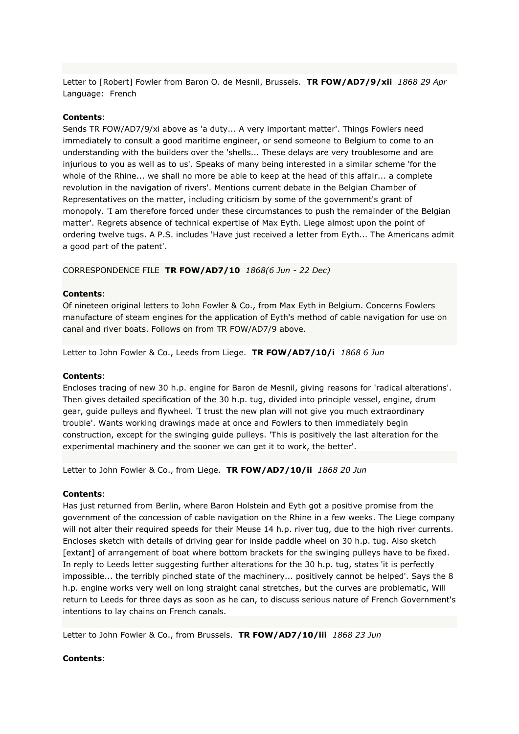Letter to [Robert] Fowler from Baron O. de Mesnil, Brussels. **TR FOW/AD7/9/xii** *1868 29 Apr*
Language: French

**Contents**:
Sends TR FOW/AD7/9/xi above as 'a duty... A very important matter'. Things Fowlers need immediately to consult a good maritime engineer, or send someone to Belgium to come to an understanding with the builders over the 'shells... These delays are very troublesome and are injurious to you as well as to us'. Speaks of many being interested in a similar scheme 'for the whole of the Rhine... we shall no more be able to keep at the head of this affair... a complete revolution in the navigation of rivers'. Mentions current debate in the Belgian Chamber of Representatives on the matter, including criticism by some of the government's grant of monopoly. 'I am therefore forced under these circumstances to push the remainder of the Belgian matter'. Regrets absence of technical expertise of Max Eyth. Liege almost upon the point of ordering twelve tugs. A P.S. includes 'Have just received a letter from Eyth... The Americans admit a good part of the patent'.

CORRESPONDENCE FILE **TR FOW/AD7/10** *1868(6 Jun - 22 Dec)*

**Contents**:
Of nineteen original letters to John Fowler & Co., from Max Eyth in Belgium. Concerns Fowlers manufacture of steam engines for the application of Eyth's method of cable navigation for use on canal and river boats. Follows on from TR FOW/AD7/9 above.

Letter to John Fowler & Co., Leeds from Liege. **TR FOW/AD7/10/i** *1868 6 Jun*

**Contents**:
Encloses tracing of new 30 h.p. engine for Baron de Mesnil, giving reasons for 'radical alterations'. Then gives detailed specification of the 30 h.p. tug, divided into principle vessel, engine, drum gear, guide pulleys and flywheel. 'I trust the new plan will not give you much extraordinary trouble'. Wants working drawings made at once and Fowlers to then immediately begin construction, except for the swinging guide pulleys. 'This is positively the last alteration for the experimental machinery and the sooner we can get it to work, the better'.

Letter to John Fowler & Co., from Liege. **TR FOW/AD7/10/ii** *1868 20 Jun*

**Contents**:
Has just returned from Berlin, where Baron Holstein and Eyth got a positive promise from the government of the concession of cable navigation on the Rhine in a few weeks. The Liege company will not alter their required speeds for their Meuse 14 h.p. river tug, due to the high river currents. Encloses sketch with details of driving gear for inside paddle wheel on 30 h.p. tug. Also sketch [extant] of arrangement of boat where bottom brackets for the swinging pulleys have to be fixed. In reply to Leeds letter suggesting further alterations for the 30 h.p. tug, states 'it is perfectly impossible... the terribly pinched state of the machinery... positively cannot be helped'. Says the 8 h.p. engine works very well on long straight canal stretches, but the curves are problematic, Will return to Leeds for three days as soon as he can, to discuss serious nature of French Government's intentions to lay chains on French canals.

Letter to John Fowler & Co., from Brussels. **TR FOW/AD7/10/iii** *1868 23 Jun*

**Contents**: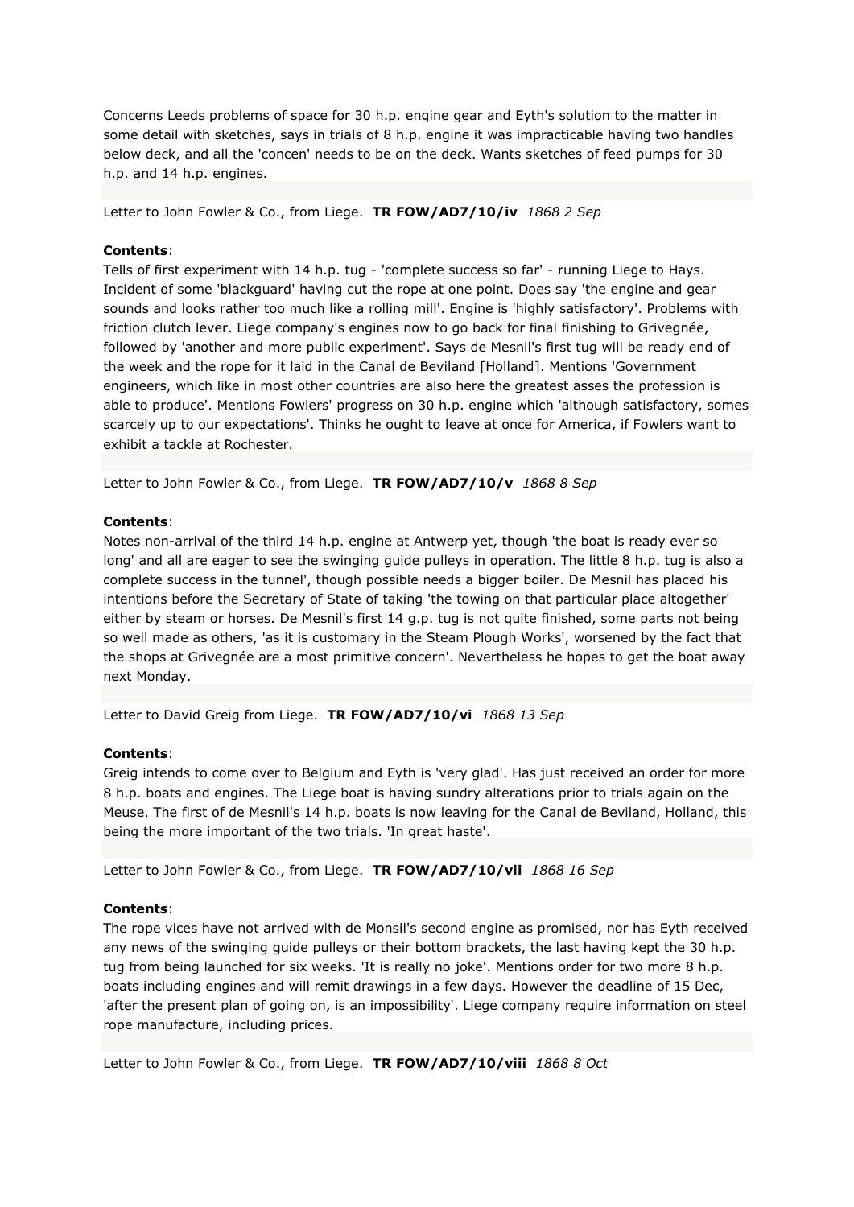Concerns Leeds problems of space for 30 h.p. engine gear and Eyth's solution to the matter in some detail with sketches, says in trials of 8 h.p. engine it was impracticable having two handles below deck, and all the 'concen' needs to be on the deck. Wants sketches of feed pumps for 30 h.p. and 14 h.p. engines.

Letter to John Fowler & Co., from Liege. **TR FOW/AD7/10/iv** *1868 2 Sep*

**Contents**:
Tells of first experiment with 14 h.p. tug - 'complete success so far' - running Liege to Hays. Incident of some 'blackguard' having cut the rope at one point. Does say 'the engine and gear sounds and looks rather too much like a rolling mill'. Engine is 'highly satisfactory'. Problems with friction clutch lever. Liege company's engines now to go back for final finishing to Grivegnée, followed by 'another and more public experiment'. Says de Mesnil's first tug will be ready end of the week and the rope for it laid in the Canal de Beviland [Holland]. Mentions 'Government engineers, which like in most other countries are also here the greatest asses the profession is able to produce'. Mentions Fowlers' progress on 30 h.p. engine which 'although satisfactory, somes scarcely up to our expectations'. Thinks he ought to leave at once for America, if Fowlers want to exhibit a tackle at Rochester.

Letter to John Fowler & Co., from Liege. **TR FOW/AD7/10/v** *1868 8 Sep*

**Contents**:
Notes non-arrival of the third 14 h.p. engine at Antwerp yet, though 'the boat is ready ever so long' and all are eager to see the swinging guide pulleys in operation. The little 8 h.p. tug is also a complete success in the tunnel', though possible needs a bigger boiler. De Mesnil has placed his intentions before the Secretary of State of taking 'the towing on that particular place altogether' either by steam or horses. De Mesnil's first 14 g.p. tug is not quite finished, some parts not being so well made as others, 'as it is customary in the Steam Plough Works', worsened by the fact that the shops at Grivegnée are a most primitive concern'. Nevertheless he hopes to get the boat away next Monday.

Letter to David Greig from Liege. **TR FOW/AD7/10/vi** *1868 13 Sep*

**Contents**:
Greig intends to come over to Belgium and Eyth is 'very glad'. Has just received an order for more 8 h.p. boats and engines. The Liege boat is having sundry alterations prior to trials again on the Meuse. The first of de Mesnil's 14 h.p. boats is now leaving for the Canal de Beviland, Holland, this being the more important of the two trials. 'In great haste'.

Letter to John Fowler & Co., from Liege. **TR FOW/AD7/10/vii** *1868 16 Sep*

**Contents**:
The rope vices have not arrived with de Monsil's second engine as promised, nor has Eyth received any news of the swinging guide pulleys or their bottom brackets, the last having kept the 30 h.p. tug from being launched for six weeks. 'It is really no joke'. Mentions order for two more 8 h.p. boats including engines and will remit drawings in a few days. However the deadline of 15 Dec, 'after the present plan of going on, is an impossibility'. Liege company require information on steel rope manufacture, including prices.

Letter to John Fowler & Co., from Liege. **TR FOW/AD7/10/viii** *1868 8 Oct*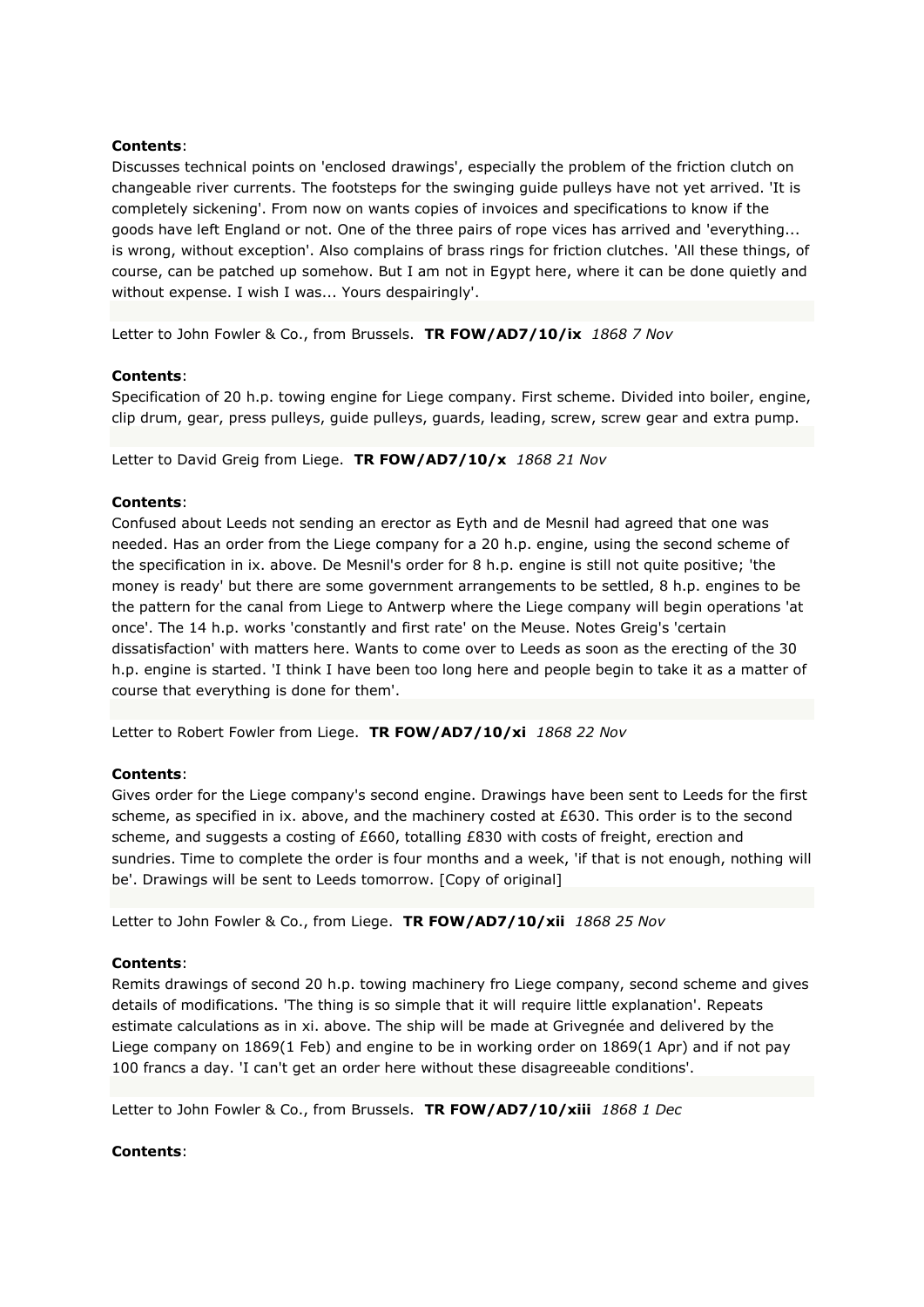**Contents**:
Discusses technical points on 'enclosed drawings', especially the problem of the friction clutch on changeable river currents. The footsteps for the swinging guide pulleys have not yet arrived. 'It is completely sickening'. From now on wants copies of invoices and specifications to know if the goods have left England or not. One of the three pairs of rope vices has arrived and 'everything... is wrong, without exception'. Also complains of brass rings for friction clutches. 'All these things, of course, can be patched up somehow. But I am not in Egypt here, where it can be done quietly and without expense. I wish I was... Yours despairingly'.

Letter to John Fowler & Co., from Brussels. **TR FOW/AD7/10/ix** *1868 7 Nov*

**Contents**:
Specification of 20 h.p. towing engine for Liege company. First scheme. Divided into boiler, engine, clip drum, gear, press pulleys, guide pulleys, guards, leading, screw, screw gear and extra pump.

Letter to David Greig from Liege. **TR FOW/AD7/10/x** *1868 21 Nov*

**Contents**:
Confused about Leeds not sending an erector as Eyth and de Mesnil had agreed that one was needed. Has an order from the Liege company for a 20 h.p. engine, using the second scheme of the specification in ix. above. De Mesnil's order for 8 h.p. engine is still not quite positive; 'the money is ready' but there are some government arrangements to be settled, 8 h.p. engines to be the pattern for the canal from Liege to Antwerp where the Liege company will begin operations 'at once'. The 14 h.p. works 'constantly and first rate' on the Meuse. Notes Greig's 'certain dissatisfaction' with matters here. Wants to come over to Leeds as soon as the erecting of the 30 h.p. engine is started. 'I think I have been too long here and people begin to take it as a matter of course that everything is done for them'.

Letter to Robert Fowler from Liege. **TR FOW/AD7/10/xi** *1868 22 Nov*

**Contents**:
Gives order for the Liege company's second engine. Drawings have been sent to Leeds for the first scheme, as specified in ix. above, and the machinery costed at £630. This order is to the second scheme, and suggests a costing of £660, totalling £830 with costs of freight, erection and sundries. Time to complete the order is four months and a week, 'if that is not enough, nothing will be'. Drawings will be sent to Leeds tomorrow. [Copy of original]

Letter to John Fowler & Co., from Liege. **TR FOW/AD7/10/xii** *1868 25 Nov*

**Contents**:
Remits drawings of second 20 h.p. towing machinery fro Liege company, second scheme and gives details of modifications. 'The thing is so simple that it will require little explanation'. Repeats estimate calculations as in xi. above. The ship will be made at Grivegnée and delivered by the Liege company on 1869(1 Feb) and engine to be in working order on 1869(1 Apr) and if not pay 100 francs a day. 'I can't get an order here without these disagreeable conditions'.

Letter to John Fowler & Co., from Brussels. **TR FOW/AD7/10/xiii** *1868 1 Dec*

**Contents**: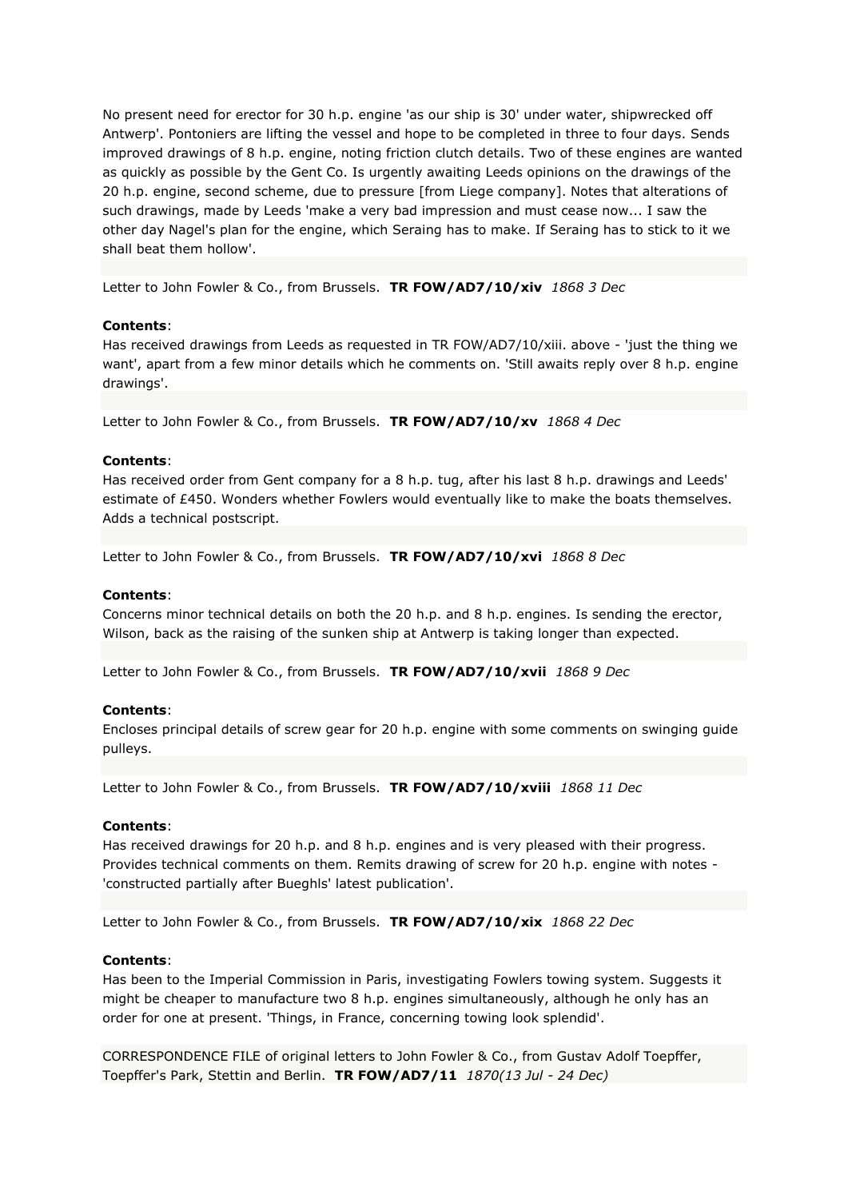No present need for erector for 30 h.p. engine 'as our ship is 30' under water, shipwrecked off Antwerp'. Pontoniers are lifting the vessel and hope to be completed in three to four days. Sends improved drawings of 8 h.p. engine, noting friction clutch details. Two of these engines are wanted as quickly as possible by the Gent Co. Is urgently awaiting Leeds opinions on the drawings of the 20 h.p. engine, second scheme, due to pressure [from Liege company]. Notes that alterations of such drawings, made by Leeds 'make a very bad impression and must cease now... I saw the other day Nagel's plan for the engine, which Seraing has to make. If Seraing has to stick to it we shall beat them hollow'.

Letter to John Fowler & Co., from Brussels. **TR FOW/AD7/10/xiv** *1868 3 Dec*

**Contents**:
Has received drawings from Leeds as requested in TR FOW/AD7/10/xiii. above - 'just the thing we want', apart from a few minor details which he comments on. 'Still awaits reply over 8 h.p. engine drawings'.

Letter to John Fowler & Co., from Brussels. **TR FOW/AD7/10/xv** *1868 4 Dec*

**Contents**:
Has received order from Gent company for a 8 h.p. tug, after his last 8 h.p. drawings and Leeds' estimate of £450. Wonders whether Fowlers would eventually like to make the boats themselves. Adds a technical postscript.

Letter to John Fowler & Co., from Brussels. **TR FOW/AD7/10/xvi** *1868 8 Dec*

**Contents**:
Concerns minor technical details on both the 20 h.p. and 8 h.p. engines. Is sending the erector, Wilson, back as the raising of the sunken ship at Antwerp is taking longer than expected.

Letter to John Fowler & Co., from Brussels. **TR FOW/AD7/10/xvii** *1868 9 Dec*

**Contents**:
Encloses principal details of screw gear for 20 h.p. engine with some comments on swinging guide pulleys.

Letter to John Fowler & Co., from Brussels. **TR FOW/AD7/10/xviii** *1868 11 Dec*

**Contents**:
Has received drawings for 20 h.p. and 8 h.p. engines and is very pleased with their progress. Provides technical comments on them. Remits drawing of screw for 20 h.p. engine with notes - 'constructed partially after Bueghls' latest publication'.

Letter to John Fowler & Co., from Brussels. **TR FOW/AD7/10/xix** *1868 22 Dec*

**Contents**:
Has been to the Imperial Commission in Paris, investigating Fowlers towing system. Suggests it might be cheaper to manufacture two 8 h.p. engines simultaneously, although he only has an order for one at present. 'Things, in France, concerning towing look splendid'.

CORRESPONDENCE FILE of original letters to John Fowler & Co., from Gustav Adolf Toepffer, Toepffer's Park, Stettin and Berlin. **TR FOW/AD7/11** *1870(13 Jul - 24 Dec)*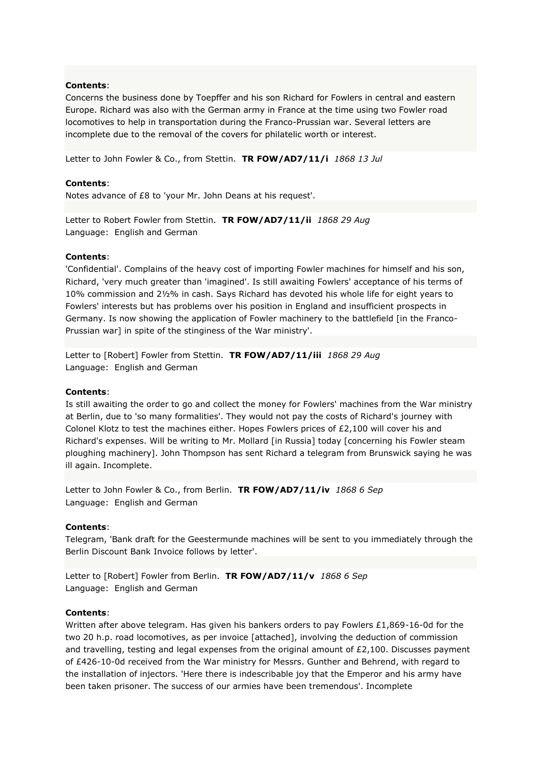**Contents**:
Concerns the business done by Toepffer and his son Richard for Fowlers in central and eastern Europe. Richard was also with the German army in France at the time using two Fowler road locomotives to help in transportation during the Franco-Prussian war. Several letters are incomplete due to the removal of the covers for philatelic worth or interest.

Letter to John Fowler & Co., from Stettin. **TR FOW/AD7/11/i** *1868 13 Jul*

**Contents**:
Notes advance of £8 to 'your Mr. John Deans at his request'.

Letter to Robert Fowler from Stettin. **TR FOW/AD7/11/ii** *1868 29 Aug*
Language: English and German

**Contents**:
'Confidential'. Complains of the heavy cost of importing Fowler machines for himself and his son, Richard, 'very much greater than 'imagined'. Is still awaiting Fowlers' acceptance of his terms of 10% commission and 2½% in cash. Says Richard has devoted his whole life for eight years to Fowlers' interests but has problems over his position in England and insufficient prospects in Germany. Is now showing the application of Fowler machinery to the battlefield [in the Franco-Prussian war] in spite of the stinginess of the War ministry'.

Letter to [Robert] Fowler from Stettin. **TR FOW/AD7/11/iii** *1868 29 Aug*
Language: English and German

**Contents**:
Is still awaiting the order to go and collect the money for Fowlers' machines from the War ministry at Berlin, due to 'so many formalities'. They would not pay the costs of Richard's journey with Colonel Klotz to test the machines either. Hopes Fowlers prices of £2,100 will cover his and Richard's expenses. Will be writing to Mr. Mollard [in Russia] today [concerning his Fowler steam ploughing machinery]. John Thompson has sent Richard a telegram from Brunswick saying he was ill again. Incomplete.

Letter to John Fowler & Co., from Berlin. **TR FOW/AD7/11/iv** *1868 6 Sep*
Language: English and German

**Contents**:
Telegram, 'Bank draft for the Geestermunde machines will be sent to you immediately through the Berlin Discount Bank Invoice follows by letter'.

Letter to [Robert] Fowler from Berlin. **TR FOW/AD7/11/v** *1868 6 Sep*
Language: English and German

**Contents**:
Written after above telegram. Has given his bankers orders to pay Fowlers £1,869-16-0d for the two 20 h.p. road locomotives, as per invoice [attached], involving the deduction of commission and travelling, testing and legal expenses from the original amount of £2,100. Discusses payment of £426-10-0d received from the War ministry for Messrs. Gunther and Behrend, with regard to the installation of injectors. 'Here there is indescribable joy that the Emperor and his army have been taken prisoner. The success of our armies have been tremendous'. Incomplete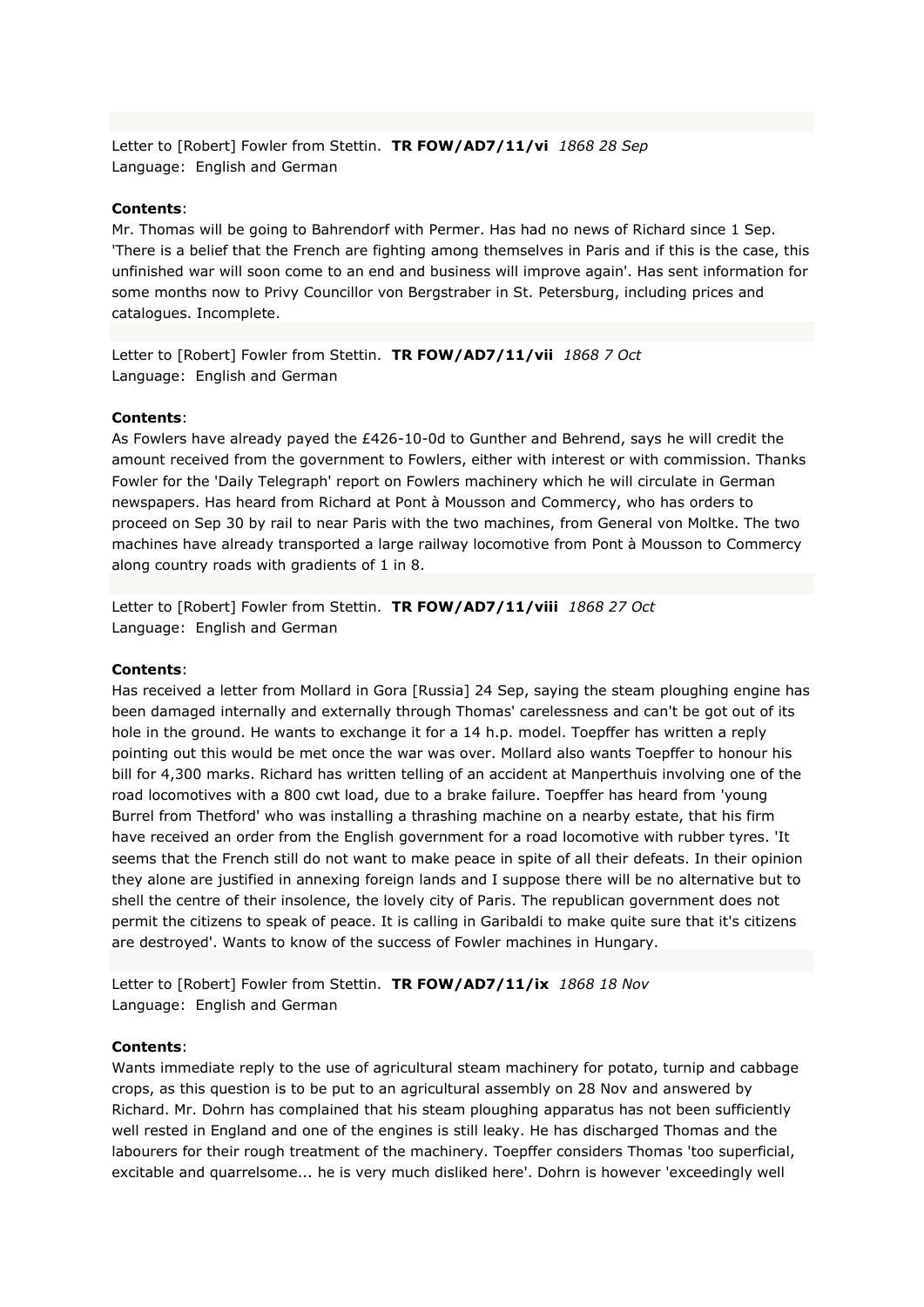Letter to [Robert] Fowler from Stettin. **TR FOW/AD7/11/vi** *1868 28 Sep*
Language: English and German

**Contents**:
Mr. Thomas will be going to Bahrendorf with Permer. Has had no news of Richard since 1 Sep. 'There is a belief that the French are fighting among themselves in Paris and if this is the case, this unfinished war will soon come to an end and business will improve again'. Has sent information for some months now to Privy Councillor von Bergstraber in St. Petersburg, including prices and catalogues. Incomplete.

Letter to [Robert] Fowler from Stettin. **TR FOW/AD7/11/vii** *1868 7 Oct*
Language: English and German

**Contents**:
As Fowlers have already payed the £426-10-0d to Gunther and Behrend, says he will credit the amount received from the government to Fowlers, either with interest or with commission. Thanks Fowler for the 'Daily Telegraph' report on Fowlers machinery which he will circulate in German newspapers. Has heard from Richard at Pont à Mousson and Commercy, who has orders to proceed on Sep 30 by rail to near Paris with the two machines, from General von Moltke. The two machines have already transported a large railway locomotive from Pont à Mousson to Commercy along country roads with gradients of 1 in 8.

Letter to [Robert] Fowler from Stettin. **TR FOW/AD7/11/viii** *1868 27 Oct*
Language: English and German

**Contents**:
Has received a letter from Mollard in Gora [Russia] 24 Sep, saying the steam ploughing engine has been damaged internally and externally through Thomas' carelessness and can't be got out of its hole in the ground. He wants to exchange it for a 14 h.p. model. Toepffer has written a reply pointing out this would be met once the war was over. Mollard also wants Toepffer to honour his bill for 4,300 marks. Richard has written telling of an accident at Manperthuis involving one of the road locomotives with a 800 cwt load, due to a brake failure. Toepffer has heard from 'young Burrel from Thetford' who was installing a thrashing machine on a nearby estate, that his firm have received an order from the English government for a road locomotive with rubber tyres. 'It seems that the French still do not want to make peace in spite of all their defeats. In their opinion they alone are justified in annexing foreign lands and I suppose there will be no alternative but to shell the centre of their insolence, the lovely city of Paris. The republican government does not permit the citizens to speak of peace. It is calling in Garibaldi to make quite sure that it's citizens are destroyed'. Wants to know of the success of Fowler machines in Hungary.

Letter to [Robert] Fowler from Stettin. **TR FOW/AD7/11/ix** *1868 18 Nov*
Language: English and German

**Contents**:
Wants immediate reply to the use of agricultural steam machinery for potato, turnip and cabbage crops, as this question is to be put to an agricultural assembly on 28 Nov and answered by Richard. Mr. Dohrn has complained that his steam ploughing apparatus has not been sufficiently well rested in England and one of the engines is still leaky. He has discharged Thomas and the labourers for their rough treatment of the machinery. Toepffer considers Thomas 'too superficial, excitable and quarrelsome... he is very much disliked here'. Dohrn is however 'exceedingly well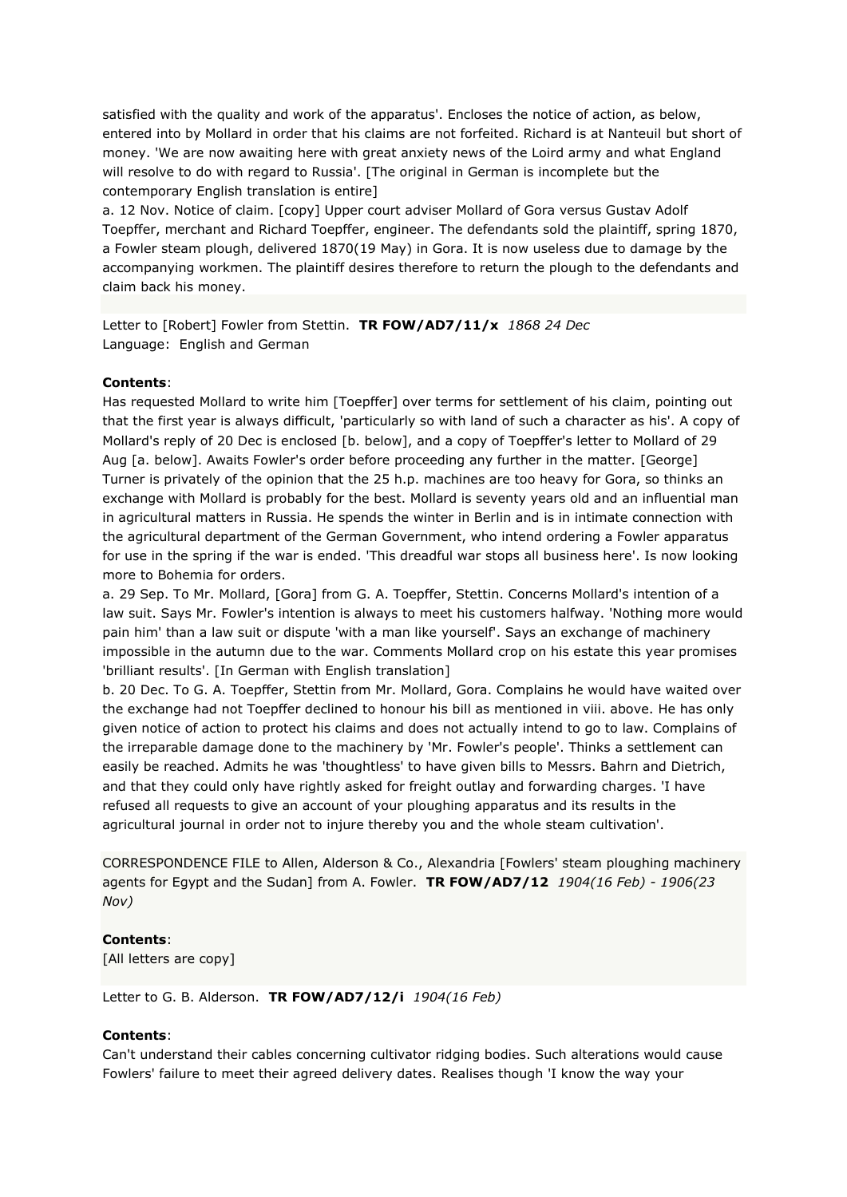satisfied with the quality and work of the apparatus'. Encloses the notice of action, as below, entered into by Mollard in order that his claims are not forfeited. Richard is at Nanteuil but short of money. 'We are now awaiting here with great anxiety news of the Loird army and what England will resolve to do with regard to Russia'. [The original in German is incomplete but the contemporary English translation is entire]

a. 12 Nov. Notice of claim. [copy] Upper court adviser Mollard of Gora versus Gustav Adolf Toepffer, merchant and Richard Toepffer, engineer. The defendants sold the plaintiff, spring 1870, a Fowler steam plough, delivered 1870(19 May) in Gora. It is now useless due to damage by the accompanying workmen. The plaintiff desires therefore to return the plough to the defendants and claim back his money.

Letter to [Robert] Fowler from Stettin. **TR FOW/AD7/11/x** *1868 24 Dec*
Language: English and German

**Contents**:

Has requested Mollard to write him [Toepffer] over terms for settlement of his claim, pointing out that the first year is always difficult, 'particularly so with land of such a character as his'. A copy of Mollard's reply of 20 Dec is enclosed [b. below], and a copy of Toepffer's letter to Mollard of 29 Aug [a. below]. Awaits Fowler's order before proceeding any further in the matter. [George] Turner is privately of the opinion that the 25 h.p. machines are too heavy for Gora, so thinks an exchange with Mollard is probably for the best. Mollard is seventy years old and an influential man in agricultural matters in Russia. He spends the winter in Berlin and is in intimate connection with the agricultural department of the German Government, who intend ordering a Fowler apparatus for use in the spring if the war is ended. 'This dreadful war stops all business here'. Is now looking more to Bohemia for orders.

a. 29 Sep. To Mr. Mollard, [Gora] from G. A. Toepffer, Stettin. Concerns Mollard's intention of a law suit. Says Mr. Fowler's intention is always to meet his customers halfway. 'Nothing more would pain him' than a law suit or dispute 'with a man like yourself'. Says an exchange of machinery impossible in the autumn due to the war. Comments Mollard crop on his estate this year promises 'brilliant results'. [In German with English translation]

b. 20 Dec. To G. A. Toepffer, Stettin from Mr. Mollard, Gora. Complains he would have waited over the exchange had not Toepffer declined to honour his bill as mentioned in viii. above. He has only given notice of action to protect his claims and does not actually intend to go to law. Complains of the irreparable damage done to the machinery by 'Mr. Fowler's people'. Thinks a settlement can easily be reached. Admits he was 'thoughtless' to have given bills to Messrs. Bahrn and Dietrich, and that they could only have rightly asked for freight outlay and forwarding charges. 'I have refused all requests to give an account of your ploughing apparatus and its results in the agricultural journal in order not to injure thereby you and the whole steam cultivation'.

CORRESPONDENCE FILE to Allen, Alderson & Co., Alexandria [Fowlers' steam ploughing machinery agents for Egypt and the Sudan] from A. Fowler. **TR FOW/AD7/12** *1904(16 Feb) - 1906(23 Nov)*

**Contents**:

[All letters are copy]

Letter to G. B. Alderson. **TR FOW/AD7/12/i** *1904(16 Feb)*

**Contents**:

Can't understand their cables concerning cultivator ridging bodies. Such alterations would cause Fowlers' failure to meet their agreed delivery dates. Realises though 'I know the way your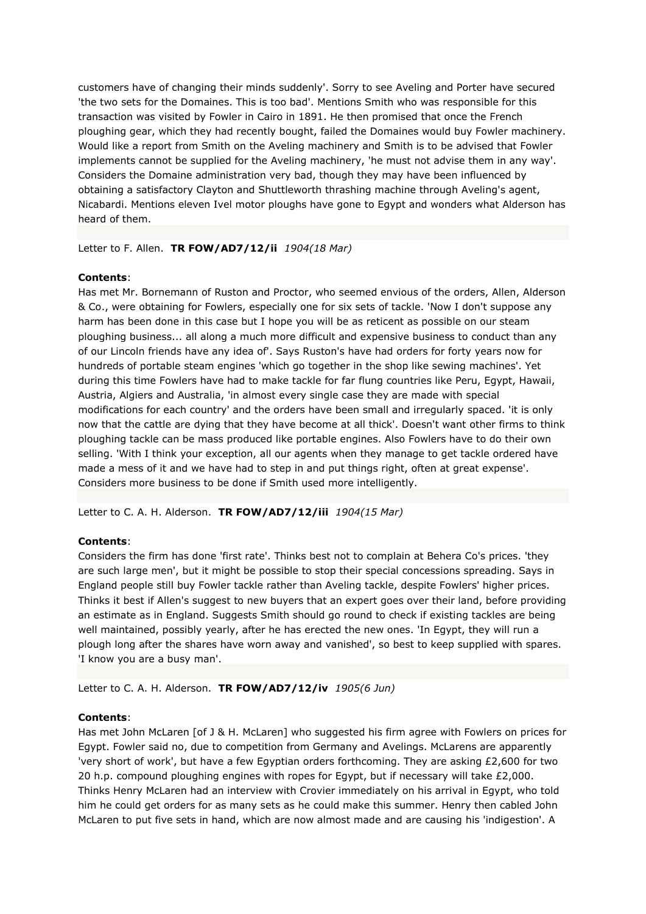customers have of changing their minds suddenly'. Sorry to see Aveling and Porter have secured 'the two sets for the Domaines. This is too bad'. Mentions Smith who was responsible for this transaction was visited by Fowler in Cairo in 1891. He then promised that once the French ploughing gear, which they had recently bought, failed the Domaines would buy Fowler machinery. Would like a report from Smith on the Aveling machinery and Smith is to be advised that Fowler implements cannot be supplied for the Aveling machinery, 'he must not advise them in any way'. Considers the Domaine administration very bad, though they may have been influenced by obtaining a satisfactory Clayton and Shuttleworth thrashing machine through Aveling's agent, Nicabardi. Mentions eleven Ivel motor ploughs have gone to Egypt and wonders what Alderson has heard of them.

Letter to F. Allen. **TR FOW/AD7/12/ii** *1904(18 Mar)*

**Contents**:
Has met Mr. Bornemann of Ruston and Proctor, who seemed envious of the orders, Allen, Alderson & Co., were obtaining for Fowlers, especially one for six sets of tackle. 'Now I don't suppose any harm has been done in this case but I hope you will be as reticent as possible on our steam ploughing business... all along a much more difficult and expensive business to conduct than any of our Lincoln friends have any idea of'. Says Ruston's have had orders for forty years now for hundreds of portable steam engines 'which go together in the shop like sewing machines'. Yet during this time Fowlers have had to make tackle for far flung countries like Peru, Egypt, Hawaii, Austria, Algiers and Australia, 'in almost every single case they are made with special modifications for each country' and the orders have been small and irregularly spaced. 'it is only now that the cattle are dying that they have become at all thick'. Doesn't want other firms to think ploughing tackle can be mass produced like portable engines. Also Fowlers have to do their own selling. 'With I think your exception, all our agents when they manage to get tackle ordered have made a mess of it and we have had to step in and put things right, often at great expense'. Considers more business to be done if Smith used more intelligently.

Letter to C. A. H. Alderson. **TR FOW/AD7/12/iii** *1904(15 Mar)*

**Contents**:
Considers the firm has done 'first rate'. Thinks best not to complain at Behera Co's prices. 'they are such large men', but it might be possible to stop their special concessions spreading. Says in England people still buy Fowler tackle rather than Aveling tackle, despite Fowlers' higher prices. Thinks it best if Allen's suggest to new buyers that an expert goes over their land, before providing an estimate as in England. Suggests Smith should go round to check if existing tackles are being well maintained, possibly yearly, after he has erected the new ones. 'In Egypt, they will run a plough long after the shares have worn away and vanished', so best to keep supplied with spares. 'I know you are a busy man'.

Letter to C. A. H. Alderson. **TR FOW/AD7/12/iv** *1905(6 Jun)*

**Contents**:
Has met John McLaren [of J & H. McLaren] who suggested his firm agree with Fowlers on prices for Egypt. Fowler said no, due to competition from Germany and Avelings. McLarens are apparently 'very short of work', but have a few Egyptian orders forthcoming. They are asking £2,600 for two 20 h.p. compound ploughing engines with ropes for Egypt, but if necessary will take £2,000. Thinks Henry McLaren had an interview with Crovier immediately on his arrival in Egypt, who told him he could get orders for as many sets as he could make this summer. Henry then cabled John McLaren to put five sets in hand, which are now almost made and are causing his 'indigestion'. A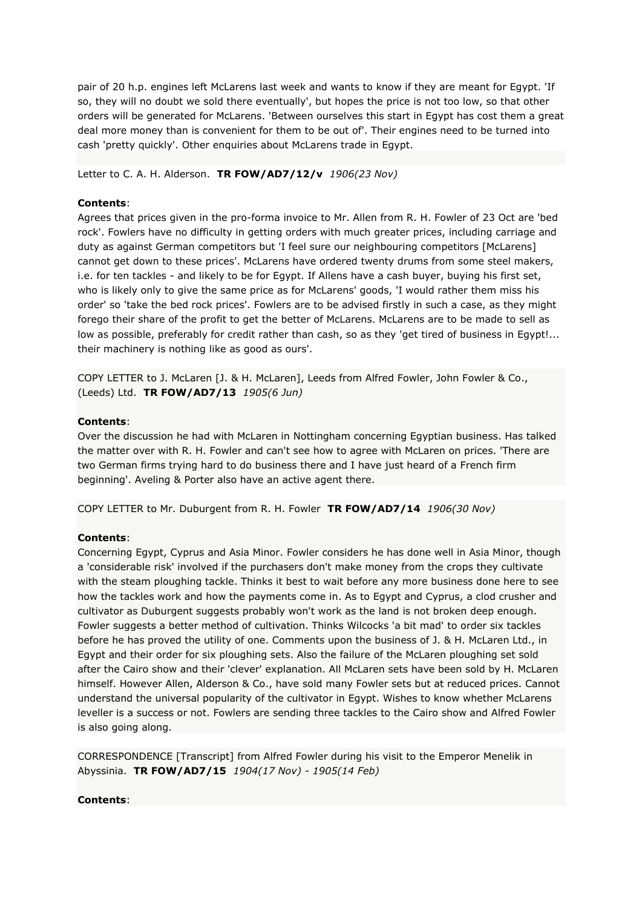pair of 20 h.p. engines left McLarens last week and wants to know if they are meant for Egypt. 'If so, they will no doubt we sold there eventually', but hopes the price is not too low, so that other orders will be generated for McLarens. 'Between ourselves this start in Egypt has cost them a great deal more money than is convenient for them to be out of'. Their engines need to be turned into cash 'pretty quickly'. Other enquiries about McLarens trade in Egypt.

Letter to C. A. H. Alderson. **TR FOW/AD7/12/v** *1906(23 Nov)*

**Contents**:
Agrees that prices given in the pro-forma invoice to Mr. Allen from R. H. Fowler of 23 Oct are 'bed rock'. Fowlers have no difficulty in getting orders with much greater prices, including carriage and duty as against German competitors but 'I feel sure our neighbouring competitors [McLarens] cannot get down to these prices'. McLarens have ordered twenty drums from some steel makers, i.e. for ten tackles - and likely to be for Egypt. If Allens have a cash buyer, buying his first set, who is likely only to give the same price as for McLarens' goods, 'I would rather them miss his order' so 'take the bed rock prices'. Fowlers are to be advised firstly in such a case, as they might forego their share of the profit to get the better of McLarens. McLarens are to be made to sell as low as possible, preferably for credit rather than cash, so as they 'get tired of business in Egypt!... their machinery is nothing like as good as ours'.

COPY LETTER to J. McLaren [J. & H. McLaren], Leeds from Alfred Fowler, John Fowler & Co., (Leeds) Ltd. **TR FOW/AD7/13** *1905(6 Jun)*

**Contents**:
Over the discussion he had with McLaren in Nottingham concerning Egyptian business. Has talked the matter over with R. H. Fowler and can't see how to agree with McLaren on prices. 'There are two German firms trying hard to do business there and I have just heard of a French firm beginning'. Aveling & Porter also have an active agent there.

COPY LETTER to Mr. Duburgent from R. H. Fowler **TR FOW/AD7/14** *1906(30 Nov)*

**Contents**:
Concerning Egypt, Cyprus and Asia Minor. Fowler considers he has done well in Asia Minor, though a 'considerable risk' involved if the purchasers don't make money from the crops they cultivate with the steam ploughing tackle. Thinks it best to wait before any more business done here to see how the tackles work and how the payments come in. As to Egypt and Cyprus, a clod crusher and cultivator as Duburgent suggests probably won't work as the land is not broken deep enough. Fowler suggests a better method of cultivation. Thinks Wilcocks 'a bit mad' to order six tackles before he has proved the utility of one. Comments upon the business of J. & H. McLaren Ltd., in Egypt and their order for six ploughing sets. Also the failure of the McLaren ploughing set sold after the Cairo show and their 'clever' explanation. All McLaren sets have been sold by H. McLaren himself. However Allen, Alderson & Co., have sold many Fowler sets but at reduced prices. Cannot understand the universal popularity of the cultivator in Egypt. Wishes to know whether McLarens leveller is a success or not. Fowlers are sending three tackles to the Cairo show and Alfred Fowler is also going along.

CORRESPONDENCE [Transcript] from Alfred Fowler during his visit to the Emperor Menelik in Abyssinia. **TR FOW/AD7/15** *1904(17 Nov) - 1905(14 Feb)*

**Contents**: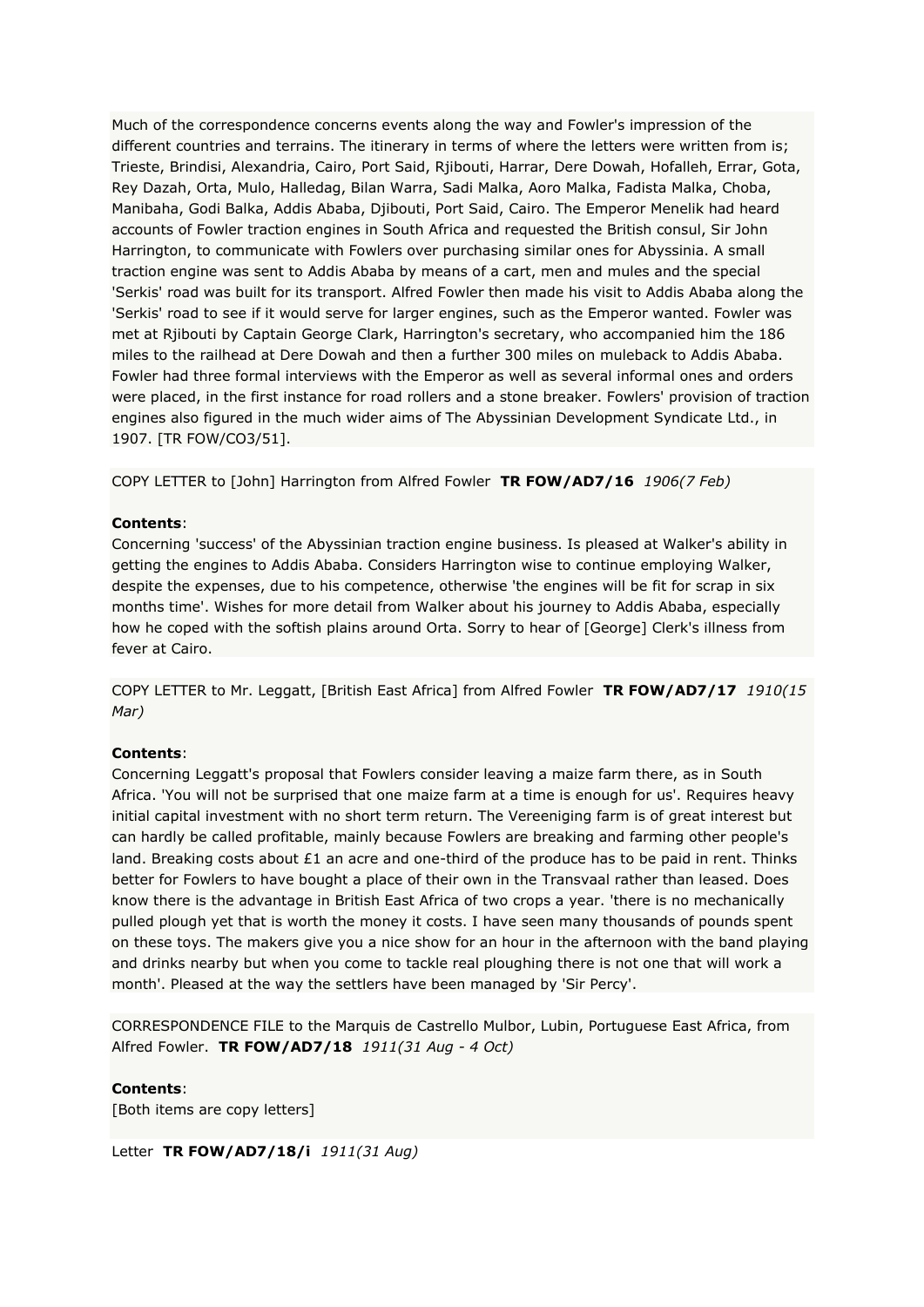Much of the correspondence concerns events along the way and Fowler's impression of the different countries and terrains. The itinerary in terms of where the letters were written from is; Trieste, Brindisi, Alexandria, Cairo, Port Said, Rjibouti, Harrar, Dere Dowah, Hofalleh, Errar, Gota, Rey Dazah, Orta, Mulo, Halledag, Bilan Warra, Sadi Malka, Aoro Malka, Fadista Malka, Choba, Manibaha, Godi Balka, Addis Ababa, Djibouti, Port Said, Cairo. The Emperor Menelik had heard accounts of Fowler traction engines in South Africa and requested the British consul, Sir John Harrington, to communicate with Fowlers over purchasing similar ones for Abyssinia. A small traction engine was sent to Addis Ababa by means of a cart, men and mules and the special 'Serkis' road was built for its transport. Alfred Fowler then made his visit to Addis Ababa along the 'Serkis' road to see if it would serve for larger engines, such as the Emperor wanted. Fowler was met at Rjibouti by Captain George Clark, Harrington's secretary, who accompanied him the 186 miles to the railhead at Dere Dowah and then a further 300 miles on muleback to Addis Ababa. Fowler had three formal interviews with the Emperor as well as several informal ones and orders were placed, in the first instance for road rollers and a stone breaker. Fowlers' provision of traction engines also figured in the much wider aims of The Abyssinian Development Syndicate Ltd., in 1907. [TR FOW/CO3/51].

COPY LETTER to [John] Harrington from Alfred Fowler **TR FOW/AD7/16** *1906(7 Feb)*

**Contents**:
Concerning 'success' of the Abyssinian traction engine business. Is pleased at Walker's ability in getting the engines to Addis Ababa. Considers Harrington wise to continue employing Walker, despite the expenses, due to his competence, otherwise 'the engines will be fit for scrap in six months time'. Wishes for more detail from Walker about his journey to Addis Ababa, especially how he coped with the softish plains around Orta. Sorry to hear of [George] Clerk's illness from fever at Cairo.

COPY LETTER to Mr. Leggatt, [British East Africa] from Alfred Fowler **TR FOW/AD7/17** *1910(15 Mar)*

**Contents**:
Concerning Leggatt's proposal that Fowlers consider leaving a maize farm there, as in South Africa. 'You will not be surprised that one maize farm at a time is enough for us'. Requires heavy initial capital investment with no short term return. The Vereeniging farm is of great interest but can hardly be called profitable, mainly because Fowlers are breaking and farming other people's land. Breaking costs about £1 an acre and one-third of the produce has to be paid in rent. Thinks better for Fowlers to have bought a place of their own in the Transvaal rather than leased. Does know there is the advantage in British East Africa of two crops a year. 'there is no mechanically pulled plough yet that is worth the money it costs. I have seen many thousands of pounds spent on these toys. The makers give you a nice show for an hour in the afternoon with the band playing and drinks nearby but when you come to tackle real ploughing there is not one that will work a month'. Pleased at the way the settlers have been managed by 'Sir Percy'.

CORRESPONDENCE FILE to the Marquis de Castrello Mulbor, Lubin, Portuguese East Africa, from Alfred Fowler. **TR FOW/AD7/18** *1911(31 Aug - 4 Oct)*

**Contents**:
[Both items are copy letters]

Letter **TR FOW/AD7/18/i** *1911(31 Aug)*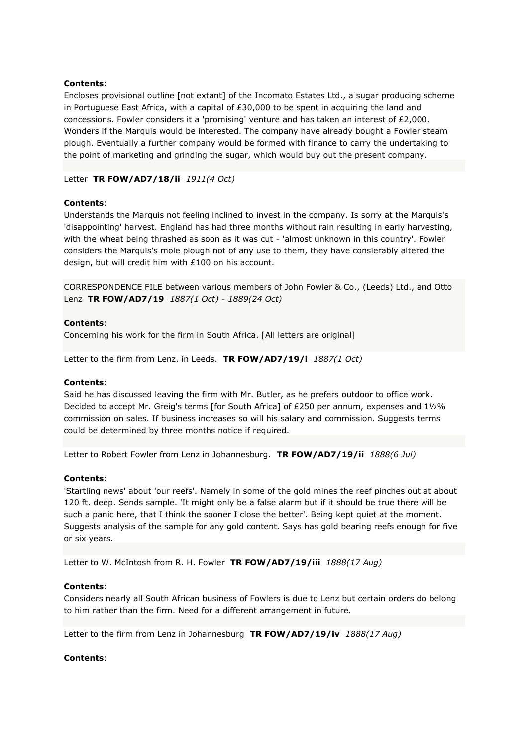**Contents**:
Encloses provisional outline [not extant] of the Incomato Estates Ltd., a sugar producing scheme in Portuguese East Africa, with a capital of £30,000 to be spent in acquiring the land and concessions. Fowler considers it a 'promising' venture and has taken an interest of £2,000. Wonders if the Marquis would be interested. The company have already bought a Fowler steam plough. Eventually a further company would be formed with finance to carry the undertaking to the point of marketing and grinding the sugar, which would buy out the present company.

Letter **TR FOW/AD7/18/ii** *1911(4 Oct)*

**Contents**:
Understands the Marquis not feeling inclined to invest in the company. Is sorry at the Marquis's 'disappointing' harvest. England has had three months without rain resulting in early harvesting, with the wheat being thrashed as soon as it was cut - 'almost unknown in this country'. Fowler considers the Marquis's mole plough not of any use to them, they have consierably altered the design, but will credit him with £100 on his account.

CORRESPONDENCE FILE between various members of John Fowler & Co., (Leeds) Ltd., and Otto Lenz **TR FOW/AD7/19** *1887(1 Oct) - 1889(24 Oct)*

**Contents**:
Concerning his work for the firm in South Africa. [All letters are original]

Letter to the firm from Lenz. in Leeds. **TR FOW/AD7/19/i** *1887(1 Oct)*

**Contents**:
Said he has discussed leaving the firm with Mr. Butler, as he prefers outdoor to office work. Decided to accept Mr. Greig's terms [for South Africa] of £250 per annum, expenses and 1½% commission on sales. If business increases so will his salary and commission. Suggests terms could be determined by three months notice if required.

Letter to Robert Fowler from Lenz in Johannesburg. **TR FOW/AD7/19/ii** *1888(6 Jul)*

**Contents**:
'Startling news' about 'our reefs'. Namely in some of the gold mines the reef pinches out at about 120 ft. deep. Sends sample. 'It might only be a false alarm but if it should be true there will be such a panic here, that I think the sooner I close the better'. Being kept quiet at the moment. Suggests analysis of the sample for any gold content. Says has gold bearing reefs enough for five or six years.

Letter to W. McIntosh from R. H. Fowler **TR FOW/AD7/19/iii** *1888(17 Aug)*

**Contents**:
Considers nearly all South African business of Fowlers is due to Lenz but certain orders do belong to him rather than the firm. Need for a different arrangement in future.

Letter to the firm from Lenz in Johannesburg **TR FOW/AD7/19/iv** *1888(17 Aug)*

**Contents**: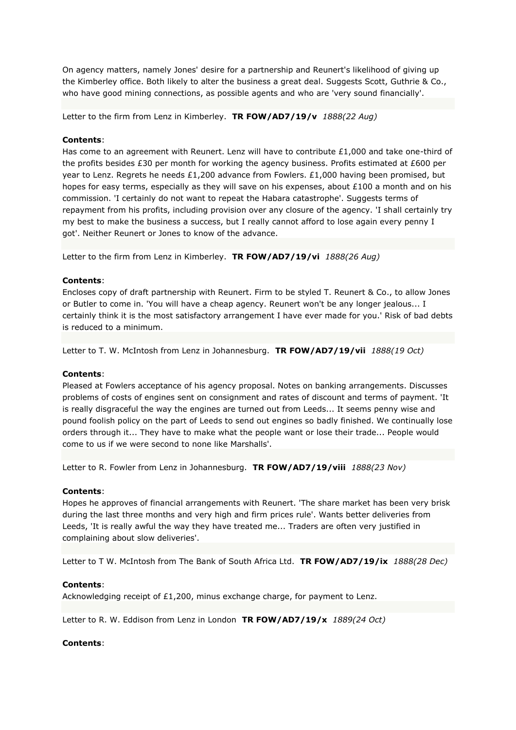On agency matters, namely Jones' desire for a partnership and Reunert's likelihood of giving up the Kimberley office. Both likely to alter the business a great deal. Suggests Scott, Guthrie & Co., who have good mining connections, as possible agents and who are 'very sound financially'.

Letter to the firm from Lenz in Kimberley. **TR FOW/AD7/19/v** *1888(22 Aug)*

**Contents**:
Has come to an agreement with Reunert. Lenz will have to contribute £1,000 and take one-third of the profits besides £30 per month for working the agency business. Profits estimated at £600 per year to Lenz. Regrets he needs £1,200 advance from Fowlers. £1,000 having been promised, but hopes for easy terms, especially as they will save on his expenses, about £100 a month and on his commission. 'I certainly do not want to repeat the Habara catastrophe'. Suggests terms of repayment from his profits, including provision over any closure of the agency. 'I shall certainly try my best to make the business a success, but I really cannot afford to lose again every penny I got'. Neither Reunert or Jones to know of the advance.

Letter to the firm from Lenz in Kimberley. **TR FOW/AD7/19/vi** *1888(26 Aug)*

**Contents**:
Encloses copy of draft partnership with Reunert. Firm to be styled T. Reunert & Co., to allow Jones or Butler to come in. 'You will have a cheap agency. Reunert won't be any longer jealous... I certainly think it is the most satisfactory arrangement I have ever made for you.' Risk of bad debts is reduced to a minimum.

Letter to T. W. McIntosh from Lenz in Johannesburg. **TR FOW/AD7/19/vii** *1888(19 Oct)*

**Contents**:
Pleased at Fowlers acceptance of his agency proposal. Notes on banking arrangements. Discusses problems of costs of engines sent on consignment and rates of discount and terms of payment. 'It is really disgraceful the way the engines are turned out from Leeds... It seems penny wise and pound foolish policy on the part of Leeds to send out engines so badly finished. We continually lose orders through it... They have to make what the people want or lose their trade... People would come to us if we were second to none like Marshalls'.

Letter to R. Fowler from Lenz in Johannesburg. **TR FOW/AD7/19/viii** *1888(23 Nov)*

**Contents**:
Hopes he approves of financial arrangements with Reunert. 'The share market has been very brisk during the last three months and very high and firm prices rule'. Wants better deliveries from Leeds, 'It is really awful the way they have treated me... Traders are often very justified in complaining about slow deliveries'.

Letter to T W. McIntosh from The Bank of South Africa Ltd. **TR FOW/AD7/19/ix** *1888(28 Dec)*

**Contents**:
Acknowledging receipt of £1,200, minus exchange charge, for payment to Lenz.

Letter to R. W. Eddison from Lenz in London **TR FOW/AD7/19/x** *1889(24 Oct)*

**Contents**: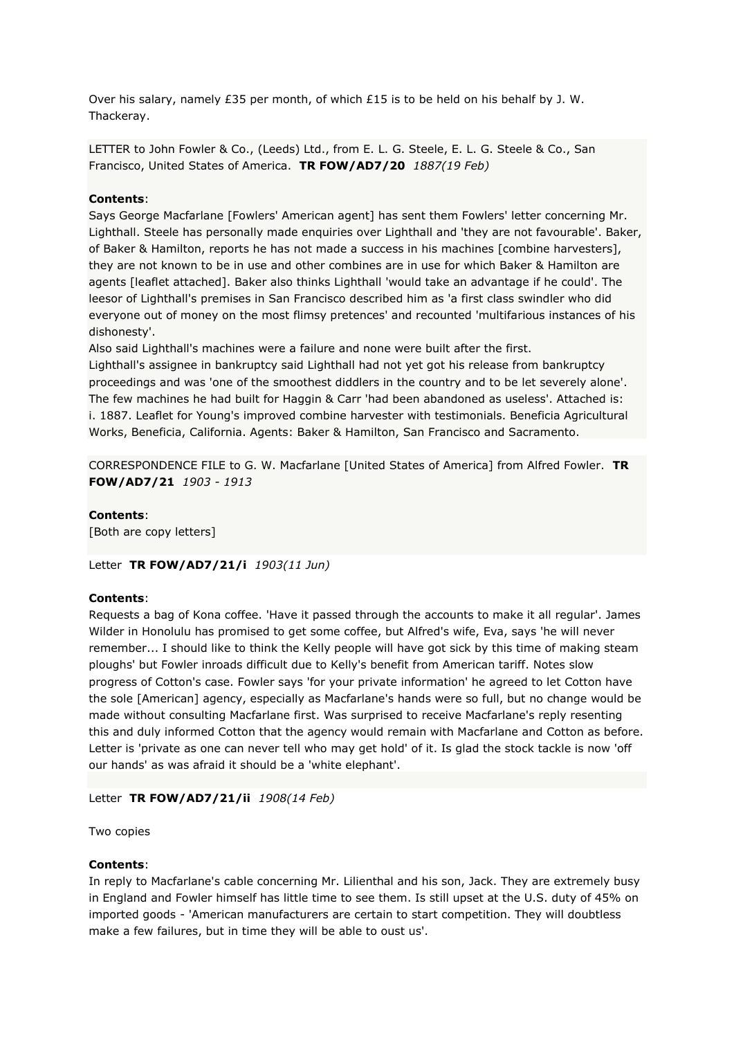Over his salary, namely £35 per month, of which £15 is to be held on his behalf by J. W. Thackeray.

LETTER to John Fowler & Co., (Leeds) Ltd., from E. L. G. Steele, E. L. G. Steele & Co., San Francisco, United States of America. **TR FOW/AD7/20** *1887(19 Feb)*

**Contents**:
Says George Macfarlane [Fowlers' American agent] has sent them Fowlers' letter concerning Mr. Lighthall. Steele has personally made enquiries over Lighthall and 'they are not favourable'. Baker, of Baker & Hamilton, reports he has not made a success in his machines [combine harvesters], they are not known to be in use and other combines are in use for which Baker & Hamilton are agents [leaflet attached]. Baker also thinks Lighthall 'would take an advantage if he could'. The leesor of Lighthall's premises in San Francisco described him as 'a first class swindler who did everyone out of money on the most flimsy pretences' and recounted 'multifarious instances of his dishonesty'.
Also said Lighthall's machines were a failure and none were built after the first.
Lighthall's assignee in bankruptcy said Lighthall had not yet got his release from bankruptcy proceedings and was 'one of the smoothest diddlers in the country and to be let severely alone'. The few machines he had built for Haggin & Carr 'had been abandoned as useless'. Attached is:
i. 1887. Leaflet for Young's improved combine harvester with testimonials. Beneficia Agricultural Works, Beneficia, California. Agents: Baker & Hamilton, San Francisco and Sacramento.

CORRESPONDENCE FILE to G. W. Macfarlane [United States of America] from Alfred Fowler. **TR FOW/AD7/21** *1903 - 1913*

**Contents**:
[Both are copy letters]

Letter **TR FOW/AD7/21/i** *1903(11 Jun)*

**Contents**:
Requests a bag of Kona coffee. 'Have it passed through the accounts to make it all regular'. James Wilder in Honolulu has promised to get some coffee, but Alfred's wife, Eva, says 'he will never remember... I should like to think the Kelly people will have got sick by this time of making steam ploughs' but Fowler inroads difficult due to Kelly's benefit from American tariff. Notes slow progress of Cotton's case. Fowler says 'for your private information' he agreed to let Cotton have the sole [American] agency, especially as Macfarlane's hands were so full, but no change would be made without consulting Macfarlane first. Was surprised to receive Macfarlane's reply resenting this and duly informed Cotton that the agency would remain with Macfarlane and Cotton as before. Letter is 'private as one can never tell who may get hold' of it. Is glad the stock tackle is now 'off our hands' as was afraid it should be a 'white elephant'.

Letter **TR FOW/AD7/21/ii** *1908(14 Feb)*

Two copies

**Contents**:
In reply to Macfarlane's cable concerning Mr. Lilienthal and his son, Jack. They are extremely busy in England and Fowler himself has little time to see them. Is still upset at the U.S. duty of 45% on imported goods - 'American manufacturers are certain to start competition. They will doubtless make a few failures, but in time they will be able to oust us'.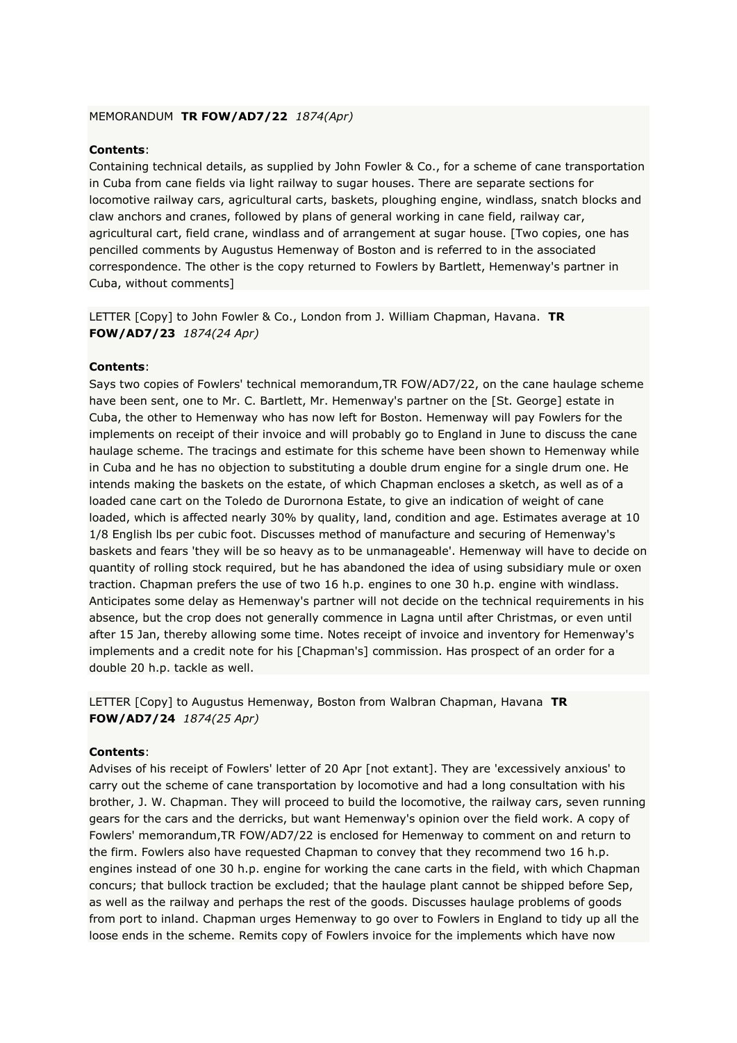MEMORANDUM **TR FOW/AD7/22** *1874(Apr)*

**Contents**:
Containing technical details, as supplied by John Fowler & Co., for a scheme of cane transportation in Cuba from cane fields via light railway to sugar houses. There are separate sections for locomotive railway cars, agricultural carts, baskets, ploughing engine, windlass, snatch blocks and claw anchors and cranes, followed by plans of general working in cane field, railway car, agricultural cart, field crane, windlass and of arrangement at sugar house. [Two copies, one has pencilled comments by Augustus Hemenway of Boston and is referred to in the associated correspondence. The other is the copy returned to Fowlers by Bartlett, Hemenway's partner in Cuba, without comments]

LETTER [Copy] to John Fowler & Co., London from J. William Chapman, Havana. **TR FOW/AD7/23** *1874(24 Apr)*

**Contents**:
Says two copies of Fowlers' technical memorandum,TR FOW/AD7/22, on the cane haulage scheme have been sent, one to Mr. C. Bartlett, Mr. Hemenway's partner on the [St. George] estate in Cuba, the other to Hemenway who has now left for Boston. Hemenway will pay Fowlers for the implements on receipt of their invoice and will probably go to England in June to discuss the cane haulage scheme. The tracings and estimate for this scheme have been shown to Hemenway while in Cuba and he has no objection to substituting a double drum engine for a single drum one. He intends making the baskets on the estate, of which Chapman encloses a sketch, as well as of a loaded cane cart on the Toledo de Durornona Estate, to give an indication of weight of cane loaded, which is affected nearly 30% by quality, land, condition and age. Estimates average at 10 1/8 English lbs per cubic foot. Discusses method of manufacture and securing of Hemenway's baskets and fears 'they will be so heavy as to be unmanageable'. Hemenway will have to decide on quantity of rolling stock required, but he has abandoned the idea of using subsidiary mule or oxen traction. Chapman prefers the use of two 16 h.p. engines to one 30 h.p. engine with windlass. Anticipates some delay as Hemenway's partner will not decide on the technical requirements in his absence, but the crop does not generally commence in Lagna until after Christmas, or even until after 15 Jan, thereby allowing some time. Notes receipt of invoice and inventory for Hemenway's implements and a credit note for his [Chapman's] commission. Has prospect of an order for a double 20 h.p. tackle as well.

LETTER [Copy] to Augustus Hemenway, Boston from Walbran Chapman, Havana **TR FOW/AD7/24** *1874(25 Apr)*

**Contents**:
Advises of his receipt of Fowlers' letter of 20 Apr [not extant]. They are 'excessively anxious' to carry out the scheme of cane transportation by locomotive and had a long consultation with his brother, J. W. Chapman. They will proceed to build the locomotive, the railway cars, seven running gears for the cars and the derricks, but want Hemenway's opinion over the field work. A copy of Fowlers' memorandum,TR FOW/AD7/22 is enclosed for Hemenway to comment on and return to the firm. Fowlers also have requested Chapman to convey that they recommend two 16 h.p. engines instead of one 30 h.p. engine for working the cane carts in the field, with which Chapman concurs; that bullock traction be excluded; that the haulage plant cannot be shipped before Sep, as well as the railway and perhaps the rest of the goods. Discusses haulage problems of goods from port to inland. Chapman urges Hemenway to go over to Fowlers in England to tidy up all the loose ends in the scheme. Remits copy of Fowlers invoice for the implements which have now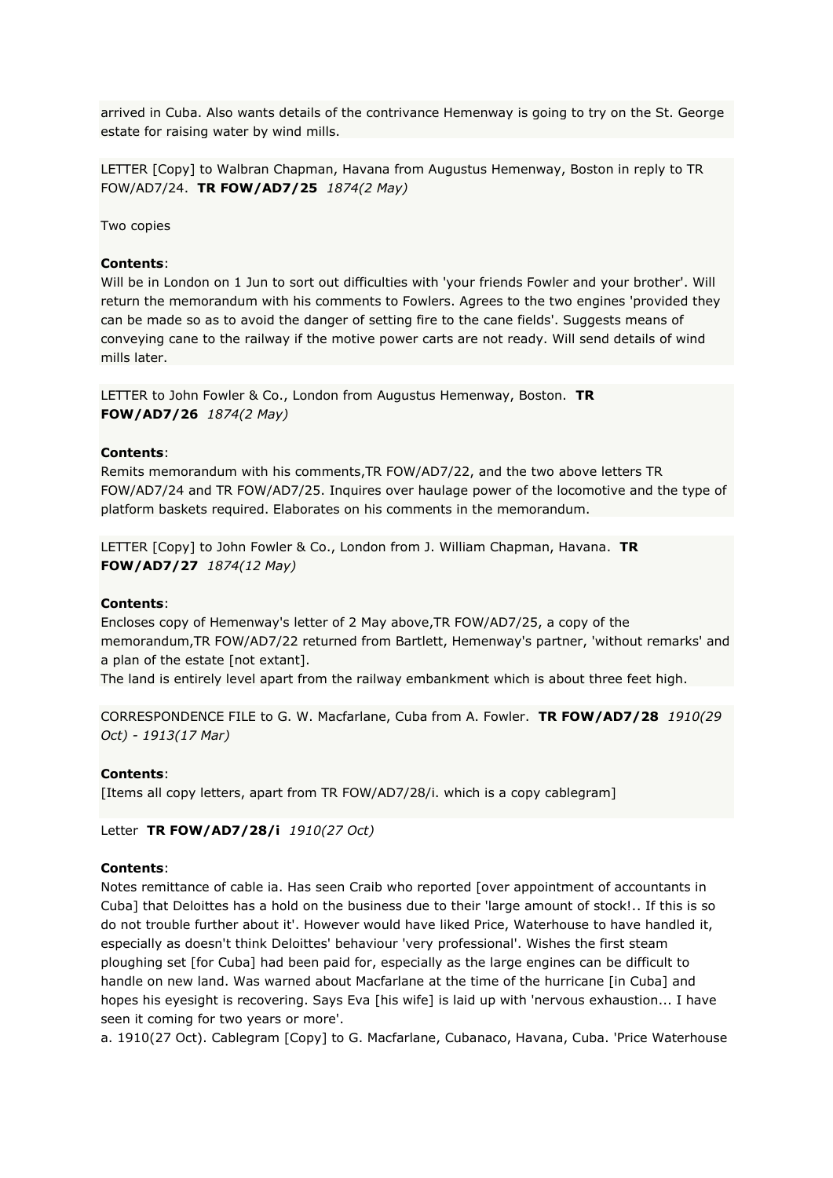arrived in Cuba. Also wants details of the contrivance Hemenway is going to try on the St. George estate for raising water by wind mills.

LETTER [Copy] to Walbran Chapman, Havana from Augustus Hemenway, Boston in reply to TR FOW/AD7/24. **TR FOW/AD7/25** *1874(2 May)*

Two copies

**Contents**:
Will be in London on 1 Jun to sort out difficulties with 'your friends Fowler and your brother'. Will return the memorandum with his comments to Fowlers. Agrees to the two engines 'provided they can be made so as to avoid the danger of setting fire to the cane fields'. Suggests means of conveying cane to the railway if the motive power carts are not ready. Will send details of wind mills later.

LETTER to John Fowler & Co., London from Augustus Hemenway, Boston. **TR FOW/AD7/26** *1874(2 May)*

**Contents**:
Remits memorandum with his comments,TR FOW/AD7/22, and the two above letters TR FOW/AD7/24 and TR FOW/AD7/25. Inquires over haulage power of the locomotive and the type of platform baskets required. Elaborates on his comments in the memorandum.

LETTER [Copy] to John Fowler & Co., London from J. William Chapman, Havana. **TR FOW/AD7/27** *1874(12 May)*

**Contents**:
Encloses copy of Hemenway's letter of 2 May above,TR FOW/AD7/25, a copy of the memorandum,TR FOW/AD7/22 returned from Bartlett, Hemenway's partner, 'without remarks' and a plan of the estate [not extant].
The land is entirely level apart from the railway embankment which is about three feet high.

CORRESPONDENCE FILE to G. W. Macfarlane, Cuba from A. Fowler. **TR FOW/AD7/28** *1910(29 Oct) - 1913(17 Mar)*

**Contents**:
[Items all copy letters, apart from TR FOW/AD7/28/i. which is a copy cablegram]

Letter **TR FOW/AD7/28/i** *1910(27 Oct)*

**Contents**:
Notes remittance of cable ia. Has seen Craib who reported [over appointment of accountants in Cuba] that Deloittes has a hold on the business due to their 'large amount of stock!.. If this is so do not trouble further about it'. However would have liked Price, Waterhouse to have handled it, especially as doesn't think Deloittes' behaviour 'very professional'. Wishes the first steam ploughing set [for Cuba] had been paid for, especially as the large engines can be difficult to handle on new land. Was warned about Macfarlane at the time of the hurricane [in Cuba] and hopes his eyesight is recovering. Says Eva [his wife] is laid up with 'nervous exhaustion... I have seen it coming for two years or more'.
a. 1910(27 Oct). Cablegram [Copy] to G. Macfarlane, Cubanaco, Havana, Cuba. 'Price Waterhouse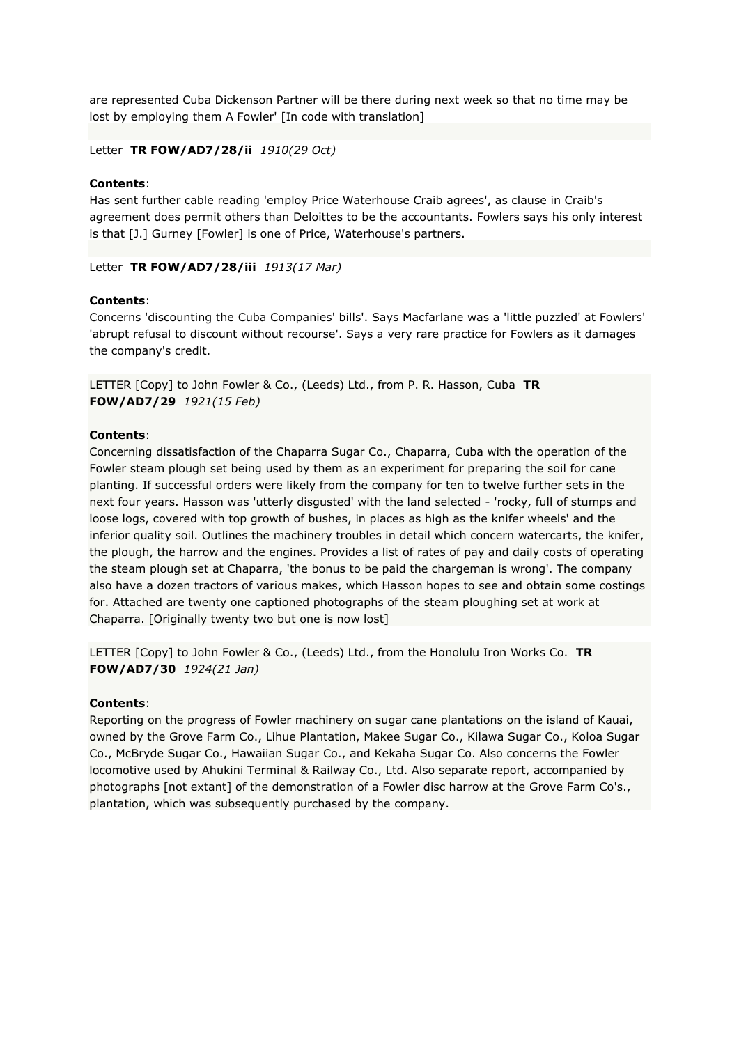are represented Cuba Dickenson Partner will be there during next week so that no time may be lost by employing them A Fowler' [In code with translation]

Letter **TR FOW/AD7/28/ii** *1910(29 Oct)*

**Contents**:

Has sent further cable reading 'employ Price Waterhouse Craib agrees', as clause in Craib's agreement does permit others than Deloittes to be the accountants. Fowlers says his only interest is that [J.] Gurney [Fowler] is one of Price, Waterhouse's partners.

Letter **TR FOW/AD7/28/iii** *1913(17 Mar)*

**Contents**:

Concerns 'discounting the Cuba Companies' bills'. Says Macfarlane was a 'little puzzled' at Fowlers' 'abrupt refusal to discount without recourse'. Says a very rare practice for Fowlers as it damages the company's credit.

LETTER [Copy] to John Fowler & Co., (Leeds) Ltd., from P. R. Hasson, Cuba **TR FOW/AD7/29** *1921(15 Feb)*

**Contents**:

Concerning dissatisfaction of the Chaparra Sugar Co., Chaparra, Cuba with the operation of the Fowler steam plough set being used by them as an experiment for preparing the soil for cane planting. If successful orders were likely from the company for ten to twelve further sets in the next four years. Hasson was 'utterly disgusted' with the land selected - 'rocky, full of stumps and loose logs, covered with top growth of bushes, in places as high as the knifer wheels' and the inferior quality soil. Outlines the machinery troubles in detail which concern watercarts, the knifer, the plough, the harrow and the engines. Provides a list of rates of pay and daily costs of operating the steam plough set at Chaparra, 'the bonus to be paid the chargeman is wrong'. The company also have a dozen tractors of various makes, which Hasson hopes to see and obtain some costings for. Attached are twenty one captioned photographs of the steam ploughing set at work at Chaparra. [Originally twenty two but one is now lost]

LETTER [Copy] to John Fowler & Co., (Leeds) Ltd., from the Honolulu Iron Works Co. **TR FOW/AD7/30** *1924(21 Jan)*

**Contents**:

Reporting on the progress of Fowler machinery on sugar cane plantations on the island of Kauai, owned by the Grove Farm Co., Lihue Plantation, Makee Sugar Co., Kilawa Sugar Co., Koloa Sugar Co., McBryde Sugar Co., Hawaiian Sugar Co., and Kekaha Sugar Co. Also concerns the Fowler locomotive used by Ahukini Terminal & Railway Co., Ltd. Also separate report, accompanied by photographs [not extant] of the demonstration of a Fowler disc harrow at the Grove Farm Co's., plantation, which was subsequently purchased by the company.